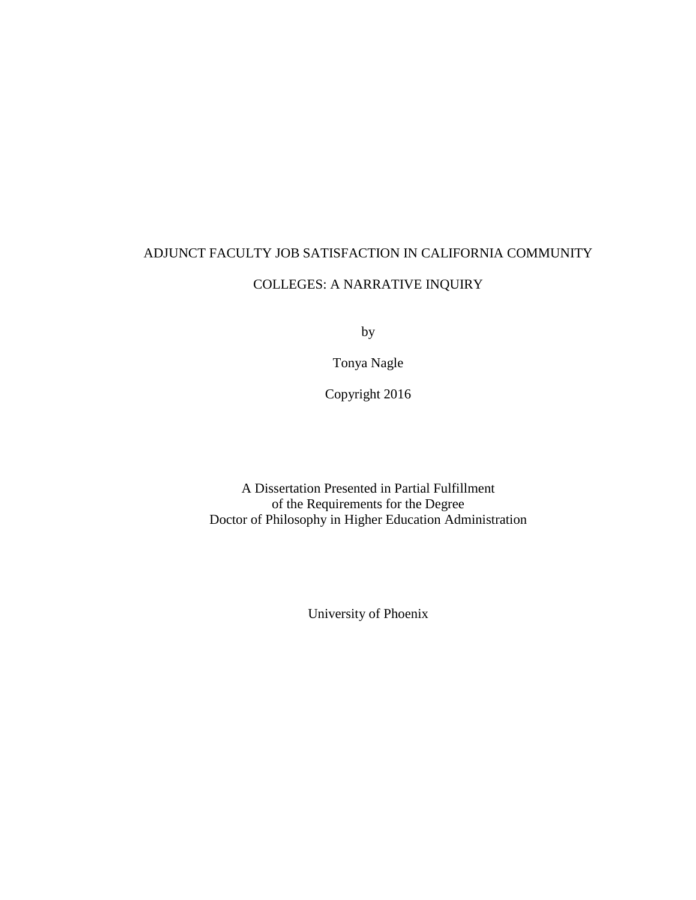# ADJUNCT FACULTY JOB SATISFACTION IN CALIFORNIA COMMUNITY COLLEGES: A NARRATIVE INQUIRY

by

Tonya Nagle

Copyright 2016

A Dissertation Presented in Partial Fulfillment
of the Requirements for the Degree
Doctor of Philosophy in Higher Education Administration

University of Phoenix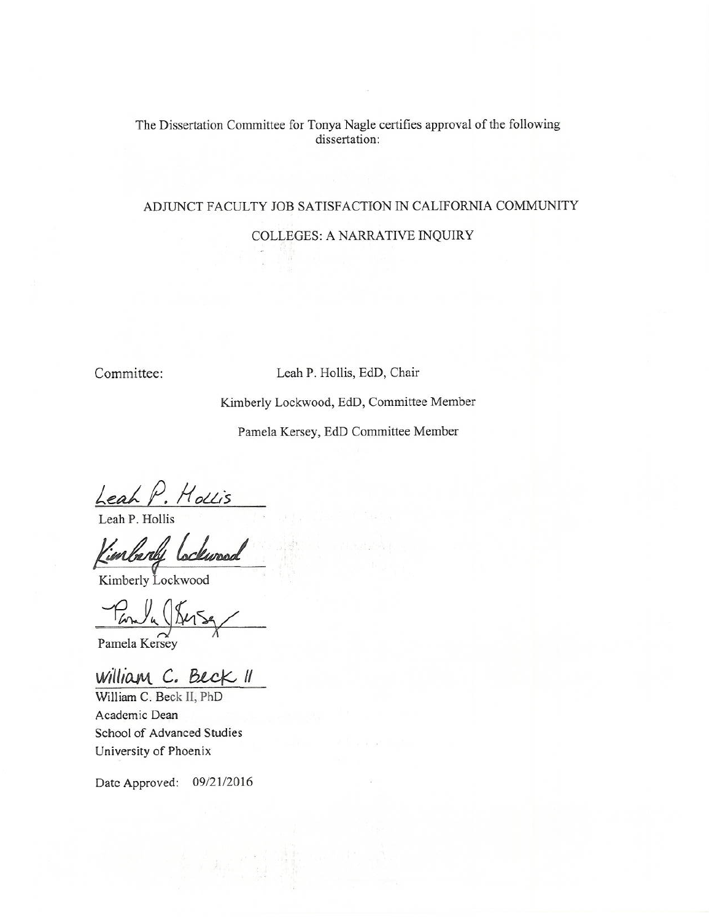The Dissertation Committee for Tonya Nagle certifies approval of the following dissertation:

ADJUNCT FACULTY JOB SATISFACTION IN CALIFORNIA COMMUNITY COLLEGES: A NARRATIVE INQUIRY

Committee: Leah P. Hollis, EdD, Chair

Kimberly Lockwood, EdD, Committee Member

Pamela Kersey, EdD Committee Member

Leah P. Hollis

Leah P. Hollis

Kimberly Lockwood

Kimberly Lockwood

Pamela Kersey

William C. Beck II

William C. Beck II, PhD
Academic Dean
School of Advanced Studies
University of Phoenix

Date Approved: 09/21/2016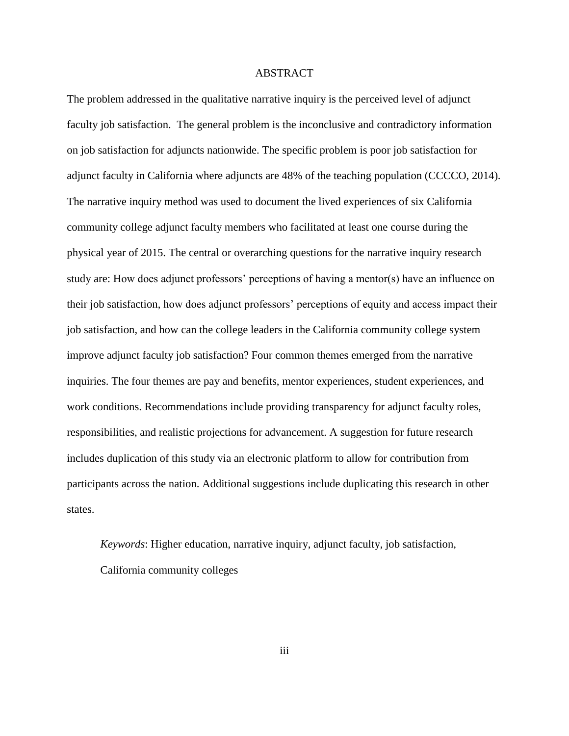# ABSTRACT

The problem addressed in the qualitative narrative inquiry is the perceived level of adjunct faculty job satisfaction.  The general problem is the inconclusive and contradictory information on job satisfaction for adjuncts nationwide. The specific problem is poor job satisfaction for adjunct faculty in California where adjuncts are 48% of the teaching population (CCCCO, 2014). The narrative inquiry method was used to document the lived experiences of six California community college adjunct faculty members who facilitated at least one course during the physical year of 2015. The central or overarching questions for the narrative inquiry research study are: How does adjunct professors' perceptions of having a mentor(s) have an influence on their job satisfaction, how does adjunct professors' perceptions of equity and access impact their job satisfaction, and how can the college leaders in the California community college system improve adjunct faculty job satisfaction? Four common themes emerged from the narrative inquiries. The four themes are pay and benefits, mentor experiences, student experiences, and work conditions. Recommendations include providing transparency for adjunct faculty roles, responsibilities, and realistic projections for advancement. A suggestion for future research includes duplication of this study via an electronic platform to allow for contribution from participants across the nation. Additional suggestions include duplicating this research in other states.

*Keywords*: Higher education, narrative inquiry, adjunct faculty, job satisfaction, California community colleges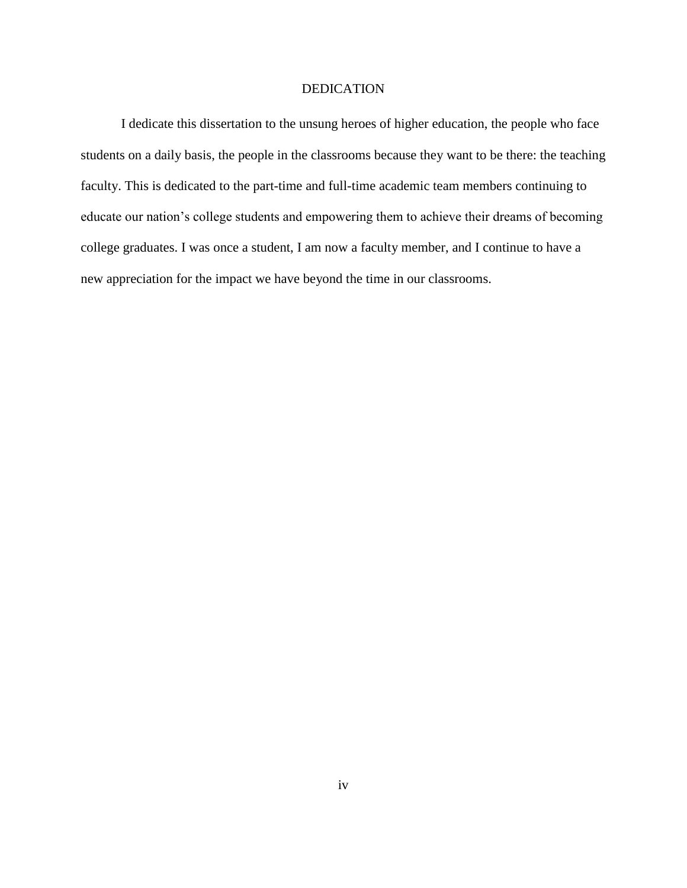# DEDICATION

I dedicate this dissertation to the unsung heroes of higher education, the people who face students on a daily basis, the people in the classrooms because they want to be there: the teaching faculty. This is dedicated to the part-time and full-time academic team members continuing to educate our nation's college students and empowering them to achieve their dreams of becoming college graduates. I was once a student, I am now a faculty member, and I continue to have a new appreciation for the impact we have beyond the time in our classrooms.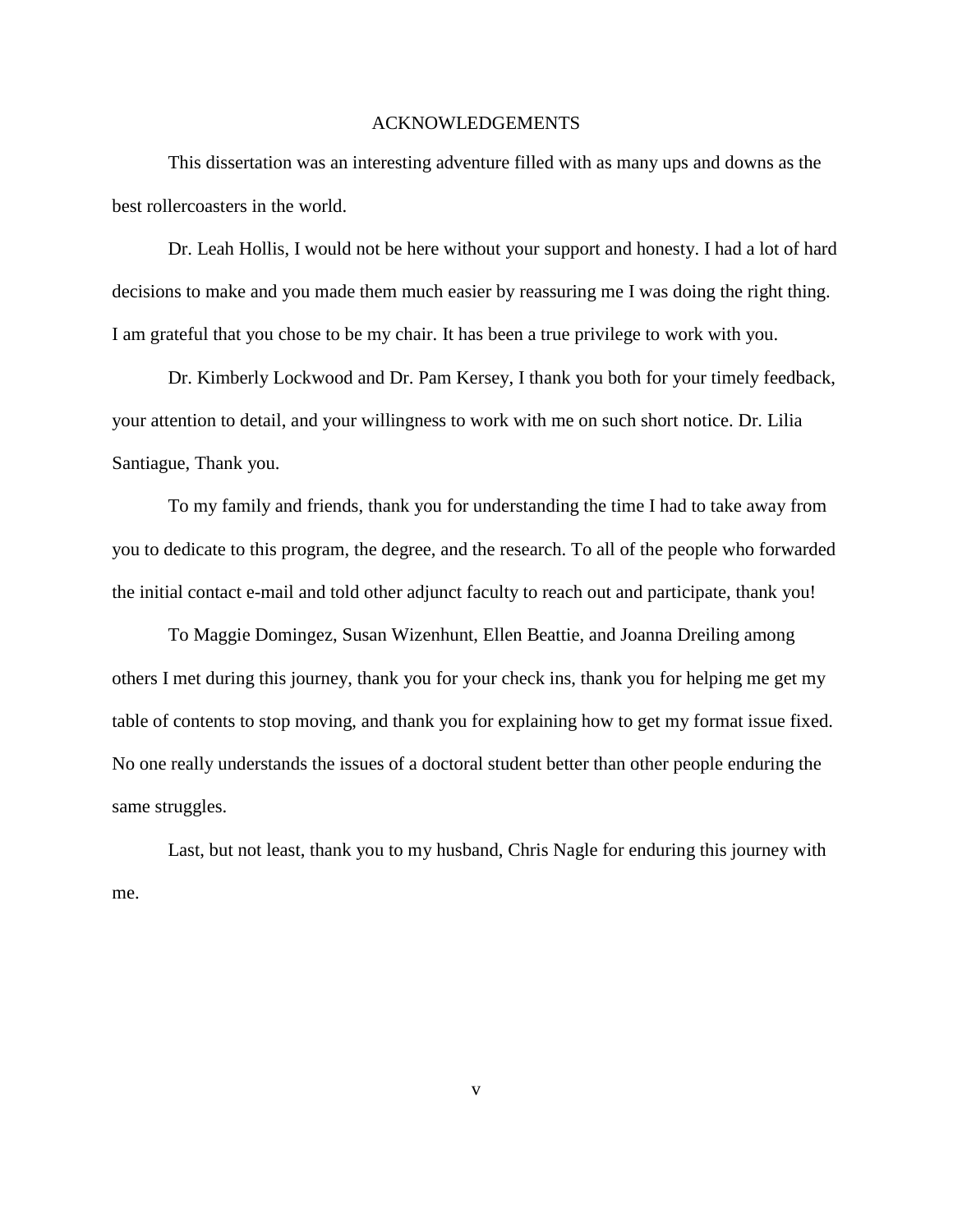# ACKNOWLEDGEMENTS

This dissertation was an interesting adventure filled with as many ups and downs as the best rollercoasters in the world.

Dr. Leah Hollis, I would not be here without your support and honesty. I had a lot of hard decisions to make and you made them much easier by reassuring me I was doing the right thing. I am grateful that you chose to be my chair. It has been a true privilege to work with you.

Dr. Kimberly Lockwood and Dr. Pam Kersey, I thank you both for your timely feedback, your attention to detail, and your willingness to work with me on such short notice. Dr. Lilia Santiague, Thank you.

To my family and friends, thank you for understanding the time I had to take away from you to dedicate to this program, the degree, and the research. To all of the people who forwarded the initial contact e-mail and told other adjunct faculty to reach out and participate, thank you!

To Maggie Domingez, Susan Wizenhunt, Ellen Beattie, and Joanna Dreiling among others I met during this journey, thank you for your check ins, thank you for helping me get my table of contents to stop moving, and thank you for explaining how to get my format issue fixed. No one really understands the issues of a doctoral student better than other people enduring the same struggles.

Last, but not least, thank you to my husband, Chris Nagle for enduring this journey with me.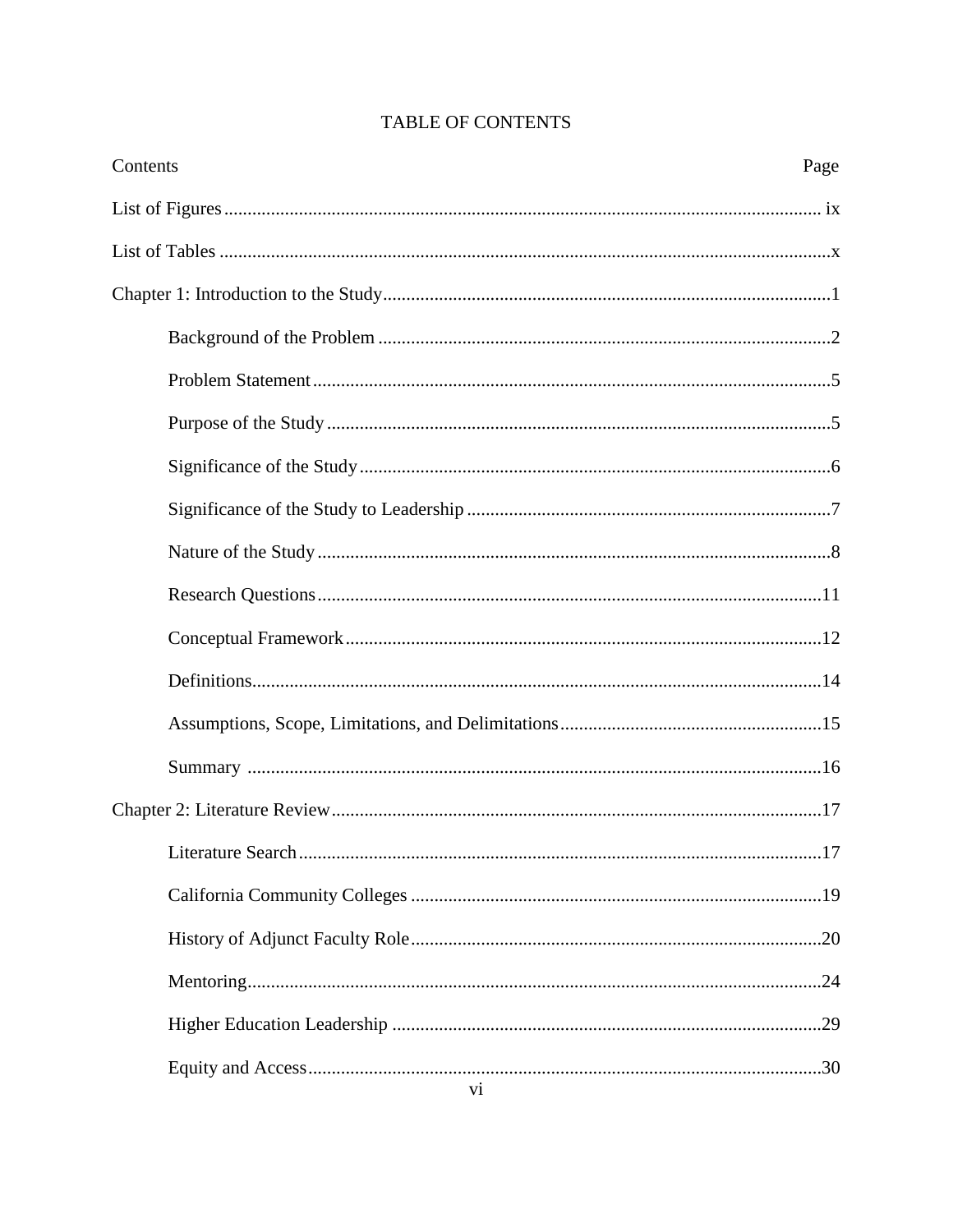# TABLE OF CONTENTS

| Contents | Page |
|---|---|
| List of Figures | ix |
| List of Tables | x |
| Chapter 1: Introduction to the Study | 1 |
| Background of the Problem | 2 |
| Problem Statement | 5 |
| Purpose of the Study | 5 |
| Significance of the Study | 6 |
| Significance of the Study to Leadership | 7 |
| Nature of the Study | 8 |
| Research Questions | 11 |
| Conceptual Framework | 12 |
| Definitions | 14 |
| Assumptions, Scope, Limitations, and Delimitations | 15 |
| Summary | 16 |
| Chapter 2: Literature Review | 17 |
| Literature Search | 17 |
| California Community Colleges | 19 |
| History of Adjunct Faculty Role | 20 |
| Mentoring | 24 |
| Higher Education Leadership | 29 |
| Equity and Access | 30 |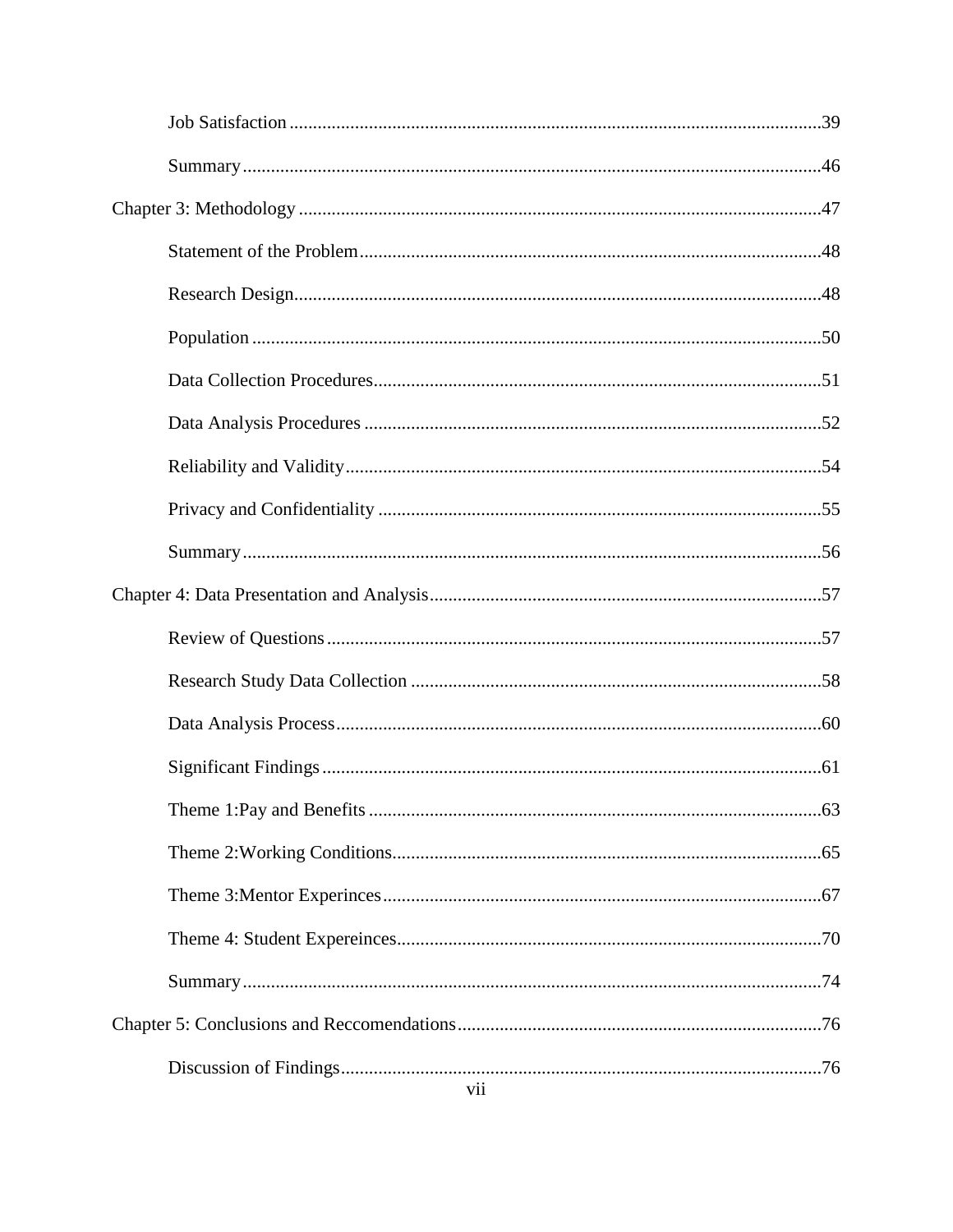Job Satisfaction ..................................................................................................................39

Summary ............................................................................................................................46

Chapter 3: Methodology ...........................................................................................................47

Statement of the Problem ....................................................................................................48

Research Design..................................................................................................................48

Population ...........................................................................................................................50

Data Collection Procedures.................................................................................................51

Data Analysis Procedures ...................................................................................................52

Reliability and Validity.......................................................................................................54

Privacy and Confidentiality ................................................................................................55

Summary ............................................................................................................................56

Chapter 4: Data Presentation and Analysis...............................................................................57

Review of Questions ...........................................................................................................57

Research Study Data Collection .........................................................................................58

Data Analysis Process .........................................................................................................60

Significant Findings ............................................................................................................61

Theme 1:Pay and Benefits ..................................................................................................63

Theme 2:Working Conditions.............................................................................................65

Theme 3:Mentor Experinces...............................................................................................67

Theme 4: Student Expereinces............................................................................................70

Summary ............................................................................................................................74

Chapter 5: Conclusions and Reccomendations.........................................................................76

Discussion of Findings........................................................................................................76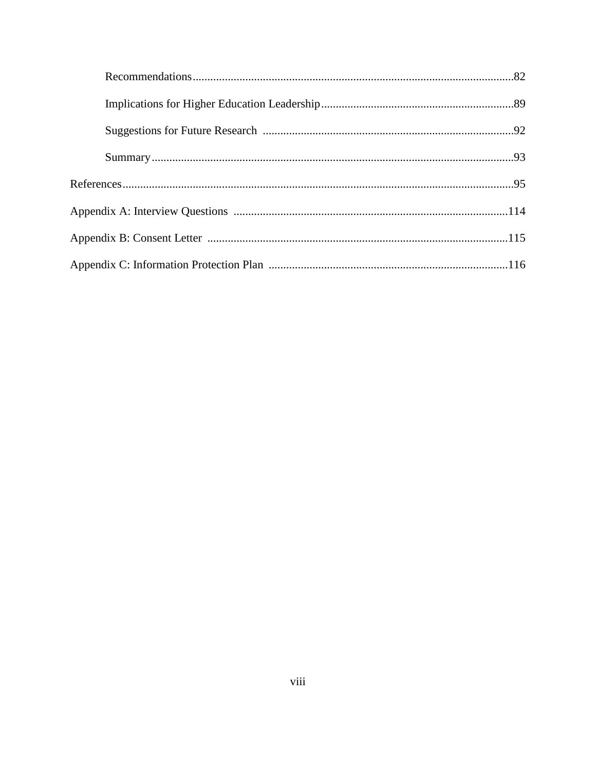Recommendations ........................................................................................................82

Implications for Higher Education Leadership ..................................................................89

Suggestions for Future Research .....................................................................................92

Summary ...........................................................................................................................93

References ..............................................................................................................................95

Appendix A: Interview Questions .............................................................................................114

Appendix B: Consent Letter ......................................................................................................115

Appendix C: Information Protection Plan .................................................................................116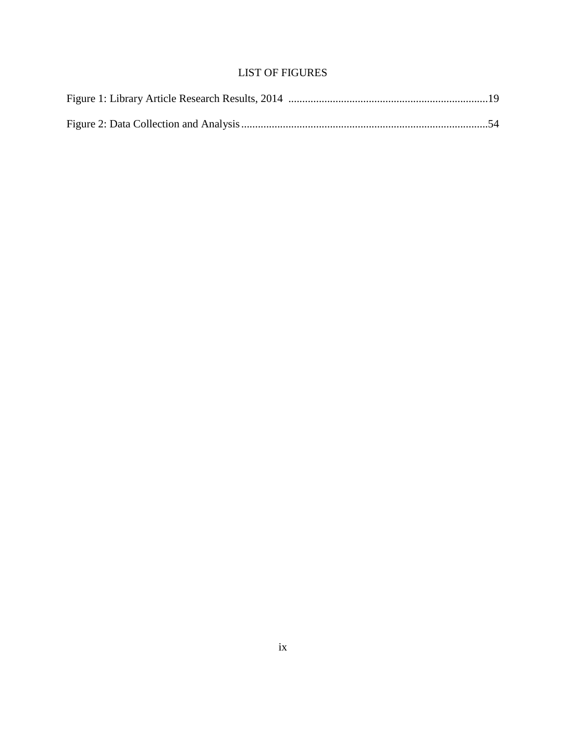# LIST OF FIGURES

Figure 1: Library Article Research Results, 2014 .......................................................................19

Figure 2: Data Collection and Analysis.........................................................................................54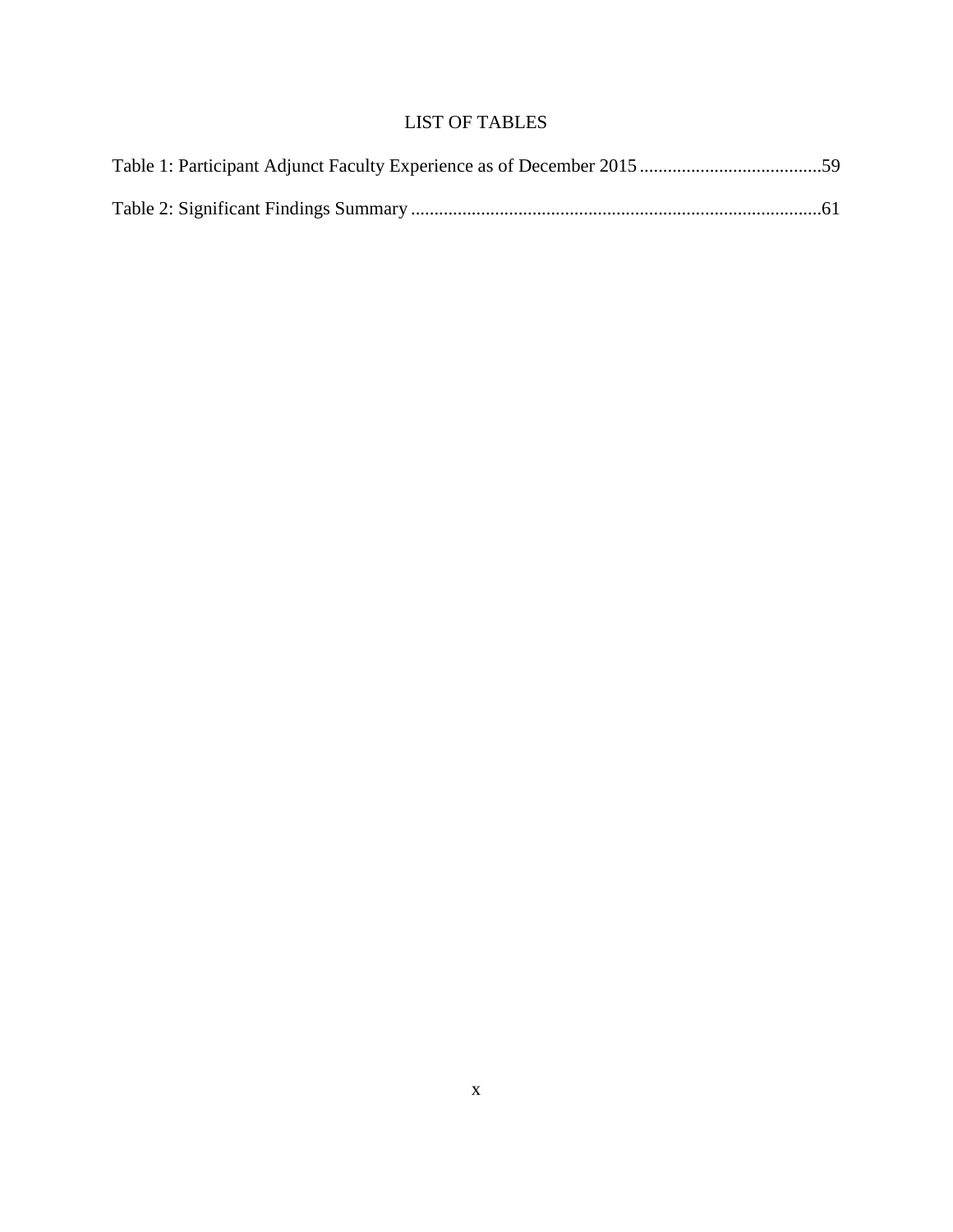# LIST OF TABLES

Table 1: Participant Adjunct Faculty Experience as of December 2015 .......................................59

Table 2: Significant Findings Summary ........................................................................................61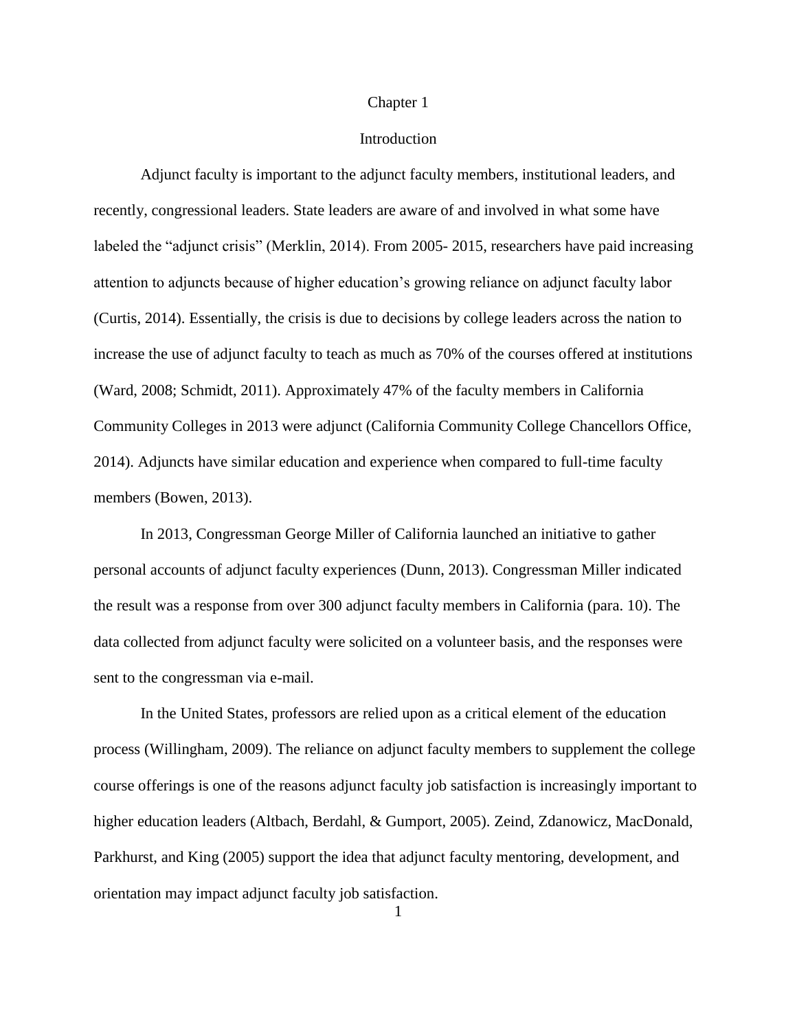# Chapter 1

## Introduction

Adjunct faculty is important to the adjunct faculty members, institutional leaders, and recently, congressional leaders. State leaders are aware of and involved in what some have labeled the "adjunct crisis" (Merklin, 2014). From 2005- 2015, researchers have paid increasing attention to adjuncts because of higher education's growing reliance on adjunct faculty labor (Curtis, 2014). Essentially, the crisis is due to decisions by college leaders across the nation to increase the use of adjunct faculty to teach as much as 70% of the courses offered at institutions (Ward, 2008; Schmidt, 2011). Approximately 47% of the faculty members in California Community Colleges in 2013 were adjunct (California Community College Chancellors Office, 2014). Adjuncts have similar education and experience when compared to full-time faculty members (Bowen, 2013).

In 2013, Congressman George Miller of California launched an initiative to gather personal accounts of adjunct faculty experiences (Dunn, 2013). Congressman Miller indicated the result was a response from over 300 adjunct faculty members in California (para. 10). The data collected from adjunct faculty were solicited on a volunteer basis, and the responses were sent to the congressman via e-mail.

In the United States, professors are relied upon as a critical element of the education process (Willingham, 2009). The reliance on adjunct faculty members to supplement the college course offerings is one of the reasons adjunct faculty job satisfaction is increasingly important to higher education leaders (Altbach, Berdahl, & Gumport, 2005). Zeind, Zdanowicz, MacDonald, Parkhurst, and King (2005) support the idea that adjunct faculty mentoring, development, and orientation may impact adjunct faculty job satisfaction.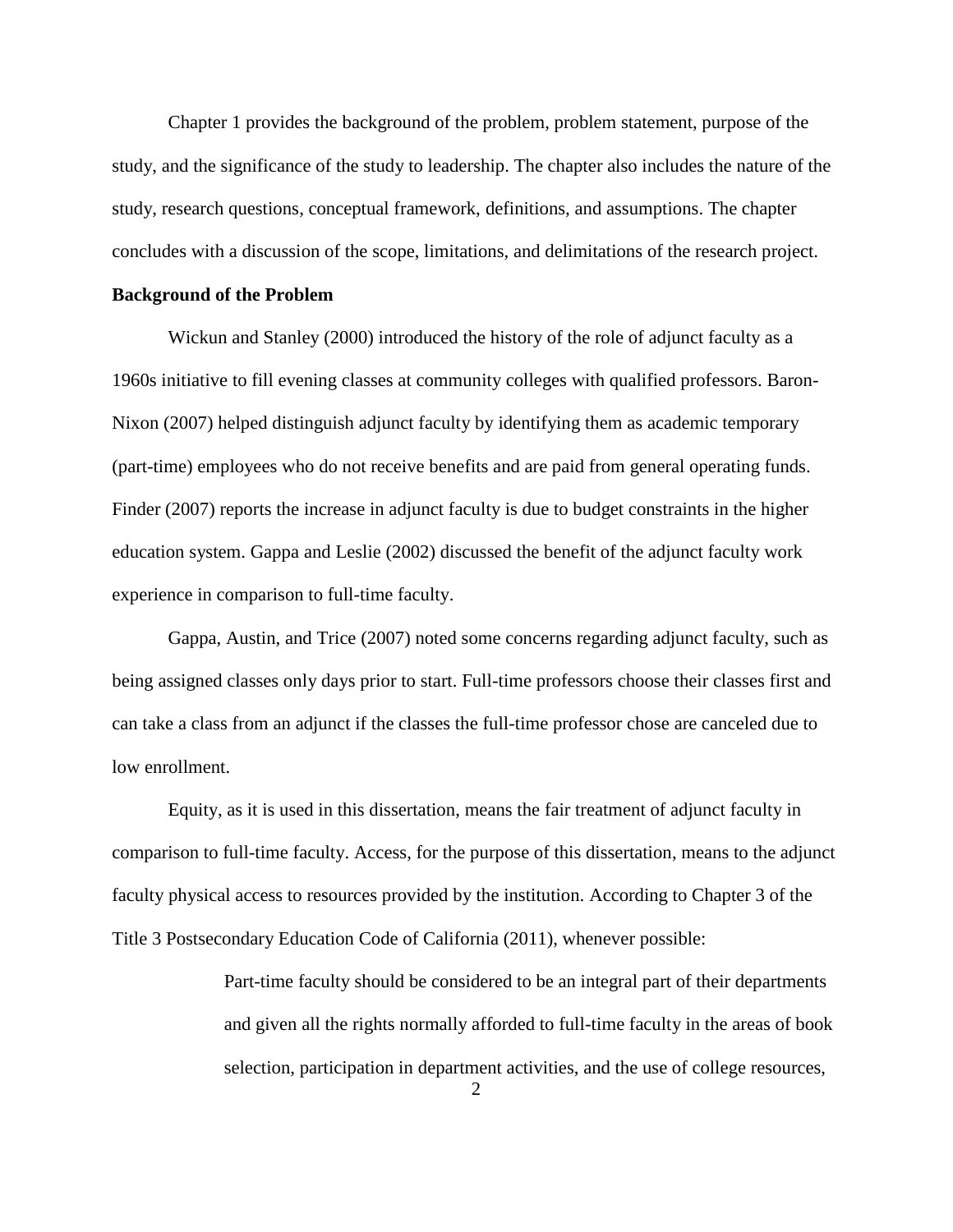Chapter 1 provides the background of the problem, problem statement, purpose of the study, and the significance of the study to leadership. The chapter also includes the nature of the study, research questions, conceptual framework, definitions, and assumptions. The chapter concludes with a discussion of the scope, limitations, and delimitations of the research project.

**Background of the Problem**

Wickun and Stanley (2000) introduced the history of the role of adjunct faculty as a 1960s initiative to fill evening classes at community colleges with qualified professors. Baron-Nixon (2007) helped distinguish adjunct faculty by identifying them as academic temporary (part-time) employees who do not receive benefits and are paid from general operating funds. Finder (2007) reports the increase in adjunct faculty is due to budget constraints in the higher education system. Gappa and Leslie (2002) discussed the benefit of the adjunct faculty work experience in comparison to full-time faculty.

Gappa, Austin, and Trice (2007) noted some concerns regarding adjunct faculty, such as being assigned classes only days prior to start. Full-time professors choose their classes first and can take a class from an adjunct if the classes the full-time professor chose are canceled due to low enrollment.

Equity, as it is used in this dissertation, means the fair treatment of adjunct faculty in comparison to full-time faculty. Access, for the purpose of this dissertation, means to the adjunct faculty physical access to resources provided by the institution. According to Chapter 3 of the Title 3 Postsecondary Education Code of California (2011), whenever possible:

> Part-time faculty should be considered to be an integral part of their departments and given all the rights normally afforded to full-time faculty in the areas of book selection, participation in department activities, and the use of college resources,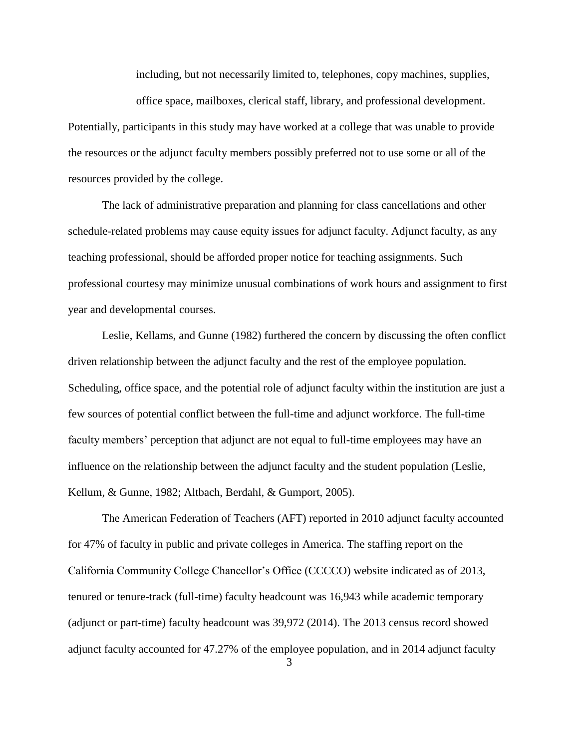including, but not necessarily limited to, telephones, copy machines, supplies, office space, mailboxes, clerical staff, library, and professional development.

Potentially, participants in this study may have worked at a college that was unable to provide the resources or the adjunct faculty members possibly preferred not to use some or all of the resources provided by the college.

The lack of administrative preparation and planning for class cancellations and other schedule-related problems may cause equity issues for adjunct faculty. Adjunct faculty, as any teaching professional, should be afforded proper notice for teaching assignments. Such professional courtesy may minimize unusual combinations of work hours and assignment to first year and developmental courses.

Leslie, Kellams, and Gunne (1982) furthered the concern by discussing the often conflict driven relationship between the adjunct faculty and the rest of the employee population. Scheduling, office space, and the potential role of adjunct faculty within the institution are just a few sources of potential conflict between the full-time and adjunct workforce. The full-time faculty members' perception that adjunct are not equal to full-time employees may have an influence on the relationship between the adjunct faculty and the student population (Leslie, Kellum, & Gunne, 1982; Altbach, Berdahl, & Gumport, 2005).

The American Federation of Teachers (AFT) reported in 2010 adjunct faculty accounted for 47% of faculty in public and private colleges in America. The staffing report on the California Community College Chancellor's Office (CCCCO) website indicated as of 2013, tenured or tenure-track (full-time) faculty headcount was 16,943 while academic temporary (adjunct or part-time) faculty headcount was 39,972 (2014). The 2013 census record showed adjunct faculty accounted for 47.27% of the employee population, and in 2014 adjunct faculty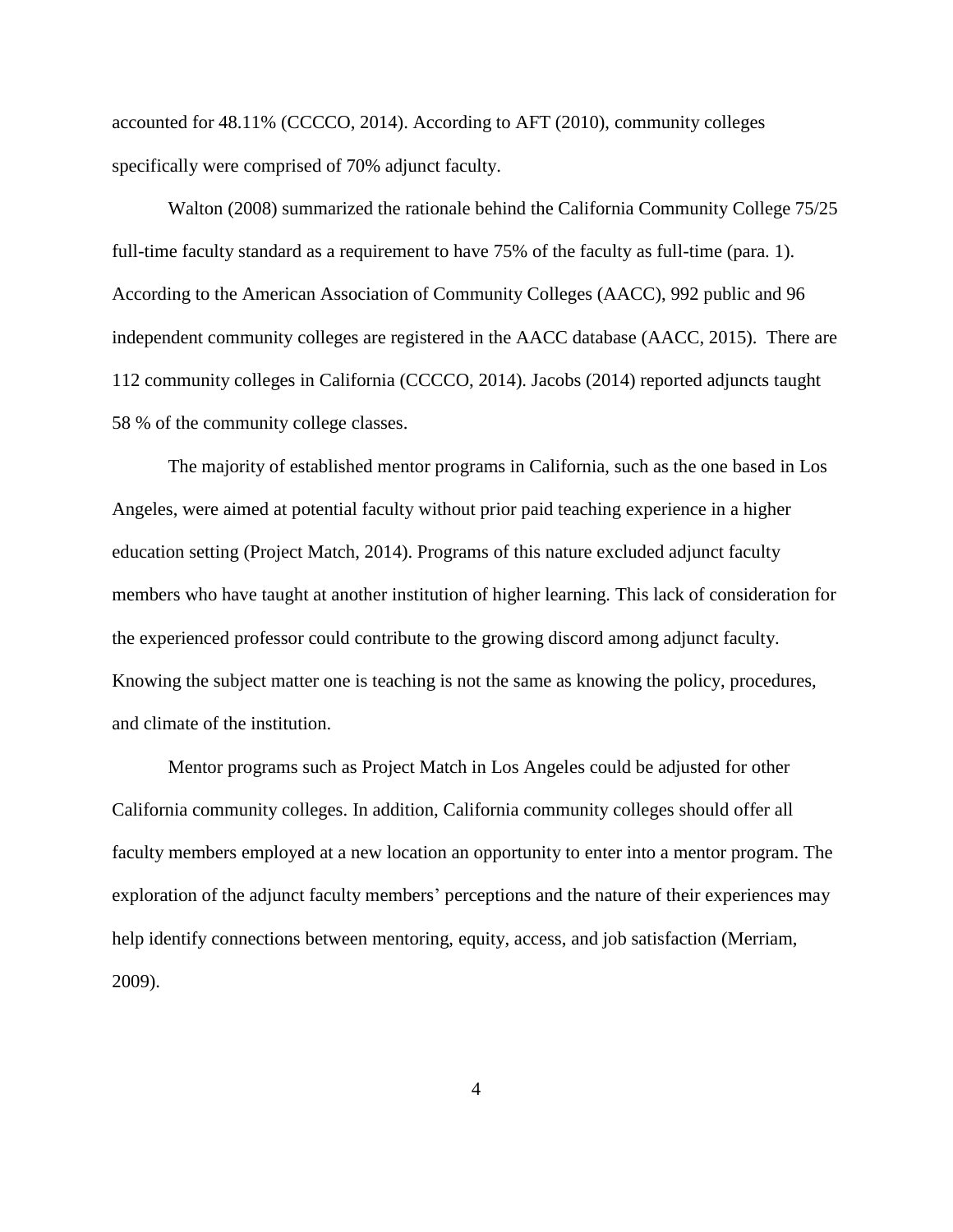accounted for 48.11% (CCCCO, 2014). According to AFT (2010), community colleges specifically were comprised of 70% adjunct faculty.

Walton (2008) summarized the rationale behind the California Community College 75/25 full-time faculty standard as a requirement to have 75% of the faculty as full-time (para. 1). According to the American Association of Community Colleges (AACC), 992 public and 96 independent community colleges are registered in the AACC database (AACC, 2015). There are 112 community colleges in California (CCCCO, 2014). Jacobs (2014) reported adjuncts taught 58 % of the community college classes.

The majority of established mentor programs in California, such as the one based in Los Angeles, were aimed at potential faculty without prior paid teaching experience in a higher education setting (Project Match, 2014). Programs of this nature excluded adjunct faculty members who have taught at another institution of higher learning. This lack of consideration for the experienced professor could contribute to the growing discord among adjunct faculty. Knowing the subject matter one is teaching is not the same as knowing the policy, procedures, and climate of the institution.

Mentor programs such as Project Match in Los Angeles could be adjusted for other California community colleges. In addition, California community colleges should offer all faculty members employed at a new location an opportunity to enter into a mentor program. The exploration of the adjunct faculty members' perceptions and the nature of their experiences may help identify connections between mentoring, equity, access, and job satisfaction (Merriam, 2009).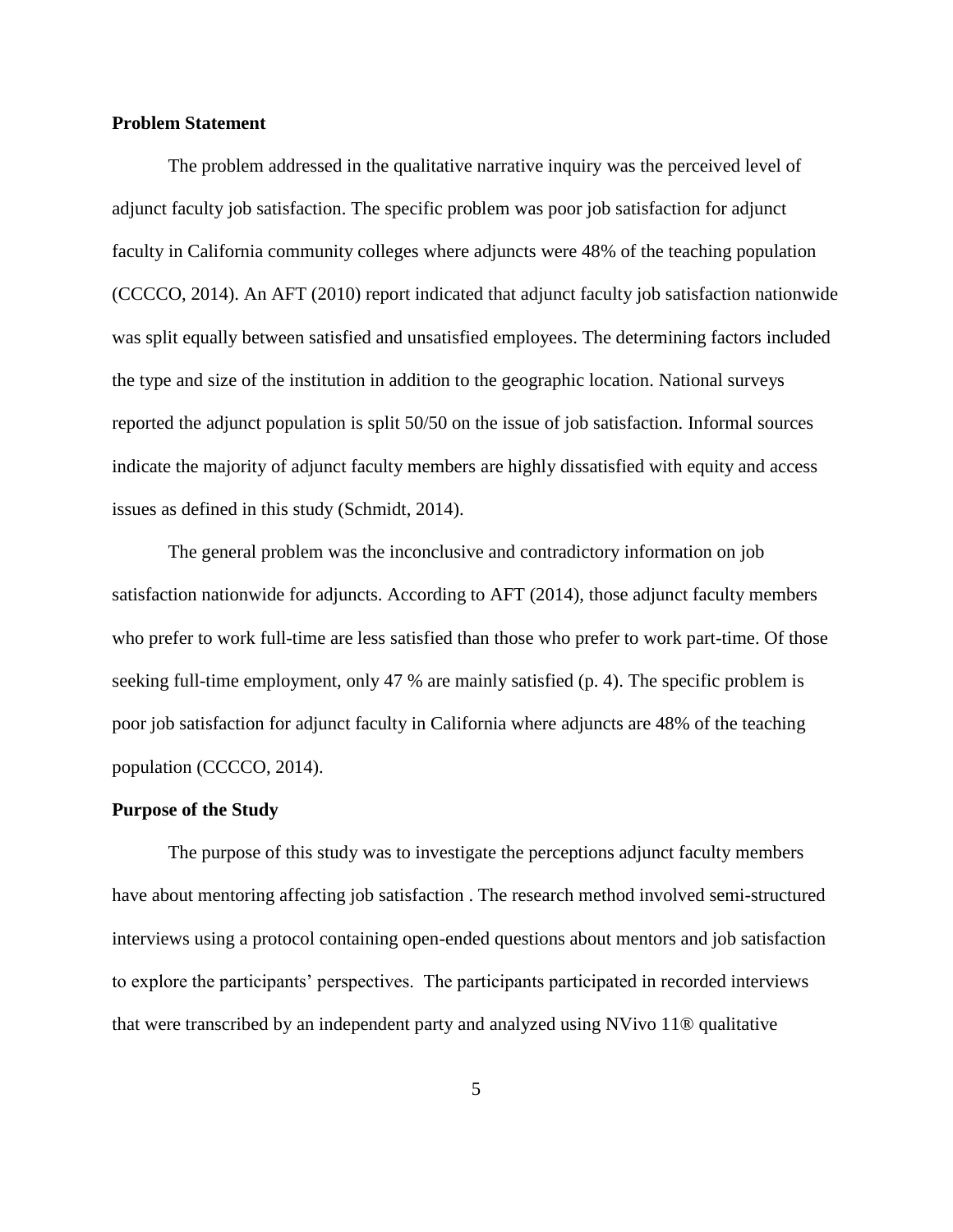## Problem Statement

The problem addressed in the qualitative narrative inquiry was the perceived level of adjunct faculty job satisfaction. The specific problem was poor job satisfaction for adjunct faculty in California community colleges where adjuncts were 48% of the teaching population (CCCCO, 2014). An AFT (2010) report indicated that adjunct faculty job satisfaction nationwide was split equally between satisfied and unsatisfied employees. The determining factors included the type and size of the institution in addition to the geographic location. National surveys reported the adjunct population is split 50/50 on the issue of job satisfaction. Informal sources indicate the majority of adjunct faculty members are highly dissatisfied with equity and access issues as defined in this study (Schmidt, 2014).

The general problem was the inconclusive and contradictory information on job satisfaction nationwide for adjuncts. According to AFT (2014), those adjunct faculty members who prefer to work full-time are less satisfied than those who prefer to work part-time. Of those seeking full-time employment, only 47 % are mainly satisfied (p. 4). The specific problem is poor job satisfaction for adjunct faculty in California where adjuncts are 48% of the teaching population (CCCCO, 2014).

## Purpose of the Study

The purpose of this study was to investigate the perceptions adjunct faculty members have about mentoring affecting job satisfaction . The research method involved semi-structured interviews using a protocol containing open-ended questions about mentors and job satisfaction to explore the participants' perspectives. The participants participated in recorded interviews that were transcribed by an independent party and analyzed using NVivo 11® qualitative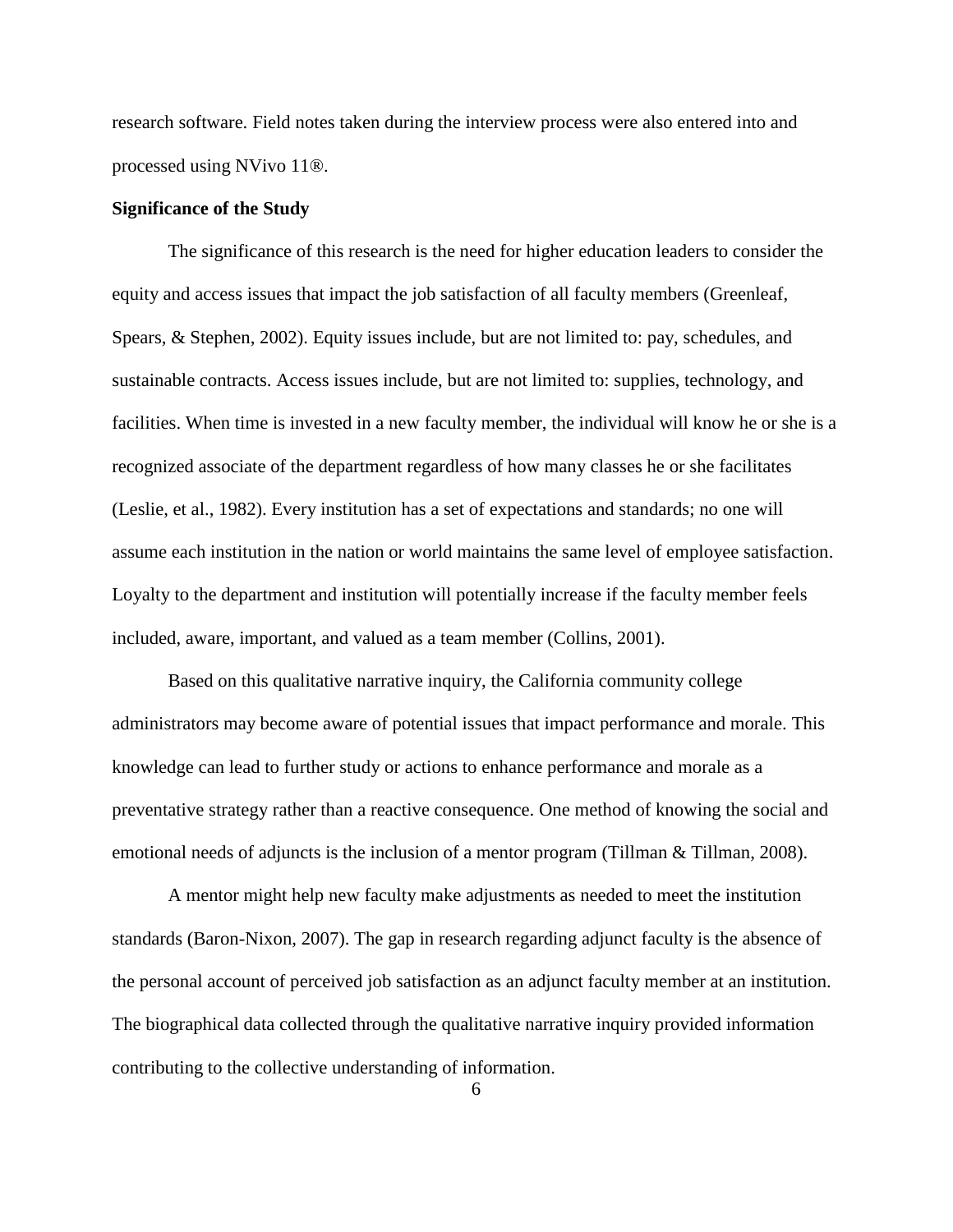research software. Field notes taken during the interview process were also entered into and processed using NVivo 11®.

**Significance of the Study**

The significance of this research is the need for higher education leaders to consider the equity and access issues that impact the job satisfaction of all faculty members (Greenleaf, Spears, & Stephen, 2002). Equity issues include, but are not limited to: pay, schedules, and sustainable contracts. Access issues include, but are not limited to: supplies, technology, and facilities. When time is invested in a new faculty member, the individual will know he or she is a recognized associate of the department regardless of how many classes he or she facilitates (Leslie, et al., 1982). Every institution has a set of expectations and standards; no one will assume each institution in the nation or world maintains the same level of employee satisfaction. Loyalty to the department and institution will potentially increase if the faculty member feels included, aware, important, and valued as a team member (Collins, 2001).

Based on this qualitative narrative inquiry, the California community college administrators may become aware of potential issues that impact performance and morale. This knowledge can lead to further study or actions to enhance performance and morale as a preventative strategy rather than a reactive consequence. One method of knowing the social and emotional needs of adjuncts is the inclusion of a mentor program (Tillman & Tillman, 2008).

A mentor might help new faculty make adjustments as needed to meet the institution standards (Baron-Nixon, 2007). The gap in research regarding adjunct faculty is the absence of the personal account of perceived job satisfaction as an adjunct faculty member at an institution. The biographical data collected through the qualitative narrative inquiry provided information contributing to the collective understanding of information.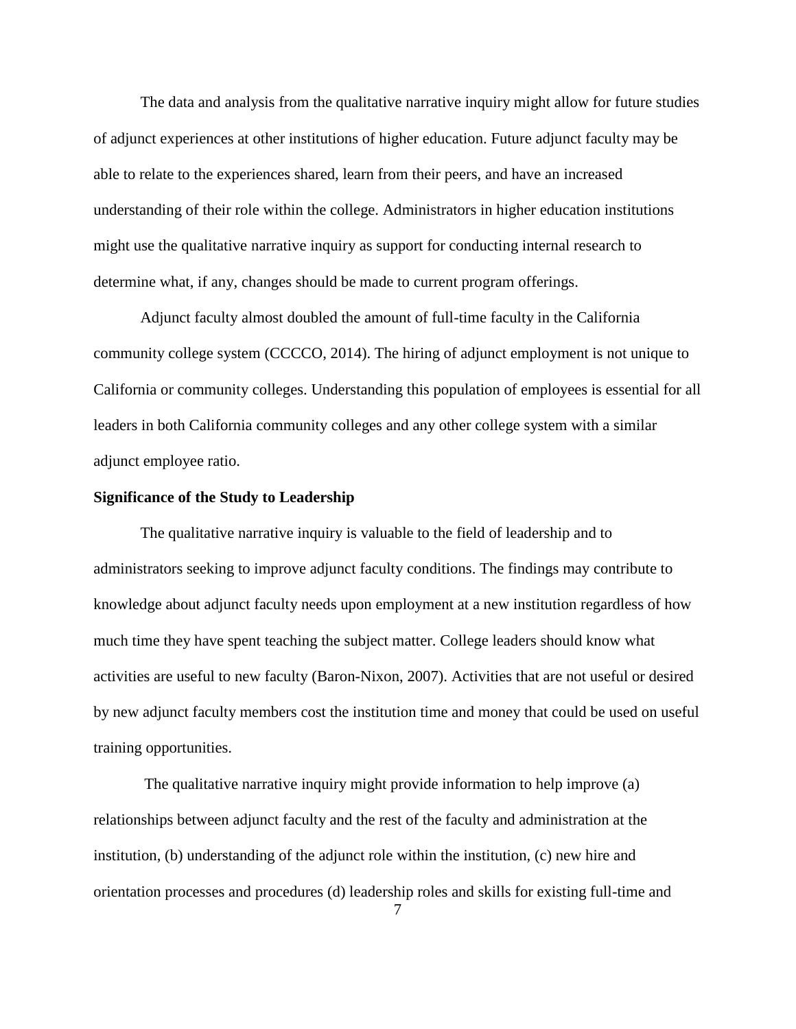The data and analysis from the qualitative narrative inquiry might allow for future studies of adjunct experiences at other institutions of higher education. Future adjunct faculty may be able to relate to the experiences shared, learn from their peers, and have an increased understanding of their role within the college. Administrators in higher education institutions might use the qualitative narrative inquiry as support for conducting internal research to determine what, if any, changes should be made to current program offerings.

Adjunct faculty almost doubled the amount of full-time faculty in the California community college system (CCCCO, 2014). The hiring of adjunct employment is not unique to California or community colleges. Understanding this population of employees is essential for all leaders in both California community colleges and any other college system with a similar adjunct employee ratio.

**Significance of the Study to Leadership**

The qualitative narrative inquiry is valuable to the field of leadership and to administrators seeking to improve adjunct faculty conditions. The findings may contribute to knowledge about adjunct faculty needs upon employment at a new institution regardless of how much time they have spent teaching the subject matter. College leaders should know what activities are useful to new faculty (Baron-Nixon, 2007). Activities that are not useful or desired by new adjunct faculty members cost the institution time and money that could be used on useful training opportunities.

The qualitative narrative inquiry might provide information to help improve (a) relationships between adjunct faculty and the rest of the faculty and administration at the institution, (b) understanding of the adjunct role within the institution, (c) new hire and orientation processes and procedures (d) leadership roles and skills for existing full-time and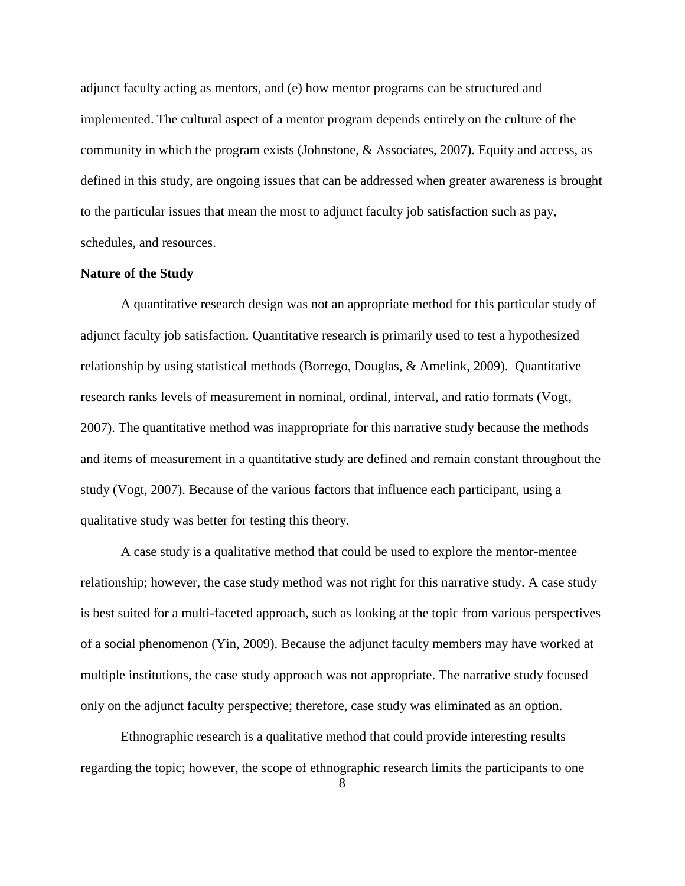adjunct faculty acting as mentors, and (e) how mentor programs can be structured and implemented. The cultural aspect of a mentor program depends entirely on the culture of the community in which the program exists (Johnstone, & Associates, 2007). Equity and access, as defined in this study, are ongoing issues that can be addressed when greater awareness is brought to the particular issues that mean the most to adjunct faculty job satisfaction such as pay, schedules, and resources.

**Nature of the Study**

A quantitative research design was not an appropriate method for this particular study of adjunct faculty job satisfaction. Quantitative research is primarily used to test a hypothesized relationship by using statistical methods (Borrego, Douglas, & Amelink, 2009). Quantitative research ranks levels of measurement in nominal, ordinal, interval, and ratio formats (Vogt, 2007). The quantitative method was inappropriate for this narrative study because the methods and items of measurement in a quantitative study are defined and remain constant throughout the study (Vogt, 2007). Because of the various factors that influence each participant, using a qualitative study was better for testing this theory.

A case study is a qualitative method that could be used to explore the mentor-mentee relationship; however, the case study method was not right for this narrative study. A case study is best suited for a multi-faceted approach, such as looking at the topic from various perspectives of a social phenomenon (Yin, 2009). Because the adjunct faculty members may have worked at multiple institutions, the case study approach was not appropriate. The narrative study focused only on the adjunct faculty perspective; therefore, case study was eliminated as an option.

Ethnographic research is a qualitative method that could provide interesting results regarding the topic; however, the scope of ethnographic research limits the participants to one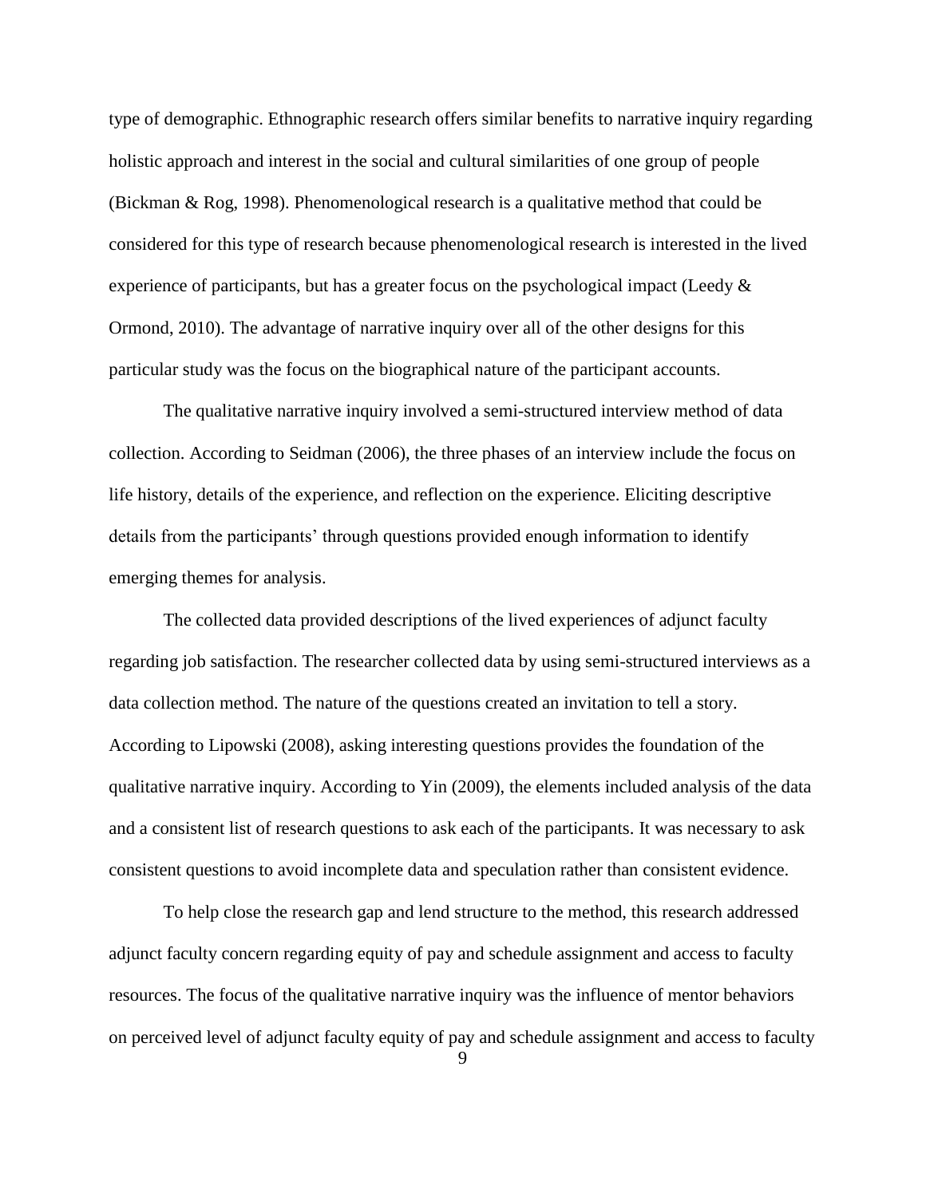type of demographic. Ethnographic research offers similar benefits to narrative inquiry regarding holistic approach and interest in the social and cultural similarities of one group of people (Bickman & Rog, 1998). Phenomenological research is a qualitative method that could be considered for this type of research because phenomenological research is interested in the lived experience of participants, but has a greater focus on the psychological impact (Leedy & Ormond, 2010). The advantage of narrative inquiry over all of the other designs for this particular study was the focus on the biographical nature of the participant accounts.

The qualitative narrative inquiry involved a semi-structured interview method of data collection. According to Seidman (2006), the three phases of an interview include the focus on life history, details of the experience, and reflection on the experience. Eliciting descriptive details from the participants' through questions provided enough information to identify emerging themes for analysis.

The collected data provided descriptions of the lived experiences of adjunct faculty regarding job satisfaction. The researcher collected data by using semi-structured interviews as a data collection method. The nature of the questions created an invitation to tell a story. According to Lipowski (2008), asking interesting questions provides the foundation of the qualitative narrative inquiry. According to Yin (2009), the elements included analysis of the data and a consistent list of research questions to ask each of the participants. It was necessary to ask consistent questions to avoid incomplete data and speculation rather than consistent evidence.

To help close the research gap and lend structure to the method, this research addressed adjunct faculty concern regarding equity of pay and schedule assignment and access to faculty resources. The focus of the qualitative narrative inquiry was the influence of mentor behaviors on perceived level of adjunct faculty equity of pay and schedule assignment and access to faculty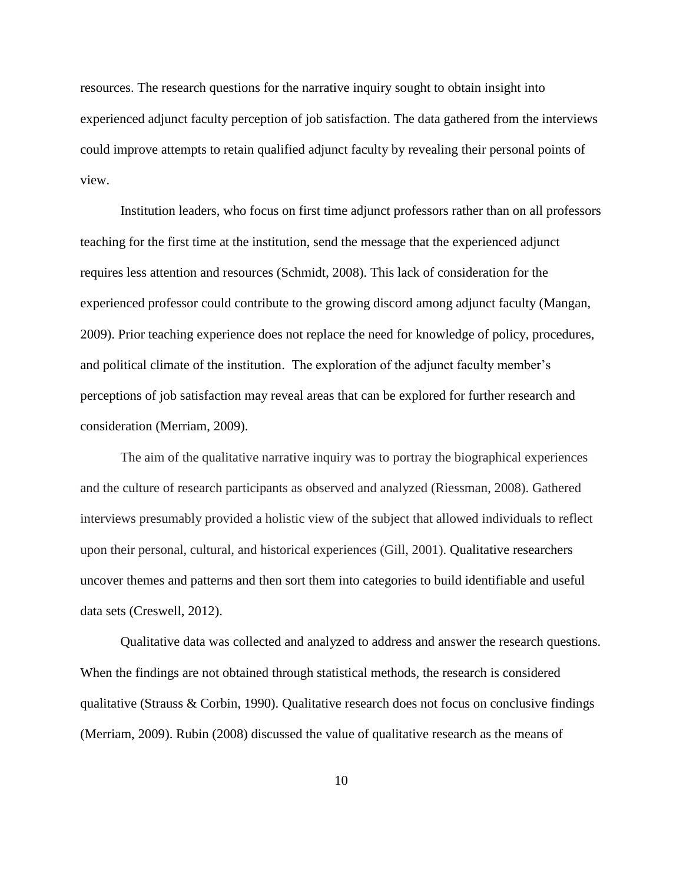resources. The research questions for the narrative inquiry sought to obtain insight into experienced adjunct faculty perception of job satisfaction. The data gathered from the interviews could improve attempts to retain qualified adjunct faculty by revealing their personal points of view.

Institution leaders, who focus on first time adjunct professors rather than on all professors teaching for the first time at the institution, send the message that the experienced adjunct requires less attention and resources (Schmidt, 2008). This lack of consideration for the experienced professor could contribute to the growing discord among adjunct faculty (Mangan, 2009). Prior teaching experience does not replace the need for knowledge of policy, procedures, and political climate of the institution. The exploration of the adjunct faculty member's perceptions of job satisfaction may reveal areas that can be explored for further research and consideration (Merriam, 2009).

The aim of the qualitative narrative inquiry was to portray the biographical experiences and the culture of research participants as observed and analyzed (Riessman, 2008). Gathered interviews presumably provided a holistic view of the subject that allowed individuals to reflect upon their personal, cultural, and historical experiences (Gill, 2001). Qualitative researchers uncover themes and patterns and then sort them into categories to build identifiable and useful data sets (Creswell, 2012).

Qualitative data was collected and analyzed to address and answer the research questions. When the findings are not obtained through statistical methods, the research is considered qualitative (Strauss & Corbin, 1990). Qualitative research does not focus on conclusive findings (Merriam, 2009). Rubin (2008) discussed the value of qualitative research as the means of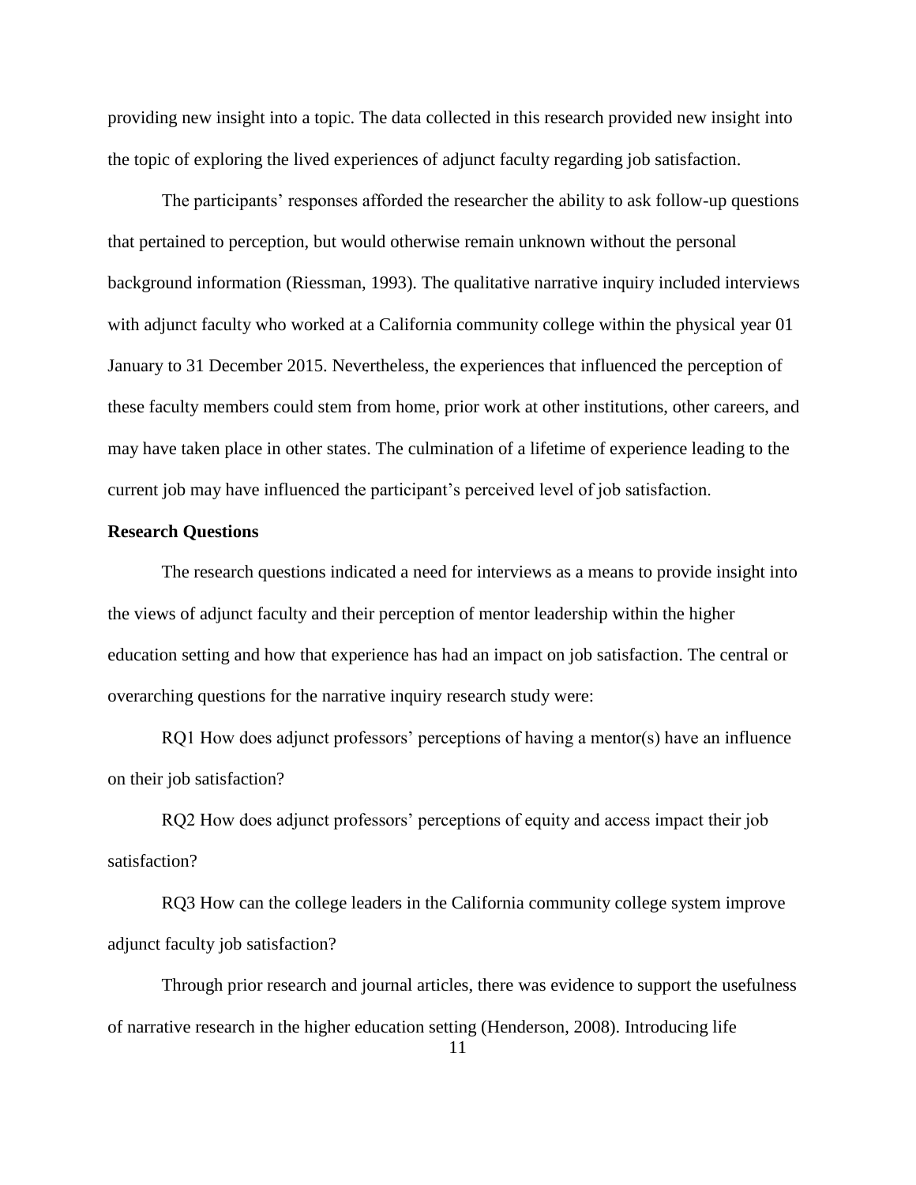providing new insight into a topic. The data collected in this research provided new insight into the topic of exploring the lived experiences of adjunct faculty regarding job satisfaction.

The participants' responses afforded the researcher the ability to ask follow-up questions that pertained to perception, but would otherwise remain unknown without the personal background information (Riessman, 1993). The qualitative narrative inquiry included interviews with adjunct faculty who worked at a California community college within the physical year 01 January to 31 December 2015. Nevertheless, the experiences that influenced the perception of these faculty members could stem from home, prior work at other institutions, other careers, and may have taken place in other states. The culmination of a lifetime of experience leading to the current job may have influenced the participant's perceived level of job satisfaction.

**Research Questions**

The research questions indicated a need for interviews as a means to provide insight into the views of adjunct faculty and their perception of mentor leadership within the higher education setting and how that experience has had an impact on job satisfaction. The central or overarching questions for the narrative inquiry research study were:

RQ1 How does adjunct professors' perceptions of having a mentor(s) have an influence on their job satisfaction?

RQ2 How does adjunct professors' perceptions of equity and access impact their job satisfaction?

RQ3 How can the college leaders in the California community college system improve adjunct faculty job satisfaction?

Through prior research and journal articles, there was evidence to support the usefulness of narrative research in the higher education setting (Henderson, 2008). Introducing life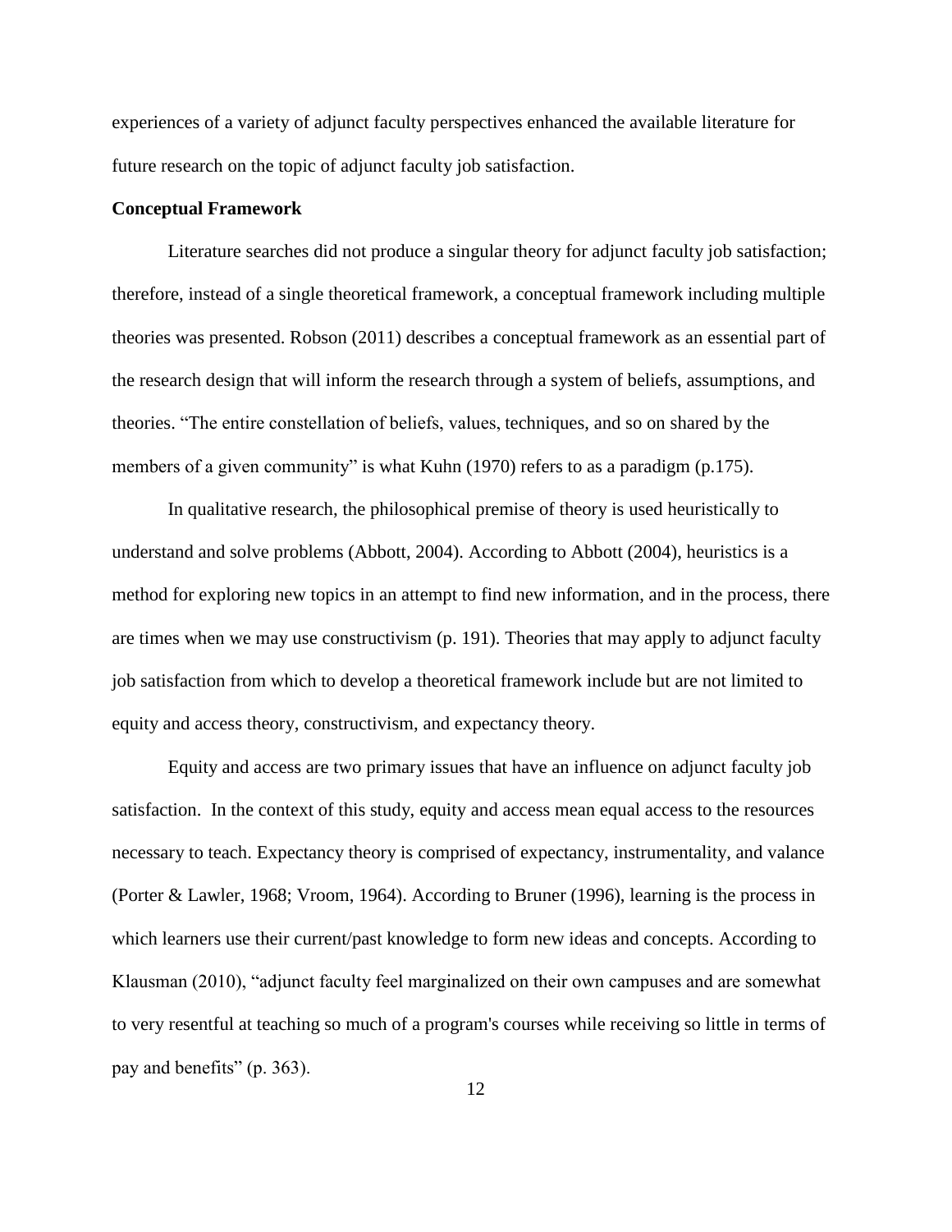experiences of a variety of adjunct faculty perspectives enhanced the available literature for future research on the topic of adjunct faculty job satisfaction.

**Conceptual Framework**

Literature searches did not produce a singular theory for adjunct faculty job satisfaction; therefore, instead of a single theoretical framework, a conceptual framework including multiple theories was presented. Robson (2011) describes a conceptual framework as an essential part of the research design that will inform the research through a system of beliefs, assumptions, and theories. "The entire constellation of beliefs, values, techniques, and so on shared by the members of a given community" is what Kuhn (1970) refers to as a paradigm (p.175).

In qualitative research, the philosophical premise of theory is used heuristically to understand and solve problems (Abbott, 2004). According to Abbott (2004), heuristics is a method for exploring new topics in an attempt to find new information, and in the process, there are times when we may use constructivism (p. 191). Theories that may apply to adjunct faculty job satisfaction from which to develop a theoretical framework include but are not limited to equity and access theory, constructivism, and expectancy theory.

Equity and access are two primary issues that have an influence on adjunct faculty job satisfaction. In the context of this study, equity and access mean equal access to the resources necessary to teach. Expectancy theory is comprised of expectancy, instrumentality, and valance (Porter & Lawler, 1968; Vroom, 1964). According to Bruner (1996), learning is the process in which learners use their current/past knowledge to form new ideas and concepts. According to Klausman (2010), "adjunct faculty feel marginalized on their own campuses and are somewhat to very resentful at teaching so much of a program's courses while receiving so little in terms of pay and benefits" (p. 363).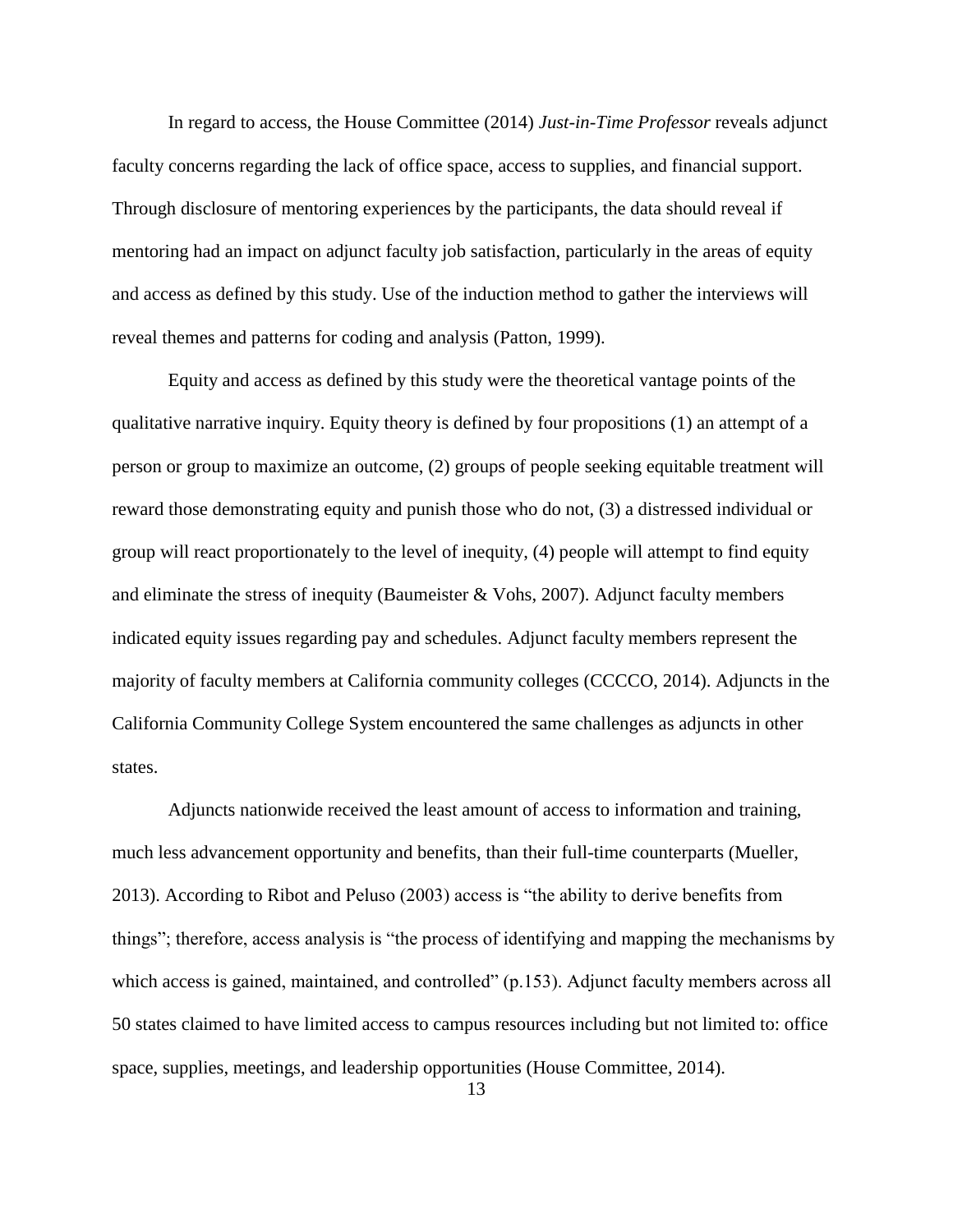In regard to access, the House Committee (2014) *Just-in-Time Professor* reveals adjunct faculty concerns regarding the lack of office space, access to supplies, and financial support. Through disclosure of mentoring experiences by the participants, the data should reveal if mentoring had an impact on adjunct faculty job satisfaction, particularly in the areas of equity and access as defined by this study. Use of the induction method to gather the interviews will reveal themes and patterns for coding and analysis (Patton, 1999).

Equity and access as defined by this study were the theoretical vantage points of the qualitative narrative inquiry. Equity theory is defined by four propositions (1) an attempt of a person or group to maximize an outcome, (2) groups of people seeking equitable treatment will reward those demonstrating equity and punish those who do not, (3) a distressed individual or group will react proportionately to the level of inequity, (4) people will attempt to find equity and eliminate the stress of inequity (Baumeister & Vohs, 2007). Adjunct faculty members indicated equity issues regarding pay and schedules. Adjunct faculty members represent the majority of faculty members at California community colleges (CCCCO, 2014). Adjuncts in the California Community College System encountered the same challenges as adjuncts in other states.

Adjuncts nationwide received the least amount of access to information and training, much less advancement opportunity and benefits, than their full-time counterparts (Mueller, 2013). According to Ribot and Peluso (2003) access is "the ability to derive benefits from things"; therefore, access analysis is "the process of identifying and mapping the mechanisms by which access is gained, maintained, and controlled" (p.153). Adjunct faculty members across all 50 states claimed to have limited access to campus resources including but not limited to: office space, supplies, meetings, and leadership opportunities (House Committee, 2014).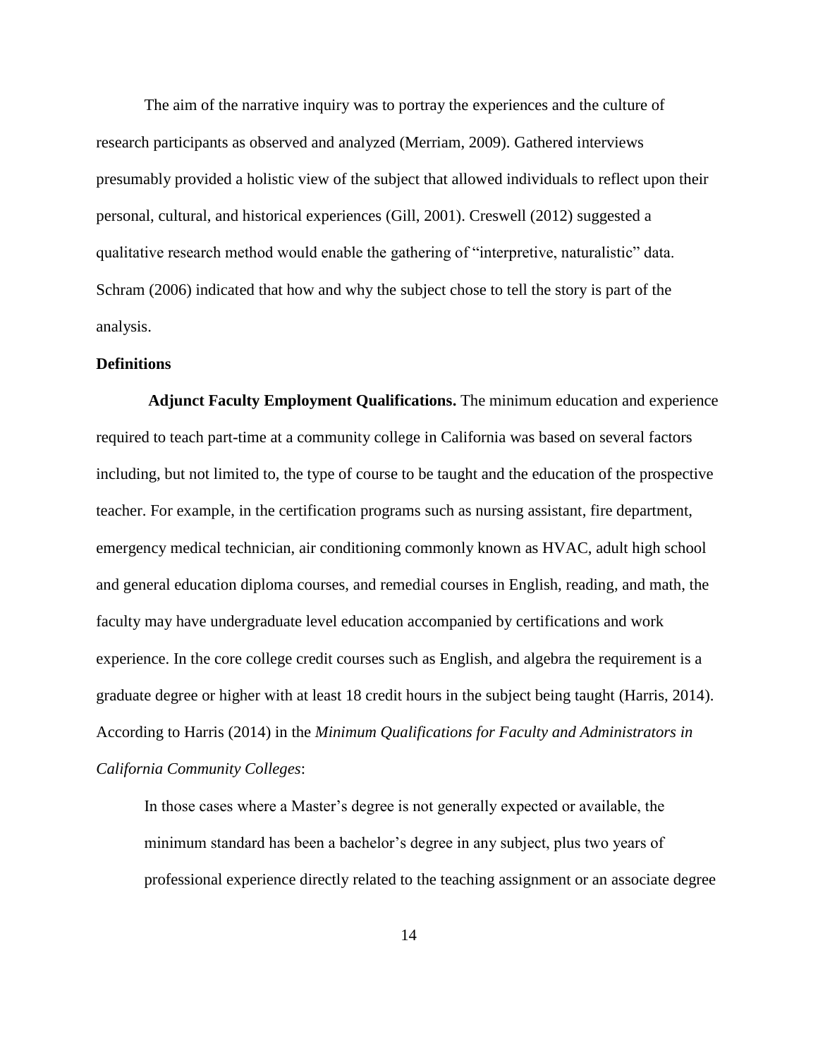The aim of the narrative inquiry was to portray the experiences and the culture of research participants as observed and analyzed (Merriam, 2009). Gathered interviews presumably provided a holistic view of the subject that allowed individuals to reflect upon their personal, cultural, and historical experiences (Gill, 2001). Creswell (2012) suggested a qualitative research method would enable the gathering of "interpretive, naturalistic" data. Schram (2006) indicated that how and why the subject chose to tell the story is part of the analysis.

## Definitions

**Adjunct Faculty Employment Qualifications.** The minimum education and experience required to teach part-time at a community college in California was based on several factors including, but not limited to, the type of course to be taught and the education of the prospective teacher. For example, in the certification programs such as nursing assistant, fire department, emergency medical technician, air conditioning commonly known as HVAC, adult high school and general education diploma courses, and remedial courses in English, reading, and math, the faculty may have undergraduate level education accompanied by certifications and work experience. In the core college credit courses such as English, and algebra the requirement is a graduate degree or higher with at least 18 credit hours in the subject being taught (Harris, 2014). According to Harris (2014) in the *Minimum Qualifications for Faculty and Administrators in California Community Colleges*:

> In those cases where a Master's degree is not generally expected or available, the minimum standard has been a bachelor's degree in any subject, plus two years of professional experience directly related to the teaching assignment or an associate degree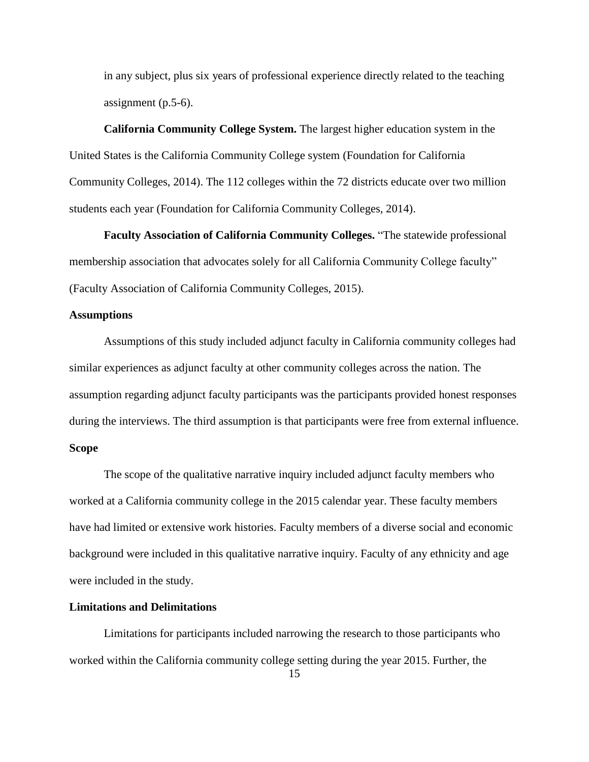in any subject, plus six years of professional experience directly related to the teaching assignment (p.5-6).

**California Community College System.** The largest higher education system in the United States is the California Community College system (Foundation for California Community Colleges, 2014). The 112 colleges within the 72 districts educate over two million students each year (Foundation for California Community Colleges, 2014).

**Faculty Association of California Community Colleges.** "The statewide professional membership association that advocates solely for all California Community College faculty" (Faculty Association of California Community Colleges, 2015).

## Assumptions

Assumptions of this study included adjunct faculty in California community colleges had similar experiences as adjunct faculty at other community colleges across the nation. The assumption regarding adjunct faculty participants was the participants provided honest responses during the interviews. The third assumption is that participants were free from external influence.

## Scope

The scope of the qualitative narrative inquiry included adjunct faculty members who worked at a California community college in the 2015 calendar year. These faculty members have had limited or extensive work histories. Faculty members of a diverse social and economic background were included in this qualitative narrative inquiry. Faculty of any ethnicity and age were included in the study.

## Limitations and Delimitations

Limitations for participants included narrowing the research to those participants who worked within the California community college setting during the year 2015. Further, the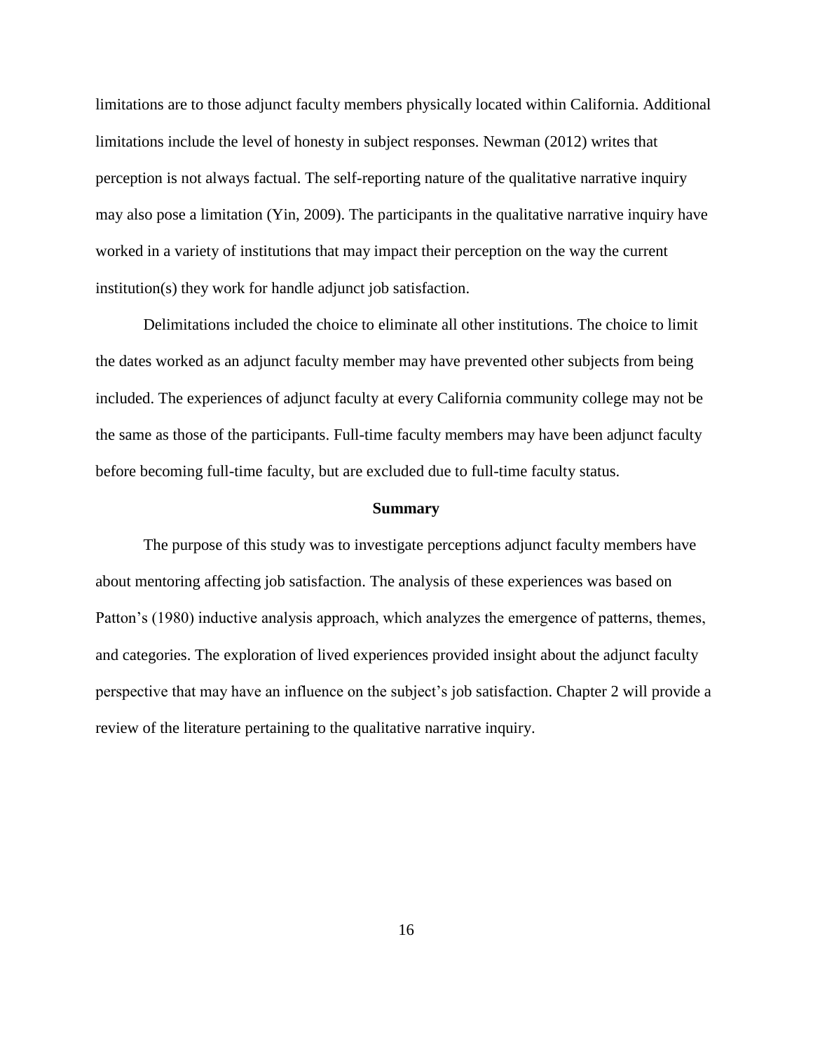limitations are to those adjunct faculty members physically located within California. Additional limitations include the level of honesty in subject responses. Newman (2012) writes that perception is not always factual. The self-reporting nature of the qualitative narrative inquiry may also pose a limitation (Yin, 2009). The participants in the qualitative narrative inquiry have worked in a variety of institutions that may impact their perception on the way the current institution(s) they work for handle adjunct job satisfaction.

Delimitations included the choice to eliminate all other institutions. The choice to limit the dates worked as an adjunct faculty member may have prevented other subjects from being included. The experiences of adjunct faculty at every California community college may not be the same as those of the participants. Full-time faculty members may have been adjunct faculty before becoming full-time faculty, but are excluded due to full-time faculty status.

## Summary

The purpose of this study was to investigate perceptions adjunct faculty members have about mentoring affecting job satisfaction. The analysis of these experiences was based on Patton's (1980) inductive analysis approach, which analyzes the emergence of patterns, themes, and categories. The exploration of lived experiences provided insight about the adjunct faculty perspective that may have an influence on the subject's job satisfaction. Chapter 2 will provide a review of the literature pertaining to the qualitative narrative inquiry.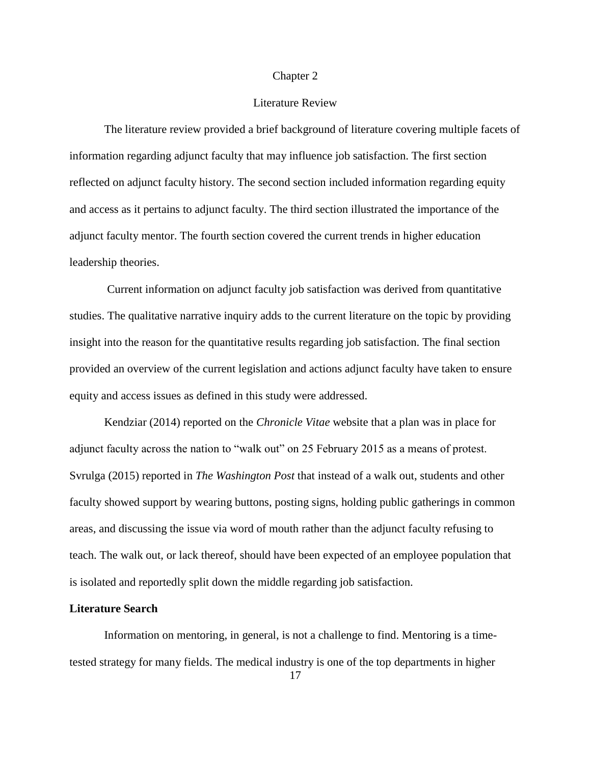# Chapter 2

## Literature Review

The literature review provided a brief background of literature covering multiple facets of information regarding adjunct faculty that may influence job satisfaction. The first section reflected on adjunct faculty history. The second section included information regarding equity and access as it pertains to adjunct faculty. The third section illustrated the importance of the adjunct faculty mentor. The fourth section covered the current trends in higher education leadership theories.

Current information on adjunct faculty job satisfaction was derived from quantitative studies. The qualitative narrative inquiry adds to the current literature on the topic by providing insight into the reason for the quantitative results regarding job satisfaction. The final section provided an overview of the current legislation and actions adjunct faculty have taken to ensure equity and access issues as defined in this study were addressed.

Kendziar (2014) reported on the *Chronicle Vitae* website that a plan was in place for adjunct faculty across the nation to "walk out" on 25 February 2015 as a means of protest. Svrulga (2015) reported in *The Washington Post* that instead of a walk out, students and other faculty showed support by wearing buttons, posting signs, holding public gatherings in common areas, and discussing the issue via word of mouth rather than the adjunct faculty refusing to teach. The walk out, or lack thereof, should have been expected of an employee population that is isolated and reportedly split down the middle regarding job satisfaction.

### Literature Search

Information on mentoring, in general, is not a challenge to find. Mentoring is a time-tested strategy for many fields. The medical industry is one of the top departments in higher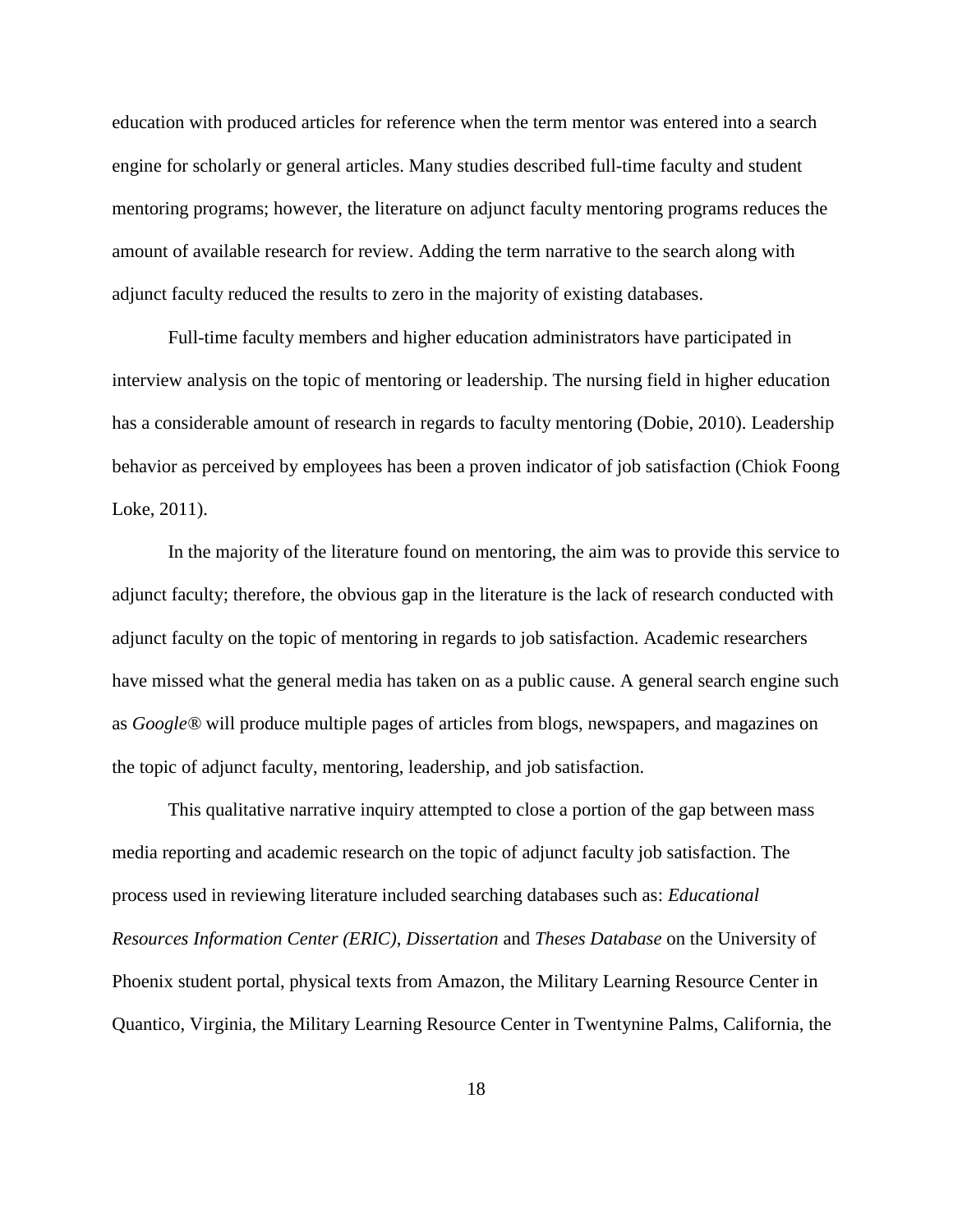education with produced articles for reference when the term mentor was entered into a search engine for scholarly or general articles. Many studies described full-time faculty and student mentoring programs; however, the literature on adjunct faculty mentoring programs reduces the amount of available research for review. Adding the term narrative to the search along with adjunct faculty reduced the results to zero in the majority of existing databases.

Full-time faculty members and higher education administrators have participated in interview analysis on the topic of mentoring or leadership. The nursing field in higher education has a considerable amount of research in regards to faculty mentoring (Dobie, 2010). Leadership behavior as perceived by employees has been a proven indicator of job satisfaction (Chiok Foong Loke, 2011).

In the majority of the literature found on mentoring, the aim was to provide this service to adjunct faculty; therefore, the obvious gap in the literature is the lack of research conducted with adjunct faculty on the topic of mentoring in regards to job satisfaction. Academic researchers have missed what the general media has taken on as a public cause. A general search engine such as *Google®* will produce multiple pages of articles from blogs, newspapers, and magazines on the topic of adjunct faculty, mentoring, leadership, and job satisfaction.

This qualitative narrative inquiry attempted to close a portion of the gap between mass media reporting and academic research on the topic of adjunct faculty job satisfaction. The process used in reviewing literature included searching databases such as: *Educational Resources Information Center (ERIC)*, *Dissertation* and *Theses Database* on the University of Phoenix student portal, physical texts from Amazon, the Military Learning Resource Center in Quantico, Virginia, the Military Learning Resource Center in Twentynine Palms, California, the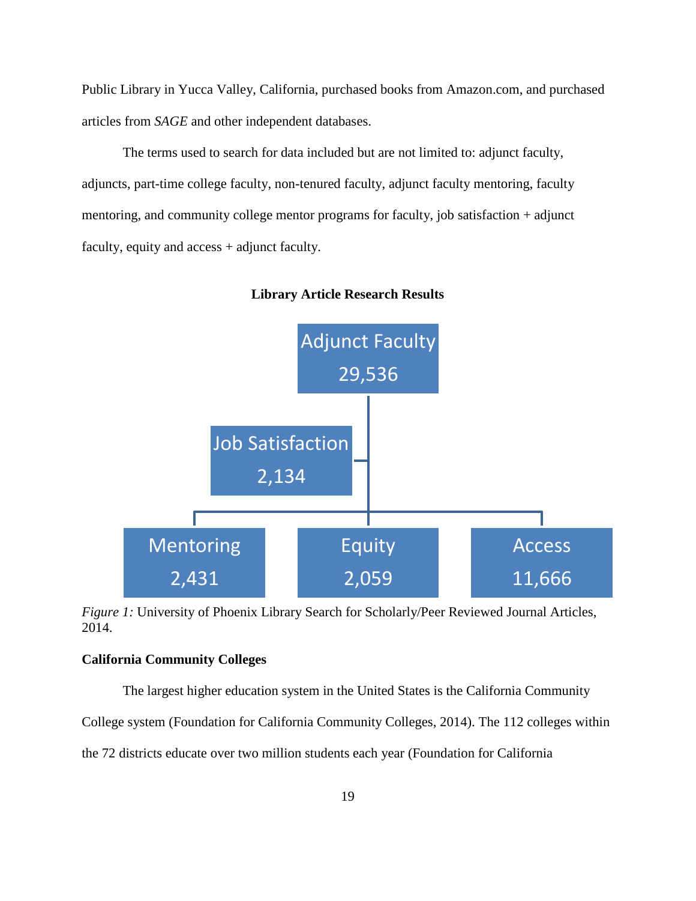Public Library in Yucca Valley, California, purchased books from Amazon.com, and purchased articles from *SAGE* and other independent databases.

The terms used to search for data included but are not limited to: adjunct faculty, adjuncts, part-time college faculty, non-tenured faculty, adjunct faculty mentoring, faculty mentoring, and community college mentor programs for faculty, job satisfaction + adjunct faculty, equity and access + adjunct faculty.

**Library Article Research Results**

Adjunct Faculty 29,536

Job Satisfaction 2,134

Mentoring 2,431

Equity 2,059

Access 11,666

*Figure 1:* University of Phoenix Library Search for Scholarly/Peer Reviewed Journal Articles, 2014.

**California Community Colleges**

The largest higher education system in the United States is the California Community College system (Foundation for California Community Colleges, 2014). The 112 colleges within the 72 districts educate over two million students each year (Foundation for California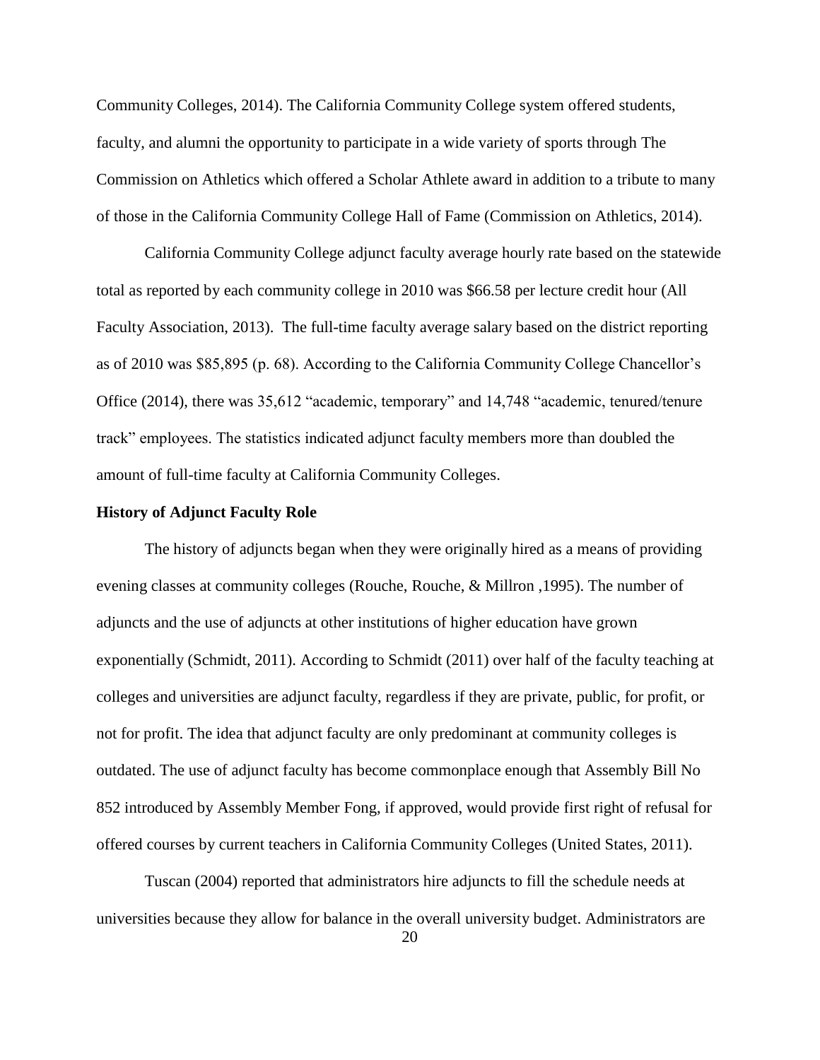Community Colleges, 2014). The California Community College system offered students, faculty, and alumni the opportunity to participate in a wide variety of sports through The Commission on Athletics which offered a Scholar Athlete award in addition to a tribute to many of those in the California Community College Hall of Fame (Commission on Athletics, 2014).

California Community College adjunct faculty average hourly rate based on the statewide total as reported by each community college in 2010 was $66.58 per lecture credit hour (All Faculty Association, 2013). The full-time faculty average salary based on the district reporting as of 2010 was $85,895 (p. 68). According to the California Community College Chancellor's Office (2014), there was 35,612 "academic, temporary" and 14,748 "academic, tenured/tenure track" employees. The statistics indicated adjunct faculty members more than doubled the amount of full-time faculty at California Community Colleges.

**History of Adjunct Faculty Role**

The history of adjuncts began when they were originally hired as a means of providing evening classes at community colleges (Rouche, Rouche, & Millron ,1995). The number of adjuncts and the use of adjuncts at other institutions of higher education have grown exponentially (Schmidt, 2011). According to Schmidt (2011) over half of the faculty teaching at colleges and universities are adjunct faculty, regardless if they are private, public, for profit, or not for profit. The idea that adjunct faculty are only predominant at community colleges is outdated. The use of adjunct faculty has become commonplace enough that Assembly Bill No 852 introduced by Assembly Member Fong, if approved, would provide first right of refusal for offered courses by current teachers in California Community Colleges (United States, 2011).

Tuscan (2004) reported that administrators hire adjuncts to fill the schedule needs at universities because they allow for balance in the overall university budget. Administrators are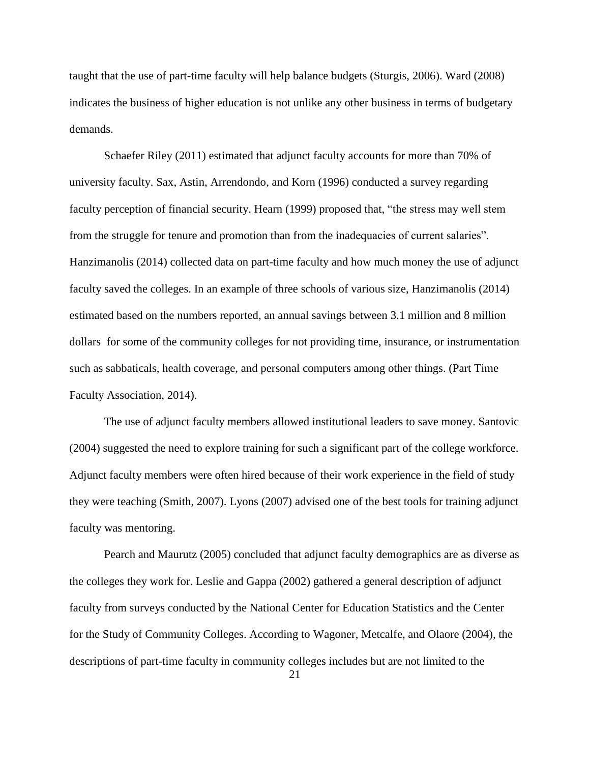taught that the use of part-time faculty will help balance budgets (Sturgis, 2006). Ward (2008) indicates the business of higher education is not unlike any other business in terms of budgetary demands.

Schaefer Riley (2011) estimated that adjunct faculty accounts for more than 70% of university faculty. Sax, Astin, Arrendondo, and Korn (1996) conducted a survey regarding faculty perception of financial security. Hearn (1999) proposed that, "the stress may well stem from the struggle for tenure and promotion than from the inadequacies of current salaries". Hanzimanolis (2014) collected data on part-time faculty and how much money the use of adjunct faculty saved the colleges. In an example of three schools of various size, Hanzimanolis (2014) estimated based on the numbers reported, an annual savings between 3.1 million and 8 million dollars for some of the community colleges for not providing time, insurance, or instrumentation such as sabbaticals, health coverage, and personal computers among other things. (Part Time Faculty Association, 2014).

The use of adjunct faculty members allowed institutional leaders to save money. Santovic (2004) suggested the need to explore training for such a significant part of the college workforce. Adjunct faculty members were often hired because of their work experience in the field of study they were teaching (Smith, 2007). Lyons (2007) advised one of the best tools for training adjunct faculty was mentoring.

Pearch and Maurutz (2005) concluded that adjunct faculty demographics are as diverse as the colleges they work for. Leslie and Gappa (2002) gathered a general description of adjunct faculty from surveys conducted by the National Center for Education Statistics and the Center for the Study of Community Colleges. According to Wagoner, Metcalfe, and Olaore (2004), the descriptions of part-time faculty in community colleges includes but are not limited to the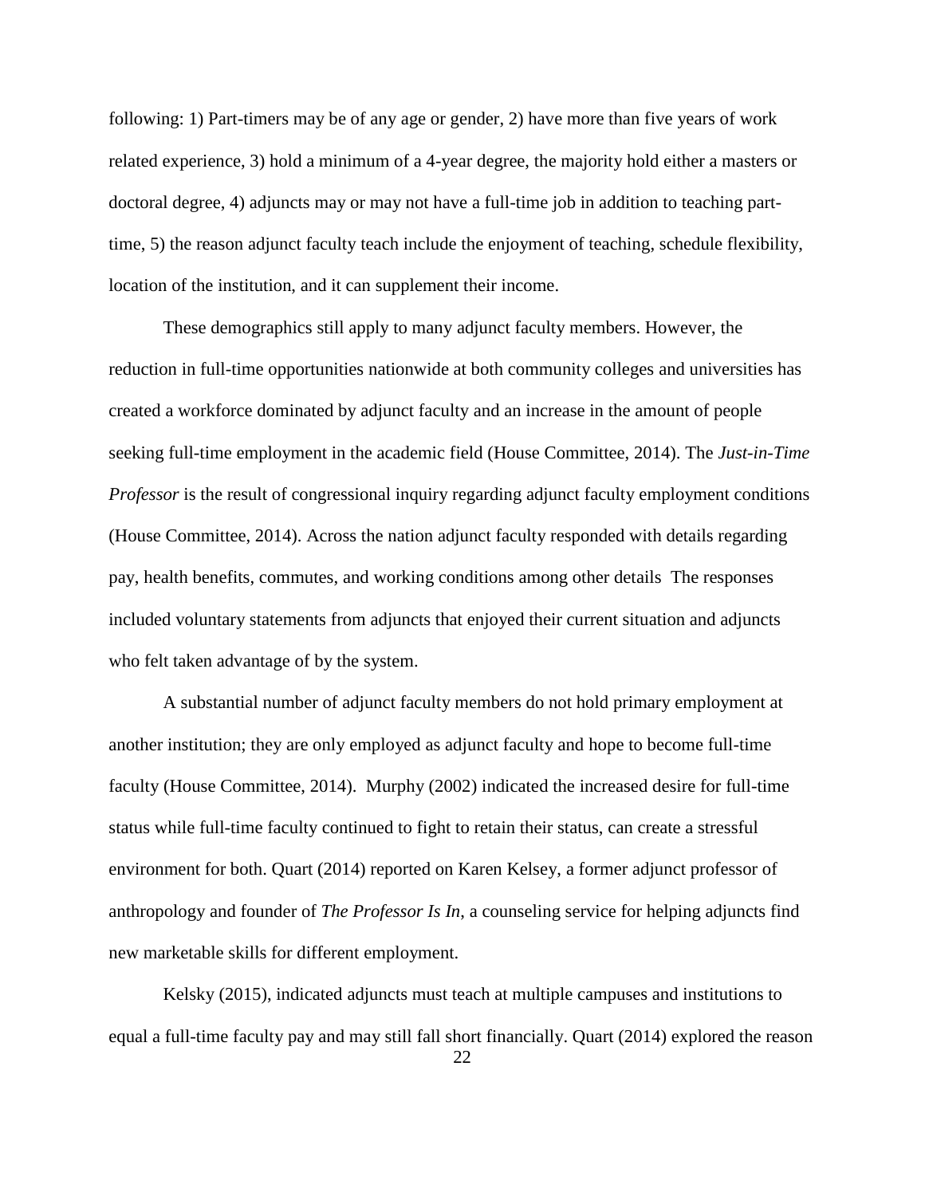following: 1) Part-timers may be of any age or gender, 2) have more than five years of work related experience, 3) hold a minimum of a 4-year degree, the majority hold either a masters or doctoral degree, 4) adjuncts may or may not have a full-time job in addition to teaching part-time, 5) the reason adjunct faculty teach include the enjoyment of teaching, schedule flexibility, location of the institution, and it can supplement their income.

These demographics still apply to many adjunct faculty members. However, the reduction in full-time opportunities nationwide at both community colleges and universities has created a workforce dominated by adjunct faculty and an increase in the amount of people seeking full-time employment in the academic field (House Committee, 2014). The *Just-in-Time Professor* is the result of congressional inquiry regarding adjunct faculty employment conditions (House Committee, 2014). Across the nation adjunct faculty responded with details regarding pay, health benefits, commutes, and working conditions among other details The responses included voluntary statements from adjuncts that enjoyed their current situation and adjuncts who felt taken advantage of by the system.

A substantial number of adjunct faculty members do not hold primary employment at another institution; they are only employed as adjunct faculty and hope to become full-time faculty (House Committee, 2014). Murphy (2002) indicated the increased desire for full-time status while full-time faculty continued to fight to retain their status, can create a stressful environment for both. Quart (2014) reported on Karen Kelsey, a former adjunct professor of anthropology and founder of *The Professor Is In*, a counseling service for helping adjuncts find new marketable skills for different employment.

Kelsky (2015), indicated adjuncts must teach at multiple campuses and institutions to equal a full-time faculty pay and may still fall short financially. Quart (2014) explored the reason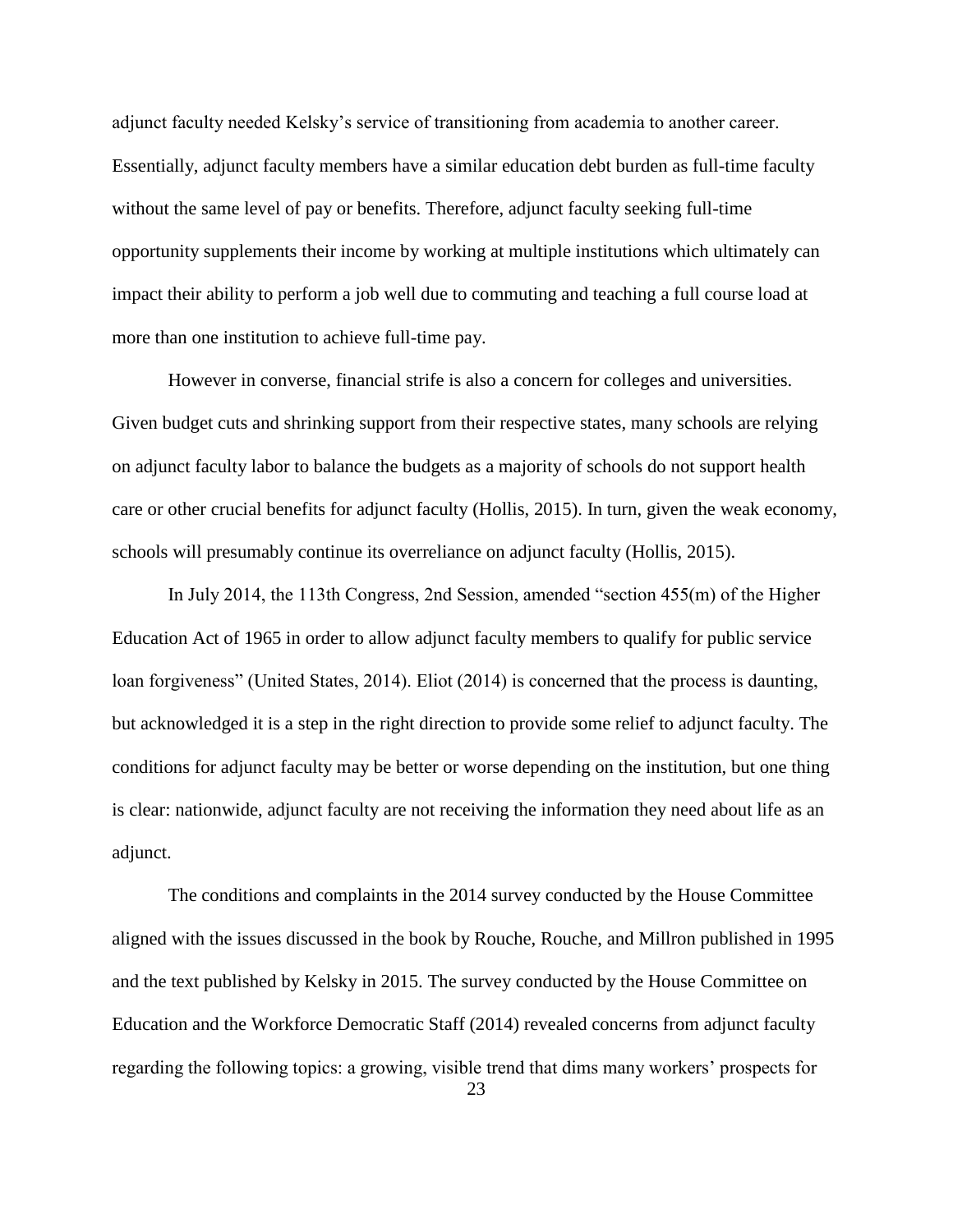adjunct faculty needed Kelsky's service of transitioning from academia to another career. Essentially, adjunct faculty members have a similar education debt burden as full-time faculty without the same level of pay or benefits. Therefore, adjunct faculty seeking full-time opportunity supplements their income by working at multiple institutions which ultimately can impact their ability to perform a job well due to commuting and teaching a full course load at more than one institution to achieve full-time pay.

However in converse, financial strife is also a concern for colleges and universities. Given budget cuts and shrinking support from their respective states, many schools are relying on adjunct faculty labor to balance the budgets as a majority of schools do not support health care or other crucial benefits for adjunct faculty (Hollis, 2015). In turn, given the weak economy, schools will presumably continue its overreliance on adjunct faculty (Hollis, 2015).

In July 2014, the 113th Congress, 2nd Session, amended "section 455(m) of the Higher Education Act of 1965 in order to allow adjunct faculty members to qualify for public service loan forgiveness" (United States, 2014). Eliot (2014) is concerned that the process is daunting, but acknowledged it is a step in the right direction to provide some relief to adjunct faculty. The conditions for adjunct faculty may be better or worse depending on the institution, but one thing is clear: nationwide, adjunct faculty are not receiving the information they need about life as an adjunct.

The conditions and complaints in the 2014 survey conducted by the House Committee aligned with the issues discussed in the book by Rouche, Rouche, and Millron published in 1995 and the text published by Kelsky in 2015. The survey conducted by the House Committee on Education and the Workforce Democratic Staff (2014) revealed concerns from adjunct faculty regarding the following topics: a growing, visible trend that dims many workers' prospects for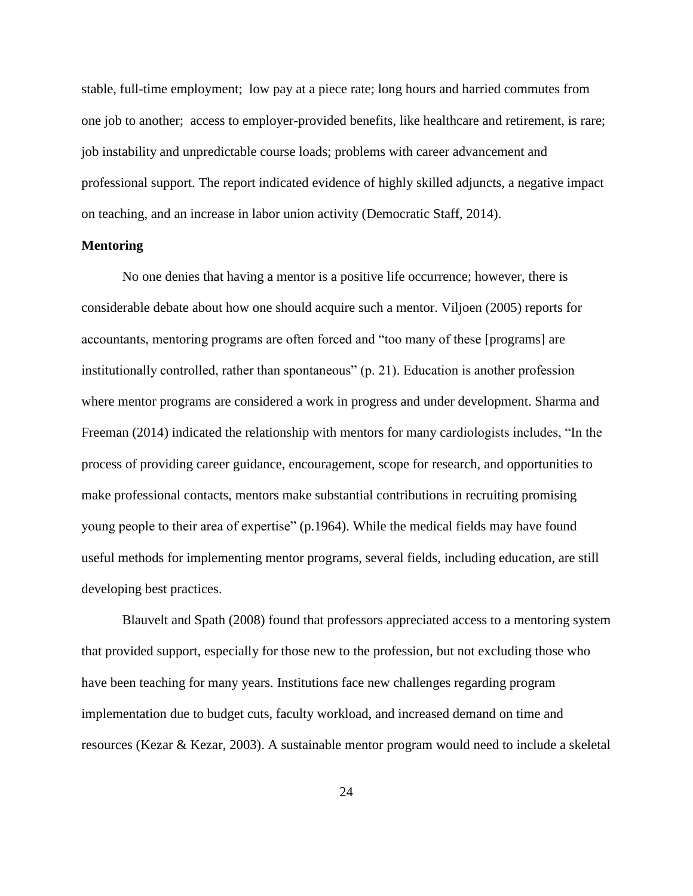stable, full-time employment;  low pay at a piece rate; long hours and harried commutes from one job to another;  access to employer-provided benefits, like healthcare and retirement, is rare; job instability and unpredictable course loads; problems with career advancement and professional support. The report indicated evidence of highly skilled adjuncts, a negative impact on teaching, and an increase in labor union activity (Democratic Staff, 2014).

**Mentoring**

No one denies that having a mentor is a positive life occurrence; however, there is considerable debate about how one should acquire such a mentor. Viljoen (2005) reports for accountants, mentoring programs are often forced and “too many of these [programs] are institutionally controlled, rather than spontaneous” (p. 21). Education is another profession where mentor programs are considered a work in progress and under development. Sharma and Freeman (2014) indicated the relationship with mentors for many cardiologists includes, “In the process of providing career guidance, encouragement, scope for research, and opportunities to make professional contacts, mentors make substantial contributions in recruiting promising young people to their area of expertise” (p.1964). While the medical fields may have found useful methods for implementing mentor programs, several fields, including education, are still developing best practices.

Blauvelt and Spath (2008) found that professors appreciated access to a mentoring system that provided support, especially for those new to the profession, but not excluding those who have been teaching for many years. Institutions face new challenges regarding program implementation due to budget cuts, faculty workload, and increased demand on time and resources (Kezar & Kezar, 2003). A sustainable mentor program would need to include a skeletal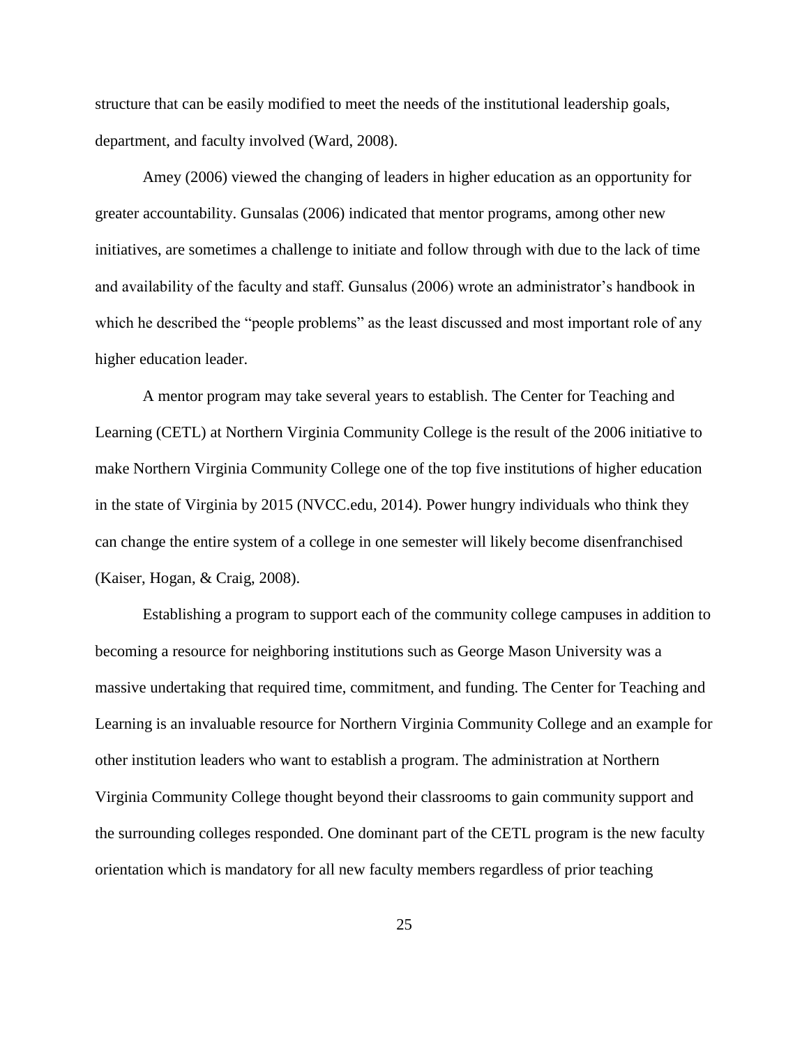structure that can be easily modified to meet the needs of the institutional leadership goals, department, and faculty involved (Ward, 2008).

Amey (2006) viewed the changing of leaders in higher education as an opportunity for greater accountability. Gunsalas (2006) indicated that mentor programs, among other new initiatives, are sometimes a challenge to initiate and follow through with due to the lack of time and availability of the faculty and staff. Gunsalus (2006) wrote an administrator's handbook in which he described the "people problems" as the least discussed and most important role of any higher education leader.

A mentor program may take several years to establish. The Center for Teaching and Learning (CETL) at Northern Virginia Community College is the result of the 2006 initiative to make Northern Virginia Community College one of the top five institutions of higher education in the state of Virginia by 2015 (NVCC.edu, 2014). Power hungry individuals who think they can change the entire system of a college in one semester will likely become disenfranchised (Kaiser, Hogan, & Craig, 2008).

Establishing a program to support each of the community college campuses in addition to becoming a resource for neighboring institutions such as George Mason University was a massive undertaking that required time, commitment, and funding. The Center for Teaching and Learning is an invaluable resource for Northern Virginia Community College and an example for other institution leaders who want to establish a program. The administration at Northern Virginia Community College thought beyond their classrooms to gain community support and the surrounding colleges responded. One dominant part of the CETL program is the new faculty orientation which is mandatory for all new faculty members regardless of prior teaching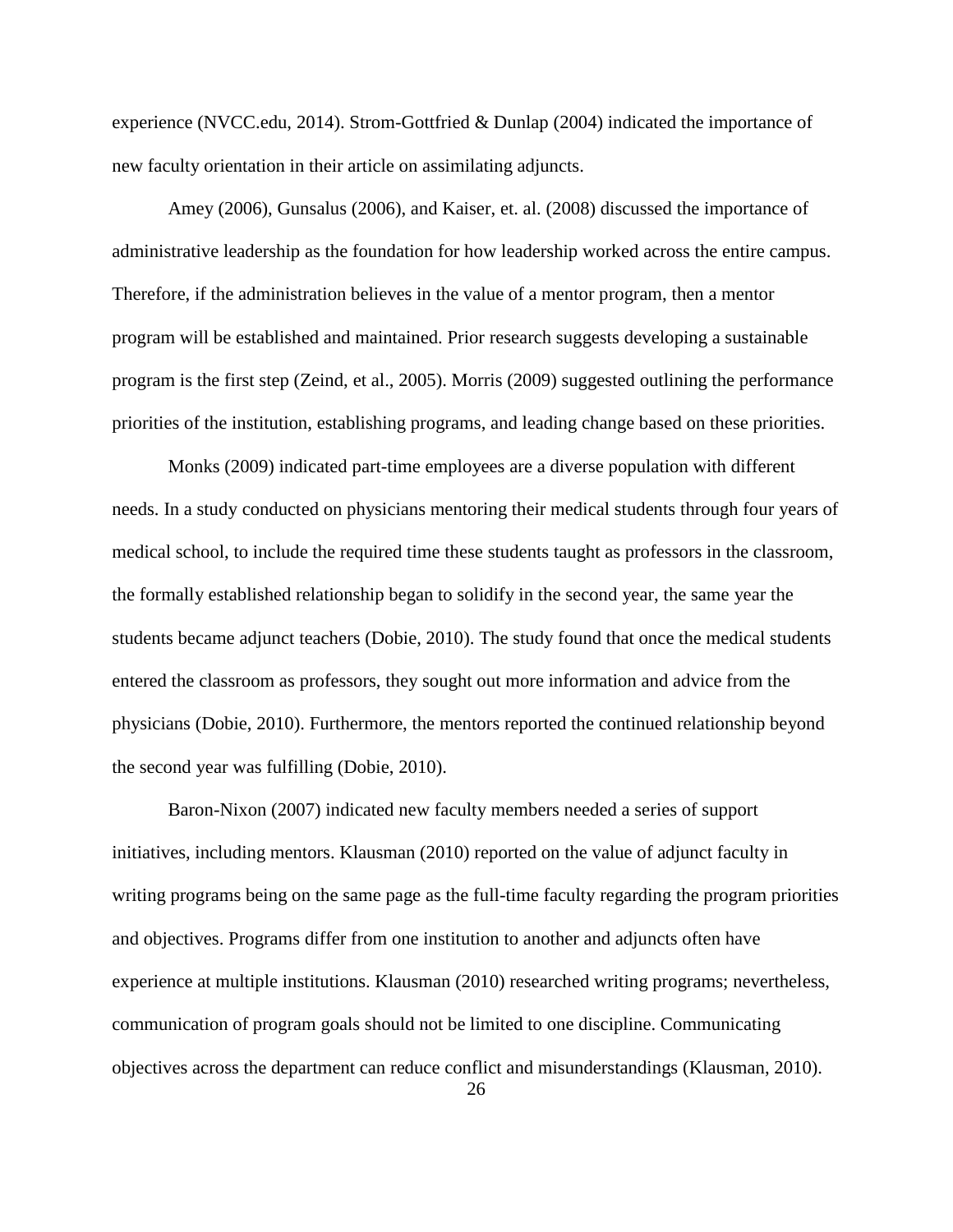experience (NVCC.edu, 2014). Strom-Gottfried & Dunlap (2004) indicated the importance of new faculty orientation in their article on assimilating adjuncts.

Amey (2006), Gunsalus (2006), and Kaiser, et. al. (2008) discussed the importance of administrative leadership as the foundation for how leadership worked across the entire campus. Therefore, if the administration believes in the value of a mentor program, then a mentor program will be established and maintained. Prior research suggests developing a sustainable program is the first step (Zeind, et al., 2005). Morris (2009) suggested outlining the performance priorities of the institution, establishing programs, and leading change based on these priorities.

Monks (2009) indicated part-time employees are a diverse population with different needs. In a study conducted on physicians mentoring their medical students through four years of medical school, to include the required time these students taught as professors in the classroom, the formally established relationship began to solidify in the second year, the same year the students became adjunct teachers (Dobie, 2010). The study found that once the medical students entered the classroom as professors, they sought out more information and advice from the physicians (Dobie, 2010). Furthermore, the mentors reported the continued relationship beyond the second year was fulfilling (Dobie, 2010).

Baron-Nixon (2007) indicated new faculty members needed a series of support initiatives, including mentors. Klausman (2010) reported on the value of adjunct faculty in writing programs being on the same page as the full-time faculty regarding the program priorities and objectives. Programs differ from one institution to another and adjuncts often have experience at multiple institutions. Klausman (2010) researched writing programs; nevertheless, communication of program goals should not be limited to one discipline. Communicating objectives across the department can reduce conflict and misunderstandings (Klausman, 2010).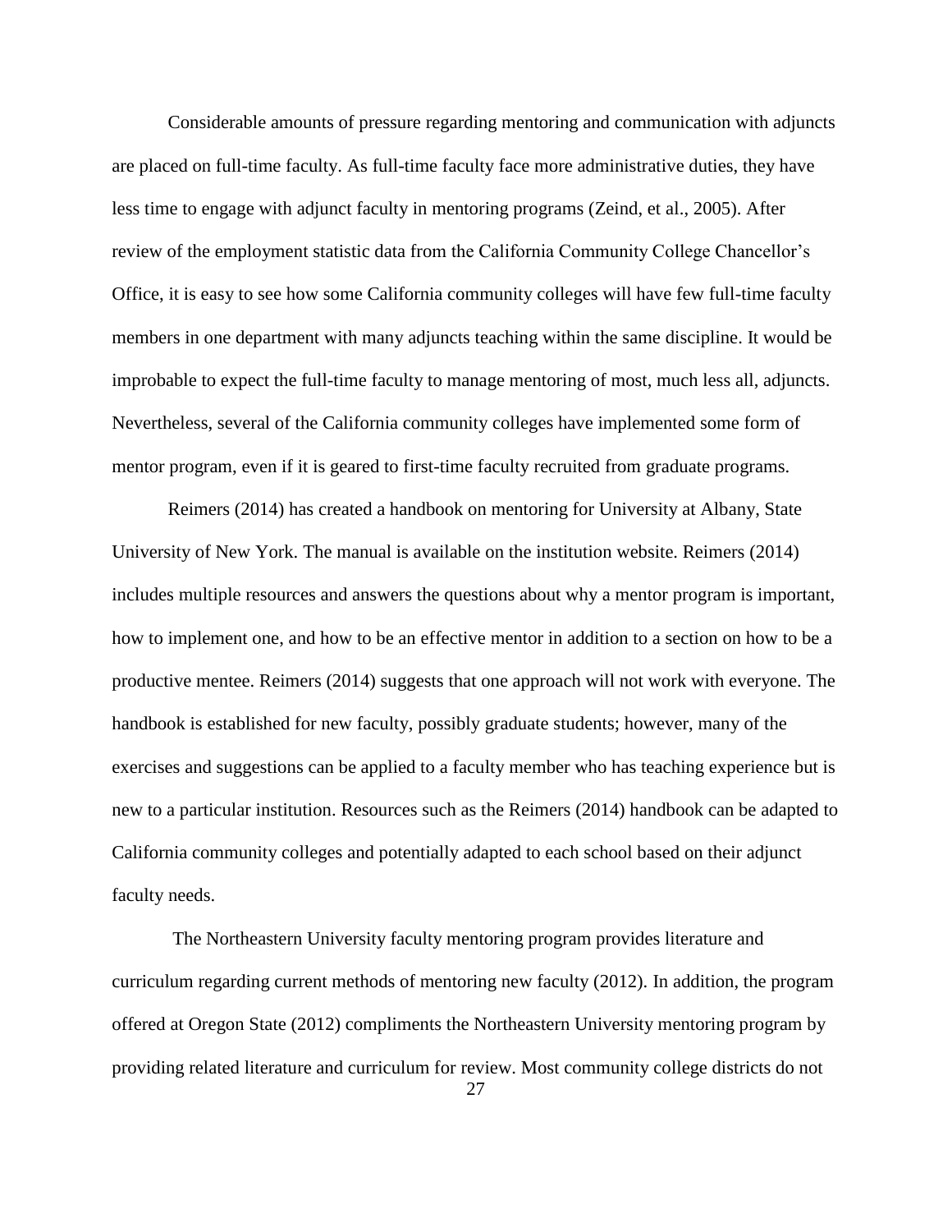Considerable amounts of pressure regarding mentoring and communication with adjuncts are placed on full-time faculty. As full-time faculty face more administrative duties, they have less time to engage with adjunct faculty in mentoring programs (Zeind, et al., 2005). After review of the employment statistic data from the California Community College Chancellor's Office, it is easy to see how some California community colleges will have few full-time faculty members in one department with many adjuncts teaching within the same discipline. It would be improbable to expect the full-time faculty to manage mentoring of most, much less all, adjuncts. Nevertheless, several of the California community colleges have implemented some form of mentor program, even if it is geared to first-time faculty recruited from graduate programs.

Reimers (2014) has created a handbook on mentoring for University at Albany, State University of New York. The manual is available on the institution website. Reimers (2014) includes multiple resources and answers the questions about why a mentor program is important, how to implement one, and how to be an effective mentor in addition to a section on how to be a productive mentee. Reimers (2014) suggests that one approach will not work with everyone. The handbook is established for new faculty, possibly graduate students; however, many of the exercises and suggestions can be applied to a faculty member who has teaching experience but is new to a particular institution. Resources such as the Reimers (2014) handbook can be adapted to California community colleges and potentially adapted to each school based on their adjunct faculty needs.

The Northeastern University faculty mentoring program provides literature and curriculum regarding current methods of mentoring new faculty (2012). In addition, the program offered at Oregon State (2012) compliments the Northeastern University mentoring program by providing related literature and curriculum for review. Most community college districts do not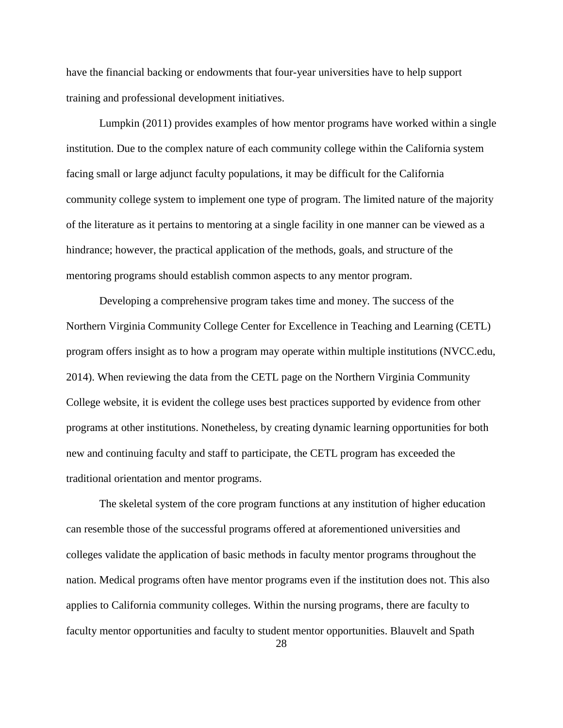have the financial backing or endowments that four-year universities have to help support training and professional development initiatives.

Lumpkin (2011) provides examples of how mentor programs have worked within a single institution. Due to the complex nature of each community college within the California system facing small or large adjunct faculty populations, it may be difficult for the California community college system to implement one type of program. The limited nature of the majority of the literature as it pertains to mentoring at a single facility in one manner can be viewed as a hindrance; however, the practical application of the methods, goals, and structure of the mentoring programs should establish common aspects to any mentor program.

Developing a comprehensive program takes time and money. The success of the Northern Virginia Community College Center for Excellence in Teaching and Learning (CETL) program offers insight as to how a program may operate within multiple institutions (NVCC.edu, 2014). When reviewing the data from the CETL page on the Northern Virginia Community College website, it is evident the college uses best practices supported by evidence from other programs at other institutions. Nonetheless, by creating dynamic learning opportunities for both new and continuing faculty and staff to participate, the CETL program has exceeded the traditional orientation and mentor programs.

The skeletal system of the core program functions at any institution of higher education can resemble those of the successful programs offered at aforementioned universities and colleges validate the application of basic methods in faculty mentor programs throughout the nation. Medical programs often have mentor programs even if the institution does not. This also applies to California community colleges. Within the nursing programs, there are faculty to faculty mentor opportunities and faculty to student mentor opportunities. Blauvelt and Spath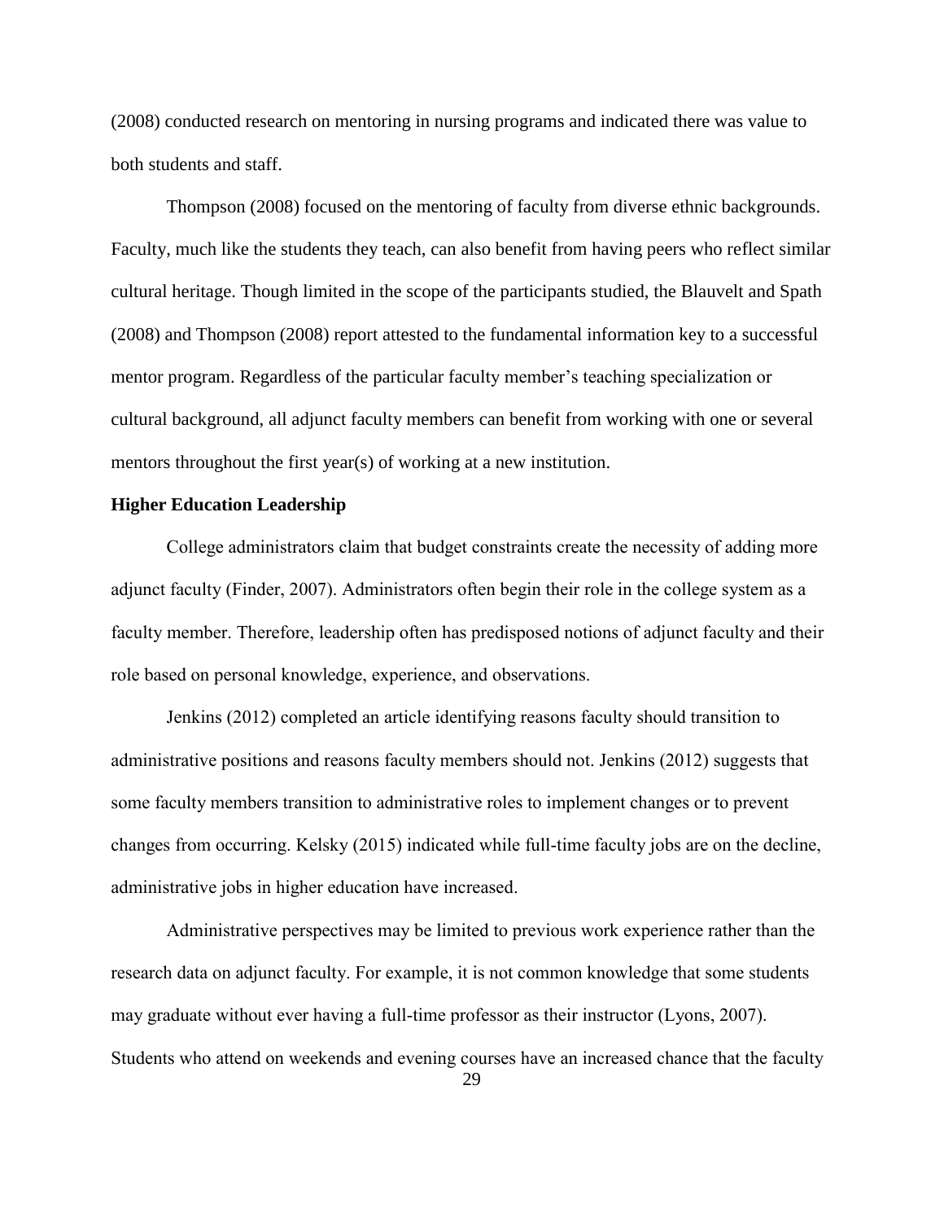(2008) conducted research on mentoring in nursing programs and indicated there was value to both students and staff.

Thompson (2008) focused on the mentoring of faculty from diverse ethnic backgrounds. Faculty, much like the students they teach, can also benefit from having peers who reflect similar cultural heritage. Though limited in the scope of the participants studied, the Blauvelt and Spath (2008) and Thompson (2008) report attested to the fundamental information key to a successful mentor program. Regardless of the particular faculty member's teaching specialization or cultural background, all adjunct faculty members can benefit from working with one or several mentors throughout the first year(s) of working at a new institution.

**Higher Education Leadership**

College administrators claim that budget constraints create the necessity of adding more adjunct faculty (Finder, 2007). Administrators often begin their role in the college system as a faculty member. Therefore, leadership often has predisposed notions of adjunct faculty and their role based on personal knowledge, experience, and observations.

Jenkins (2012) completed an article identifying reasons faculty should transition to administrative positions and reasons faculty members should not. Jenkins (2012) suggests that some faculty members transition to administrative roles to implement changes or to prevent changes from occurring. Kelsky (2015) indicated while full-time faculty jobs are on the decline, administrative jobs in higher education have increased.

Administrative perspectives may be limited to previous work experience rather than the research data on adjunct faculty. For example, it is not common knowledge that some students may graduate without ever having a full-time professor as their instructor (Lyons, 2007). Students who attend on weekends and evening courses have an increased chance that the faculty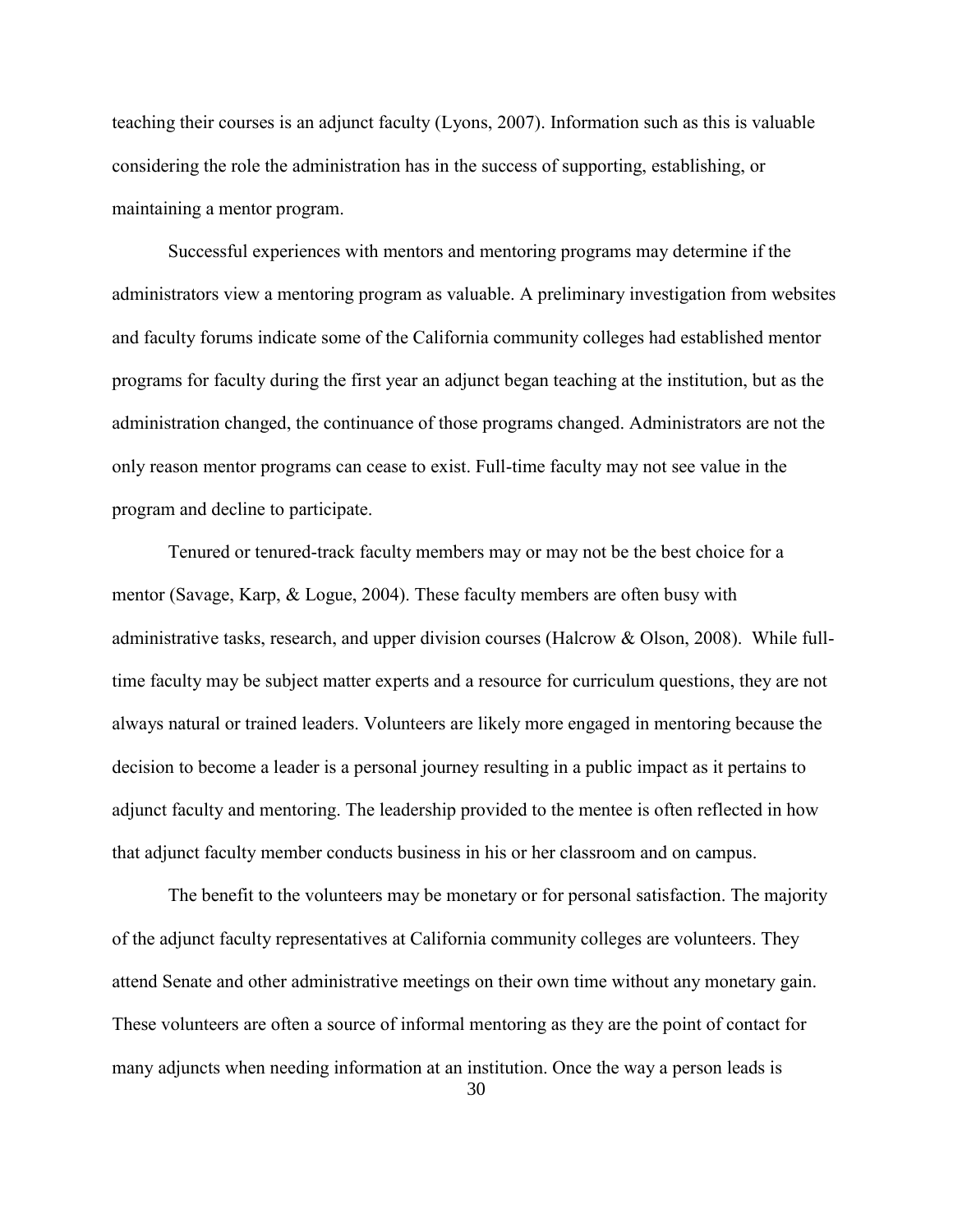teaching their courses is an adjunct faculty (Lyons, 2007). Information such as this is valuable considering the role the administration has in the success of supporting, establishing, or maintaining a mentor program.

Successful experiences with mentors and mentoring programs may determine if the administrators view a mentoring program as valuable. A preliminary investigation from websites and faculty forums indicate some of the California community colleges had established mentor programs for faculty during the first year an adjunct began teaching at the institution, but as the administration changed, the continuance of those programs changed. Administrators are not the only reason mentor programs can cease to exist. Full-time faculty may not see value in the program and decline to participate.

Tenured or tenured-track faculty members may or may not be the best choice for a mentor (Savage, Karp, & Logue, 2004). These faculty members are often busy with administrative tasks, research, and upper division courses (Halcrow & Olson, 2008). While full-time faculty may be subject matter experts and a resource for curriculum questions, they are not always natural or trained leaders. Volunteers are likely more engaged in mentoring because the decision to become a leader is a personal journey resulting in a public impact as it pertains to adjunct faculty and mentoring. The leadership provided to the mentee is often reflected in how that adjunct faculty member conducts business in his or her classroom and on campus.

The benefit to the volunteers may be monetary or for personal satisfaction. The majority of the adjunct faculty representatives at California community colleges are volunteers. They attend Senate and other administrative meetings on their own time without any monetary gain. These volunteers are often a source of informal mentoring as they are the point of contact for many adjuncts when needing information at an institution. Once the way a person leads is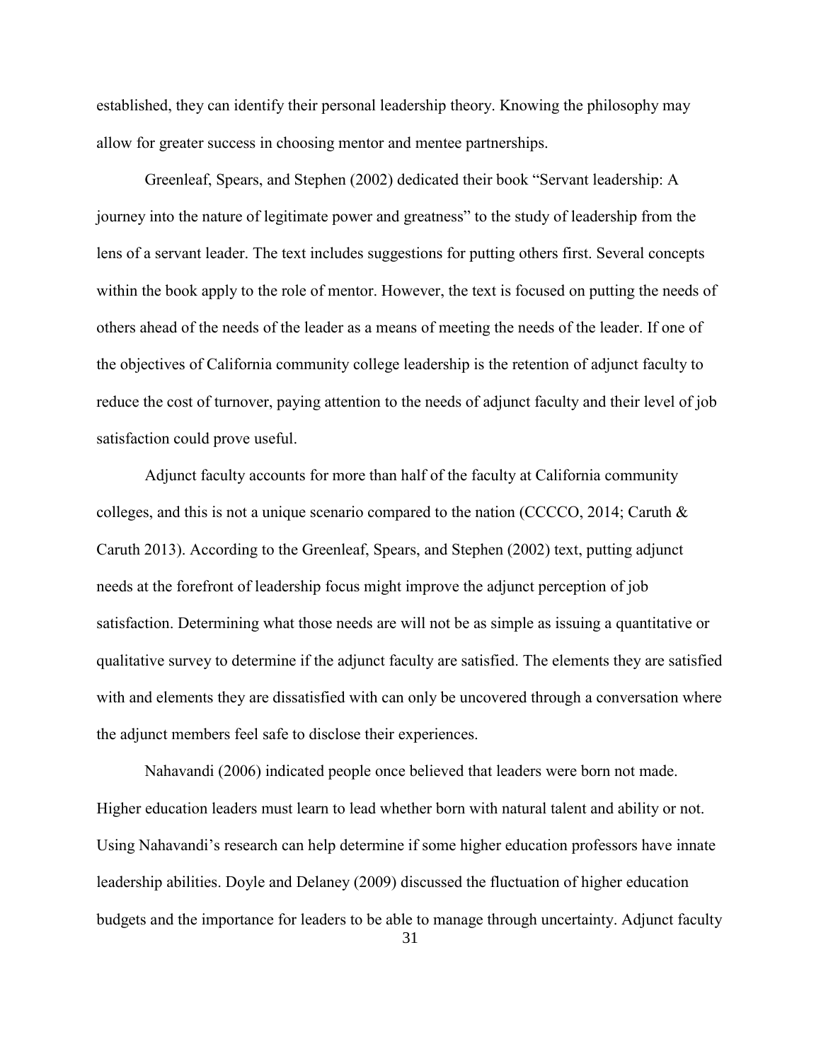established, they can identify their personal leadership theory. Knowing the philosophy may allow for greater success in choosing mentor and mentee partnerships.

Greenleaf, Spears, and Stephen (2002) dedicated their book "Servant leadership: A journey into the nature of legitimate power and greatness" to the study of leadership from the lens of a servant leader. The text includes suggestions for putting others first. Several concepts within the book apply to the role of mentor. However, the text is focused on putting the needs of others ahead of the needs of the leader as a means of meeting the needs of the leader. If one of the objectives of California community college leadership is the retention of adjunct faculty to reduce the cost of turnover, paying attention to the needs of adjunct faculty and their level of job satisfaction could prove useful.

Adjunct faculty accounts for more than half of the faculty at California community colleges, and this is not a unique scenario compared to the nation (CCCCO, 2014; Caruth & Caruth 2013). According to the Greenleaf, Spears, and Stephen (2002) text, putting adjunct needs at the forefront of leadership focus might improve the adjunct perception of job satisfaction. Determining what those needs are will not be as simple as issuing a quantitative or qualitative survey to determine if the adjunct faculty are satisfied. The elements they are satisfied with and elements they are dissatisfied with can only be uncovered through a conversation where the adjunct members feel safe to disclose their experiences.

Nahavandi (2006) indicated people once believed that leaders were born not made. Higher education leaders must learn to lead whether born with natural talent and ability or not. Using Nahavandi's research can help determine if some higher education professors have innate leadership abilities. Doyle and Delaney (2009) discussed the fluctuation of higher education budgets and the importance for leaders to be able to manage through uncertainty. Adjunct faculty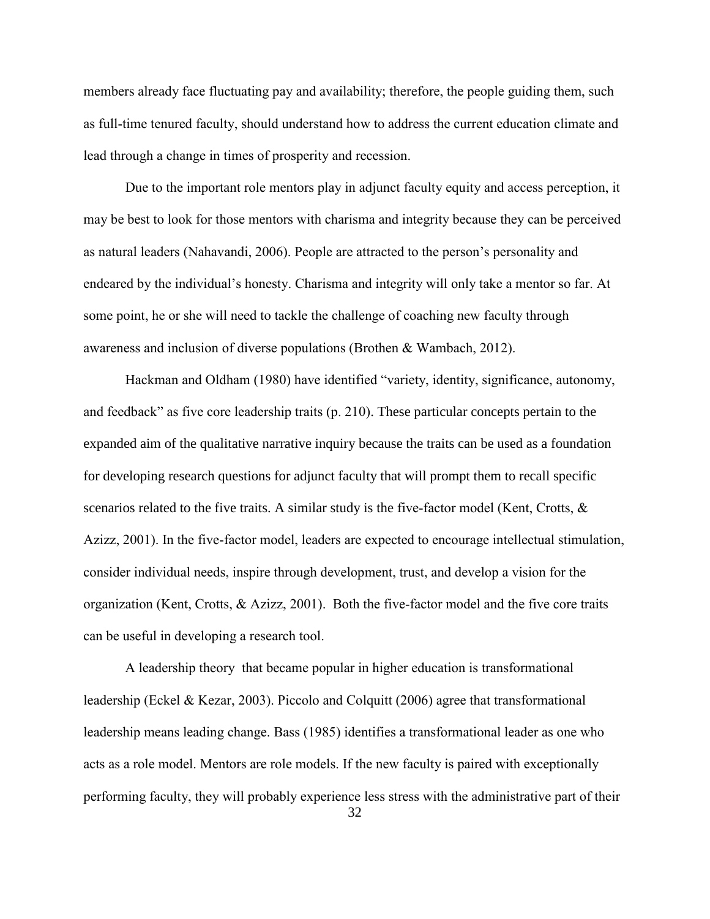members already face fluctuating pay and availability; therefore, the people guiding them, such as full-time tenured faculty, should understand how to address the current education climate and lead through a change in times of prosperity and recession.

Due to the important role mentors play in adjunct faculty equity and access perception, it may be best to look for those mentors with charisma and integrity because they can be perceived as natural leaders (Nahavandi, 2006). People are attracted to the person's personality and endeared by the individual's honesty. Charisma and integrity will only take a mentor so far. At some point, he or she will need to tackle the challenge of coaching new faculty through awareness and inclusion of diverse populations (Brothen & Wambach, 2012).

Hackman and Oldham (1980) have identified "variety, identity, significance, autonomy, and feedback" as five core leadership traits (p. 210). These particular concepts pertain to the expanded aim of the qualitative narrative inquiry because the traits can be used as a foundation for developing research questions for adjunct faculty that will prompt them to recall specific scenarios related to the five traits. A similar study is the five-factor model (Kent, Crotts, & Azizz, 2001). In the five-factor model, leaders are expected to encourage intellectual stimulation, consider individual needs, inspire through development, trust, and develop a vision for the organization (Kent, Crotts, & Azizz, 2001). Both the five-factor model and the five core traits can be useful in developing a research tool.

A leadership theory that became popular in higher education is transformational leadership (Eckel & Kezar, 2003). Piccolo and Colquitt (2006) agree that transformational leadership means leading change. Bass (1985) identifies a transformational leader as one who acts as a role model. Mentors are role models. If the new faculty is paired with exceptionally performing faculty, they will probably experience less stress with the administrative part of their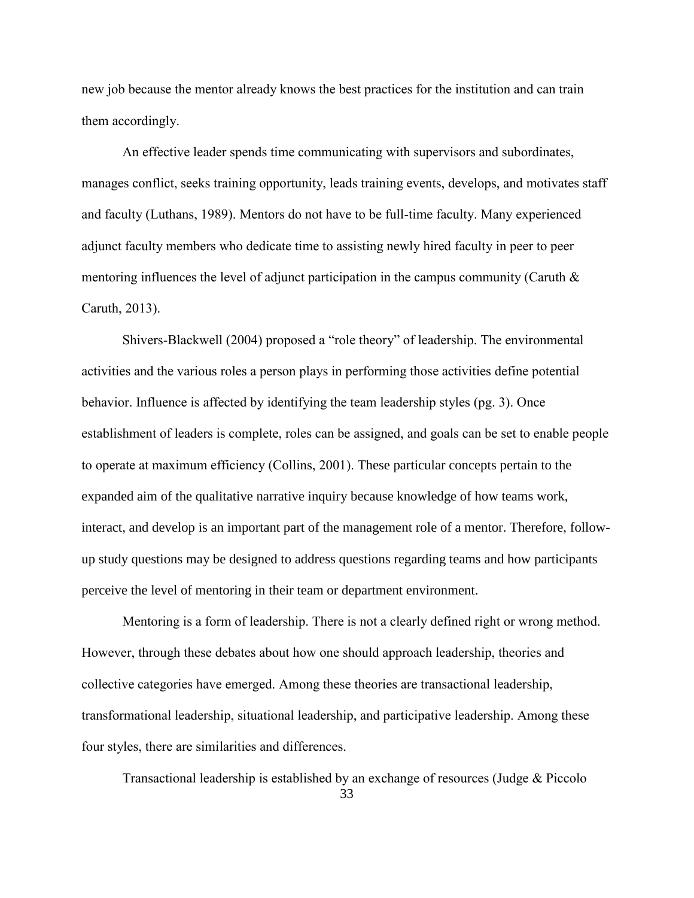new job because the mentor already knows the best practices for the institution and can train them accordingly.

An effective leader spends time communicating with supervisors and subordinates, manages conflict, seeks training opportunity, leads training events, develops, and motivates staff and faculty (Luthans, 1989). Mentors do not have to be full-time faculty. Many experienced adjunct faculty members who dedicate time to assisting newly hired faculty in peer to peer mentoring influences the level of adjunct participation in the campus community (Caruth & Caruth, 2013).

Shivers-Blackwell (2004) proposed a "role theory" of leadership. The environmental activities and the various roles a person plays in performing those activities define potential behavior. Influence is affected by identifying the team leadership styles (pg. 3). Once establishment of leaders is complete, roles can be assigned, and goals can be set to enable people to operate at maximum efficiency (Collins, 2001). These particular concepts pertain to the expanded aim of the qualitative narrative inquiry because knowledge of how teams work, interact, and develop is an important part of the management role of a mentor. Therefore, follow-up study questions may be designed to address questions regarding teams and how participants perceive the level of mentoring in their team or department environment.

Mentoring is a form of leadership. There is not a clearly defined right or wrong method. However, through these debates about how one should approach leadership, theories and collective categories have emerged. Among these theories are transactional leadership, transformational leadership, situational leadership, and participative leadership. Among these four styles, there are similarities and differences.

Transactional leadership is established by an exchange of resources (Judge & Piccolo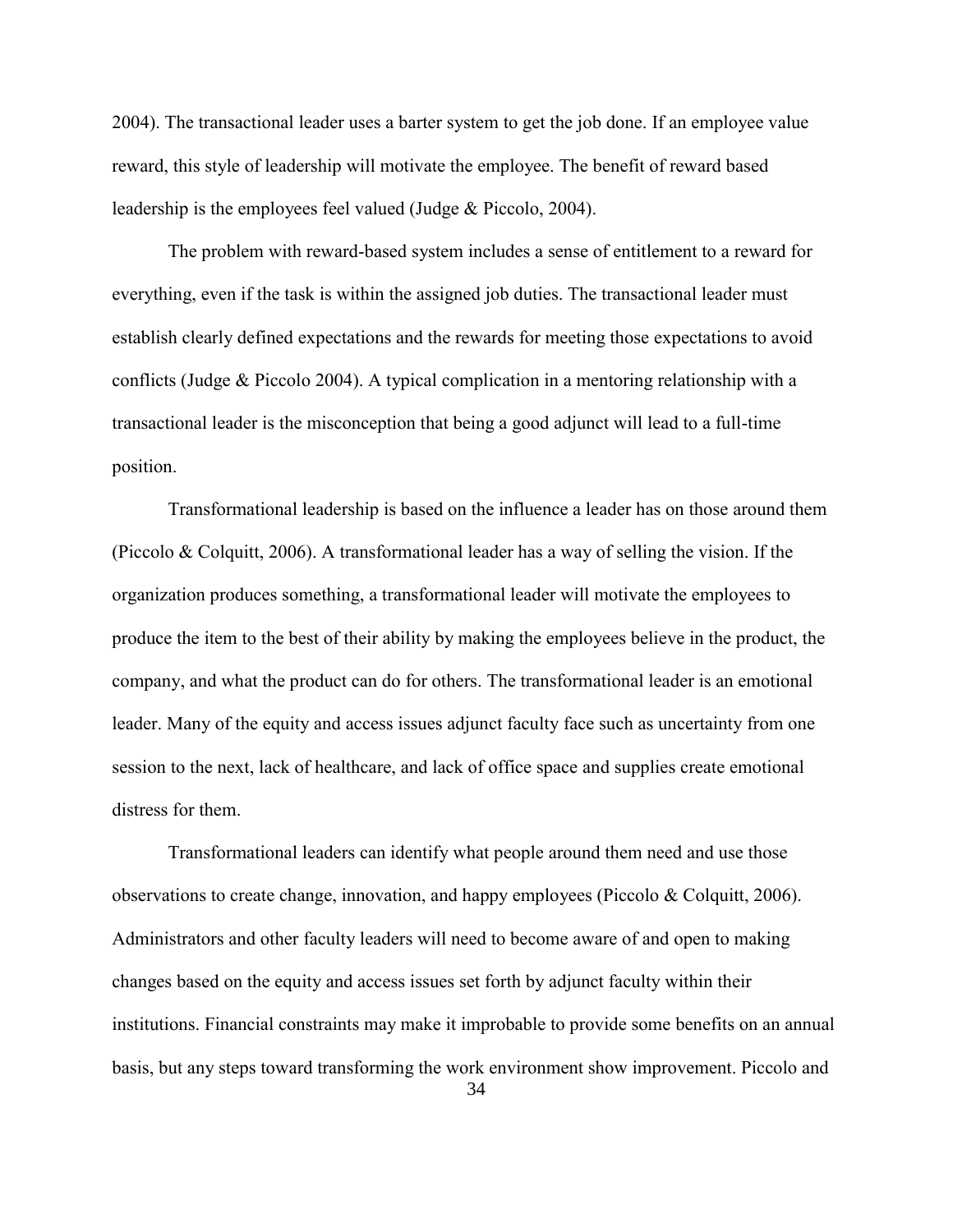2004). The transactional leader uses a barter system to get the job done. If an employee value reward, this style of leadership will motivate the employee. The benefit of reward based leadership is the employees feel valued (Judge & Piccolo, 2004).

The problem with reward-based system includes a sense of entitlement to a reward for everything, even if the task is within the assigned job duties. The transactional leader must establish clearly defined expectations and the rewards for meeting those expectations to avoid conflicts (Judge & Piccolo 2004). A typical complication in a mentoring relationship with a transactional leader is the misconception that being a good adjunct will lead to a full-time position.

Transformational leadership is based on the influence a leader has on those around them (Piccolo & Colquitt, 2006). A transformational leader has a way of selling the vision. If the organization produces something, a transformational leader will motivate the employees to produce the item to the best of their ability by making the employees believe in the product, the company, and what the product can do for others. The transformational leader is an emotional leader. Many of the equity and access issues adjunct faculty face such as uncertainty from one session to the next, lack of healthcare, and lack of office space and supplies create emotional distress for them.

Transformational leaders can identify what people around them need and use those observations to create change, innovation, and happy employees (Piccolo & Colquitt, 2006). Administrators and other faculty leaders will need to become aware of and open to making changes based on the equity and access issues set forth by adjunct faculty within their institutions. Financial constraints may make it improbable to provide some benefits on an annual basis, but any steps toward transforming the work environment show improvement. Piccolo and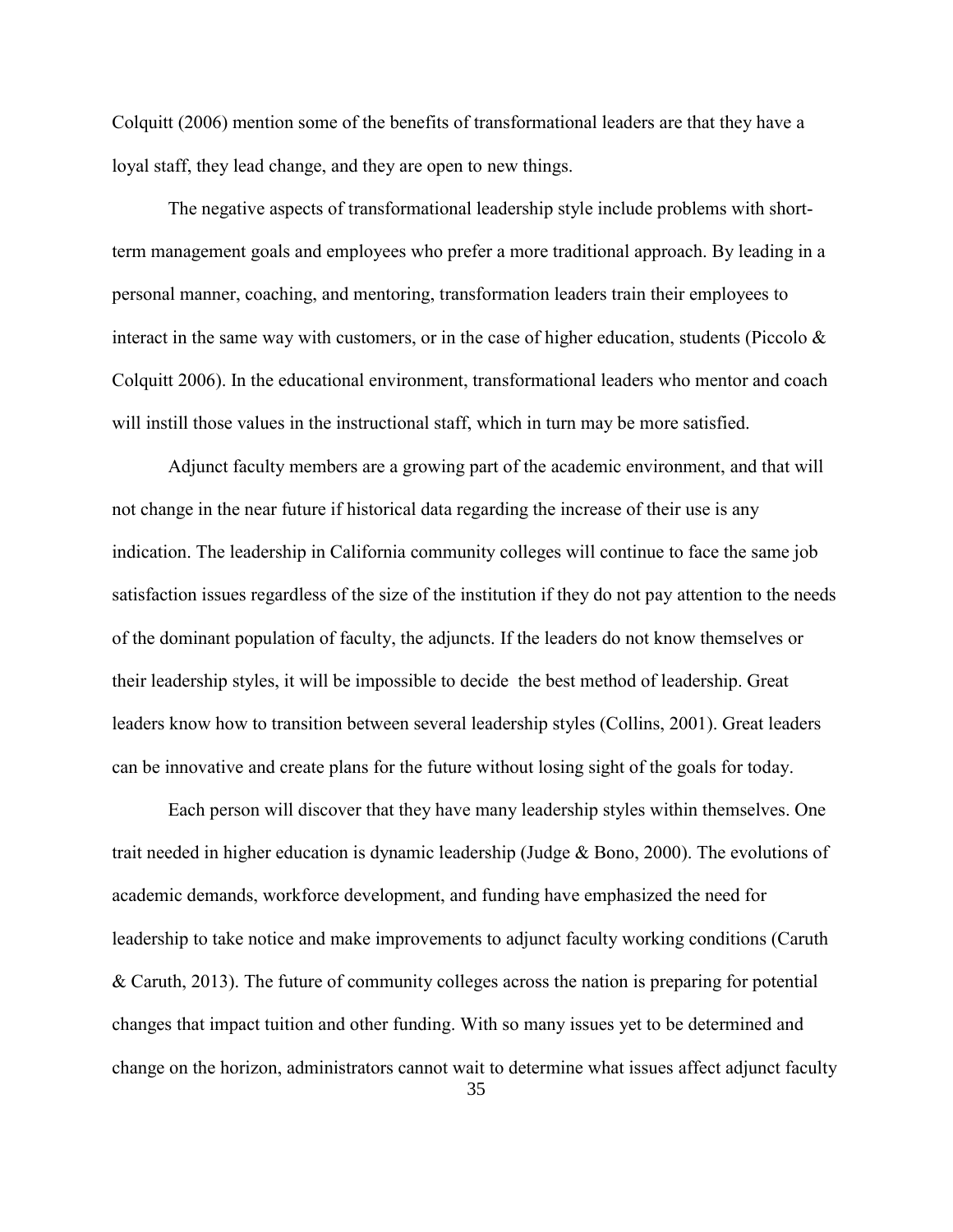Colquitt (2006) mention some of the benefits of transformational leaders are that they have a loyal staff, they lead change, and they are open to new things.

The negative aspects of transformational leadership style include problems with short-term management goals and employees who prefer a more traditional approach. By leading in a personal manner, coaching, and mentoring, transformation leaders train their employees to interact in the same way with customers, or in the case of higher education, students (Piccolo & Colquitt 2006). In the educational environment, transformational leaders who mentor and coach will instill those values in the instructional staff, which in turn may be more satisfied.

Adjunct faculty members are a growing part of the academic environment, and that will not change in the near future if historical data regarding the increase of their use is any indication. The leadership in California community colleges will continue to face the same job satisfaction issues regardless of the size of the institution if they do not pay attention to the needs of the dominant population of faculty, the adjuncts. If the leaders do not know themselves or their leadership styles, it will be impossible to decide the best method of leadership. Great leaders know how to transition between several leadership styles (Collins, 2001). Great leaders can be innovative and create plans for the future without losing sight of the goals for today.

Each person will discover that they have many leadership styles within themselves. One trait needed in higher education is dynamic leadership (Judge & Bono, 2000). The evolutions of academic demands, workforce development, and funding have emphasized the need for leadership to take notice and make improvements to adjunct faculty working conditions (Caruth & Caruth, 2013). The future of community colleges across the nation is preparing for potential changes that impact tuition and other funding. With so many issues yet to be determined and change on the horizon, administrators cannot wait to determine what issues affect adjunct faculty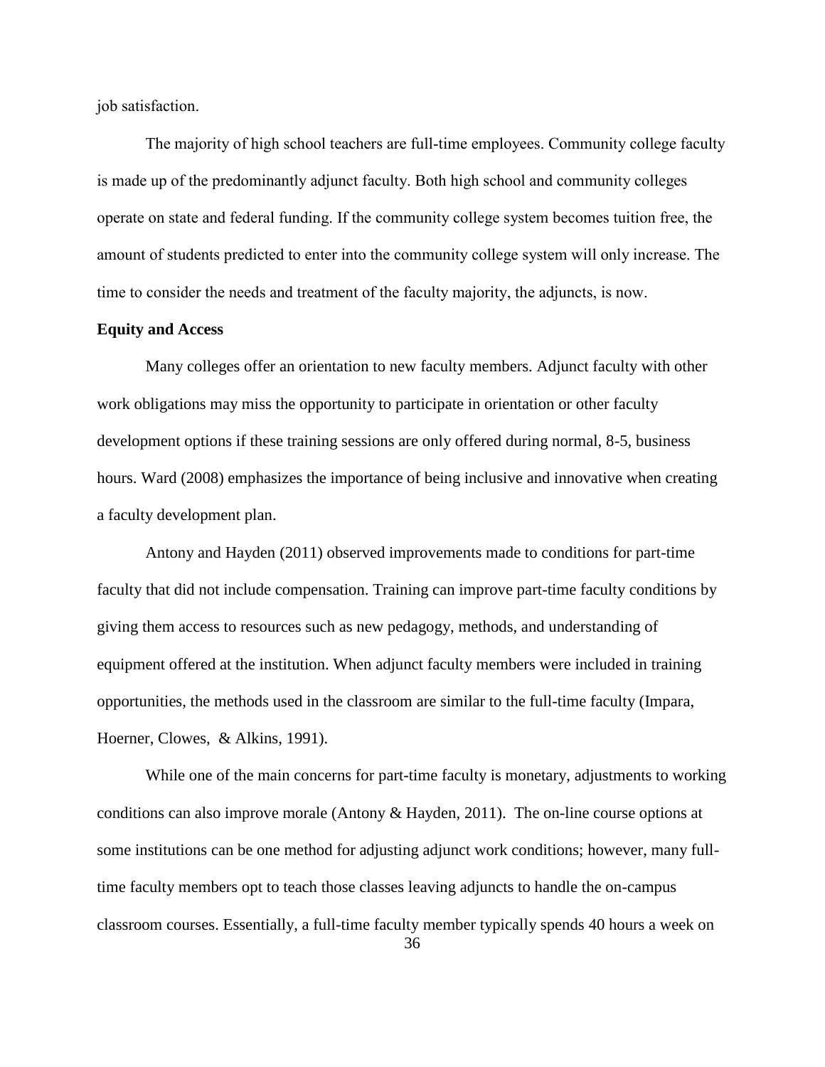job satisfaction.

The majority of high school teachers are full-time employees. Community college faculty is made up of the predominantly adjunct faculty. Both high school and community colleges operate on state and federal funding. If the community college system becomes tuition free, the amount of students predicted to enter into the community college system will only increase. The time to consider the needs and treatment of the faculty majority, the adjuncts, is now.

**Equity and Access**

Many colleges offer an orientation to new faculty members. Adjunct faculty with other work obligations may miss the opportunity to participate in orientation or other faculty development options if these training sessions are only offered during normal, 8-5, business hours. Ward (2008) emphasizes the importance of being inclusive and innovative when creating a faculty development plan.

Antony and Hayden (2011) observed improvements made to conditions for part-time faculty that did not include compensation. Training can improve part-time faculty conditions by giving them access to resources such as new pedagogy, methods, and understanding of equipment offered at the institution. When adjunct faculty members were included in training opportunities, the methods used in the classroom are similar to the full-time faculty (Impara, Hoerner, Clowes, & Alkins, 1991).

While one of the main concerns for part-time faculty is monetary, adjustments to working conditions can also improve morale (Antony & Hayden, 2011). The on-line course options at some institutions can be one method for adjusting adjunct work conditions; however, many full-time faculty members opt to teach those classes leaving adjuncts to handle the on-campus classroom courses. Essentially, a full-time faculty member typically spends 40 hours a week on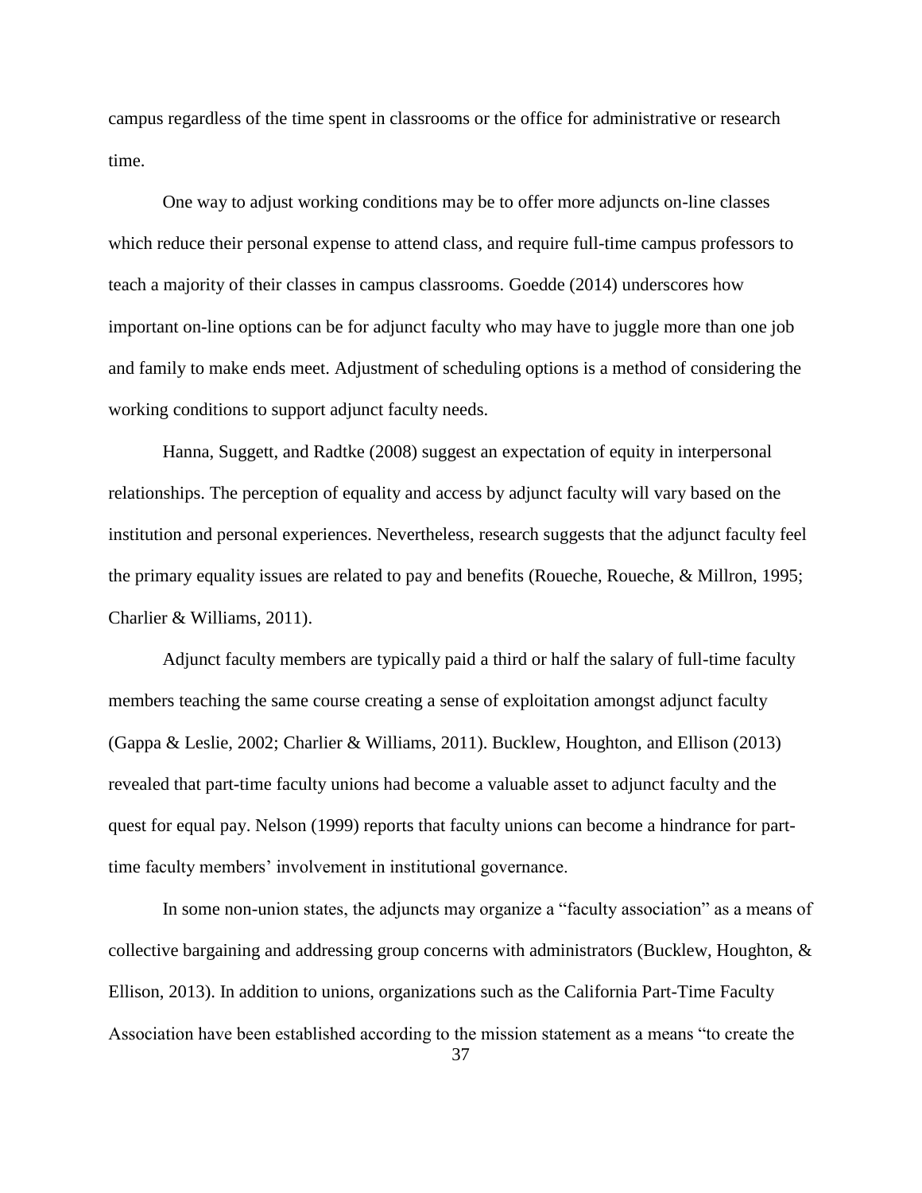campus regardless of the time spent in classrooms or the office for administrative or research time.

One way to adjust working conditions may be to offer more adjuncts on-line classes which reduce their personal expense to attend class, and require full-time campus professors to teach a majority of their classes in campus classrooms. Goedde (2014) underscores how important on-line options can be for adjunct faculty who may have to juggle more than one job and family to make ends meet. Adjustment of scheduling options is a method of considering the working conditions to support adjunct faculty needs.

Hanna, Suggett, and Radtke (2008) suggest an expectation of equity in interpersonal relationships. The perception of equality and access by adjunct faculty will vary based on the institution and personal experiences. Nevertheless, research suggests that the adjunct faculty feel the primary equality issues are related to pay and benefits (Roueche, Roueche, & Millron, 1995; Charlier & Williams, 2011).

Adjunct faculty members are typically paid a third or half the salary of full-time faculty members teaching the same course creating a sense of exploitation amongst adjunct faculty (Gappa & Leslie, 2002; Charlier & Williams, 2011). Bucklew, Houghton, and Ellison (2013) revealed that part-time faculty unions had become a valuable asset to adjunct faculty and the quest for equal pay. Nelson (1999) reports that faculty unions can become a hindrance for part-time faculty members' involvement in institutional governance.

In some non-union states, the adjuncts may organize a "faculty association" as a means of collective bargaining and addressing group concerns with administrators (Bucklew, Houghton, & Ellison, 2013). In addition to unions, organizations such as the California Part-Time Faculty Association have been established according to the mission statement as a means "to create the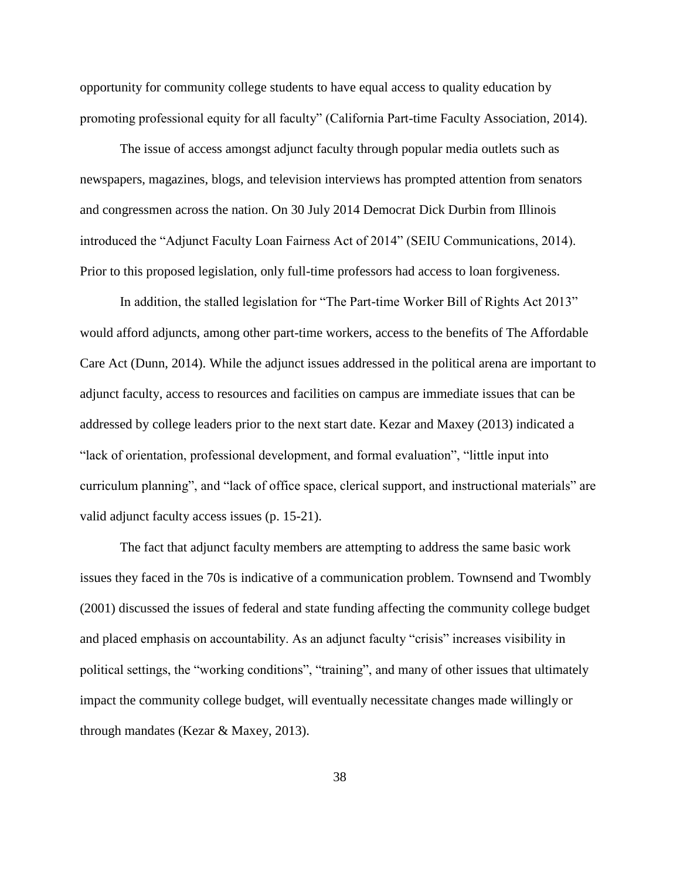opportunity for community college students to have equal access to quality education by promoting professional equity for all faculty" (California Part-time Faculty Association, 2014).

The issue of access amongst adjunct faculty through popular media outlets such as newspapers, magazines, blogs, and television interviews has prompted attention from senators and congressmen across the nation. On 30 July 2014 Democrat Dick Durbin from Illinois introduced the "Adjunct Faculty Loan Fairness Act of 2014" (SEIU Communications, 2014). Prior to this proposed legislation, only full-time professors had access to loan forgiveness.

In addition, the stalled legislation for "The Part-time Worker Bill of Rights Act 2013" would afford adjuncts, among other part-time workers, access to the benefits of The Affordable Care Act (Dunn, 2014). While the adjunct issues addressed in the political arena are important to adjunct faculty, access to resources and facilities on campus are immediate issues that can be addressed by college leaders prior to the next start date. Kezar and Maxey (2013) indicated a "lack of orientation, professional development, and formal evaluation", "little input into curriculum planning", and "lack of office space, clerical support, and instructional materials" are valid adjunct faculty access issues (p. 15-21).

The fact that adjunct faculty members are attempting to address the same basic work issues they faced in the 70s is indicative of a communication problem. Townsend and Twombly (2001) discussed the issues of federal and state funding affecting the community college budget and placed emphasis on accountability. As an adjunct faculty "crisis" increases visibility in political settings, the "working conditions", "training", and many of other issues that ultimately impact the community college budget, will eventually necessitate changes made willingly or through mandates (Kezar & Maxey, 2013).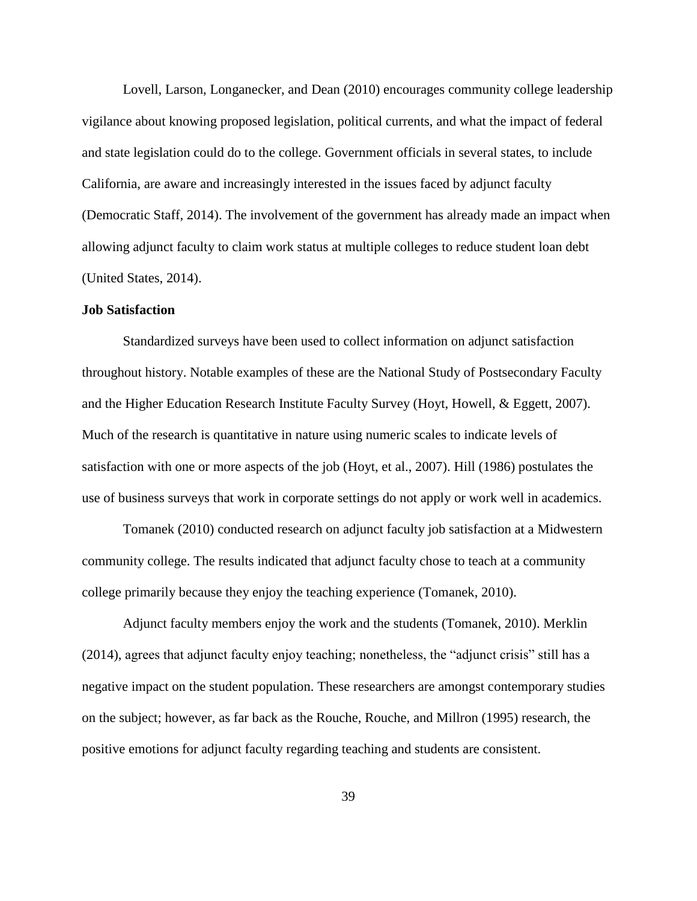Lovell, Larson, Longanecker, and Dean (2010) encourages community college leadership vigilance about knowing proposed legislation, political currents, and what the impact of federal and state legislation could do to the college. Government officials in several states, to include California, are aware and increasingly interested in the issues faced by adjunct faculty (Democratic Staff, 2014). The involvement of the government has already made an impact when allowing adjunct faculty to claim work status at multiple colleges to reduce student loan debt (United States, 2014).

**Job Satisfaction**

Standardized surveys have been used to collect information on adjunct satisfaction throughout history. Notable examples of these are the National Study of Postsecondary Faculty and the Higher Education Research Institute Faculty Survey (Hoyt, Howell, & Eggett, 2007). Much of the research is quantitative in nature using numeric scales to indicate levels of satisfaction with one or more aspects of the job (Hoyt, et al., 2007). Hill (1986) postulates the use of business surveys that work in corporate settings do not apply or work well in academics.

Tomanek (2010) conducted research on adjunct faculty job satisfaction at a Midwestern community college. The results indicated that adjunct faculty chose to teach at a community college primarily because they enjoy the teaching experience (Tomanek, 2010).

Adjunct faculty members enjoy the work and the students (Tomanek, 2010). Merklin (2014), agrees that adjunct faculty enjoy teaching; nonetheless, the "adjunct crisis" still has a negative impact on the student population. These researchers are amongst contemporary studies on the subject; however, as far back as the Rouche, Rouche, and Millron (1995) research, the positive emotions for adjunct faculty regarding teaching and students are consistent.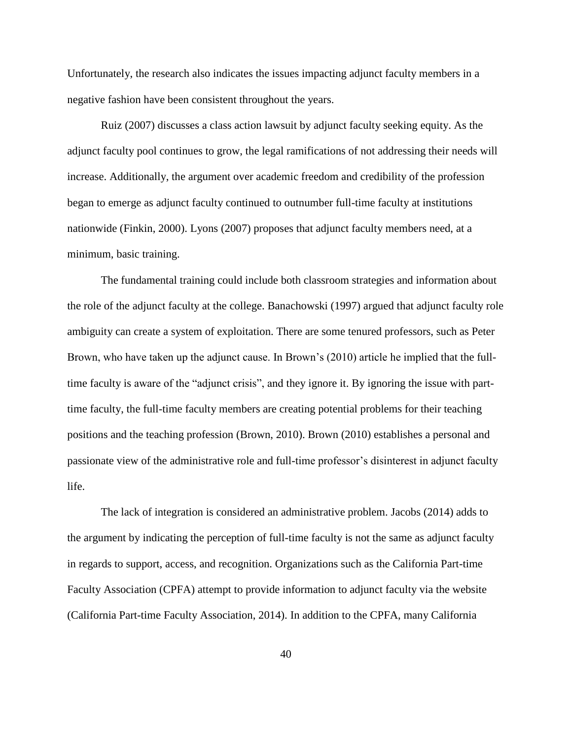Unfortunately, the research also indicates the issues impacting adjunct faculty members in a negative fashion have been consistent throughout the years.

Ruiz (2007) discusses a class action lawsuit by adjunct faculty seeking equity. As the adjunct faculty pool continues to grow, the legal ramifications of not addressing their needs will increase. Additionally, the argument over academic freedom and credibility of the profession began to emerge as adjunct faculty continued to outnumber full-time faculty at institutions nationwide (Finkin, 2000). Lyons (2007) proposes that adjunct faculty members need, at a minimum, basic training.

The fundamental training could include both classroom strategies and information about the role of the adjunct faculty at the college. Banachowski (1997) argued that adjunct faculty role ambiguity can create a system of exploitation. There are some tenured professors, such as Peter Brown, who have taken up the adjunct cause. In Brown's (2010) article he implied that the full-time faculty is aware of the "adjunct crisis", and they ignore it. By ignoring the issue with part-time faculty, the full-time faculty members are creating potential problems for their teaching positions and the teaching profession (Brown, 2010). Brown (2010) establishes a personal and passionate view of the administrative role and full-time professor's disinterest in adjunct faculty life.

The lack of integration is considered an administrative problem. Jacobs (2014) adds to the argument by indicating the perception of full-time faculty is not the same as adjunct faculty in regards to support, access, and recognition. Organizations such as the California Part-time Faculty Association (CPFA) attempt to provide information to adjunct faculty via the website (California Part-time Faculty Association, 2014). In addition to the CPFA, many California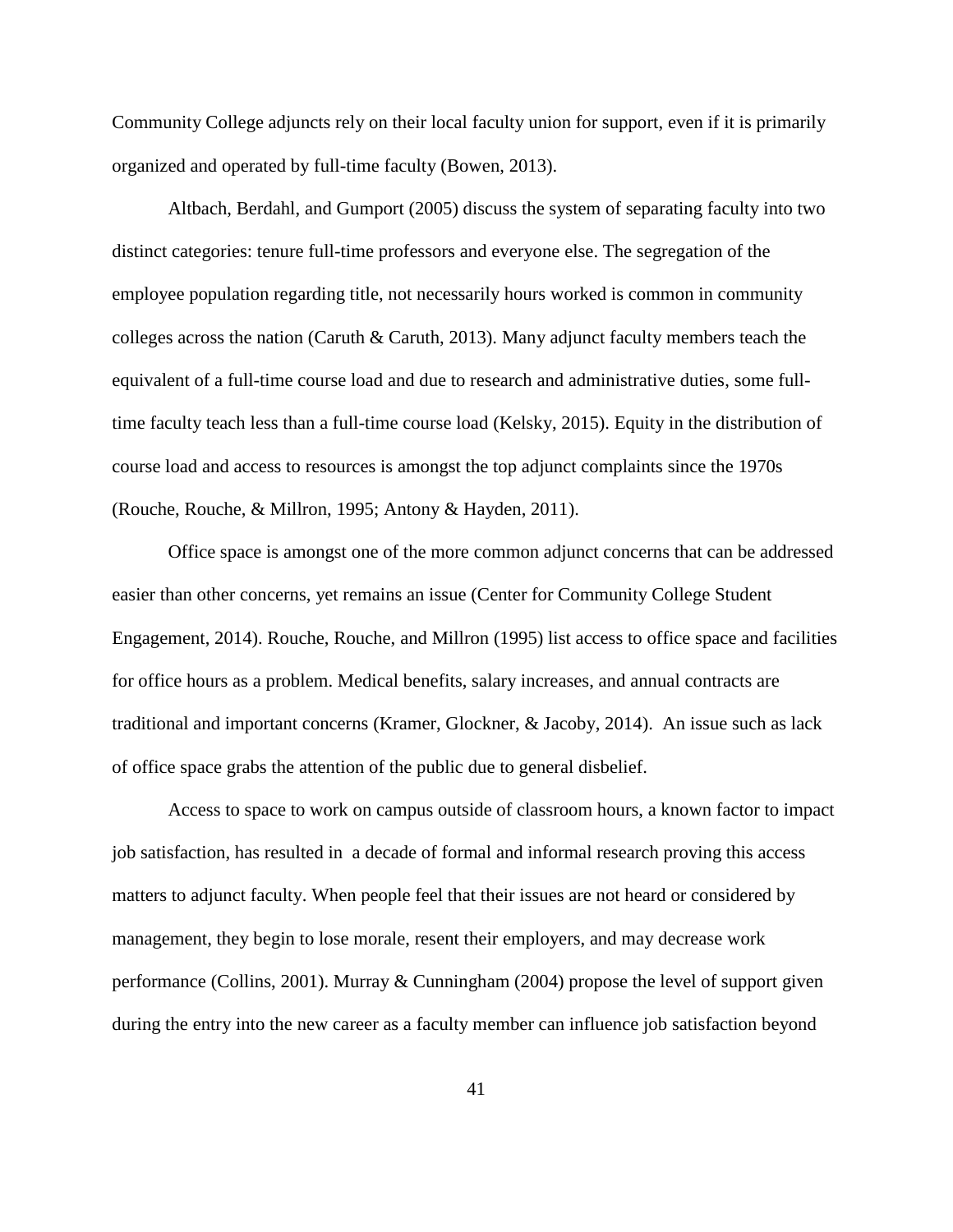Community College adjuncts rely on their local faculty union for support, even if it is primarily organized and operated by full-time faculty (Bowen, 2013).

Altbach, Berdahl, and Gumport (2005) discuss the system of separating faculty into two distinct categories: tenure full-time professors and everyone else. The segregation of the employee population regarding title, not necessarily hours worked is common in community colleges across the nation (Caruth & Caruth, 2013). Many adjunct faculty members teach the equivalent of a full-time course load and due to research and administrative duties, some full-time faculty teach less than a full-time course load (Kelsky, 2015). Equity in the distribution of course load and access to resources is amongst the top adjunct complaints since the 1970s (Rouche, Rouche, & Millron, 1995; Antony & Hayden, 2011).

Office space is amongst one of the more common adjunct concerns that can be addressed easier than other concerns, yet remains an issue (Center for Community College Student Engagement, 2014). Rouche, Rouche, and Millron (1995) list access to office space and facilities for office hours as a problem. Medical benefits, salary increases, and annual contracts are traditional and important concerns (Kramer, Glockner, & Jacoby, 2014). An issue such as lack of office space grabs the attention of the public due to general disbelief.

Access to space to work on campus outside of classroom hours, a known factor to impact job satisfaction, has resulted in a decade of formal and informal research proving this access matters to adjunct faculty. When people feel that their issues are not heard or considered by management, they begin to lose morale, resent their employers, and may decrease work performance (Collins, 2001). Murray & Cunningham (2004) propose the level of support given during the entry into the new career as a faculty member can influence job satisfaction beyond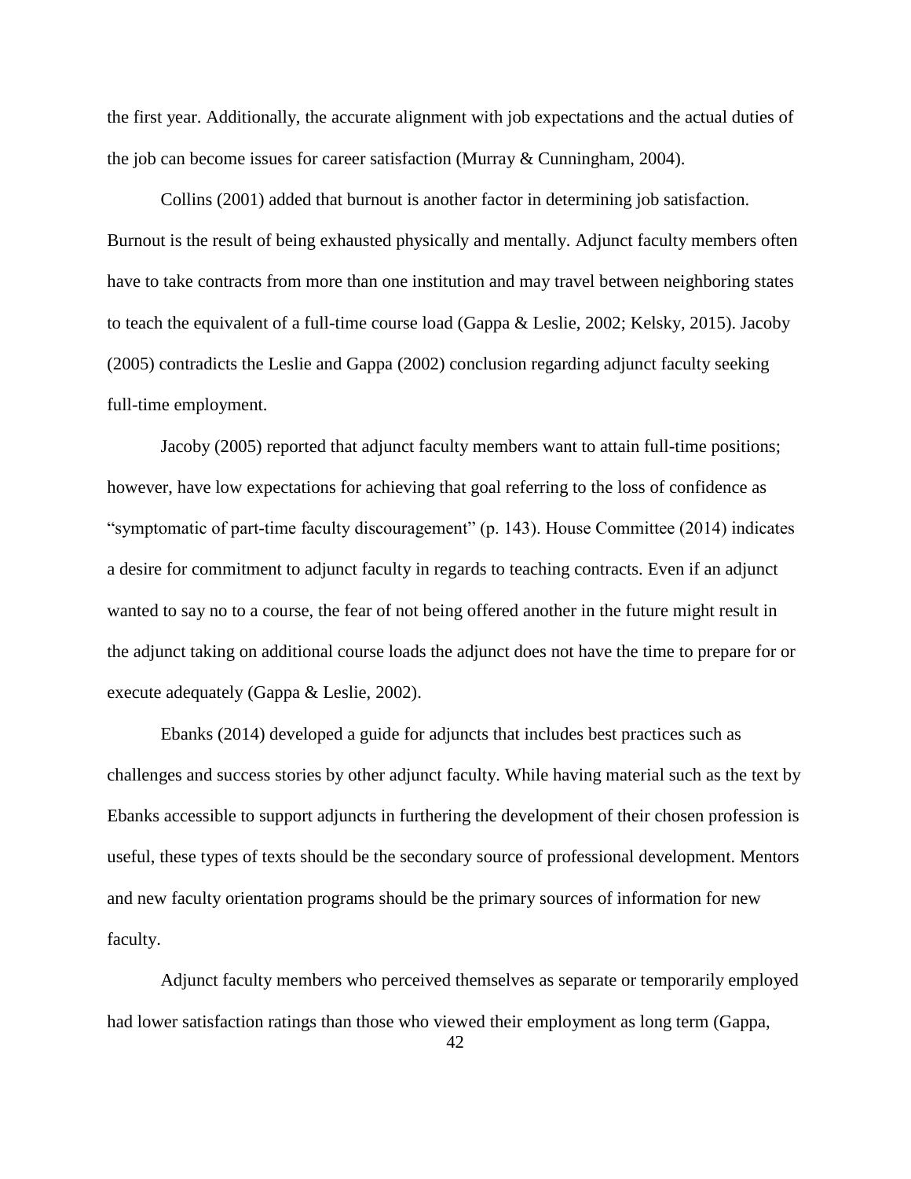the first year. Additionally, the accurate alignment with job expectations and the actual duties of the job can become issues for career satisfaction (Murray & Cunningham, 2004).

Collins (2001) added that burnout is another factor in determining job satisfaction. Burnout is the result of being exhausted physically and mentally. Adjunct faculty members often have to take contracts from more than one institution and may travel between neighboring states to teach the equivalent of a full-time course load (Gappa & Leslie, 2002; Kelsky, 2015). Jacoby (2005) contradicts the Leslie and Gappa (2002) conclusion regarding adjunct faculty seeking full-time employment.

Jacoby (2005) reported that adjunct faculty members want to attain full-time positions; however, have low expectations for achieving that goal referring to the loss of confidence as "symptomatic of part-time faculty discouragement" (p. 143). House Committee (2014) indicates a desire for commitment to adjunct faculty in regards to teaching contracts. Even if an adjunct wanted to say no to a course, the fear of not being offered another in the future might result in the adjunct taking on additional course loads the adjunct does not have the time to prepare for or execute adequately (Gappa & Leslie, 2002).

Ebanks (2014) developed a guide for adjuncts that includes best practices such as challenges and success stories by other adjunct faculty. While having material such as the text by Ebanks accessible to support adjuncts in furthering the development of their chosen profession is useful, these types of texts should be the secondary source of professional development. Mentors and new faculty orientation programs should be the primary sources of information for new faculty.

Adjunct faculty members who perceived themselves as separate or temporarily employed had lower satisfaction ratings than those who viewed their employment as long term (Gappa,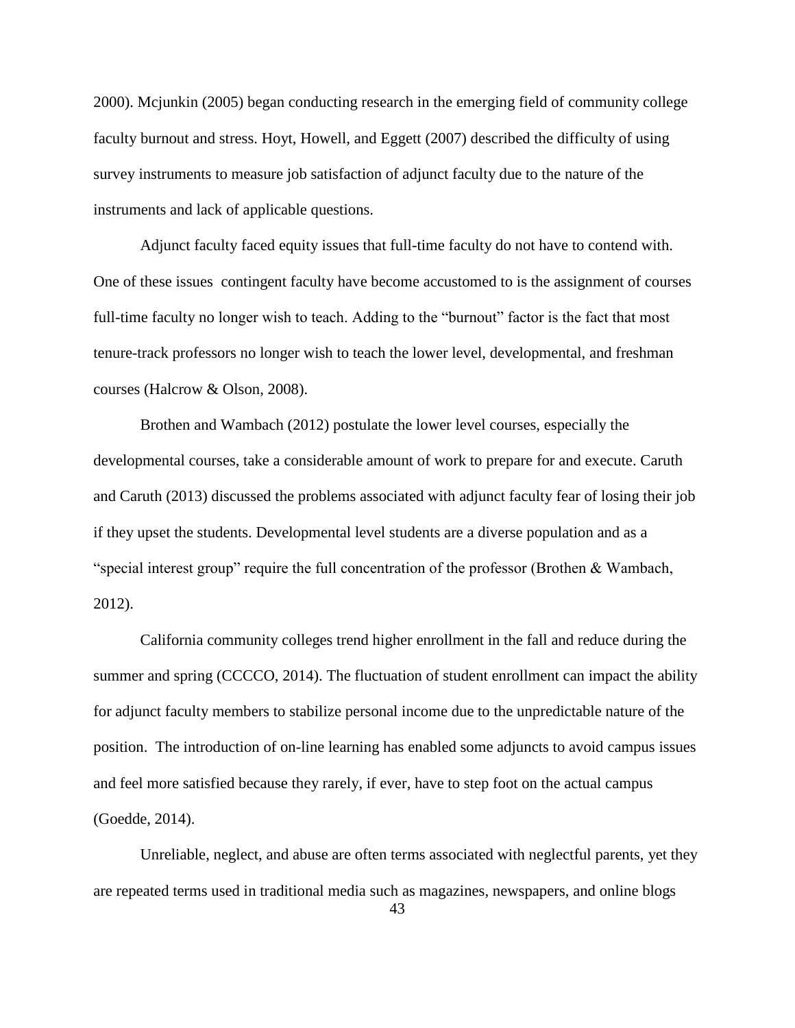2000). Mcjunkin (2005) began conducting research in the emerging field of community college faculty burnout and stress. Hoyt, Howell, and Eggett (2007) described the difficulty of using survey instruments to measure job satisfaction of adjunct faculty due to the nature of the instruments and lack of applicable questions.

Adjunct faculty faced equity issues that full-time faculty do not have to contend with. One of these issues contingent faculty have become accustomed to is the assignment of courses full-time faculty no longer wish to teach. Adding to the "burnout" factor is the fact that most tenure-track professors no longer wish to teach the lower level, developmental, and freshman courses (Halcrow & Olson, 2008).

Brothen and Wambach (2012) postulate the lower level courses, especially the developmental courses, take a considerable amount of work to prepare for and execute. Caruth and Caruth (2013) discussed the problems associated with adjunct faculty fear of losing their job if they upset the students. Developmental level students are a diverse population and as a "special interest group" require the full concentration of the professor (Brothen & Wambach, 2012).

California community colleges trend higher enrollment in the fall and reduce during the summer and spring (CCCCO, 2014). The fluctuation of student enrollment can impact the ability for adjunct faculty members to stabilize personal income due to the unpredictable nature of the position. The introduction of on-line learning has enabled some adjuncts to avoid campus issues and feel more satisfied because they rarely, if ever, have to step foot on the actual campus (Goedde, 2014).

Unreliable, neglect, and abuse are often terms associated with neglectful parents, yet they are repeated terms used in traditional media such as magazines, newspapers, and online blogs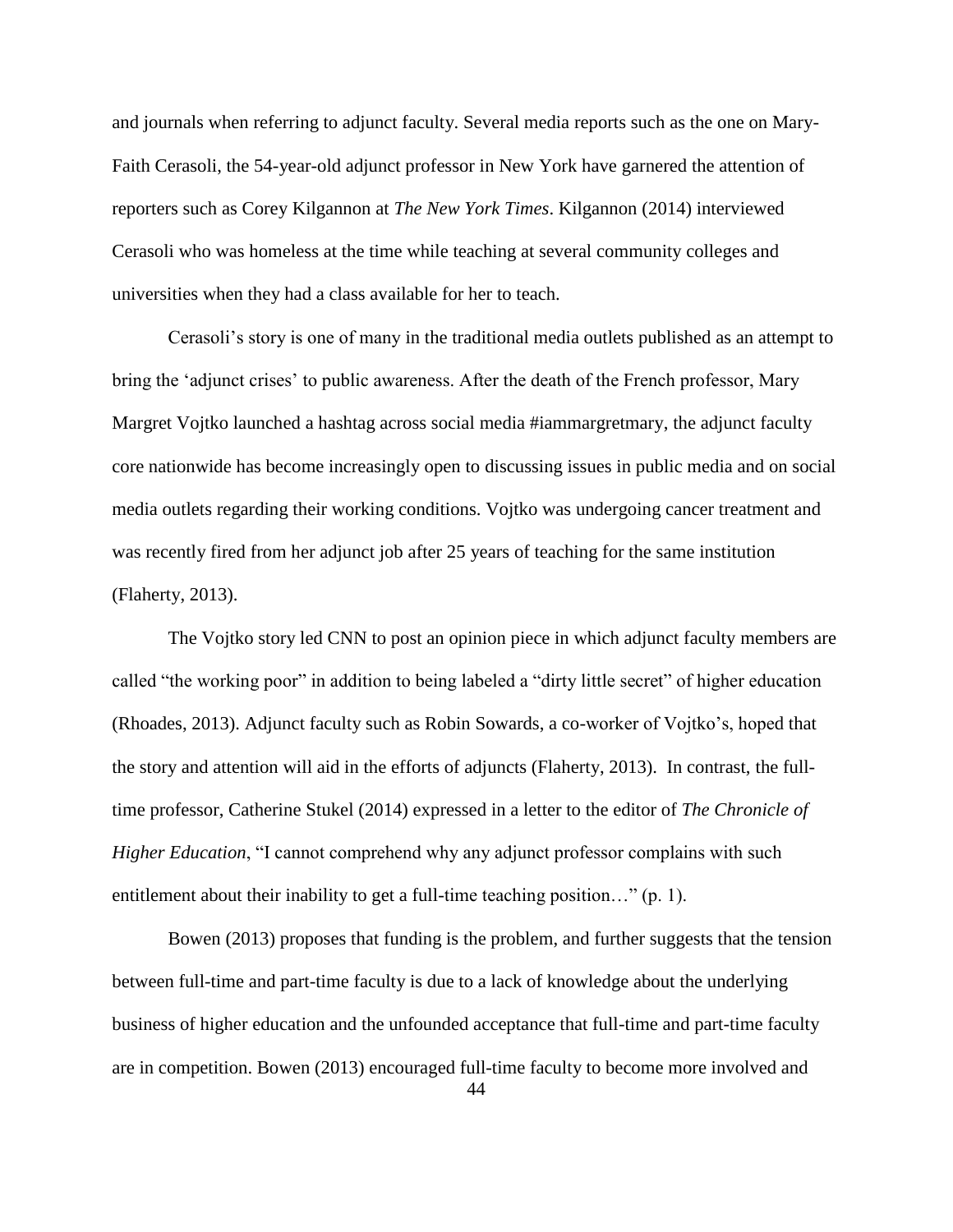and journals when referring to adjunct faculty. Several media reports such as the one on Mary-Faith Cerasoli, the 54-year-old adjunct professor in New York have garnered the attention of reporters such as Corey Kilgannon at *The New York Times*. Kilgannon (2014) interviewed Cerasoli who was homeless at the time while teaching at several community colleges and universities when they had a class available for her to teach.

Cerasoli's story is one of many in the traditional media outlets published as an attempt to bring the 'adjunct crises' to public awareness. After the death of the French professor, Mary Margret Vojtko launched a hashtag across social media #iammargretmary, the adjunct faculty core nationwide has become increasingly open to discussing issues in public media and on social media outlets regarding their working conditions. Vojtko was undergoing cancer treatment and was recently fired from her adjunct job after 25 years of teaching for the same institution (Flaherty, 2013).

The Vojtko story led CNN to post an opinion piece in which adjunct faculty members are called "the working poor" in addition to being labeled a "dirty little secret" of higher education (Rhoades, 2013). Adjunct faculty such as Robin Sowards, a co-worker of Vojtko's, hoped that the story and attention will aid in the efforts of adjuncts (Flaherty, 2013). In contrast, the full-time professor, Catherine Stukel (2014) expressed in a letter to the editor of *The Chronicle of Higher Education*, "I cannot comprehend why any adjunct professor complains with such entitlement about their inability to get a full-time teaching position…" (p. 1).

Bowen (2013) proposes that funding is the problem, and further suggests that the tension between full-time and part-time faculty is due to a lack of knowledge about the underlying business of higher education and the unfounded acceptance that full-time and part-time faculty are in competition. Bowen (2013) encouraged full-time faculty to become more involved and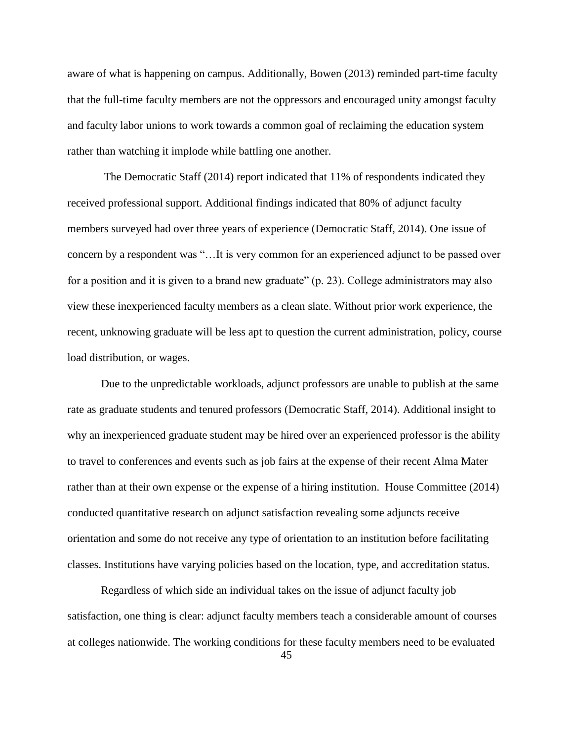aware of what is happening on campus. Additionally, Bowen (2013) reminded part-time faculty that the full-time faculty members are not the oppressors and encouraged unity amongst faculty and faculty labor unions to work towards a common goal of reclaiming the education system rather than watching it implode while battling one another.

The Democratic Staff (2014) report indicated that 11% of respondents indicated they received professional support. Additional findings indicated that 80% of adjunct faculty members surveyed had over three years of experience (Democratic Staff, 2014). One issue of concern by a respondent was "…It is very common for an experienced adjunct to be passed over for a position and it is given to a brand new graduate" (p. 23). College administrators may also view these inexperienced faculty members as a clean slate. Without prior work experience, the recent, unknowing graduate will be less apt to question the current administration, policy, course load distribution, or wages.

Due to the unpredictable workloads, adjunct professors are unable to publish at the same rate as graduate students and tenured professors (Democratic Staff, 2014). Additional insight to why an inexperienced graduate student may be hired over an experienced professor is the ability to travel to conferences and events such as job fairs at the expense of their recent Alma Mater rather than at their own expense or the expense of a hiring institution. House Committee (2014) conducted quantitative research on adjunct satisfaction revealing some adjuncts receive orientation and some do not receive any type of orientation to an institution before facilitating classes. Institutions have varying policies based on the location, type, and accreditation status.

Regardless of which side an individual takes on the issue of adjunct faculty job satisfaction, one thing is clear: adjunct faculty members teach a considerable amount of courses at colleges nationwide. The working conditions for these faculty members need to be evaluated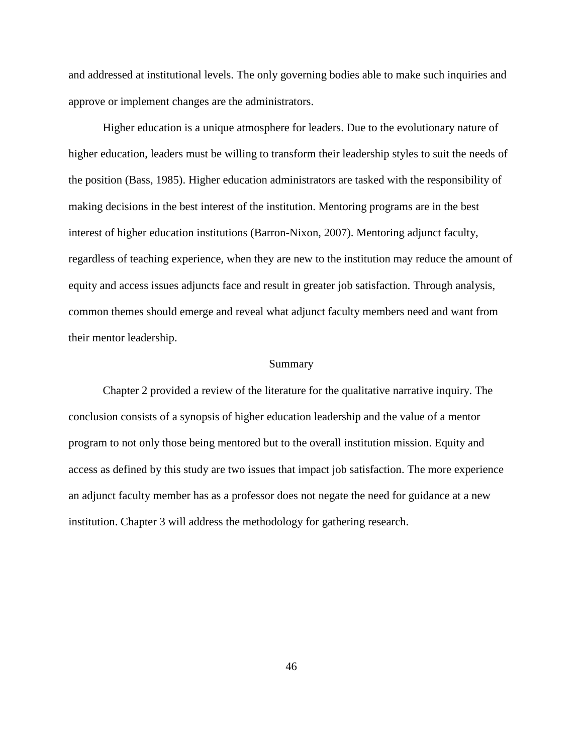and addressed at institutional levels. The only governing bodies able to make such inquiries and approve or implement changes are the administrators.

Higher education is a unique atmosphere for leaders. Due to the evolutionary nature of higher education, leaders must be willing to transform their leadership styles to suit the needs of the position (Bass, 1985). Higher education administrators are tasked with the responsibility of making decisions in the best interest of the institution. Mentoring programs are in the best interest of higher education institutions (Barron-Nixon, 2007). Mentoring adjunct faculty, regardless of teaching experience, when they are new to the institution may reduce the amount of equity and access issues adjuncts face and result in greater job satisfaction. Through analysis, common themes should emerge and reveal what adjunct faculty members need and want from their mentor leadership.

## Summary

Chapter 2 provided a review of the literature for the qualitative narrative inquiry. The conclusion consists of a synopsis of higher education leadership and the value of a mentor program to not only those being mentored but to the overall institution mission. Equity and access as defined by this study are two issues that impact job satisfaction. The more experience an adjunct faculty member has as a professor does not negate the need for guidance at a new institution. Chapter 3 will address the methodology for gathering research.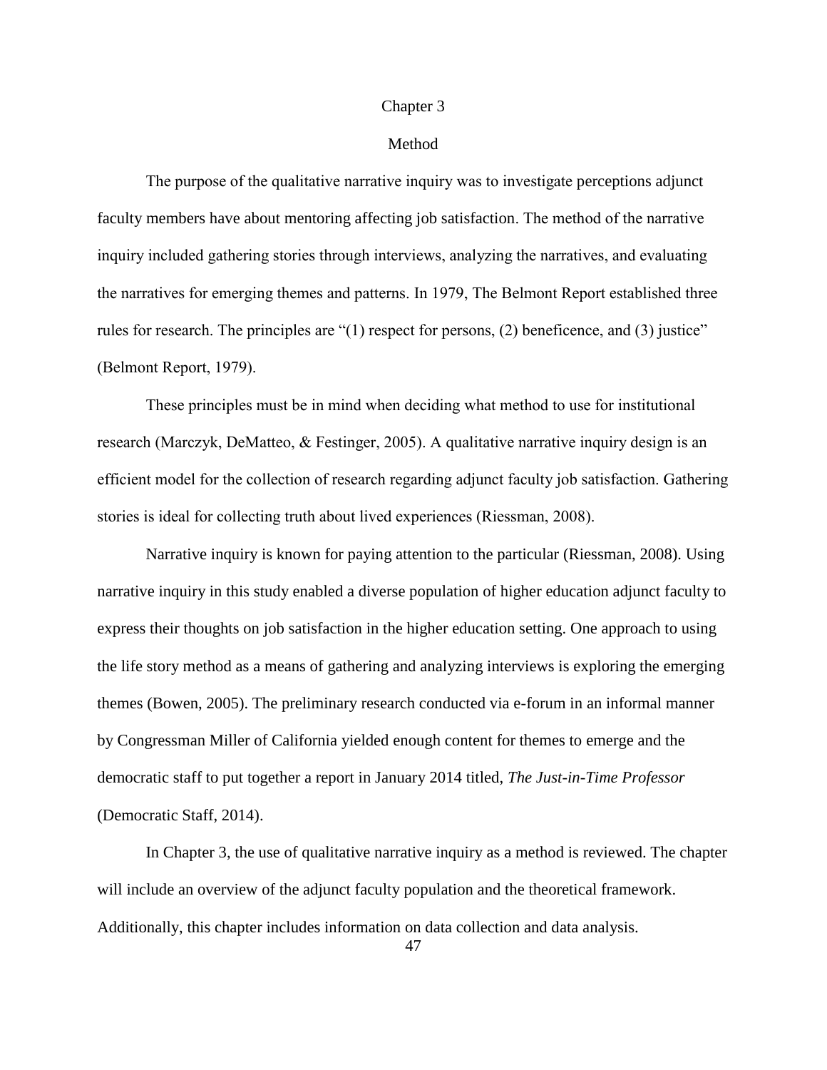# Chapter 3

## Method

The purpose of the qualitative narrative inquiry was to investigate perceptions adjunct faculty members have about mentoring affecting job satisfaction. The method of the narrative inquiry included gathering stories through interviews, analyzing the narratives, and evaluating the narratives for emerging themes and patterns. In 1979, The Belmont Report established three rules for research. The principles are "(1) respect for persons, (2) beneficence, and (3) justice" (Belmont Report, 1979).

These principles must be in mind when deciding what method to use for institutional research (Marczyk, DeMatteo, & Festinger, 2005). A qualitative narrative inquiry design is an efficient model for the collection of research regarding adjunct faculty job satisfaction. Gathering stories is ideal for collecting truth about lived experiences (Riessman, 2008).

Narrative inquiry is known for paying attention to the particular (Riessman, 2008). Using narrative inquiry in this study enabled a diverse population of higher education adjunct faculty to express their thoughts on job satisfaction in the higher education setting. One approach to using the life story method as a means of gathering and analyzing interviews is exploring the emerging themes (Bowen, 2005). The preliminary research conducted via e-forum in an informal manner by Congressman Miller of California yielded enough content for themes to emerge and the democratic staff to put together a report in January 2014 titled, *The Just-in-Time Professor* (Democratic Staff, 2014).

In Chapter 3, the use of qualitative narrative inquiry as a method is reviewed. The chapter will include an overview of the adjunct faculty population and the theoretical framework. Additionally, this chapter includes information on data collection and data analysis.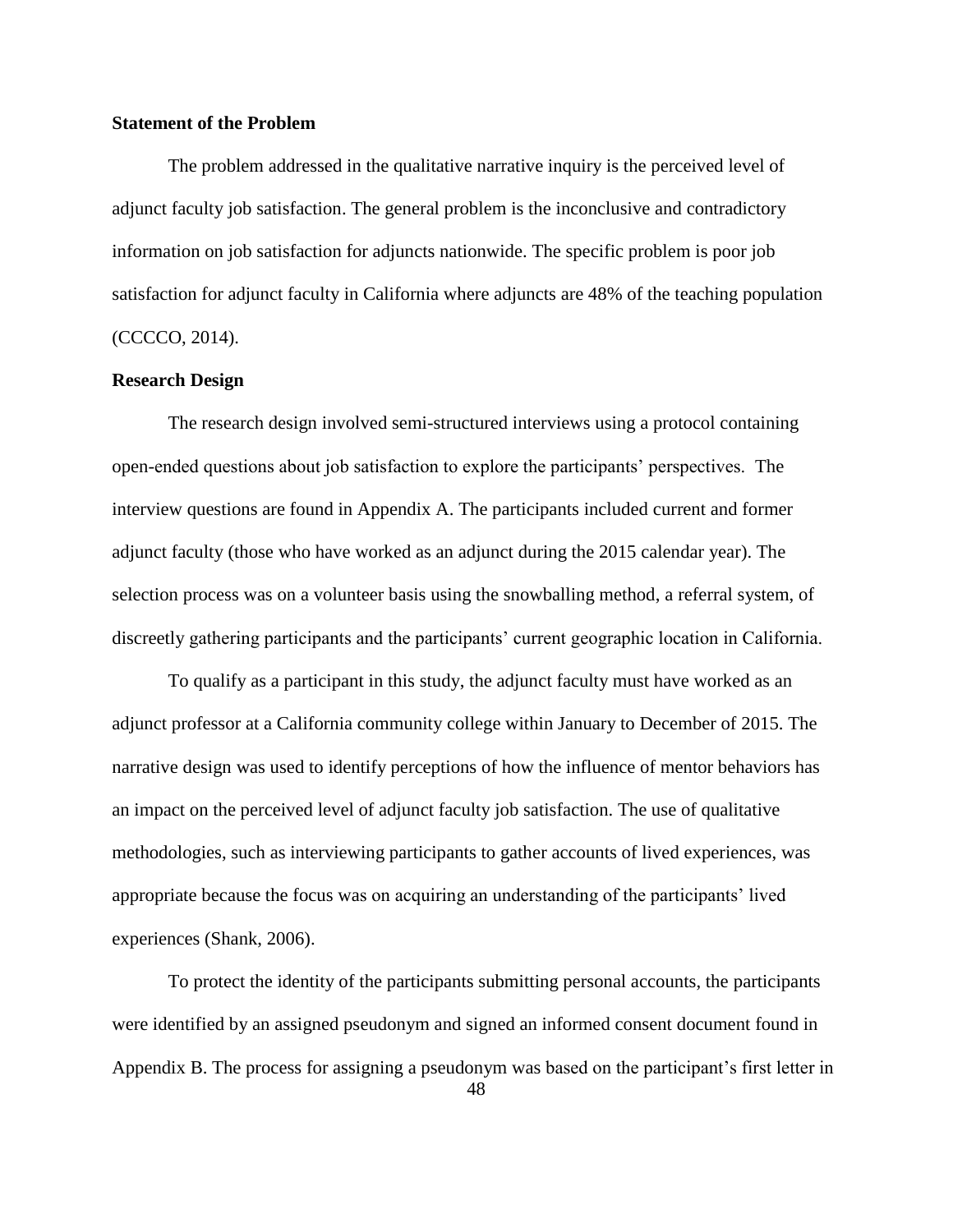## Statement of the Problem

The problem addressed in the qualitative narrative inquiry is the perceived level of adjunct faculty job satisfaction. The general problem is the inconclusive and contradictory information on job satisfaction for adjuncts nationwide. The specific problem is poor job satisfaction for adjunct faculty in California where adjuncts are 48% of the teaching population (CCCCO, 2014).

## Research Design

The research design involved semi-structured interviews using a protocol containing open-ended questions about job satisfaction to explore the participants' perspectives. The interview questions are found in Appendix A. The participants included current and former adjunct faculty (those who have worked as an adjunct during the 2015 calendar year). The selection process was on a volunteer basis using the snowballing method, a referral system, of discreetly gathering participants and the participants' current geographic location in California.

To qualify as a participant in this study, the adjunct faculty must have worked as an adjunct professor at a California community college within January to December of 2015. The narrative design was used to identify perceptions of how the influence of mentor behaviors has an impact on the perceived level of adjunct faculty job satisfaction. The use of qualitative methodologies, such as interviewing participants to gather accounts of lived experiences, was appropriate because the focus was on acquiring an understanding of the participants' lived experiences (Shank, 2006).

To protect the identity of the participants submitting personal accounts, the participants were identified by an assigned pseudonym and signed an informed consent document found in Appendix B. The process for assigning a pseudonym was based on the participant's first letter in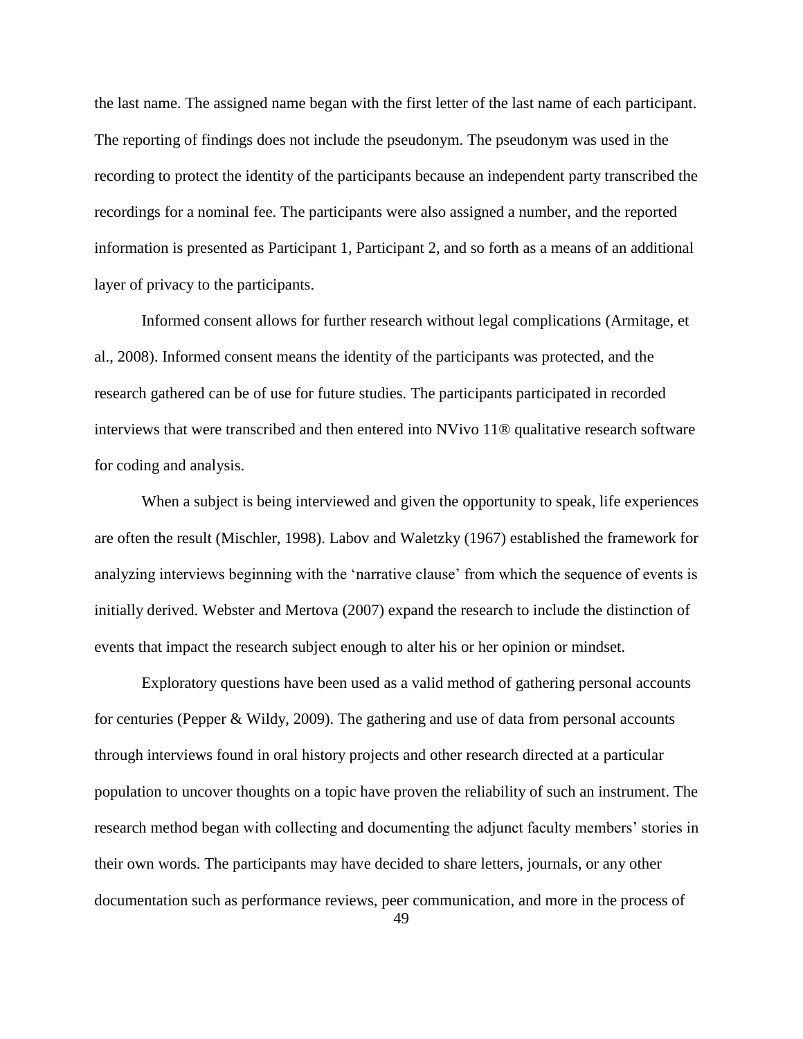the last name. The assigned name began with the first letter of the last name of each participant. The reporting of findings does not include the pseudonym. The pseudonym was used in the recording to protect the identity of the participants because an independent party transcribed the recordings for a nominal fee. The participants were also assigned a number, and the reported information is presented as Participant 1, Participant 2, and so forth as a means of an additional layer of privacy to the participants.

Informed consent allows for further research without legal complications (Armitage, et al., 2008). Informed consent means the identity of the participants was protected, and the research gathered can be of use for future studies. The participants participated in recorded interviews that were transcribed and then entered into NVivo 11® qualitative research software for coding and analysis.

When a subject is being interviewed and given the opportunity to speak, life experiences are often the result (Mischler, 1998). Labov and Waletzky (1967) established the framework for analyzing interviews beginning with the 'narrative clause' from which the sequence of events is initially derived. Webster and Mertova (2007) expand the research to include the distinction of events that impact the research subject enough to alter his or her opinion or mindset.

Exploratory questions have been used as a valid method of gathering personal accounts for centuries (Pepper & Wildy, 2009). The gathering and use of data from personal accounts through interviews found in oral history projects and other research directed at a particular population to uncover thoughts on a topic have proven the reliability of such an instrument. The research method began with collecting and documenting the adjunct faculty members' stories in their own words. The participants may have decided to share letters, journals, or any other documentation such as performance reviews, peer communication, and more in the process of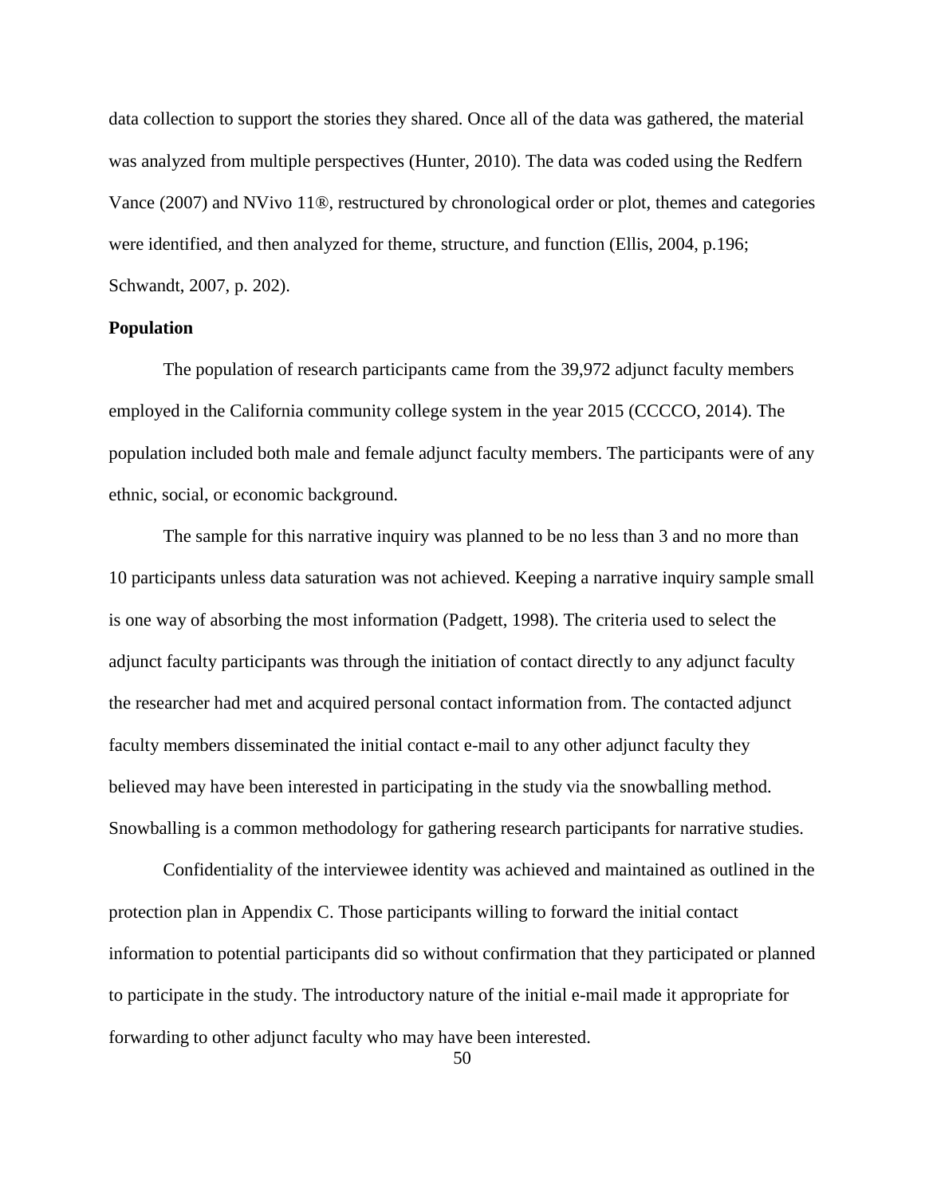data collection to support the stories they shared. Once all of the data was gathered, the material was analyzed from multiple perspectives (Hunter, 2010). The data was coded using the Redfern Vance (2007) and NVivo 11®, restructured by chronological order or plot, themes and categories were identified, and then analyzed for theme, structure, and function (Ellis, 2004, p.196; Schwandt, 2007, p. 202).

**Population**

The population of research participants came from the 39,972 adjunct faculty members employed in the California community college system in the year 2015 (CCCCO, 2014). The population included both male and female adjunct faculty members. The participants were of any ethnic, social, or economic background.

The sample for this narrative inquiry was planned to be no less than 3 and no more than 10 participants unless data saturation was not achieved. Keeping a narrative inquiry sample small is one way of absorbing the most information (Padgett, 1998). The criteria used to select the adjunct faculty participants was through the initiation of contact directly to any adjunct faculty the researcher had met and acquired personal contact information from. The contacted adjunct faculty members disseminated the initial contact e-mail to any other adjunct faculty they believed may have been interested in participating in the study via the snowballing method. Snowballing is a common methodology for gathering research participants for narrative studies.

Confidentiality of the interviewee identity was achieved and maintained as outlined in the protection plan in Appendix C. Those participants willing to forward the initial contact information to potential participants did so without confirmation that they participated or planned to participate in the study. The introductory nature of the initial e-mail made it appropriate for forwarding to other adjunct faculty who may have been interested.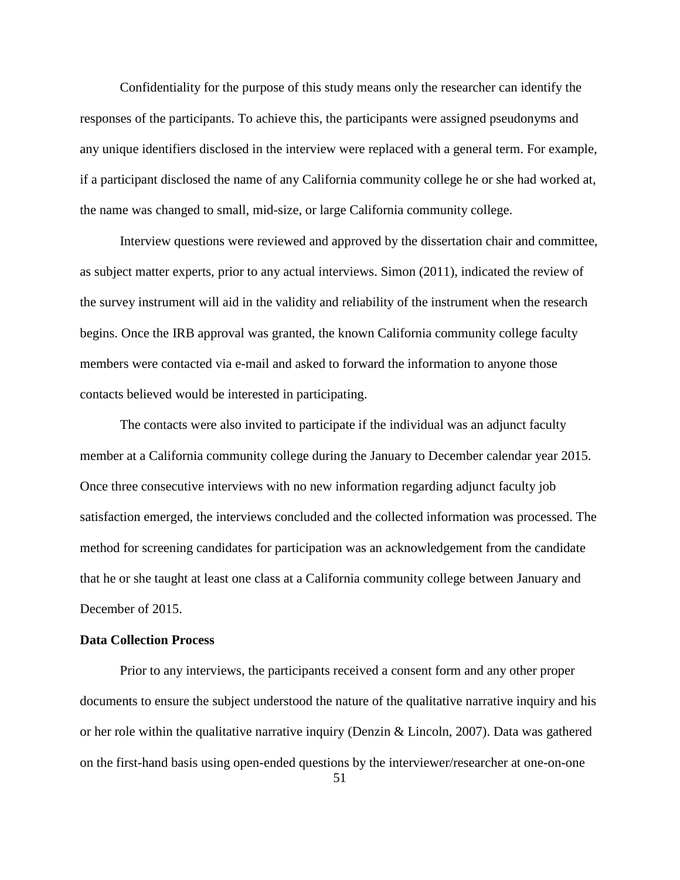Confidentiality for the purpose of this study means only the researcher can identify the responses of the participants. To achieve this, the participants were assigned pseudonyms and any unique identifiers disclosed in the interview were replaced with a general term. For example, if a participant disclosed the name of any California community college he or she had worked at, the name was changed to small, mid-size, or large California community college.

Interview questions were reviewed and approved by the dissertation chair and committee, as subject matter experts, prior to any actual interviews. Simon (2011), indicated the review of the survey instrument will aid in the validity and reliability of the instrument when the research begins. Once the IRB approval was granted, the known California community college faculty members were contacted via e-mail and asked to forward the information to anyone those contacts believed would be interested in participating.

The contacts were also invited to participate if the individual was an adjunct faculty member at a California community college during the January to December calendar year 2015. Once three consecutive interviews with no new information regarding adjunct faculty job satisfaction emerged, the interviews concluded and the collected information was processed. The method for screening candidates for participation was an acknowledgement from the candidate that he or she taught at least one class at a California community college between January and December of 2015.

**Data Collection Process**

Prior to any interviews, the participants received a consent form and any other proper documents to ensure the subject understood the nature of the qualitative narrative inquiry and his or her role within the qualitative narrative inquiry (Denzin & Lincoln, 2007). Data was gathered on the first-hand basis using open-ended questions by the interviewer/researcher at one-on-one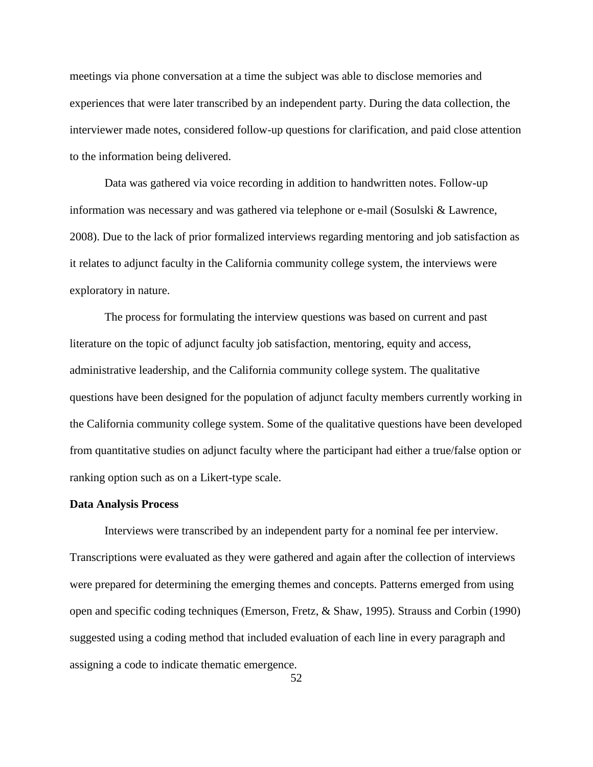meetings via phone conversation at a time the subject was able to disclose memories and experiences that were later transcribed by an independent party. During the data collection, the interviewer made notes, considered follow-up questions for clarification, and paid close attention to the information being delivered.

Data was gathered via voice recording in addition to handwritten notes. Follow-up information was necessary and was gathered via telephone or e-mail (Sosulski & Lawrence, 2008). Due to the lack of prior formalized interviews regarding mentoring and job satisfaction as it relates to adjunct faculty in the California community college system, the interviews were exploratory in nature.

The process for formulating the interview questions was based on current and past literature on the topic of adjunct faculty job satisfaction, mentoring, equity and access, administrative leadership, and the California community college system. The qualitative questions have been designed for the population of adjunct faculty members currently working in the California community college system. Some of the qualitative questions have been developed from quantitative studies on adjunct faculty where the participant had either a true/false option or ranking option such as on a Likert-type scale.

**Data Analysis Process**

Interviews were transcribed by an independent party for a nominal fee per interview. Transcriptions were evaluated as they were gathered and again after the collection of interviews were prepared for determining the emerging themes and concepts. Patterns emerged from using open and specific coding techniques (Emerson, Fretz, & Shaw, 1995). Strauss and Corbin (1990) suggested using a coding method that included evaluation of each line in every paragraph and assigning a code to indicate thematic emergence.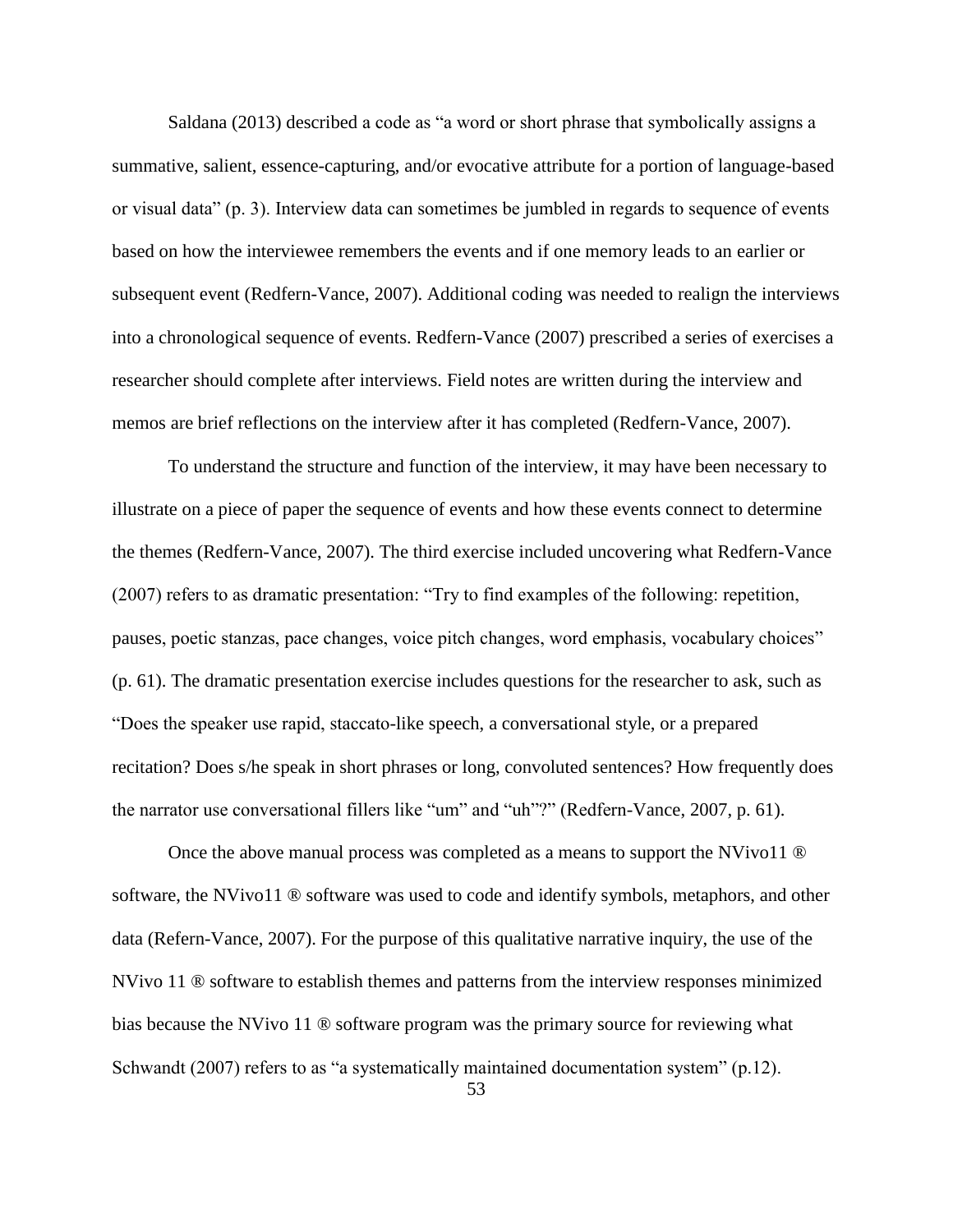Saldana (2013) described a code as "a word or short phrase that symbolically assigns a summative, salient, essence-capturing, and/or evocative attribute for a portion of language-based or visual data" (p. 3). Interview data can sometimes be jumbled in regards to sequence of events based on how the interviewee remembers the events and if one memory leads to an earlier or subsequent event (Redfern-Vance, 2007). Additional coding was needed to realign the interviews into a chronological sequence of events. Redfern-Vance (2007) prescribed a series of exercises a researcher should complete after interviews. Field notes are written during the interview and memos are brief reflections on the interview after it has completed (Redfern-Vance, 2007).

To understand the structure and function of the interview, it may have been necessary to illustrate on a piece of paper the sequence of events and how these events connect to determine the themes (Redfern-Vance, 2007). The third exercise included uncovering what Redfern-Vance (2007) refers to as dramatic presentation: "Try to find examples of the following: repetition, pauses, poetic stanzas, pace changes, voice pitch changes, word emphasis, vocabulary choices" (p. 61). The dramatic presentation exercise includes questions for the researcher to ask, such as "Does the speaker use rapid, staccato-like speech, a conversational style, or a prepared recitation? Does s/he speak in short phrases or long, convoluted sentences? How frequently does the narrator use conversational fillers like "um" and "uh"?" (Redfern-Vance, 2007, p. 61).

Once the above manual process was completed as a means to support the NVivo11 ® software, the NVivo11 ® software was used to code and identify symbols, metaphors, and other data (Refern-Vance, 2007). For the purpose of this qualitative narrative inquiry, the use of the NVivo 11 ® software to establish themes and patterns from the interview responses minimized bias because the NVivo 11 ® software program was the primary source for reviewing what Schwandt (2007) refers to as "a systematically maintained documentation system" (p.12).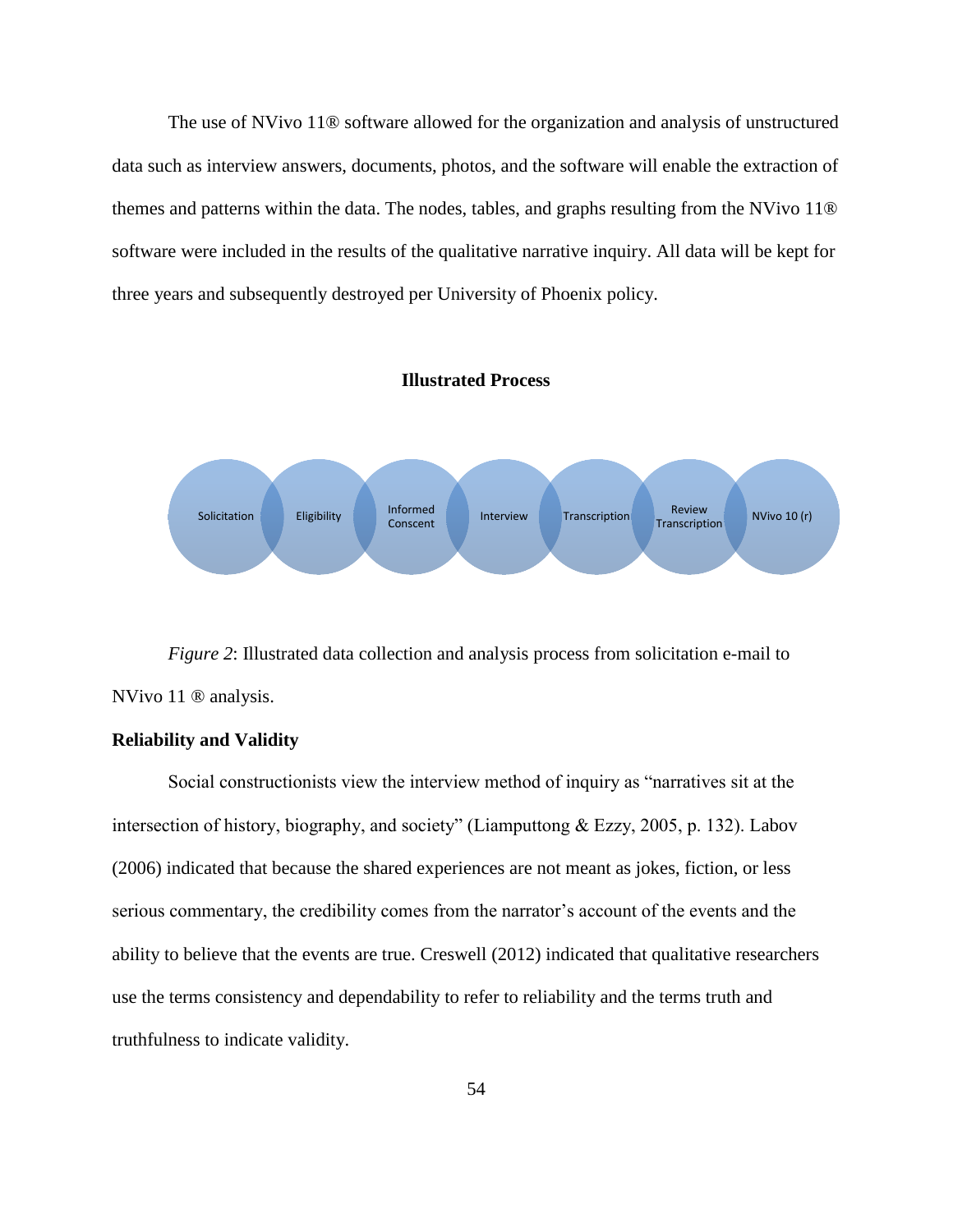The use of NVivo 11® software allowed for the organization and analysis of unstructured data such as interview answers, documents, photos, and the software will enable the extraction of themes and patterns within the data. The nodes, tables, and graphs resulting from the NVivo 11® software were included in the results of the qualitative narrative inquiry. All data will be kept for three years and subsequently destroyed per University of Phoenix policy.

**Illustrated Process**

Solicitation → Eligibility → Informed Consent → Interview → Transcription → Review Transcription → NVivo 10 (r)

*Figure 2*: Illustrated data collection and analysis process from solicitation e-mail to NVivo 11 ® analysis.

## Reliability and Validity

Social constructionists view the interview method of inquiry as "narratives sit at the intersection of history, biography, and society" (Liamputtong & Ezzy, 2005, p. 132). Labov (2006) indicated that because the shared experiences are not meant as jokes, fiction, or less serious commentary, the credibility comes from the narrator's account of the events and the ability to believe that the events are true. Creswell (2012) indicated that qualitative researchers use the terms consistency and dependability to refer to reliability and the terms truth and truthfulness to indicate validity.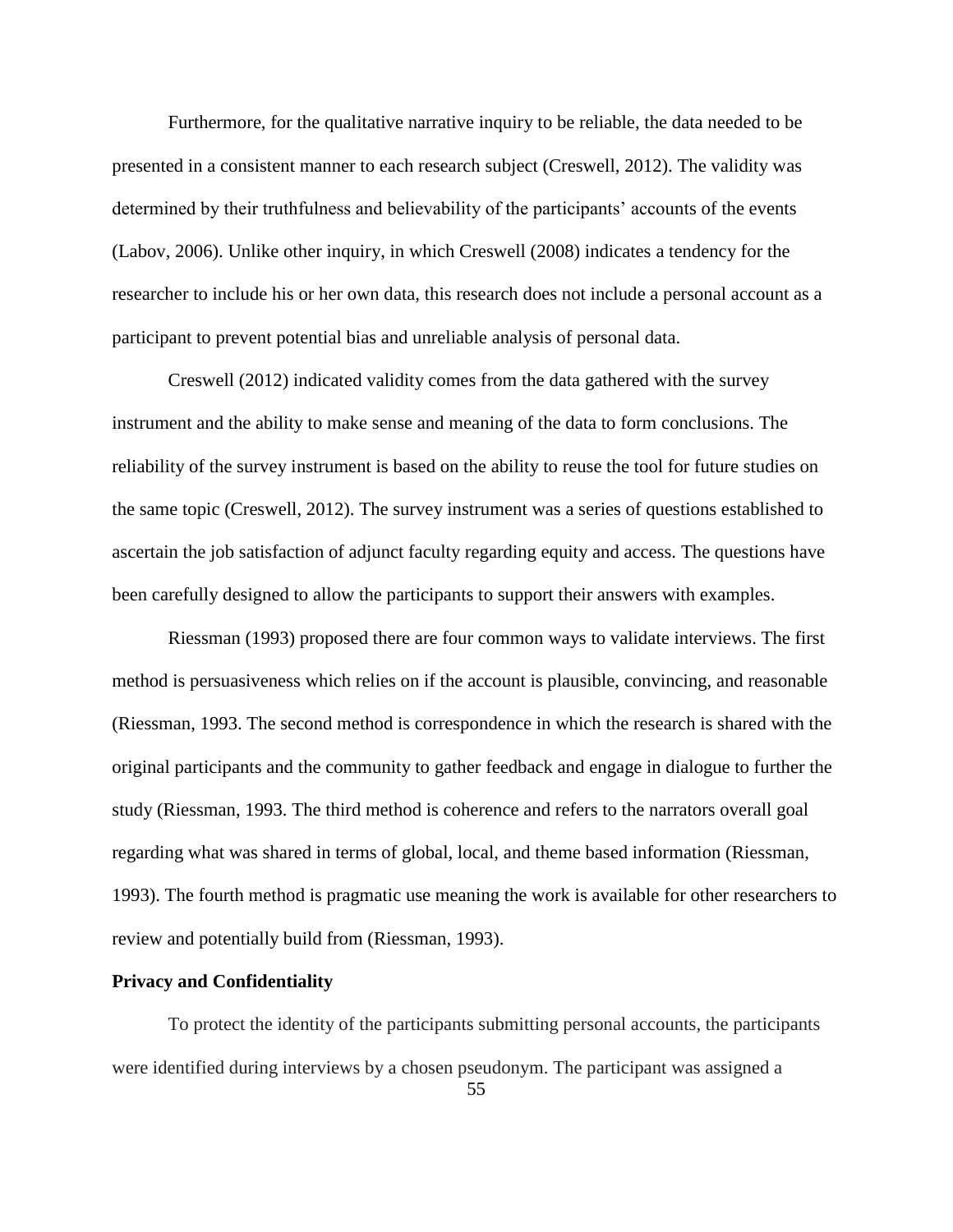Furthermore, for the qualitative narrative inquiry to be reliable, the data needed to be presented in a consistent manner to each research subject (Creswell, 2012). The validity was determined by their truthfulness and believability of the participants' accounts of the events (Labov, 2006). Unlike other inquiry, in which Creswell (2008) indicates a tendency for the researcher to include his or her own data, this research does not include a personal account as a participant to prevent potential bias and unreliable analysis of personal data.

Creswell (2012) indicated validity comes from the data gathered with the survey instrument and the ability to make sense and meaning of the data to form conclusions. The reliability of the survey instrument is based on the ability to reuse the tool for future studies on the same topic (Creswell, 2012). The survey instrument was a series of questions established to ascertain the job satisfaction of adjunct faculty regarding equity and access. The questions have been carefully designed to allow the participants to support their answers with examples.

Riessman (1993) proposed there are four common ways to validate interviews. The first method is persuasiveness which relies on if the account is plausible, convincing, and reasonable (Riessman, 1993. The second method is correspondence in which the research is shared with the original participants and the community to gather feedback and engage in dialogue to further the study (Riessman, 1993. The third method is coherence and refers to the narrators overall goal regarding what was shared in terms of global, local, and theme based information (Riessman, 1993). The fourth method is pragmatic use meaning the work is available for other researchers to review and potentially build from (Riessman, 1993).

**Privacy and Confidentiality**

To protect the identity of the participants submitting personal accounts, the participants were identified during interviews by a chosen pseudonym. The participant was assigned a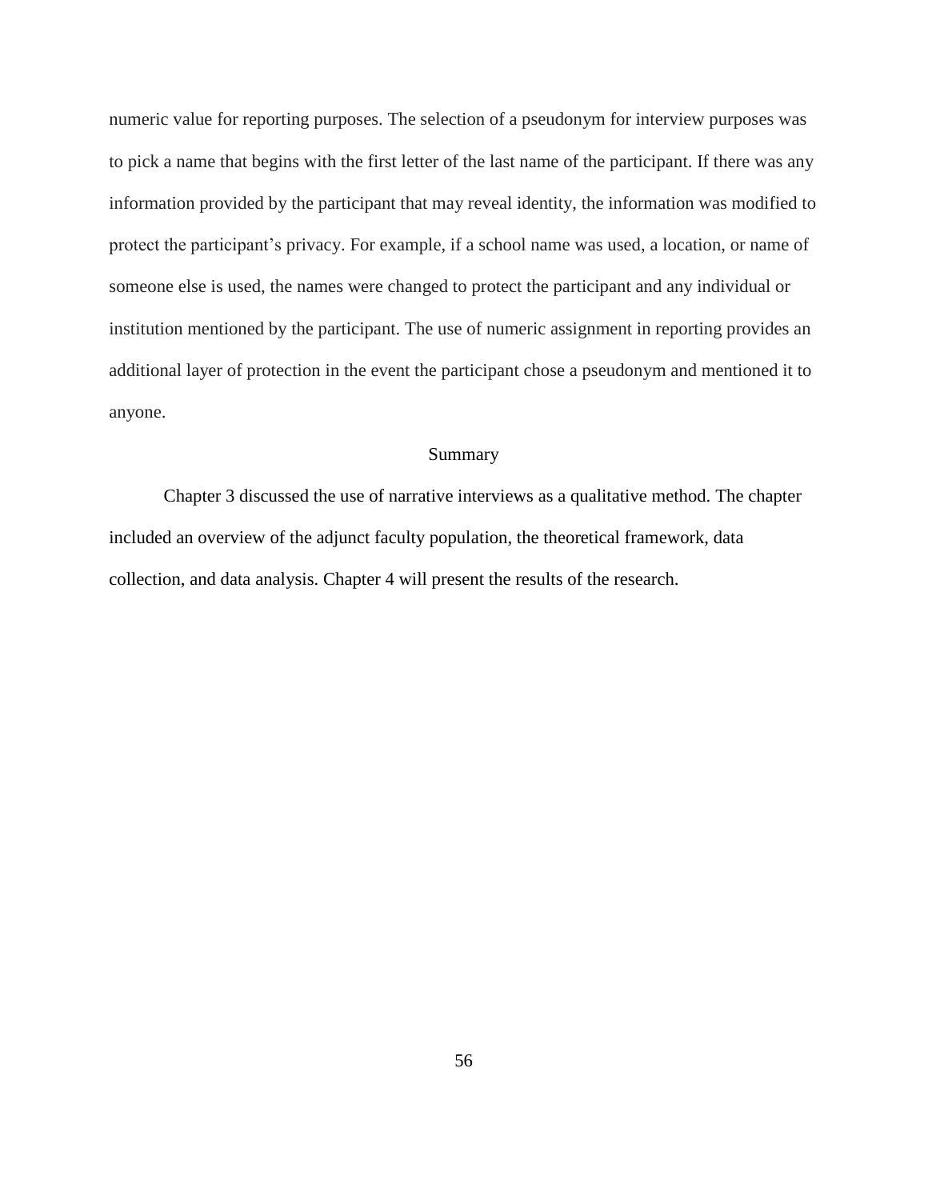numeric value for reporting purposes. The selection of a pseudonym for interview purposes was to pick a name that begins with the first letter of the last name of the participant. If there was any information provided by the participant that may reveal identity, the information was modified to protect the participant's privacy. For example, if a school name was used, a location, or name of someone else is used, the names were changed to protect the participant and any individual or institution mentioned by the participant. The use of numeric assignment in reporting provides an additional layer of protection in the event the participant chose a pseudonym and mentioned it to anyone.

## Summary

Chapter 3 discussed the use of narrative interviews as a qualitative method. The chapter included an overview of the adjunct faculty population, the theoretical framework, data collection, and data analysis. Chapter 4 will present the results of the research.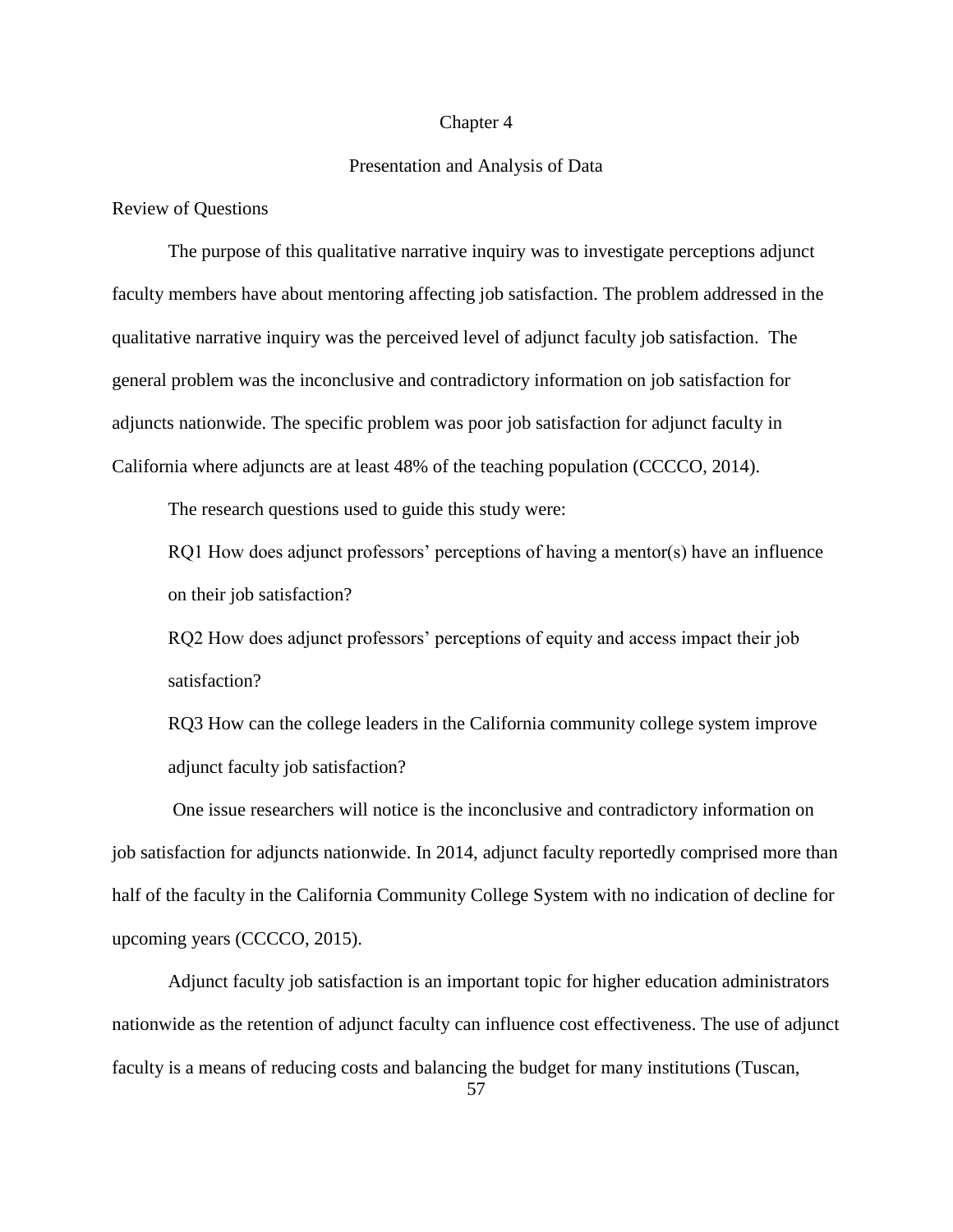# Chapter 4

## Presentation and Analysis of Data

### Review of Questions

The purpose of this qualitative narrative inquiry was to investigate perceptions adjunct faculty members have about mentoring affecting job satisfaction. The problem addressed in the qualitative narrative inquiry was the perceived level of adjunct faculty job satisfaction. The general problem was the inconclusive and contradictory information on job satisfaction for adjuncts nationwide. The specific problem was poor job satisfaction for adjunct faculty in California where adjuncts are at least 48% of the teaching population (CCCCO, 2014).

The research questions used to guide this study were:

RQ1 How does adjunct professors' perceptions of having a mentor(s) have an influence on their job satisfaction?

RQ2 How does adjunct professors' perceptions of equity and access impact their job satisfaction?

RQ3 How can the college leaders in the California community college system improve adjunct faculty job satisfaction?

One issue researchers will notice is the inconclusive and contradictory information on job satisfaction for adjuncts nationwide. In 2014, adjunct faculty reportedly comprised more than half of the faculty in the California Community College System with no indication of decline for upcoming years (CCCCO, 2015).

Adjunct faculty job satisfaction is an important topic for higher education administrators nationwide as the retention of adjunct faculty can influence cost effectiveness. The use of adjunct faculty is a means of reducing costs and balancing the budget for many institutions (Tuscan,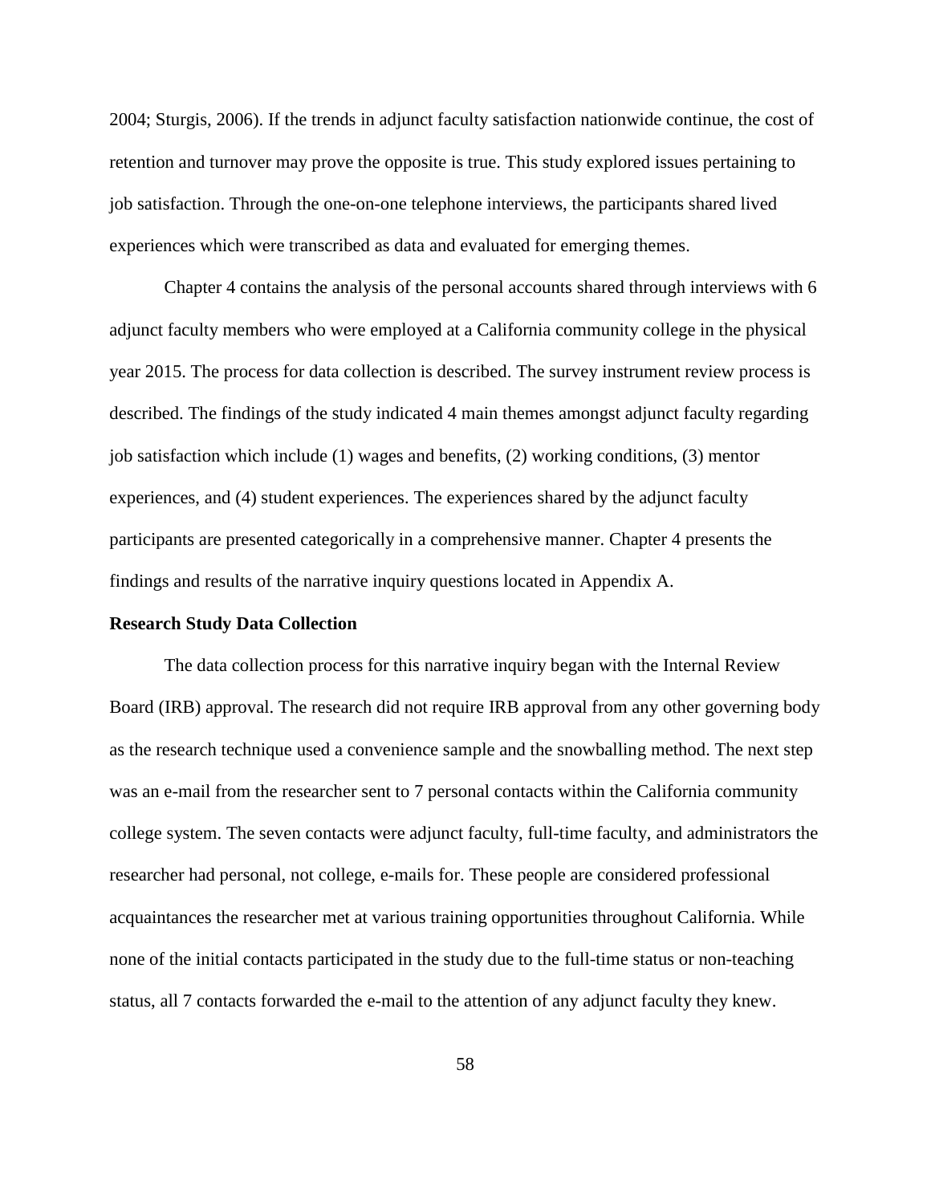2004; Sturgis, 2006). If the trends in adjunct faculty satisfaction nationwide continue, the cost of retention and turnover may prove the opposite is true. This study explored issues pertaining to job satisfaction. Through the one-on-one telephone interviews, the participants shared lived experiences which were transcribed as data and evaluated for emerging themes.

Chapter 4 contains the analysis of the personal accounts shared through interviews with 6 adjunct faculty members who were employed at a California community college in the physical year 2015. The process for data collection is described. The survey instrument review process is described. The findings of the study indicated 4 main themes amongst adjunct faculty regarding job satisfaction which include (1) wages and benefits, (2) working conditions, (3) mentor experiences, and (4) student experiences. The experiences shared by the adjunct faculty participants are presented categorically in a comprehensive manner. Chapter 4 presents the findings and results of the narrative inquiry questions located in Appendix A.

**Research Study Data Collection**

The data collection process for this narrative inquiry began with the Internal Review Board (IRB) approval. The research did not require IRB approval from any other governing body as the research technique used a convenience sample and the snowballing method. The next step was an e-mail from the researcher sent to 7 personal contacts within the California community college system. The seven contacts were adjunct faculty, full-time faculty, and administrators the researcher had personal, not college, e-mails for. These people are considered professional acquaintances the researcher met at various training opportunities throughout California. While none of the initial contacts participated in the study due to the full-time status or non-teaching status, all 7 contacts forwarded the e-mail to the attention of any adjunct faculty they knew.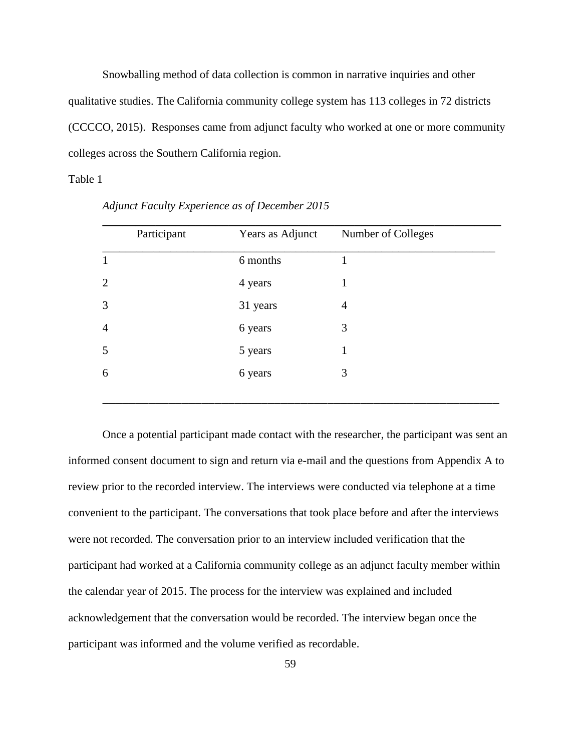Snowballing method of data collection is common in narrative inquiries and other qualitative studies. The California community college system has 113 colleges in 72 districts (CCCCO, 2015). Responses came from adjunct faculty who worked at one or more community colleges across the Southern California region.

Table 1

*Adjunct Faculty Experience as of December 2015*

| Participant | Years as Adjunct | Number of Colleges |
|---|---|---|
| 1 | 6 months | 1 |
| 2 | 4 years | 1 |
| 3 | 31 years | 4 |
| 4 | 6 years | 3 |
| 5 | 5 years | 1 |
| 6 | 6 years | 3 |

Once a potential participant made contact with the researcher, the participant was sent an informed consent document to sign and return via e-mail and the questions from Appendix A to review prior to the recorded interview. The interviews were conducted via telephone at a time convenient to the participant. The conversations that took place before and after the interviews were not recorded. The conversation prior to an interview included verification that the participant had worked at a California community college as an adjunct faculty member within the calendar year of 2015. The process for the interview was explained and included acknowledgement that the conversation would be recorded. The interview began once the participant was informed and the volume verified as recordable.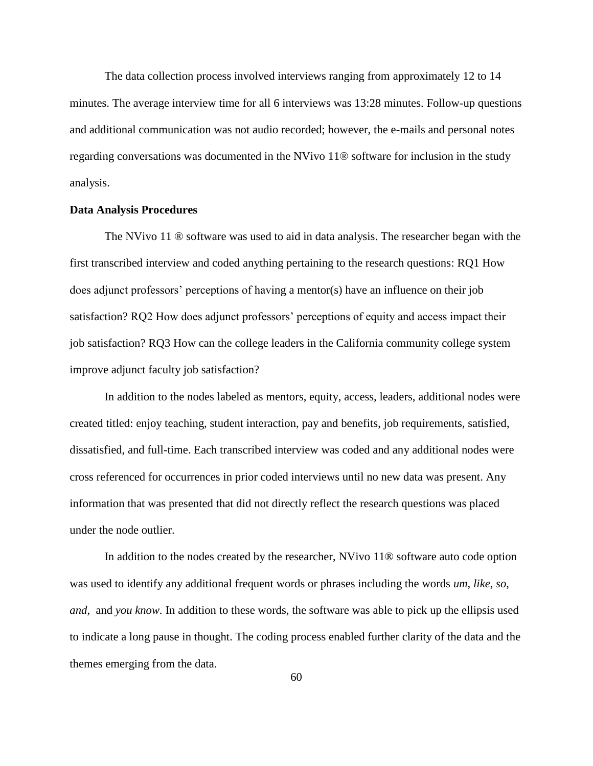The data collection process involved interviews ranging from approximately 12 to 14 minutes. The average interview time for all 6 interviews was 13:28 minutes. Follow-up questions and additional communication was not audio recorded; however, the e-mails and personal notes regarding conversations was documented in the NVivo 11® software for inclusion in the study analysis.

**Data Analysis Procedures**

The NVivo 11 ® software was used to aid in data analysis. The researcher began with the first transcribed interview and coded anything pertaining to the research questions: RQ1 How does adjunct professors' perceptions of having a mentor(s) have an influence on their job satisfaction? RQ2 How does adjunct professors' perceptions of equity and access impact their job satisfaction? RQ3 How can the college leaders in the California community college system improve adjunct faculty job satisfaction?

In addition to the nodes labeled as mentors, equity, access, leaders, additional nodes were created titled: enjoy teaching, student interaction, pay and benefits, job requirements, satisfied, dissatisfied, and full-time. Each transcribed interview was coded and any additional nodes were cross referenced for occurrences in prior coded interviews until no new data was present. Any information that was presented that did not directly reflect the research questions was placed under the node outlier.

In addition to the nodes created by the researcher, NVivo 11® software auto code option was used to identify any additional frequent words or phrases including the words *um*, *like*, *so*, *and*, and *you know.* In addition to these words, the software was able to pick up the ellipsis used to indicate a long pause in thought. The coding process enabled further clarity of the data and the themes emerging from the data.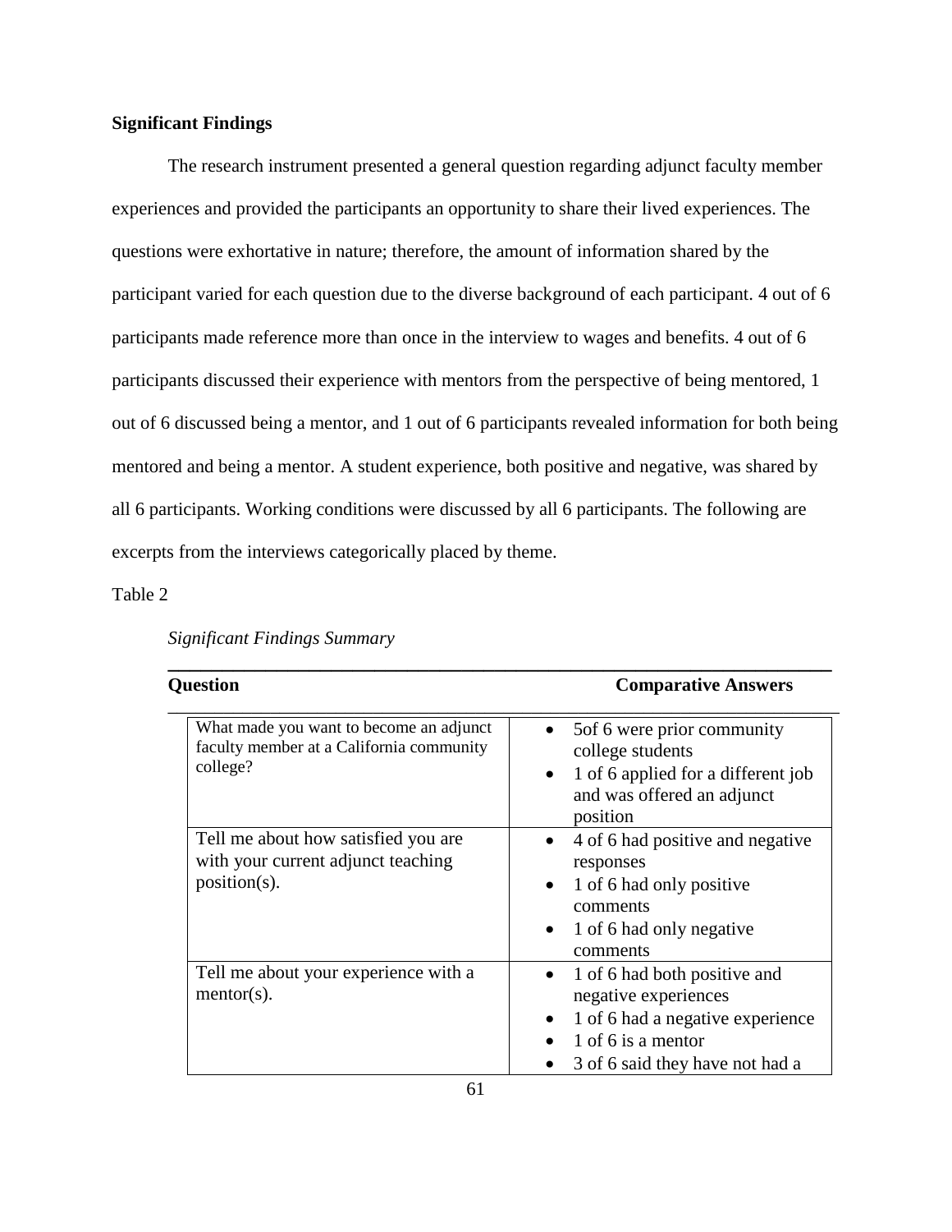**Significant Findings**

The research instrument presented a general question regarding adjunct faculty member experiences and provided the participants an opportunity to share their lived experiences. The questions were exhortative in nature; therefore, the amount of information shared by the participant varied for each question due to the diverse background of each participant. 4 out of 6 participants made reference more than once in the interview to wages and benefits. 4 out of 6 participants discussed their experience with mentors from the perspective of being mentored, 1 out of 6 discussed being a mentor, and 1 out of 6 participants revealed information for both being mentored and being a mentor. A student experience, both positive and negative, was shared by all 6 participants. Working conditions were discussed by all 6 participants. The following are excerpts from the interviews categorically placed by theme.

Table 2

*Significant Findings Summary*

| Question | Comparative Answers |
|---|---|
| What made you want to become an adjunct faculty member at a California community college? | • 5of 6 were prior community college students<br>• 1 of 6 applied for a different job and was offered an adjunct position |
| Tell me about how satisfied you are with your current adjunct teaching position(s). | • 4 of 6 had positive and negative responses<br>• 1 of 6 had only positive comments<br>• 1 of 6 had only negative comments |
| Tell me about your experience with a mentor(s). | • 1 of 6 had both positive and negative experiences<br>• 1 of 6 had a negative experience<br>• 1 of 6 is a mentor<br>• 3 of 6 said they have not had a |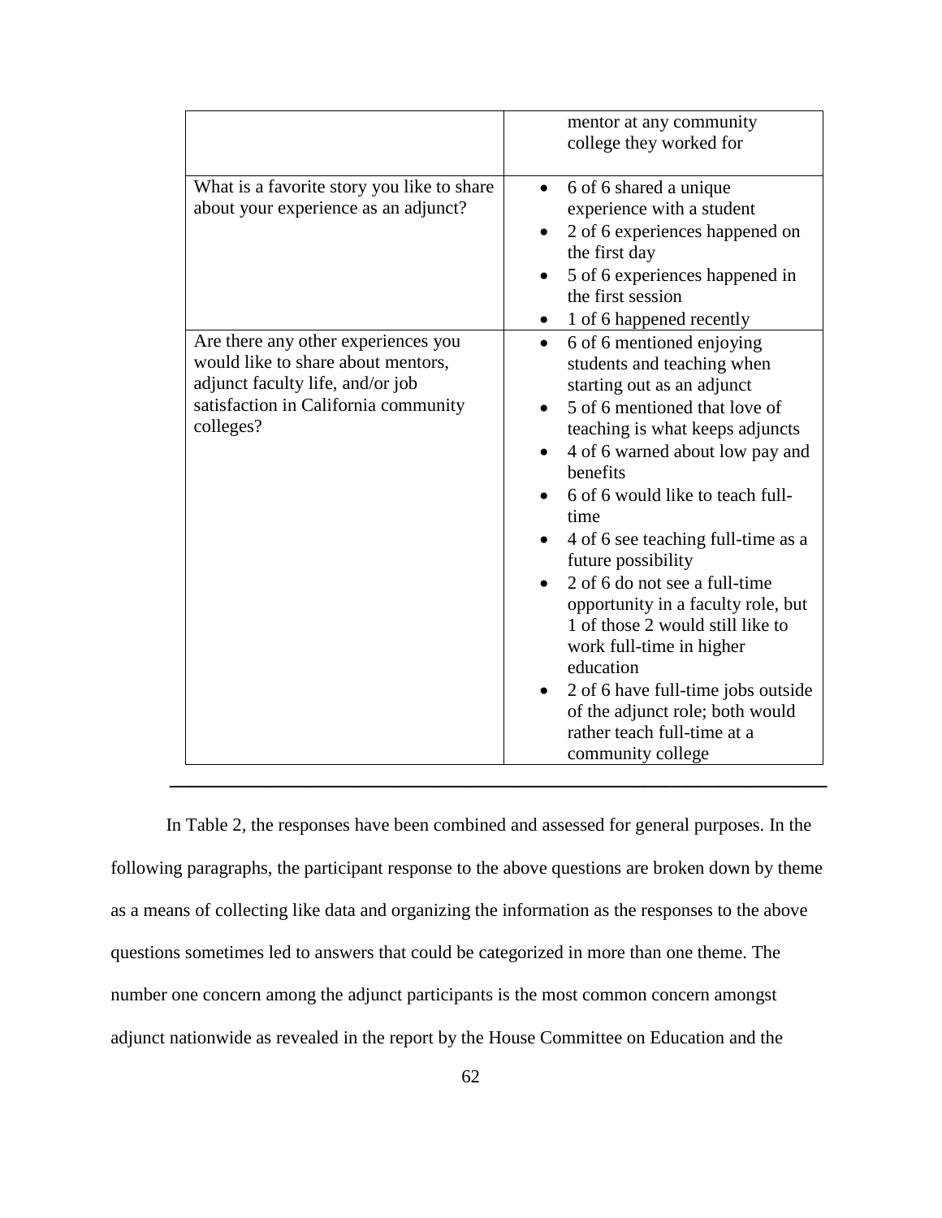| | |
|---|---|
| | mentor at any community college they worked for |
| What is a favorite story you like to share about your experience as an adjunct? | • 6 of 6 shared a unique experience with a student<br>• 2 of 6 experiences happened on the first day<br>• 5 of 6 experiences happened in the first session<br>• 1 of 6 happened recently |
| Are there any other experiences you would like to share about mentors, adjunct faculty life, and/or job satisfaction in California community colleges? | • 6 of 6 mentioned enjoying students and teaching when starting out as an adjunct<br>• 5 of 6 mentioned that love of teaching is what keeps adjuncts<br>• 4 of 6 warned about low pay and benefits<br>• 6 of 6 would like to teach full-time<br>• 4 of 6 see teaching full-time as a future possibility<br>• 2 of 6 do not see a full-time opportunity in a faculty role, but 1 of those 2 would still like to work full-time in higher education<br>• 2 of 6 have full-time jobs outside of the adjunct role; both would rather teach full-time at a community college |

In Table 2, the responses have been combined and assessed for general purposes. In the following paragraphs, the participant response to the above questions are broken down by theme as a means of collecting like data and organizing the information as the responses to the above questions sometimes led to answers that could be categorized in more than one theme. The number one concern among the adjunct participants is the most common concern amongst adjunct nationwide as revealed in the report by the House Committee on Education and the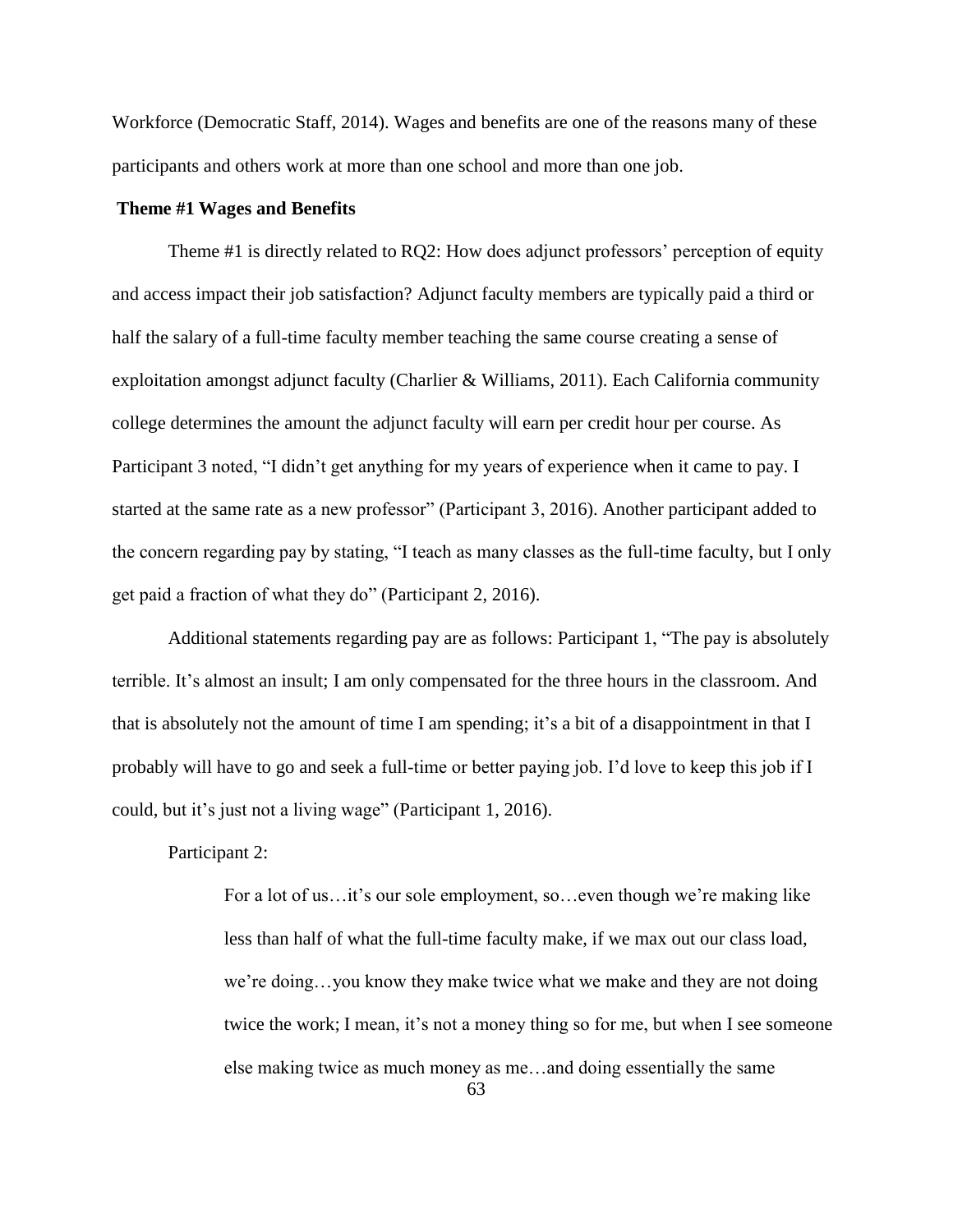Workforce (Democratic Staff, 2014). Wages and benefits are one of the reasons many of these participants and others work at more than one school and more than one job.

**Theme #1 Wages and Benefits**

Theme #1 is directly related to RQ2: How does adjunct professors' perception of equity and access impact their job satisfaction? Adjunct faculty members are typically paid a third or half the salary of a full-time faculty member teaching the same course creating a sense of exploitation amongst adjunct faculty (Charlier & Williams, 2011). Each California community college determines the amount the adjunct faculty will earn per credit hour per course. As Participant 3 noted, "I didn't get anything for my years of experience when it came to pay. I started at the same rate as a new professor" (Participant 3, 2016). Another participant added to the concern regarding pay by stating, "I teach as many classes as the full-time faculty, but I only get paid a fraction of what they do" (Participant 2, 2016).

Additional statements regarding pay are as follows: Participant 1, "The pay is absolutely terrible. It's almost an insult; I am only compensated for the three hours in the classroom. And that is absolutely not the amount of time I am spending; it's a bit of a disappointment in that I probably will have to go and seek a full-time or better paying job. I'd love to keep this job if I could, but it's just not a living wage" (Participant 1, 2016).

Participant 2:

> For a lot of us…it's our sole employment, so…even though we're making like less than half of what the full-time faculty make, if we max out our class load, we're doing…you know they make twice what we make and they are not doing twice the work; I mean, it's not a money thing so for me, but when I see someone else making twice as much money as me…and doing essentially the same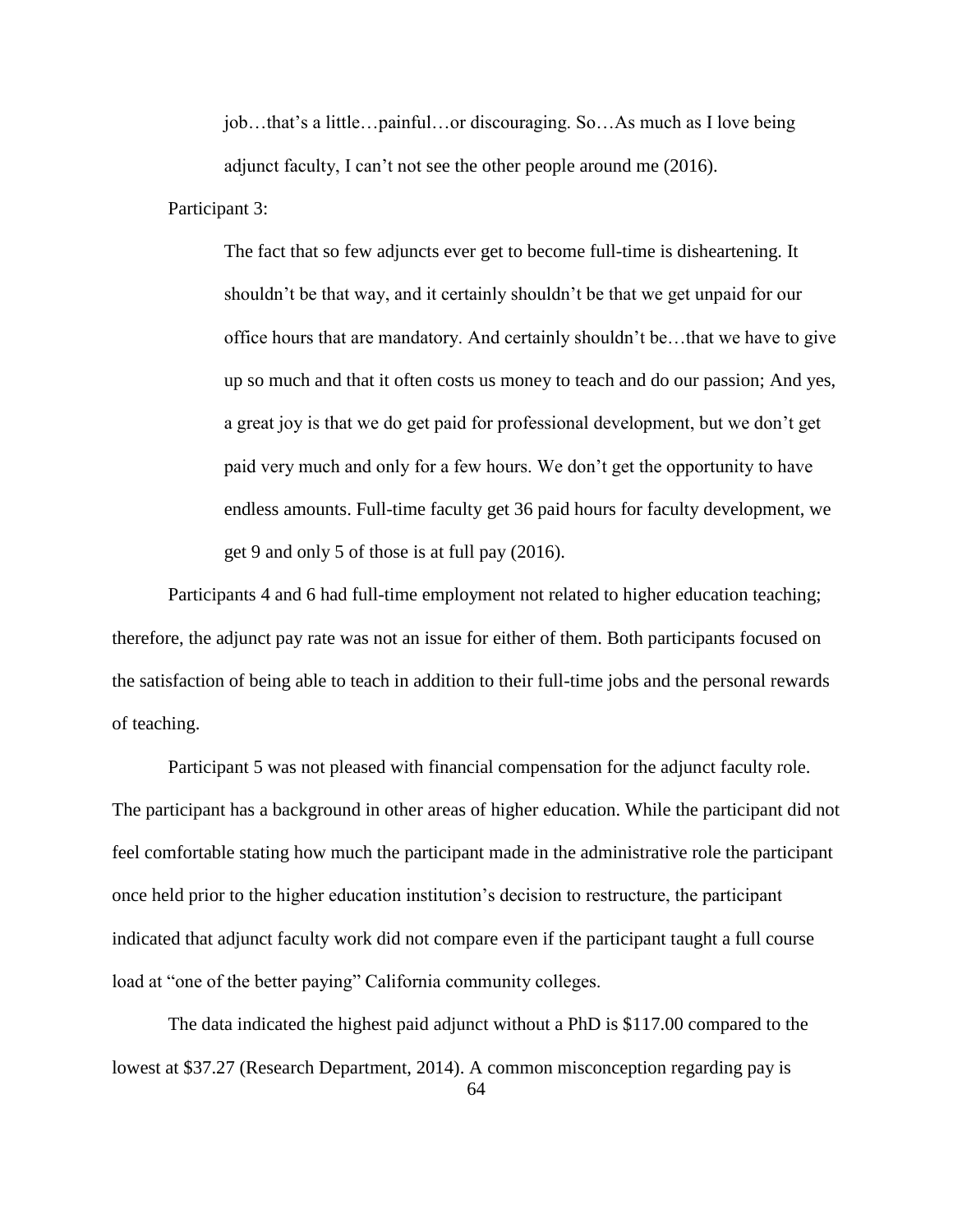> job…that's a little…painful…or discouraging. So…As much as I love being adjunct faculty, I can't not see the other people around me (2016).

Participant 3:

> The fact that so few adjuncts ever get to become full-time is disheartening. It shouldn't be that way, and it certainly shouldn't be that we get unpaid for our office hours that are mandatory. And certainly shouldn't be…that we have to give up so much and that it often costs us money to teach and do our passion; And yes, a great joy is that we do get paid for professional development, but we don't get paid very much and only for a few hours. We don't get the opportunity to have endless amounts. Full-time faculty get 36 paid hours for faculty development, we get 9 and only 5 of those is at full pay (2016).

Participants 4 and 6 had full-time employment not related to higher education teaching; therefore, the adjunct pay rate was not an issue for either of them. Both participants focused on the satisfaction of being able to teach in addition to their full-time jobs and the personal rewards of teaching.

Participant 5 was not pleased with financial compensation for the adjunct faculty role. The participant has a background in other areas of higher education. While the participant did not feel comfortable stating how much the participant made in the administrative role the participant once held prior to the higher education institution's decision to restructure, the participant indicated that adjunct faculty work did not compare even if the participant taught a full course load at "one of the better paying" California community colleges.

The data indicated the highest paid adjunct without a PhD is $117.00 compared to the lowest at $37.27 (Research Department, 2014). A common misconception regarding pay is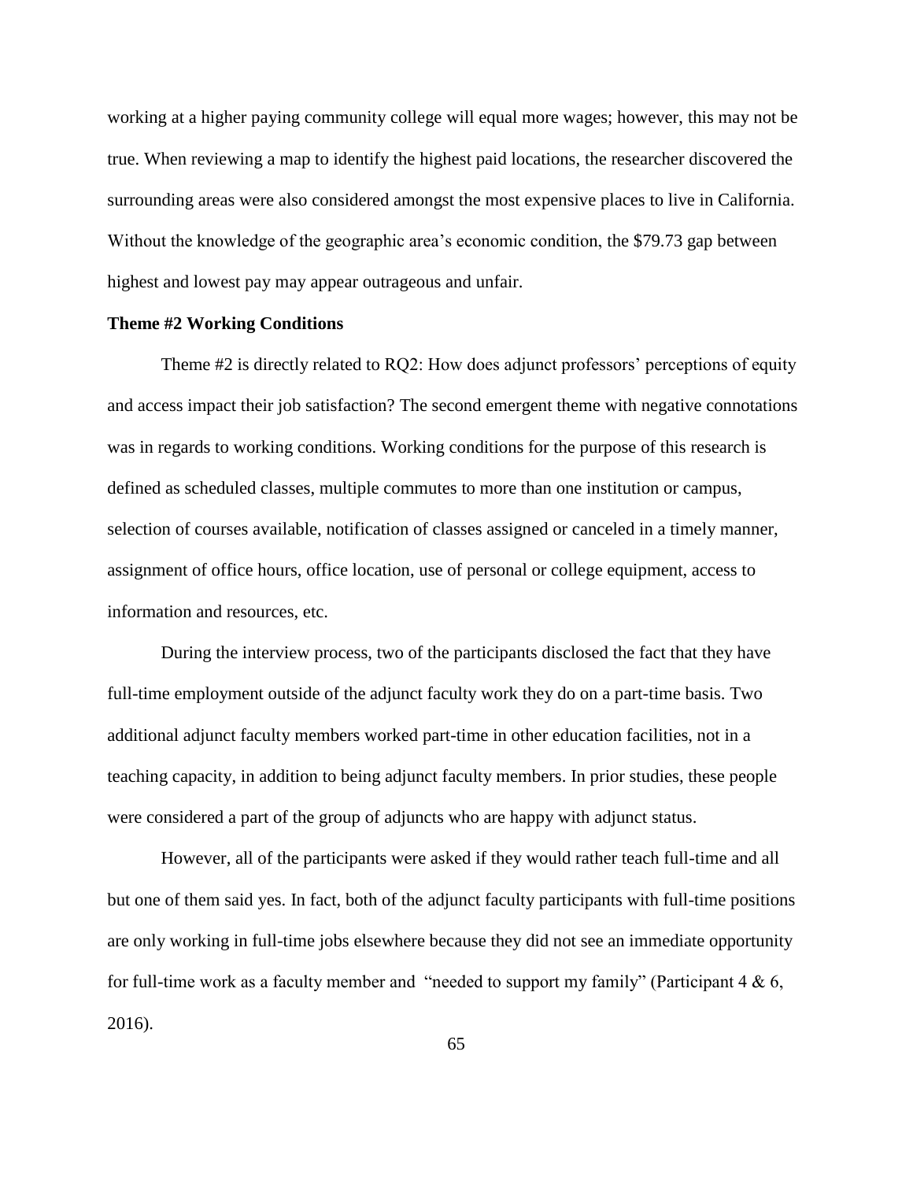working at a higher paying community college will equal more wages; however, this may not be true. When reviewing a map to identify the highest paid locations, the researcher discovered the surrounding areas were also considered amongst the most expensive places to live in California. Without the knowledge of the geographic area's economic condition, the $79.73 gap between highest and lowest pay may appear outrageous and unfair.

**Theme #2 Working Conditions**

Theme #2 is directly related to RQ2: How does adjunct professors' perceptions of equity and access impact their job satisfaction? The second emergent theme with negative connotations was in regards to working conditions. Working conditions for the purpose of this research is defined as scheduled classes, multiple commutes to more than one institution or campus, selection of courses available, notification of classes assigned or canceled in a timely manner, assignment of office hours, office location, use of personal or college equipment, access to information and resources, etc.

During the interview process, two of the participants disclosed the fact that they have full-time employment outside of the adjunct faculty work they do on a part-time basis. Two additional adjunct faculty members worked part-time in other education facilities, not in a teaching capacity, in addition to being adjunct faculty members. In prior studies, these people were considered a part of the group of adjuncts who are happy with adjunct status.

However, all of the participants were asked if they would rather teach full-time and all but one of them said yes. In fact, both of the adjunct faculty participants with full-time positions are only working in full-time jobs elsewhere because they did not see an immediate opportunity for full-time work as a faculty member and "needed to support my family" (Participant 4 & 6, 2016).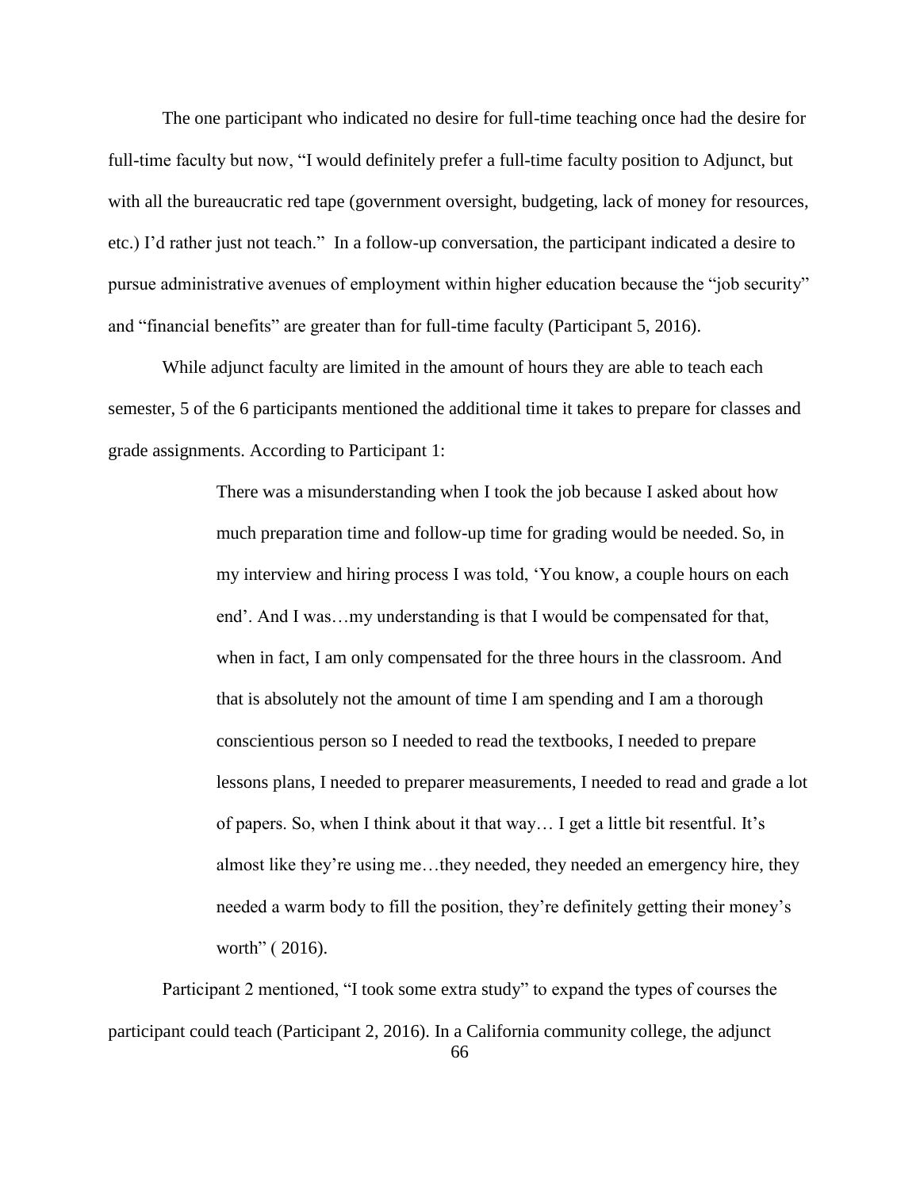The one participant who indicated no desire for full-time teaching once had the desire for full-time faculty but now, "I would definitely prefer a full-time faculty position to Adjunct, but with all the bureaucratic red tape (government oversight, budgeting, lack of money for resources, etc.) I'd rather just not teach." In a follow-up conversation, the participant indicated a desire to pursue administrative avenues of employment within higher education because the "job security" and "financial benefits" are greater than for full-time faculty (Participant 5, 2016).

While adjunct faculty are limited in the amount of hours they are able to teach each semester, 5 of the 6 participants mentioned the additional time it takes to prepare for classes and grade assignments. According to Participant 1:

> There was a misunderstanding when I took the job because I asked about how much preparation time and follow-up time for grading would be needed. So, in my interview and hiring process I was told, 'You know, a couple hours on each end'. And I was…my understanding is that I would be compensated for that, when in fact, I am only compensated for the three hours in the classroom. And that is absolutely not the amount of time I am spending and I am a thorough conscientious person so I needed to read the textbooks, I needed to prepare lessons plans, I needed to preparer measurements, I needed to read and grade a lot of papers. So, when I think about it that way… I get a little bit resentful. It's almost like they're using me…they needed, they needed an emergency hire, they needed a warm body to fill the position, they're definitely getting their money's worth" ( 2016).

Participant 2 mentioned, "I took some extra study" to expand the types of courses the participant could teach (Participant 2, 2016). In a California community college, the adjunct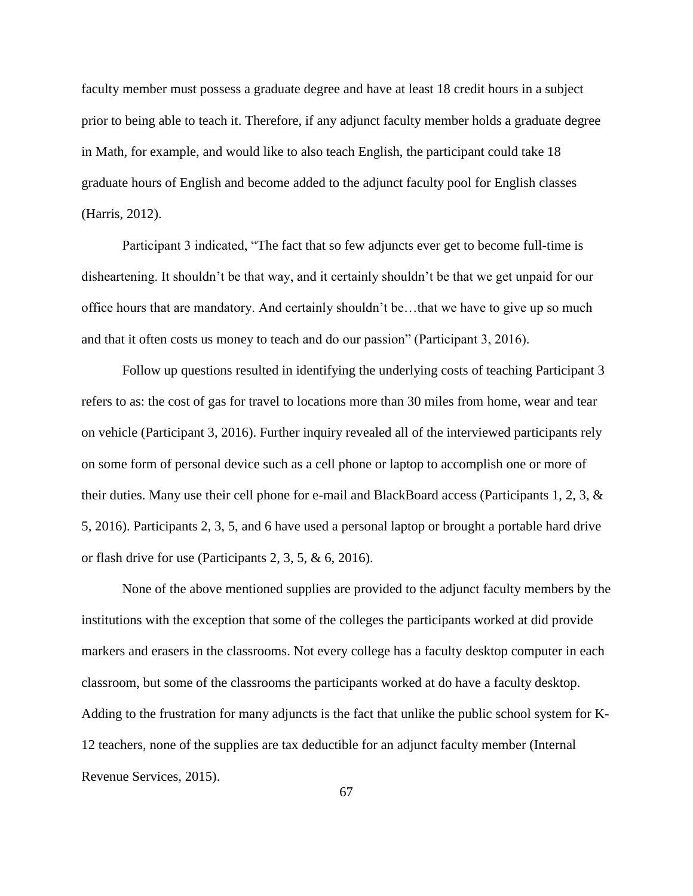faculty member must possess a graduate degree and have at least 18 credit hours in a subject prior to being able to teach it. Therefore, if any adjunct faculty member holds a graduate degree in Math, for example, and would like to also teach English, the participant could take 18 graduate hours of English and become added to the adjunct faculty pool for English classes (Harris, 2012).

Participant 3 indicated, "The fact that so few adjuncts ever get to become full-time is disheartening. It shouldn't be that way, and it certainly shouldn't be that we get unpaid for our office hours that are mandatory. And certainly shouldn't be…that we have to give up so much and that it often costs us money to teach and do our passion" (Participant 3, 2016).

Follow up questions resulted in identifying the underlying costs of teaching Participant 3 refers to as: the cost of gas for travel to locations more than 30 miles from home, wear and tear on vehicle (Participant 3, 2016). Further inquiry revealed all of the interviewed participants rely on some form of personal device such as a cell phone or laptop to accomplish one or more of their duties. Many use their cell phone for e-mail and BlackBoard access (Participants 1, 2, 3, & 5, 2016). Participants 2, 3, 5, and 6 have used a personal laptop or brought a portable hard drive or flash drive for use (Participants 2, 3, 5, & 6, 2016).

None of the above mentioned supplies are provided to the adjunct faculty members by the institutions with the exception that some of the colleges the participants worked at did provide markers and erasers in the classrooms. Not every college has a faculty desktop computer in each classroom, but some of the classrooms the participants worked at do have a faculty desktop. Adding to the frustration for many adjuncts is the fact that unlike the public school system for K-12 teachers, none of the supplies are tax deductible for an adjunct faculty member (Internal Revenue Services, 2015).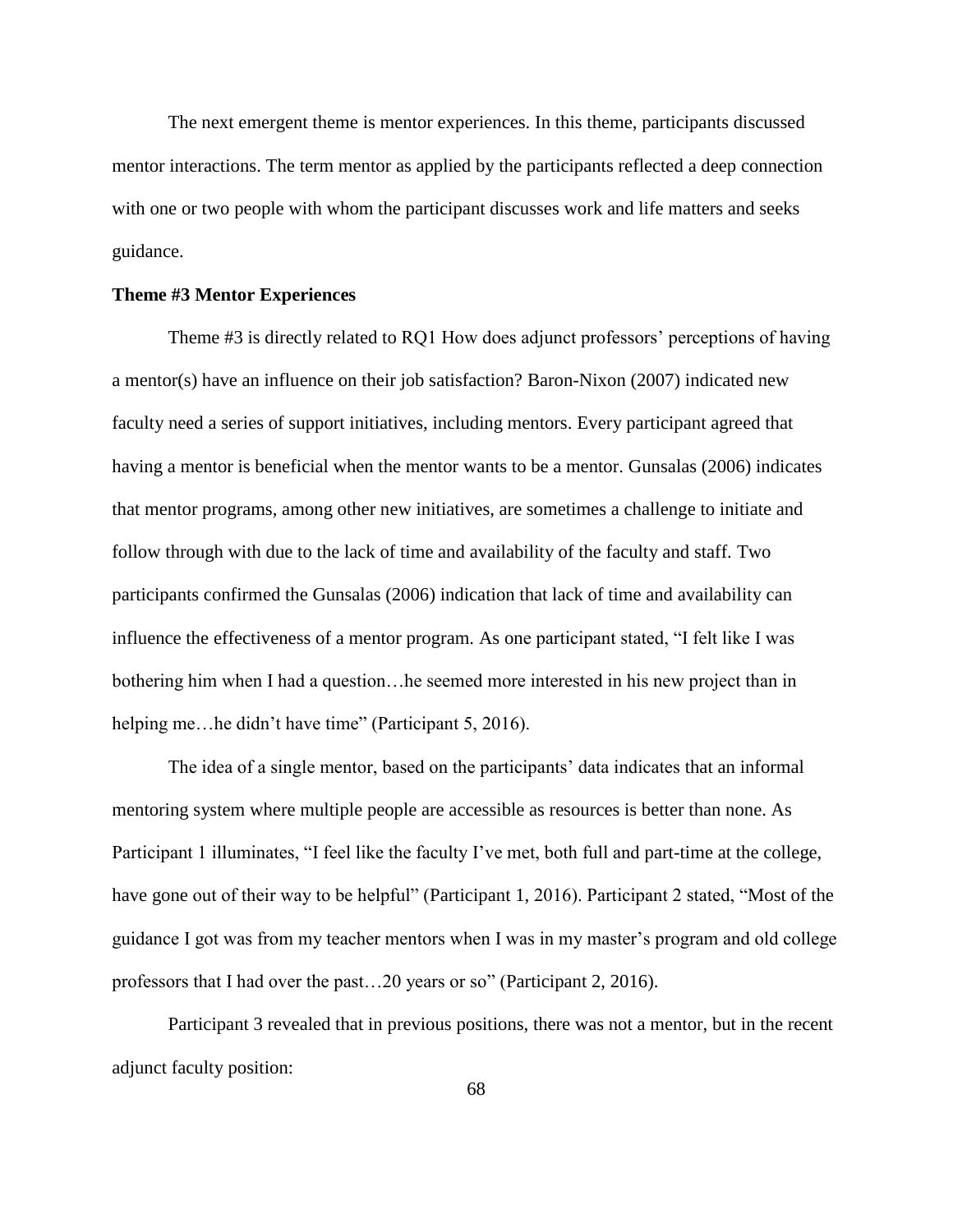The next emergent theme is mentor experiences. In this theme, participants discussed mentor interactions. The term mentor as applied by the participants reflected a deep connection with one or two people with whom the participant discusses work and life matters and seeks guidance.

**Theme #3 Mentor Experiences**

Theme #3 is directly related to RQ1 How does adjunct professors' perceptions of having a mentor(s) have an influence on their job satisfaction? Baron-Nixon (2007) indicated new faculty need a series of support initiatives, including mentors. Every participant agreed that having a mentor is beneficial when the mentor wants to be a mentor. Gunsalas (2006) indicates that mentor programs, among other new initiatives, are sometimes a challenge to initiate and follow through with due to the lack of time and availability of the faculty and staff. Two participants confirmed the Gunsalas (2006) indication that lack of time and availability can influence the effectiveness of a mentor program. As one participant stated, "I felt like I was bothering him when I had a question…he seemed more interested in his new project than in helping me…he didn't have time" (Participant 5, 2016).

The idea of a single mentor, based on the participants' data indicates that an informal mentoring system where multiple people are accessible as resources is better than none. As Participant 1 illuminates, "I feel like the faculty I've met, both full and part-time at the college, have gone out of their way to be helpful" (Participant 1, 2016). Participant 2 stated, "Most of the guidance I got was from my teacher mentors when I was in my master's program and old college professors that I had over the past…20 years or so" (Participant 2, 2016).

Participant 3 revealed that in previous positions, there was not a mentor, but in the recent adjunct faculty position: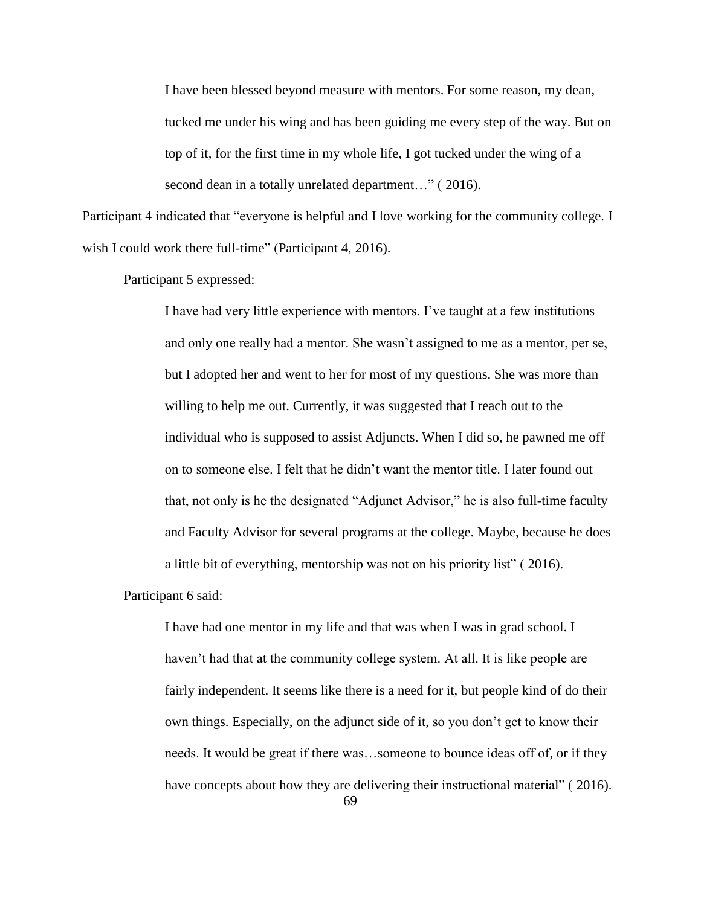> I have been blessed beyond measure with mentors. For some reason, my dean, tucked me under his wing and has been guiding me every step of the way. But on top of it, for the first time in my whole life, I got tucked under the wing of a second dean in a totally unrelated department…" ( 2016).

Participant 4 indicated that "everyone is helpful and I love working for the community college. I wish I could work there full-time" (Participant 4, 2016).

Participant 5 expressed:

> I have had very little experience with mentors. I've taught at a few institutions and only one really had a mentor. She wasn't assigned to me as a mentor, per se, but I adopted her and went to her for most of my questions. She was more than willing to help me out. Currently, it was suggested that I reach out to the individual who is supposed to assist Adjuncts. When I did so, he pawned me off on to someone else. I felt that he didn't want the mentor title. I later found out that, not only is he the designated "Adjunct Advisor," he is also full-time faculty and Faculty Advisor for several programs at the college. Maybe, because he does a little bit of everything, mentorship was not on his priority list" ( 2016).

Participant 6 said:

> I have had one mentor in my life and that was when I was in grad school. I haven't had that at the community college system. At all. It is like people are fairly independent. It seems like there is a need for it, but people kind of do their own things. Especially, on the adjunct side of it, so you don't get to know their needs. It would be great if there was…someone to bounce ideas off of, or if they have concepts about how they are delivering their instructional material" ( 2016).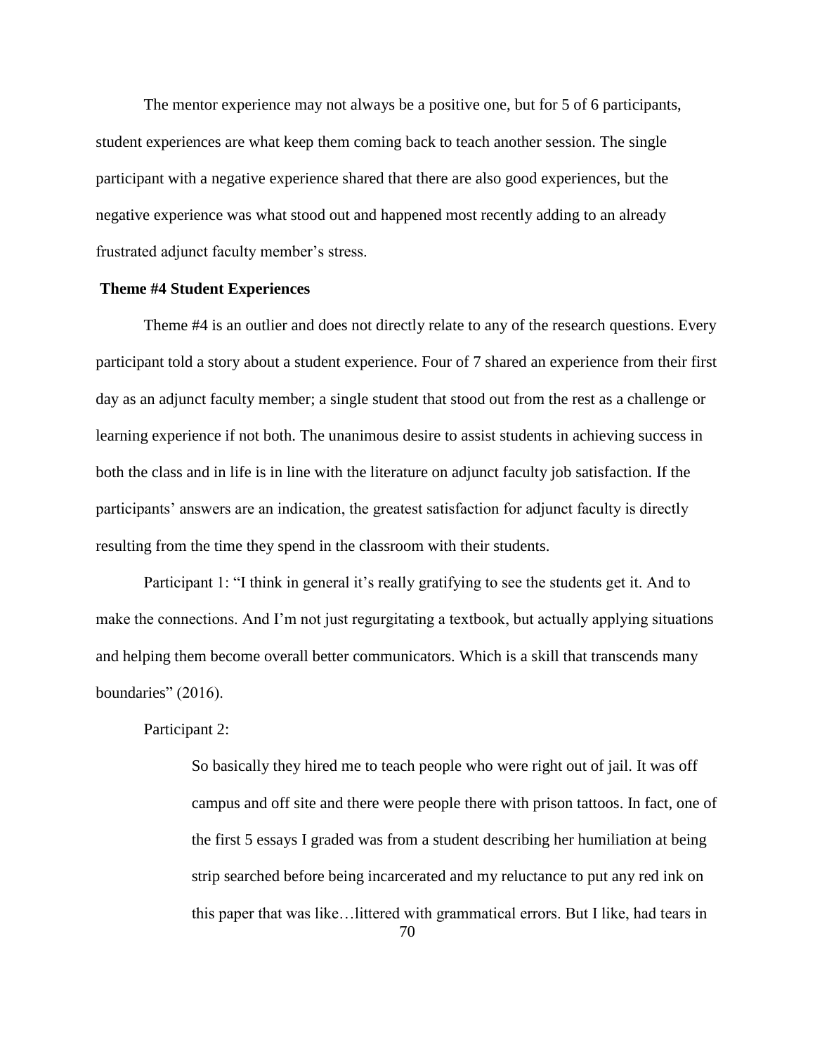The mentor experience may not always be a positive one, but for 5 of 6 participants, student experiences are what keep them coming back to teach another session. The single participant with a negative experience shared that there are also good experiences, but the negative experience was what stood out and happened most recently adding to an already frustrated adjunct faculty member's stress.

### Theme #4 Student Experiences

Theme #4 is an outlier and does not directly relate to any of the research questions. Every participant told a story about a student experience. Four of 7 shared an experience from their first day as an adjunct faculty member; a single student that stood out from the rest as a challenge or learning experience if not both. The unanimous desire to assist students in achieving success in both the class and in life is in line with the literature on adjunct faculty job satisfaction. If the participants' answers are an indication, the greatest satisfaction for adjunct faculty is directly resulting from the time they spend in the classroom with their students.

Participant 1: "I think in general it's really gratifying to see the students get it. And to make the connections. And I'm not just regurgitating a textbook, but actually applying situations and helping them become overall better communicators. Which is a skill that transcends many boundaries" (2016).

Participant 2:

> So basically they hired me to teach people who were right out of jail. It was off campus and off site and there were people there with prison tattoos. In fact, one of the first 5 essays I graded was from a student describing her humiliation at being strip searched before being incarcerated and my reluctance to put any red ink on this paper that was like…littered with grammatical errors. But I like, had tears in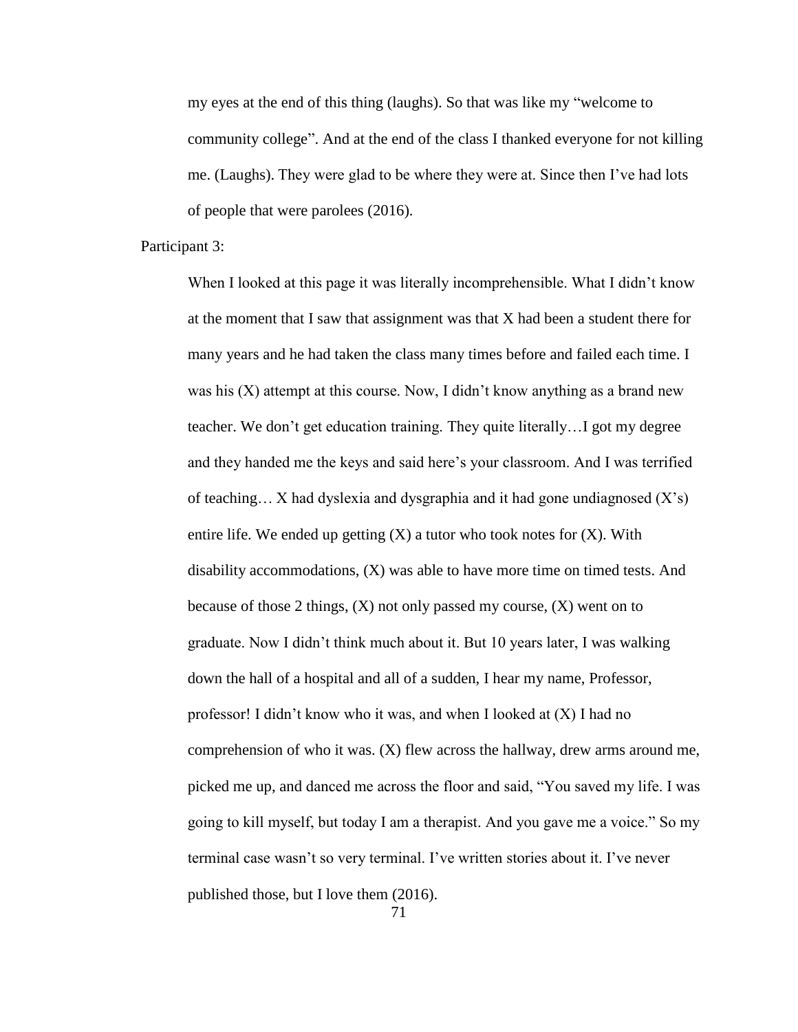> my eyes at the end of this thing (laughs). So that was like my "welcome to community college". And at the end of the class I thanked everyone for not killing me. (Laughs). They were glad to be where they were at. Since then I've had lots of people that were parolees (2016).

Participant 3:

> When I looked at this page it was literally incomprehensible. What I didn't know at the moment that I saw that assignment was that X had been a student there for many years and he had taken the class many times before and failed each time. I was his (X) attempt at this course. Now, I didn't know anything as a brand new teacher. We don't get education training. They quite literally…I got my degree and they handed me the keys and said here's your classroom. And I was terrified of teaching… X had dyslexia and dysgraphia and it had gone undiagnosed (X's) entire life. We ended up getting (X) a tutor who took notes for (X). With disability accommodations, (X) was able to have more time on timed tests. And because of those 2 things, (X) not only passed my course, (X) went on to graduate. Now I didn't think much about it. But 10 years later, I was walking down the hall of a hospital and all of a sudden, I hear my name, Professor, professor! I didn't know who it was, and when I looked at (X) I had no comprehension of who it was. (X) flew across the hallway, drew arms around me, picked me up, and danced me across the floor and said, "You saved my life. I was going to kill myself, but today I am a therapist. And you gave me a voice." So my terminal case wasn't so very terminal. I've written stories about it. I've never published those, but I love them (2016).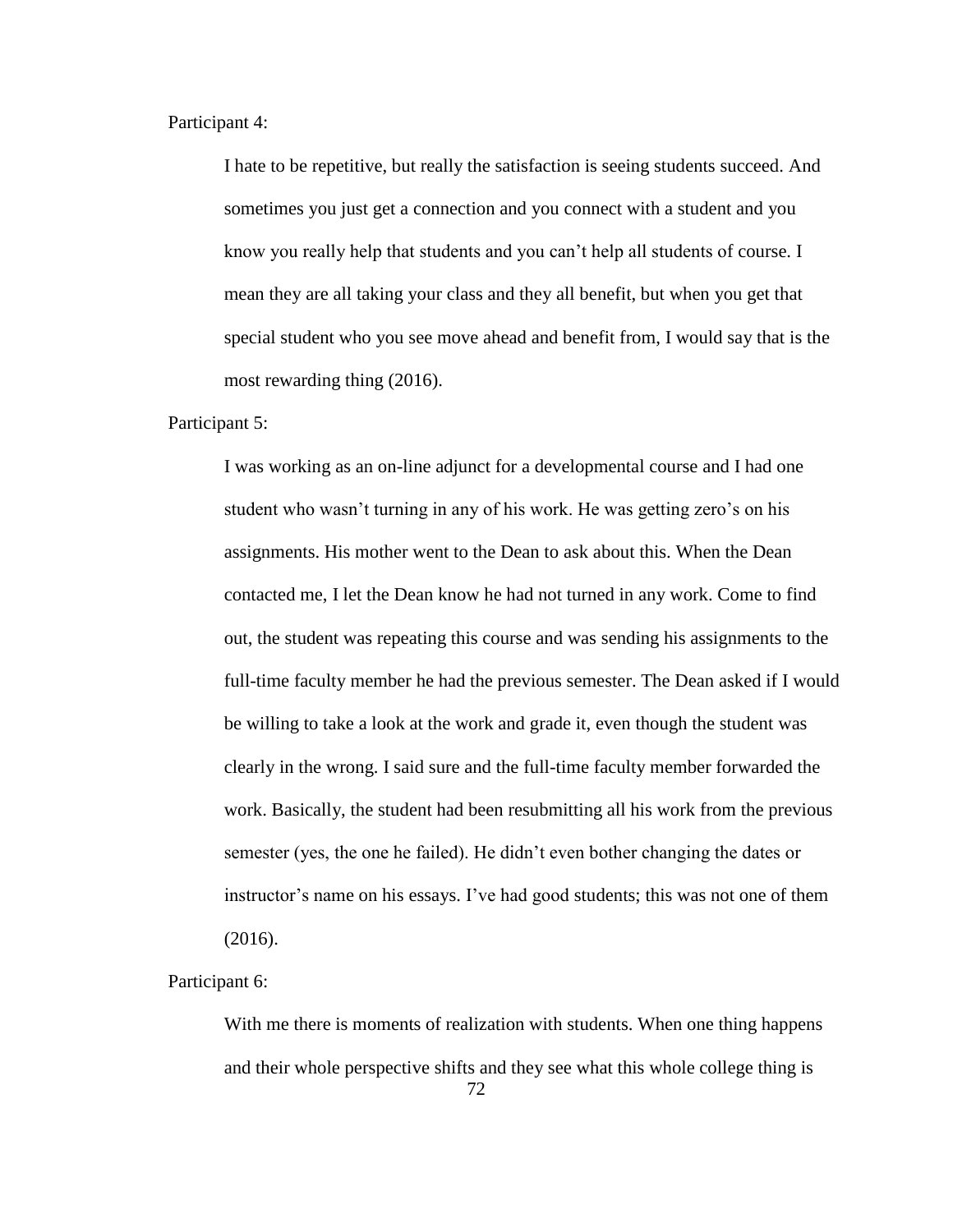Participant 4:

> I hate to be repetitive, but really the satisfaction is seeing students succeed. And sometimes you just get a connection and you connect with a student and you know you really help that students and you can't help all students of course. I mean they are all taking your class and they all benefit, but when you get that special student who you see move ahead and benefit from, I would say that is the most rewarding thing (2016).

Participant 5:

> I was working as an on-line adjunct for a developmental course and I had one student who wasn't turning in any of his work. He was getting zero's on his assignments. His mother went to the Dean to ask about this. When the Dean contacted me, I let the Dean know he had not turned in any work. Come to find out, the student was repeating this course and was sending his assignments to the full-time faculty member he had the previous semester. The Dean asked if I would be willing to take a look at the work and grade it, even though the student was clearly in the wrong. I said sure and the full-time faculty member forwarded the work. Basically, the student had been resubmitting all his work from the previous semester (yes, the one he failed). He didn't even bother changing the dates or instructor's name on his essays. I've had good students; this was not one of them (2016).

Participant 6:

> With me there is moments of realization with students. When one thing happens and their whole perspective shifts and they see what this whole college thing is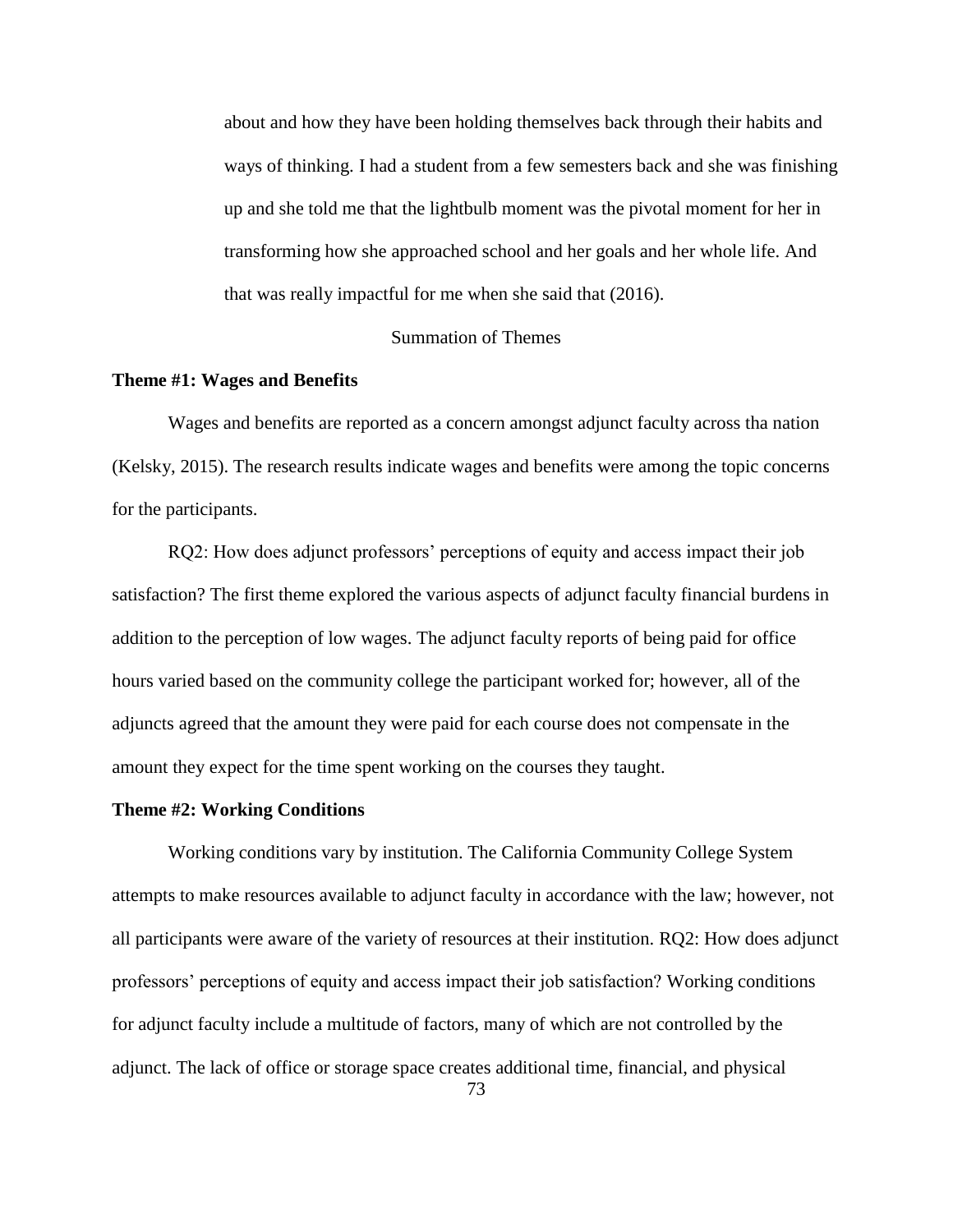> about and how they have been holding themselves back through their habits and ways of thinking. I had a student from a few semesters back and she was finishing up and she told me that the lightbulb moment was the pivotal moment for her in transforming how she approached school and her goals and her whole life. And that was really impactful for me when she said that (2016).

## Summation of Themes

**Theme #1: Wages and Benefits**

Wages and benefits are reported as a concern amongst adjunct faculty across tha nation (Kelsky, 2015). The research results indicate wages and benefits were among the topic concerns for the participants.

RQ2: How does adjunct professors' perceptions of equity and access impact their job satisfaction? The first theme explored the various aspects of adjunct faculty financial burdens in addition to the perception of low wages. The adjunct faculty reports of being paid for office hours varied based on the community college the participant worked for; however, all of the adjuncts agreed that the amount they were paid for each course does not compensate in the amount they expect for the time spent working on the courses they taught.

**Theme #2: Working Conditions**

Working conditions vary by institution. The California Community College System attempts to make resources available to adjunct faculty in accordance with the law; however, not all participants were aware of the variety of resources at their institution. RQ2: How does adjunct professors' perceptions of equity and access impact their job satisfaction? Working conditions for adjunct faculty include a multitude of factors, many of which are not controlled by the adjunct. The lack of office or storage space creates additional time, financial, and physical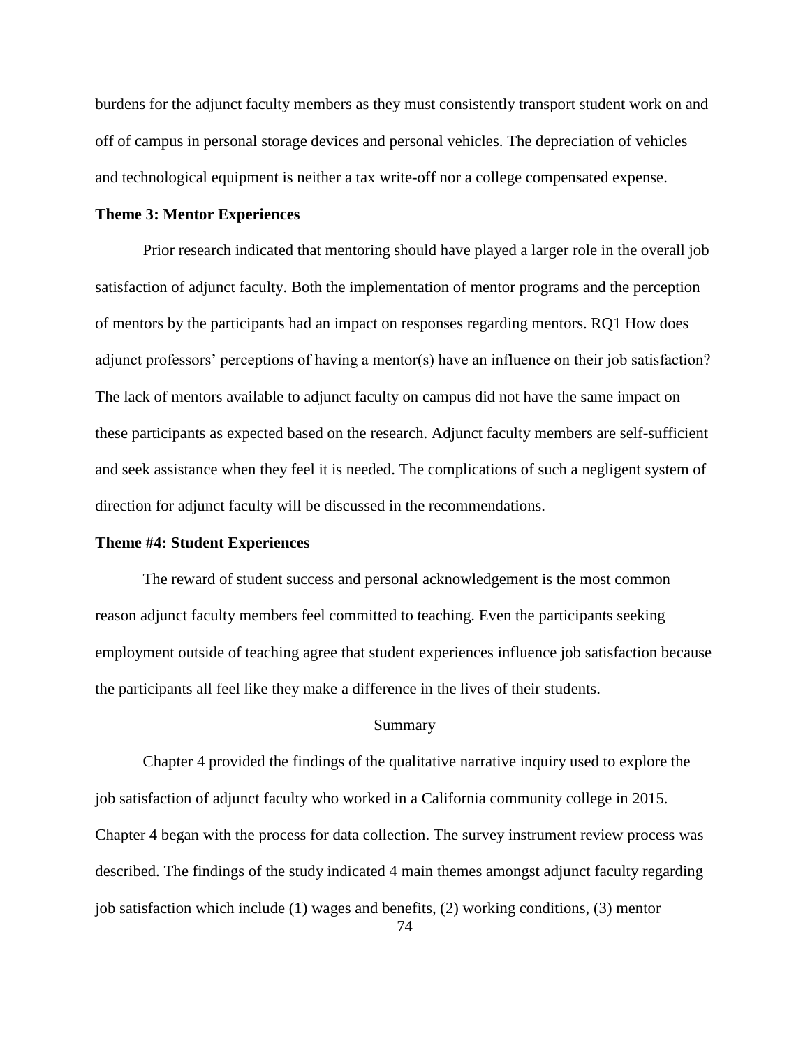burdens for the adjunct faculty members as they must consistently transport student work on and off of campus in personal storage devices and personal vehicles. The depreciation of vehicles and technological equipment is neither a tax write-off nor a college compensated expense.

### Theme 3: Mentor Experiences

Prior research indicated that mentoring should have played a larger role in the overall job satisfaction of adjunct faculty. Both the implementation of mentor programs and the perception of mentors by the participants had an impact on responses regarding mentors. RQ1 How does adjunct professors' perceptions of having a mentor(s) have an influence on their job satisfaction? The lack of mentors available to adjunct faculty on campus did not have the same impact on these participants as expected based on the research. Adjunct faculty members are self-sufficient and seek assistance when they feel it is needed. The complications of such a negligent system of direction for adjunct faculty will be discussed in the recommendations.

### Theme #4: Student Experiences

The reward of student success and personal acknowledgement is the most common reason adjunct faculty members feel committed to teaching. Even the participants seeking employment outside of teaching agree that student experiences influence job satisfaction because the participants all feel like they make a difference in the lives of their students.

## Summary

Chapter 4 provided the findings of the qualitative narrative inquiry used to explore the job satisfaction of adjunct faculty who worked in a California community college in 2015. Chapter 4 began with the process for data collection. The survey instrument review process was described. The findings of the study indicated 4 main themes amongst adjunct faculty regarding job satisfaction which include (1) wages and benefits, (2) working conditions, (3) mentor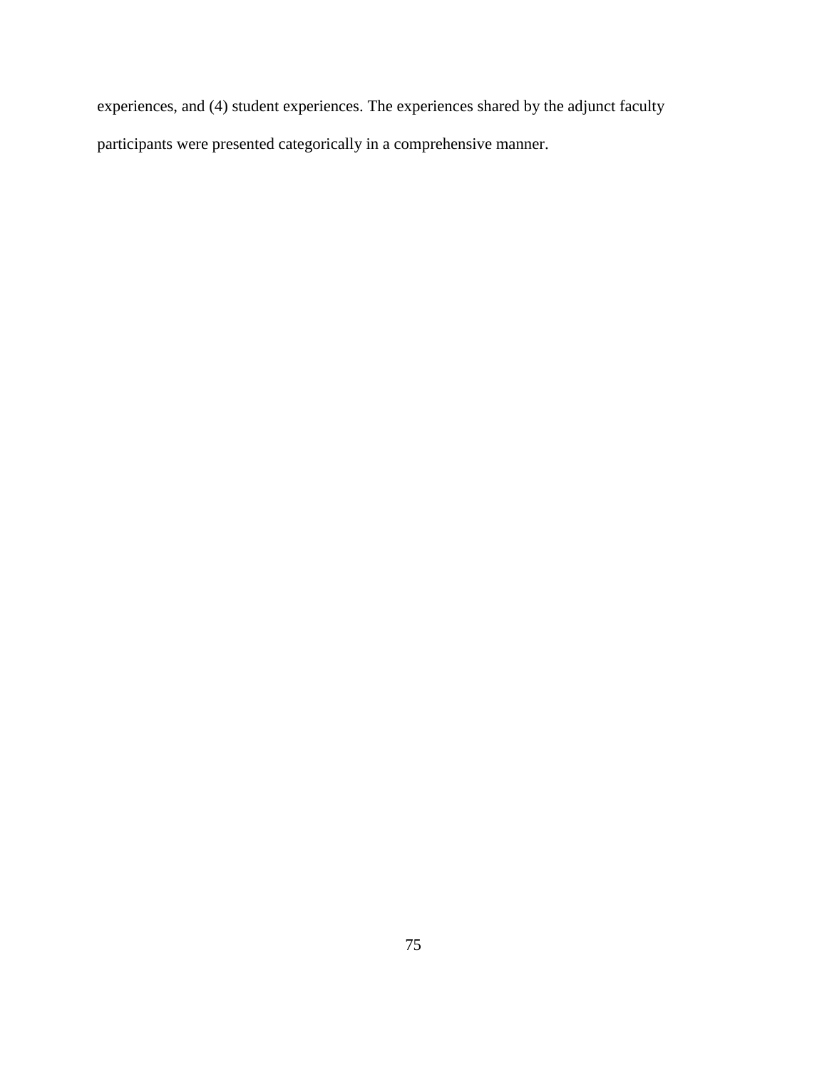experiences, and (4) student experiences. The experiences shared by the adjunct faculty participants were presented categorically in a comprehensive manner.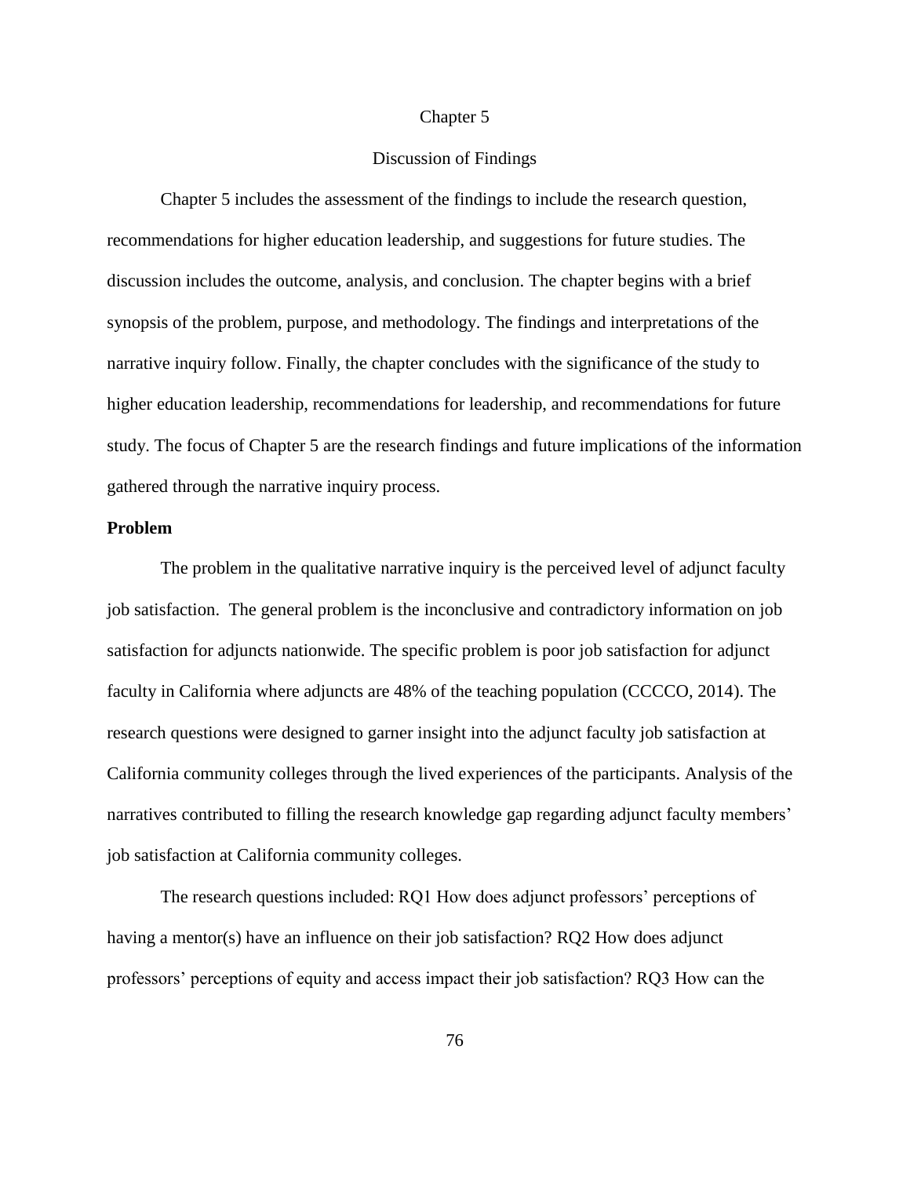# Chapter 5

## Discussion of Findings

Chapter 5 includes the assessment of the findings to include the research question, recommendations for higher education leadership, and suggestions for future studies. The discussion includes the outcome, analysis, and conclusion. The chapter begins with a brief synopsis of the problem, purpose, and methodology. The findings and interpretations of the narrative inquiry follow. Finally, the chapter concludes with the significance of the study to higher education leadership, recommendations for leadership, and recommendations for future study. The focus of Chapter 5 are the research findings and future implications of the information gathered through the narrative inquiry process.

### Problem

The problem in the qualitative narrative inquiry is the perceived level of adjunct faculty job satisfaction. The general problem is the inconclusive and contradictory information on job satisfaction for adjuncts nationwide. The specific problem is poor job satisfaction for adjunct faculty in California where adjuncts are 48% of the teaching population (CCCCO, 2014). The research questions were designed to garner insight into the adjunct faculty job satisfaction at California community colleges through the lived experiences of the participants. Analysis of the narratives contributed to filling the research knowledge gap regarding adjunct faculty members' job satisfaction at California community colleges.

The research questions included: RQ1 How does adjunct professors' perceptions of having a mentor(s) have an influence on their job satisfaction? RQ2 How does adjunct professors' perceptions of equity and access impact their job satisfaction? RQ3 How can the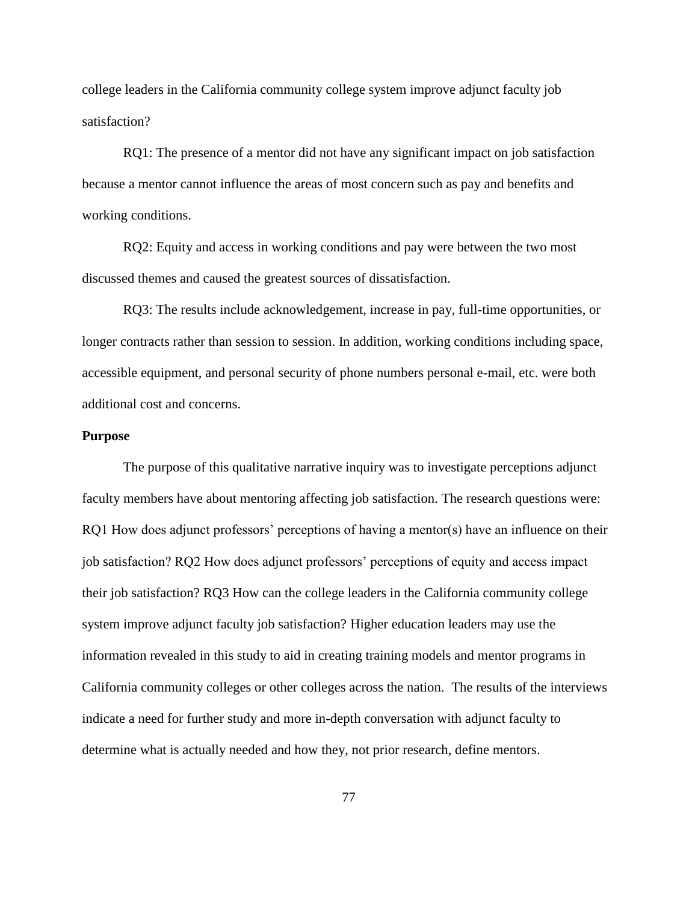college leaders in the California community college system improve adjunct faculty job satisfaction?

RQ1: The presence of a mentor did not have any significant impact on job satisfaction because a mentor cannot influence the areas of most concern such as pay and benefits and working conditions.

RQ2: Equity and access in working conditions and pay were between the two most discussed themes and caused the greatest sources of dissatisfaction.

RQ3: The results include acknowledgement, increase in pay, full-time opportunities, or longer contracts rather than session to session. In addition, working conditions including space, accessible equipment, and personal security of phone numbers personal e-mail, etc. were both additional cost and concerns.

**Purpose**

The purpose of this qualitative narrative inquiry was to investigate perceptions adjunct faculty members have about mentoring affecting job satisfaction. The research questions were: RQ1 How does adjunct professors' perceptions of having a mentor(s) have an influence on their job satisfaction? RQ2 How does adjunct professors' perceptions of equity and access impact their job satisfaction? RQ3 How can the college leaders in the California community college system improve adjunct faculty job satisfaction? Higher education leaders may use the information revealed in this study to aid in creating training models and mentor programs in California community colleges or other colleges across the nation. The results of the interviews indicate a need for further study and more in-depth conversation with adjunct faculty to determine what is actually needed and how they, not prior research, define mentors.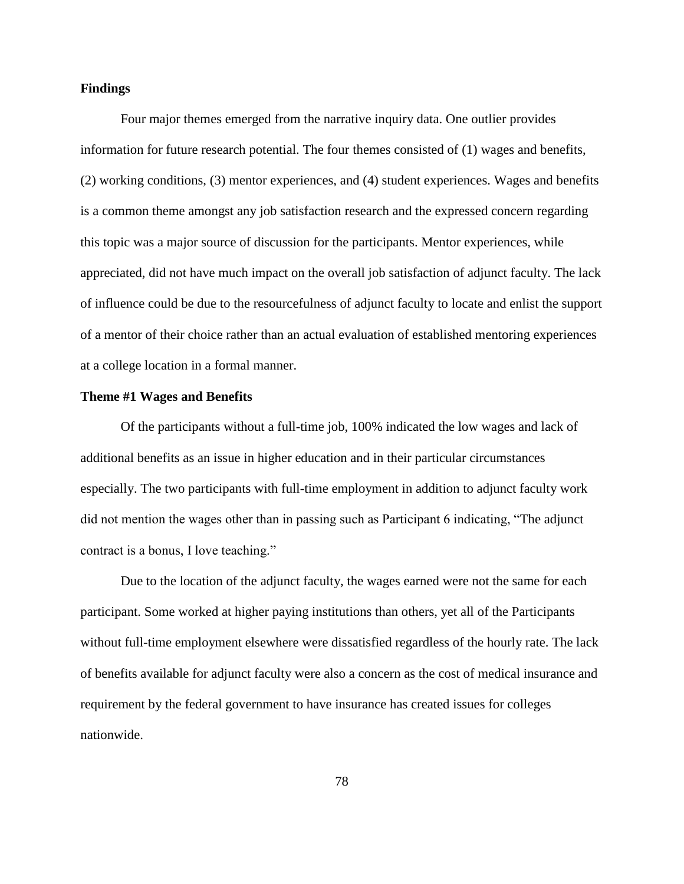**Findings**

Four major themes emerged from the narrative inquiry data. One outlier provides information for future research potential. The four themes consisted of (1) wages and benefits, (2) working conditions, (3) mentor experiences, and (4) student experiences. Wages and benefits is a common theme amongst any job satisfaction research and the expressed concern regarding this topic was a major source of discussion for the participants. Mentor experiences, while appreciated, did not have much impact on the overall job satisfaction of adjunct faculty. The lack of influence could be due to the resourcefulness of adjunct faculty to locate and enlist the support of a mentor of their choice rather than an actual evaluation of established mentoring experiences at a college location in a formal manner.

**Theme #1 Wages and Benefits**

Of the participants without a full-time job, 100% indicated the low wages and lack of additional benefits as an issue in higher education and in their particular circumstances especially. The two participants with full-time employment in addition to adjunct faculty work did not mention the wages other than in passing such as Participant 6 indicating, "The adjunct contract is a bonus, I love teaching."

Due to the location of the adjunct faculty, the wages earned were not the same for each participant. Some worked at higher paying institutions than others, yet all of the Participants without full-time employment elsewhere were dissatisfied regardless of the hourly rate. The lack of benefits available for adjunct faculty were also a concern as the cost of medical insurance and requirement by the federal government to have insurance has created issues for colleges nationwide.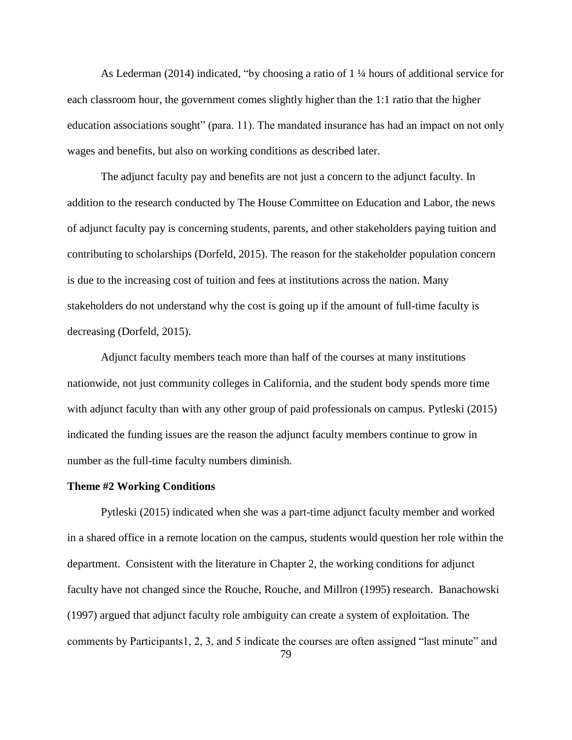As Lederman (2014) indicated, "by choosing a ratio of 1 ¼ hours of additional service for each classroom hour, the government comes slightly higher than the 1:1 ratio that the higher education associations sought" (para. 11). The mandated insurance has had an impact on not only wages and benefits, but also on working conditions as described later.

The adjunct faculty pay and benefits are not just a concern to the adjunct faculty. In addition to the research conducted by The House Committee on Education and Labor, the news of adjunct faculty pay is concerning students, parents, and other stakeholders paying tuition and contributing to scholarships (Dorfeld, 2015). The reason for the stakeholder population concern is due to the increasing cost of tuition and fees at institutions across the nation. Many stakeholders do not understand why the cost is going up if the amount of full-time faculty is decreasing (Dorfeld, 2015).

Adjunct faculty members teach more than half of the courses at many institutions nationwide, not just community colleges in California, and the student body spends more time with adjunct faculty than with any other group of paid professionals on campus. Pytleski (2015) indicated the funding issues are the reason the adjunct faculty members continue to grow in number as the full-time faculty numbers diminish.

**Theme #2 Working Conditions**

Pytleski (2015) indicated when she was a part-time adjunct faculty member and worked in a shared office in a remote location on the campus, students would question her role within the department. Consistent with the literature in Chapter 2, the working conditions for adjunct faculty have not changed since the Rouche, Rouche, and Millron (1995) research. Banachowski (1997) argued that adjunct faculty role ambiguity can create a system of exploitation. The comments by Participants1, 2, 3, and 5 indicate the courses are often assigned "last minute" and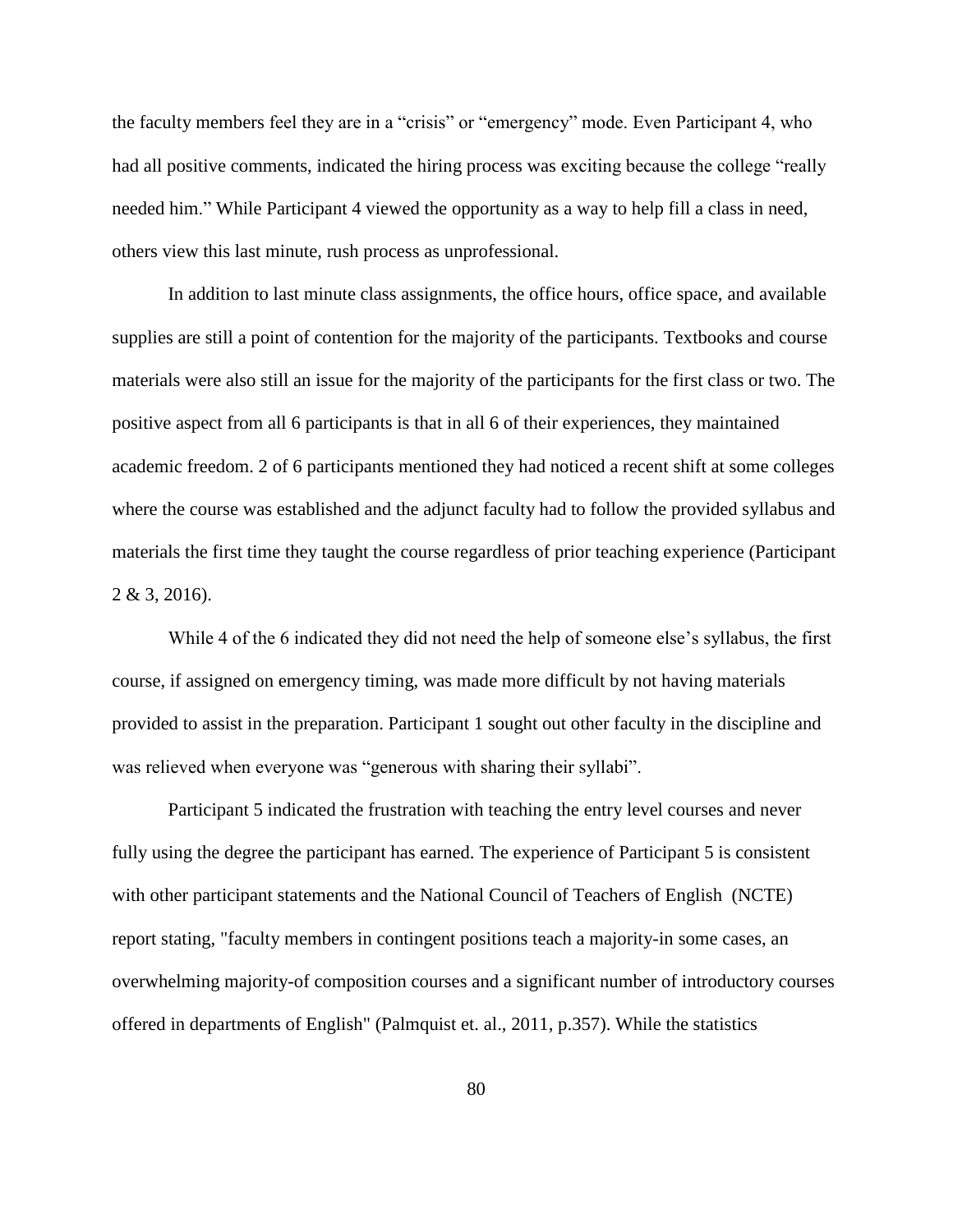the faculty members feel they are in a "crisis" or "emergency" mode. Even Participant 4, who had all positive comments, indicated the hiring process was exciting because the college "really needed him." While Participant 4 viewed the opportunity as a way to help fill a class in need, others view this last minute, rush process as unprofessional.

In addition to last minute class assignments, the office hours, office space, and available supplies are still a point of contention for the majority of the participants. Textbooks and course materials were also still an issue for the majority of the participants for the first class or two. The positive aspect from all 6 participants is that in all 6 of their experiences, they maintained academic freedom. 2 of 6 participants mentioned they had noticed a recent shift at some colleges where the course was established and the adjunct faculty had to follow the provided syllabus and materials the first time they taught the course regardless of prior teaching experience (Participant 2 & 3, 2016).

While 4 of the 6 indicated they did not need the help of someone else's syllabus, the first course, if assigned on emergency timing, was made more difficult by not having materials provided to assist in the preparation. Participant 1 sought out other faculty in the discipline and was relieved when everyone was "generous with sharing their syllabi".

Participant 5 indicated the frustration with teaching the entry level courses and never fully using the degree the participant has earned. The experience of Participant 5 is consistent with other participant statements and the National Council of Teachers of English (NCTE) report stating, "faculty members in contingent positions teach a majority-in some cases, an overwhelming majority-of composition courses and a significant number of introductory courses offered in departments of English" (Palmquist et. al., 2011, p.357). While the statistics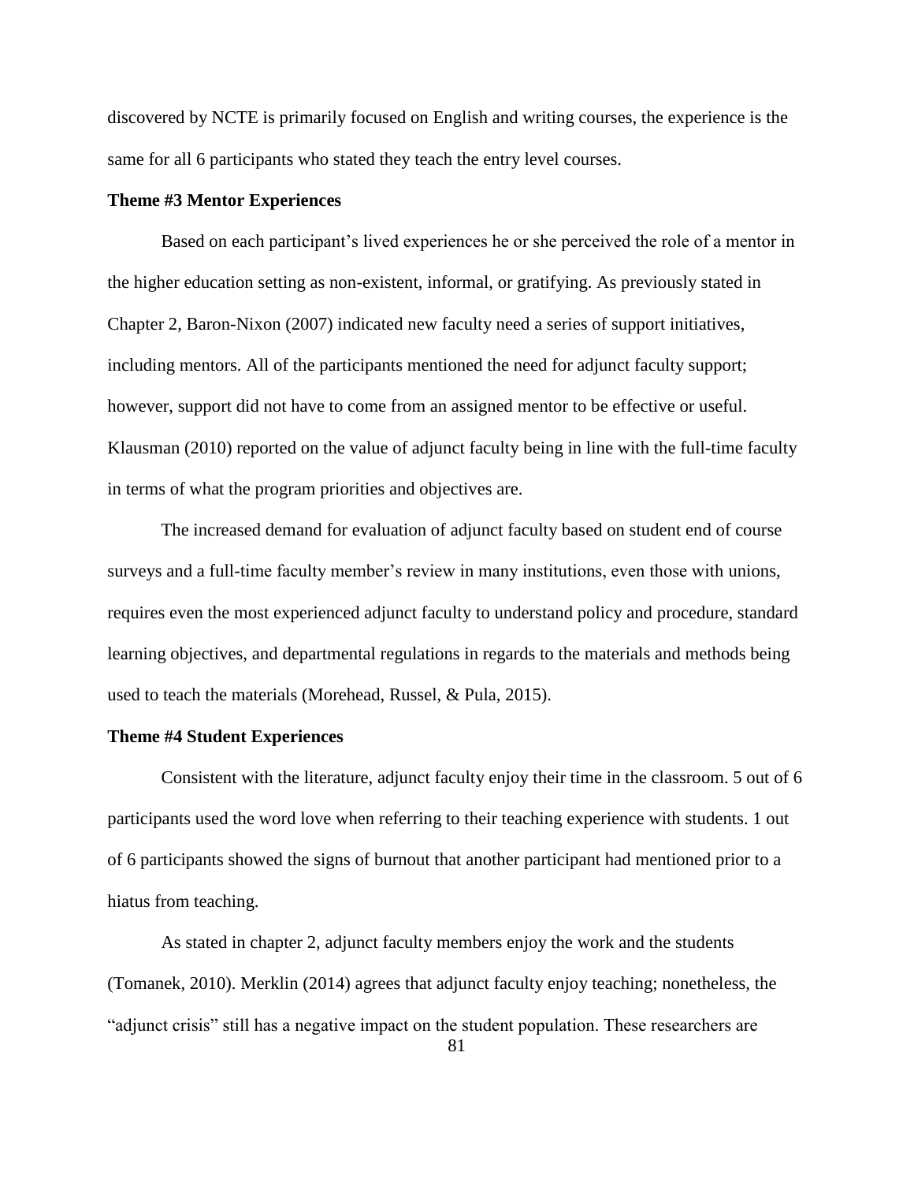discovered by NCTE is primarily focused on English and writing courses, the experience is the same for all 6 participants who stated they teach the entry level courses.

### Theme #3 Mentor Experiences

Based on each participant's lived experiences he or she perceived the role of a mentor in the higher education setting as non-existent, informal, or gratifying. As previously stated in Chapter 2, Baron-Nixon (2007) indicated new faculty need a series of support initiatives, including mentors. All of the participants mentioned the need for adjunct faculty support; however, support did not have to come from an assigned mentor to be effective or useful. Klausman (2010) reported on the value of adjunct faculty being in line with the full-time faculty in terms of what the program priorities and objectives are.

The increased demand for evaluation of adjunct faculty based on student end of course surveys and a full-time faculty member's review in many institutions, even those with unions, requires even the most experienced adjunct faculty to understand policy and procedure, standard learning objectives, and departmental regulations in regards to the materials and methods being used to teach the materials (Morehead, Russel, & Pula, 2015).

### Theme #4 Student Experiences

Consistent with the literature, adjunct faculty enjoy their time in the classroom. 5 out of 6 participants used the word love when referring to their teaching experience with students. 1 out of 6 participants showed the signs of burnout that another participant had mentioned prior to a hiatus from teaching.

As stated in chapter 2, adjunct faculty members enjoy the work and the students (Tomanek, 2010). Merklin (2014) agrees that adjunct faculty enjoy teaching; nonetheless, the "adjunct crisis" still has a negative impact on the student population. These researchers are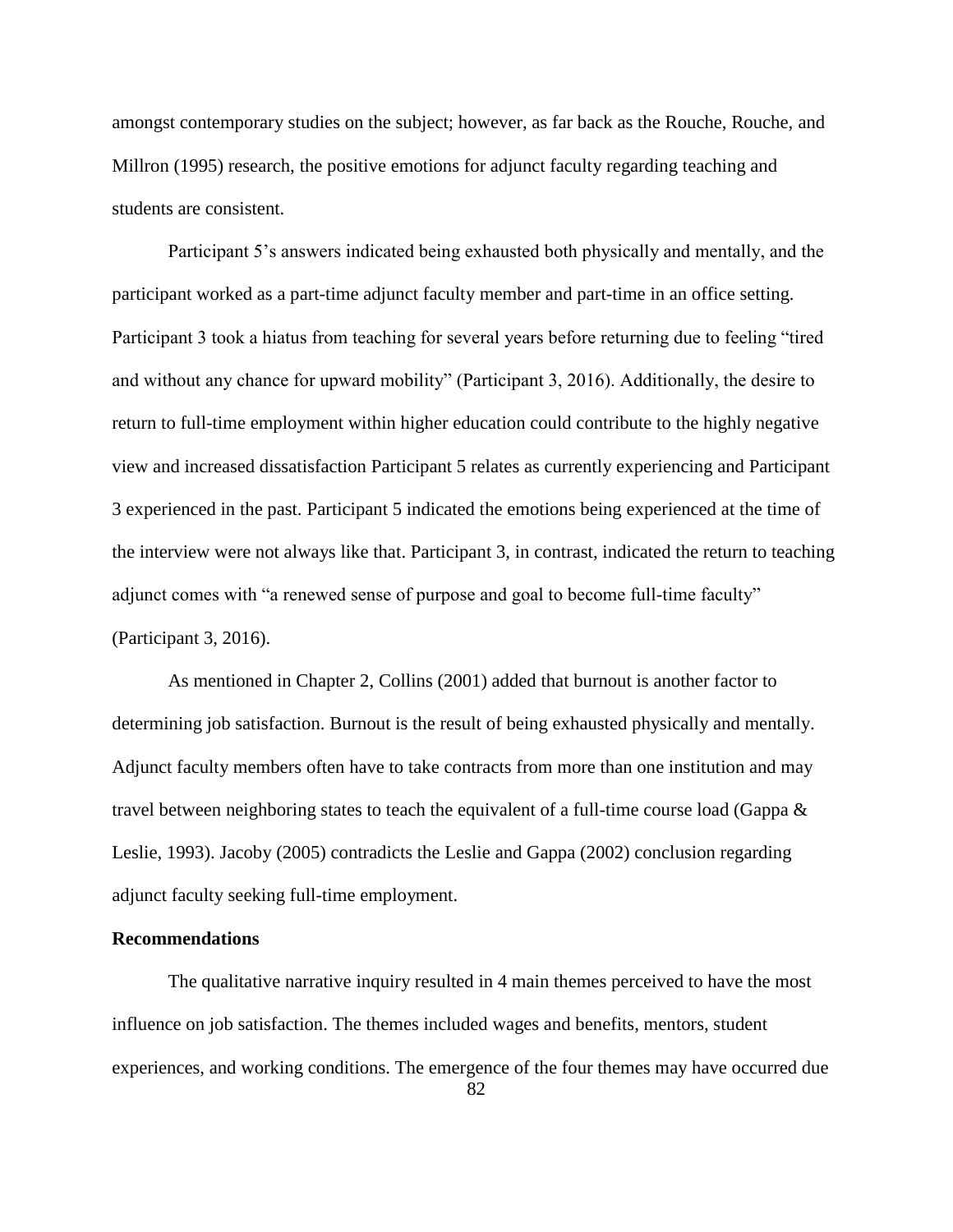amongst contemporary studies on the subject; however, as far back as the Rouche, Rouche, and Millron (1995) research, the positive emotions for adjunct faculty regarding teaching and students are consistent.

Participant 5's answers indicated being exhausted both physically and mentally, and the participant worked as a part-time adjunct faculty member and part-time in an office setting. Participant 3 took a hiatus from teaching for several years before returning due to feeling "tired and without any chance for upward mobility" (Participant 3, 2016). Additionally, the desire to return to full-time employment within higher education could contribute to the highly negative view and increased dissatisfaction Participant 5 relates as currently experiencing and Participant 3 experienced in the past. Participant 5 indicated the emotions being experienced at the time of the interview were not always like that. Participant 3, in contrast, indicated the return to teaching adjunct comes with "a renewed sense of purpose and goal to become full-time faculty" (Participant 3, 2016).

As mentioned in Chapter 2, Collins (2001) added that burnout is another factor to determining job satisfaction. Burnout is the result of being exhausted physically and mentally. Adjunct faculty members often have to take contracts from more than one institution and may travel between neighboring states to teach the equivalent of a full-time course load (Gappa & Leslie, 1993). Jacoby (2005) contradicts the Leslie and Gappa (2002) conclusion regarding adjunct faculty seeking full-time employment.

**Recommendations**

The qualitative narrative inquiry resulted in 4 main themes perceived to have the most influence on job satisfaction. The themes included wages and benefits, mentors, student experiences, and working conditions. The emergence of the four themes may have occurred due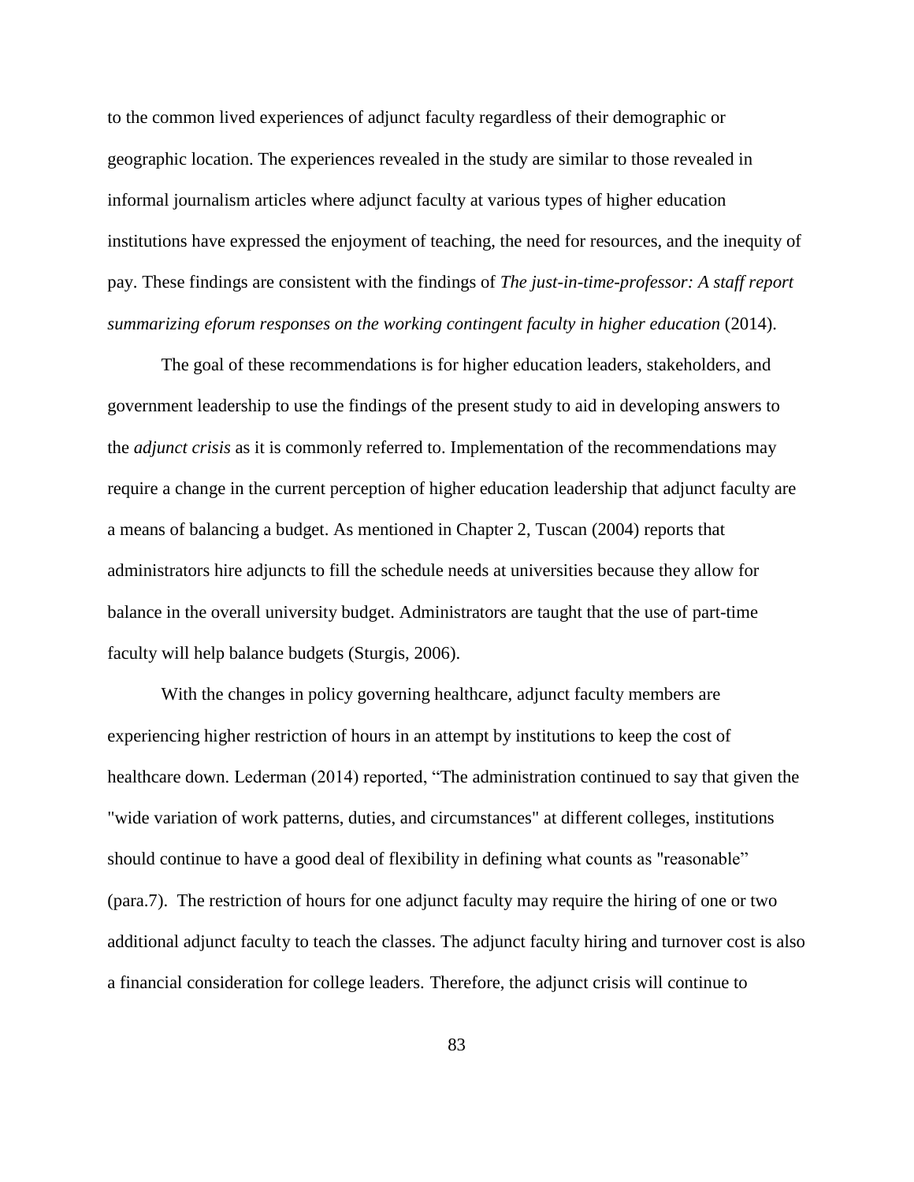to the common lived experiences of adjunct faculty regardless of their demographic or geographic location. The experiences revealed in the study are similar to those revealed in informal journalism articles where adjunct faculty at various types of higher education institutions have expressed the enjoyment of teaching, the need for resources, and the inequity of pay. These findings are consistent with the findings of *The just-in-time-professor: A staff report summarizing eforum responses on the working contingent faculty in higher education* (2014).

The goal of these recommendations is for higher education leaders, stakeholders, and government leadership to use the findings of the present study to aid in developing answers to the *adjunct crisis* as it is commonly referred to. Implementation of the recommendations may require a change in the current perception of higher education leadership that adjunct faculty are a means of balancing a budget. As mentioned in Chapter 2, Tuscan (2004) reports that administrators hire adjuncts to fill the schedule needs at universities because they allow for balance in the overall university budget. Administrators are taught that the use of part-time faculty will help balance budgets (Sturgis, 2006).

With the changes in policy governing healthcare, adjunct faculty members are experiencing higher restriction of hours in an attempt by institutions to keep the cost of healthcare down. Lederman (2014) reported, “The administration continued to say that given the "wide variation of work patterns, duties, and circumstances" at different colleges, institutions should continue to have a good deal of flexibility in defining what counts as "reasonable” (para.7). The restriction of hours for one adjunct faculty may require the hiring of one or two additional adjunct faculty to teach the classes. The adjunct faculty hiring and turnover cost is also a financial consideration for college leaders. Therefore, the adjunct crisis will continue to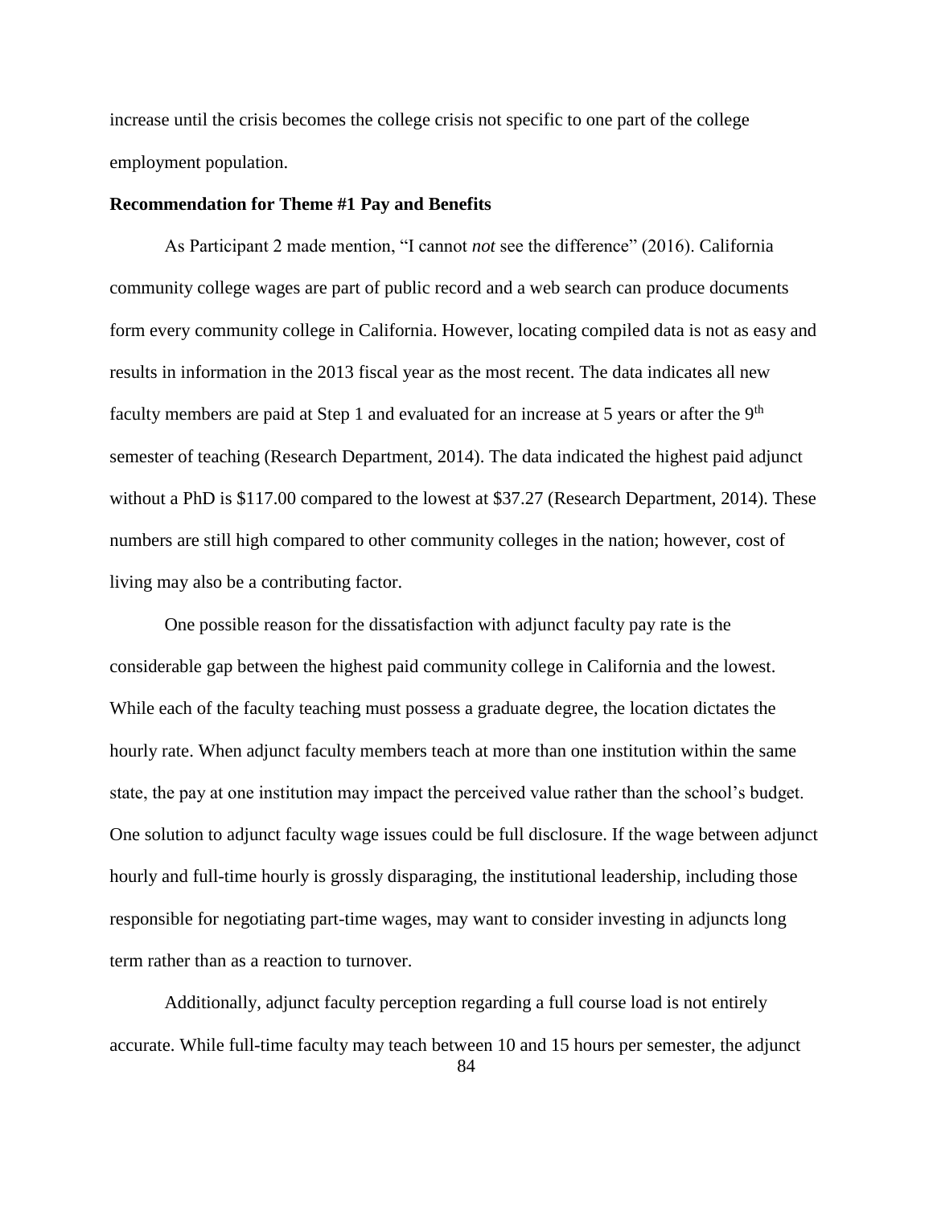increase until the crisis becomes the college crisis not specific to one part of the college employment population.

**Recommendation for Theme #1 Pay and Benefits**

As Participant 2 made mention, "I cannot *not* see the difference" (2016). California community college wages are part of public record and a web search can produce documents form every community college in California. However, locating compiled data is not as easy and results in information in the 2013 fiscal year as the most recent. The data indicates all new faculty members are paid at Step 1 and evaluated for an increase at 5 years or after the 9th semester of teaching (Research Department, 2014). The data indicated the highest paid adjunct without a PhD is $117.00 compared to the lowest at $37.27 (Research Department, 2014). These numbers are still high compared to other community colleges in the nation; however, cost of living may also be a contributing factor.

One possible reason for the dissatisfaction with adjunct faculty pay rate is the considerable gap between the highest paid community college in California and the lowest. While each of the faculty teaching must possess a graduate degree, the location dictates the hourly rate. When adjunct faculty members teach at more than one institution within the same state, the pay at one institution may impact the perceived value rather than the school's budget. One solution to adjunct faculty wage issues could be full disclosure. If the wage between adjunct hourly and full-time hourly is grossly disparaging, the institutional leadership, including those responsible for negotiating part-time wages, may want to consider investing in adjuncts long term rather than as a reaction to turnover.

Additionally, adjunct faculty perception regarding a full course load is not entirely accurate. While full-time faculty may teach between 10 and 15 hours per semester, the adjunct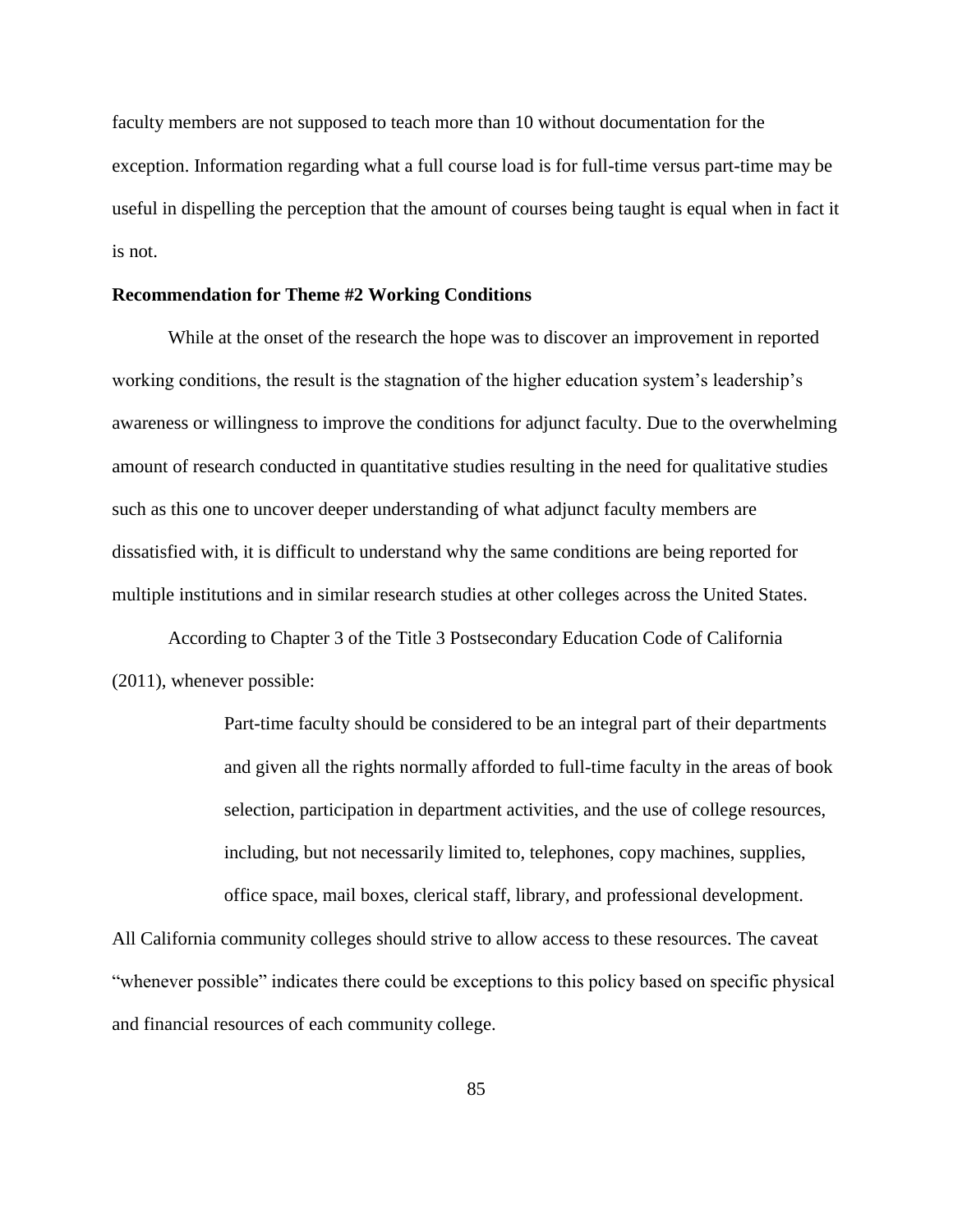faculty members are not supposed to teach more than 10 without documentation for the exception. Information regarding what a full course load is for full-time versus part-time may be useful in dispelling the perception that the amount of courses being taught is equal when in fact it is not.

**Recommendation for Theme #2 Working Conditions**

While at the onset of the research the hope was to discover an improvement in reported working conditions, the result is the stagnation of the higher education system's leadership's awareness or willingness to improve the conditions for adjunct faculty. Due to the overwhelming amount of research conducted in quantitative studies resulting in the need for qualitative studies such as this one to uncover deeper understanding of what adjunct faculty members are dissatisfied with, it is difficult to understand why the same conditions are being reported for multiple institutions and in similar research studies at other colleges across the United States.

According to Chapter 3 of the Title 3 Postsecondary Education Code of California (2011), whenever possible:

> Part-time faculty should be considered to be an integral part of their departments and given all the rights normally afforded to full-time faculty in the areas of book selection, participation in department activities, and the use of college resources, including, but not necessarily limited to, telephones, copy machines, supplies, office space, mail boxes, clerical staff, library, and professional development.

All California community colleges should strive to allow access to these resources. The caveat "whenever possible" indicates there could be exceptions to this policy based on specific physical and financial resources of each community college.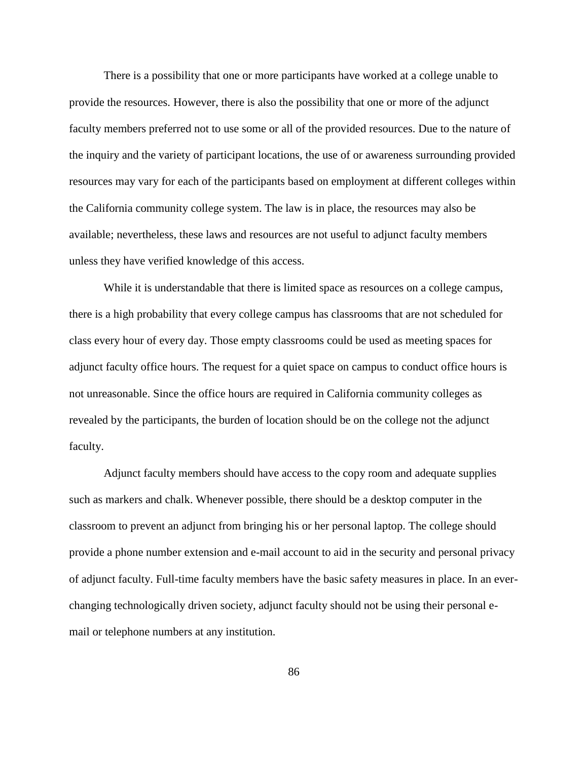There is a possibility that one or more participants have worked at a college unable to provide the resources. However, there is also the possibility that one or more of the adjunct faculty members preferred not to use some or all of the provided resources. Due to the nature of the inquiry and the variety of participant locations, the use of or awareness surrounding provided resources may vary for each of the participants based on employment at different colleges within the California community college system. The law is in place, the resources may also be available; nevertheless, these laws and resources are not useful to adjunct faculty members unless they have verified knowledge of this access.

While it is understandable that there is limited space as resources on a college campus, there is a high probability that every college campus has classrooms that are not scheduled for class every hour of every day. Those empty classrooms could be used as meeting spaces for adjunct faculty office hours. The request for a quiet space on campus to conduct office hours is not unreasonable. Since the office hours are required in California community colleges as revealed by the participants, the burden of location should be on the college not the adjunct faculty.

Adjunct faculty members should have access to the copy room and adequate supplies such as markers and chalk. Whenever possible, there should be a desktop computer in the classroom to prevent an adjunct from bringing his or her personal laptop. The college should provide a phone number extension and e-mail account to aid in the security and personal privacy of adjunct faculty. Full-time faculty members have the basic safety measures in place. In an ever-changing technologically driven society, adjunct faculty should not be using their personal e-mail or telephone numbers at any institution.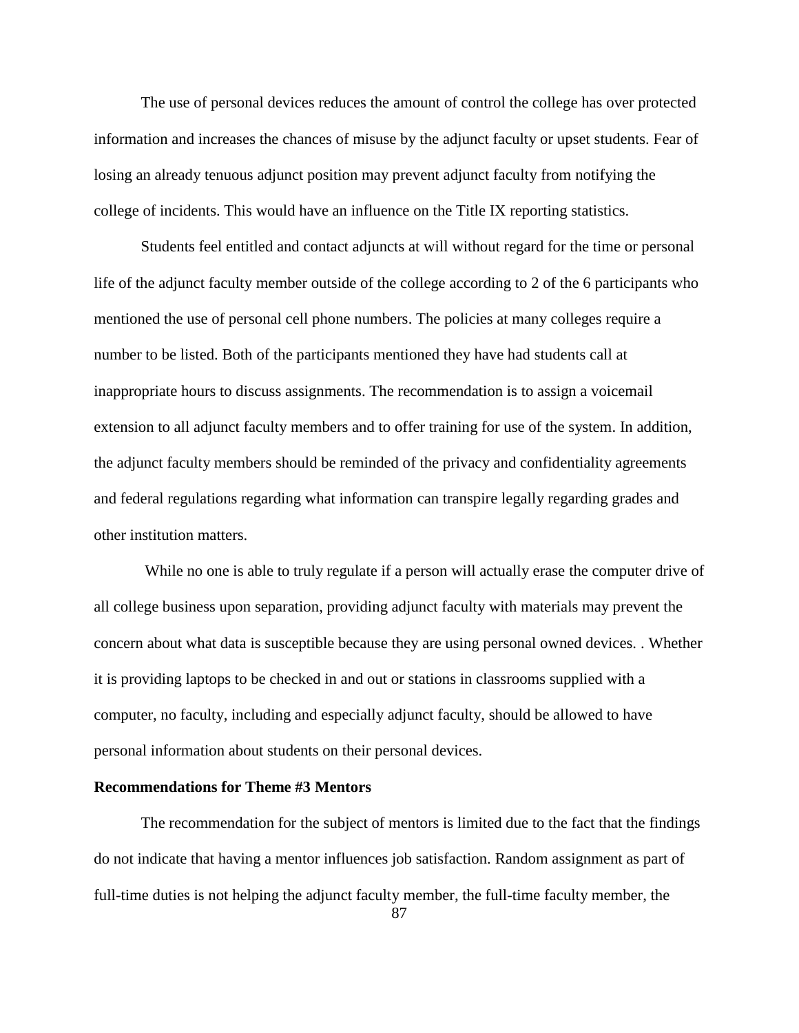The use of personal devices reduces the amount of control the college has over protected information and increases the chances of misuse by the adjunct faculty or upset students. Fear of losing an already tenuous adjunct position may prevent adjunct faculty from notifying the college of incidents. This would have an influence on the Title IX reporting statistics.

Students feel entitled and contact adjuncts at will without regard for the time or personal life of the adjunct faculty member outside of the college according to 2 of the 6 participants who mentioned the use of personal cell phone numbers. The policies at many colleges require a number to be listed. Both of the participants mentioned they have had students call at inappropriate hours to discuss assignments. The recommendation is to assign a voicemail extension to all adjunct faculty members and to offer training for use of the system. In addition, the adjunct faculty members should be reminded of the privacy and confidentiality agreements and federal regulations regarding what information can transpire legally regarding grades and other institution matters.

While no one is able to truly regulate if a person will actually erase the computer drive of all college business upon separation, providing adjunct faculty with materials may prevent the concern about what data is susceptible because they are using personal owned devices. . Whether it is providing laptops to be checked in and out or stations in classrooms supplied with a computer, no faculty, including and especially adjunct faculty, should be allowed to have personal information about students on their personal devices.

**Recommendations for Theme #3 Mentors**

The recommendation for the subject of mentors is limited due to the fact that the findings do not indicate that having a mentor influences job satisfaction. Random assignment as part of full-time duties is not helping the adjunct faculty member, the full-time faculty member, the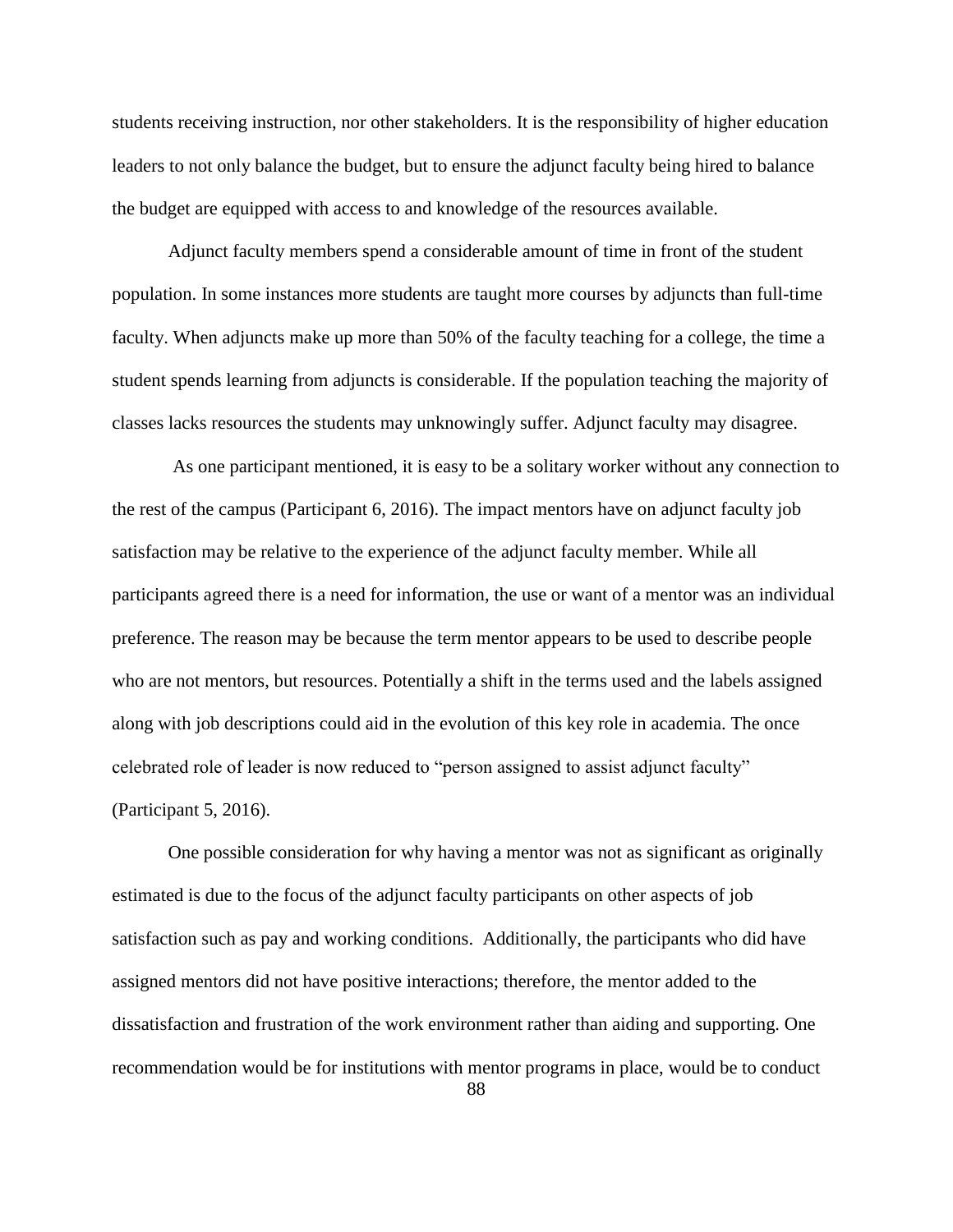students receiving instruction, nor other stakeholders. It is the responsibility of higher education leaders to not only balance the budget, but to ensure the adjunct faculty being hired to balance the budget are equipped with access to and knowledge of the resources available.

Adjunct faculty members spend a considerable amount of time in front of the student population. In some instances more students are taught more courses by adjuncts than full-time faculty. When adjuncts make up more than 50% of the faculty teaching for a college, the time a student spends learning from adjuncts is considerable. If the population teaching the majority of classes lacks resources the students may unknowingly suffer. Adjunct faculty may disagree.

As one participant mentioned, it is easy to be a solitary worker without any connection to the rest of the campus (Participant 6, 2016). The impact mentors have on adjunct faculty job satisfaction may be relative to the experience of the adjunct faculty member. While all participants agreed there is a need for information, the use or want of a mentor was an individual preference. The reason may be because the term mentor appears to be used to describe people who are not mentors, but resources. Potentially a shift in the terms used and the labels assigned along with job descriptions could aid in the evolution of this key role in academia. The once celebrated role of leader is now reduced to "person assigned to assist adjunct faculty" (Participant 5, 2016).

One possible consideration for why having a mentor was not as significant as originally estimated is due to the focus of the adjunct faculty participants on other aspects of job satisfaction such as pay and working conditions. Additionally, the participants who did have assigned mentors did not have positive interactions; therefore, the mentor added to the dissatisfaction and frustration of the work environment rather than aiding and supporting. One recommendation would be for institutions with mentor programs in place, would be to conduct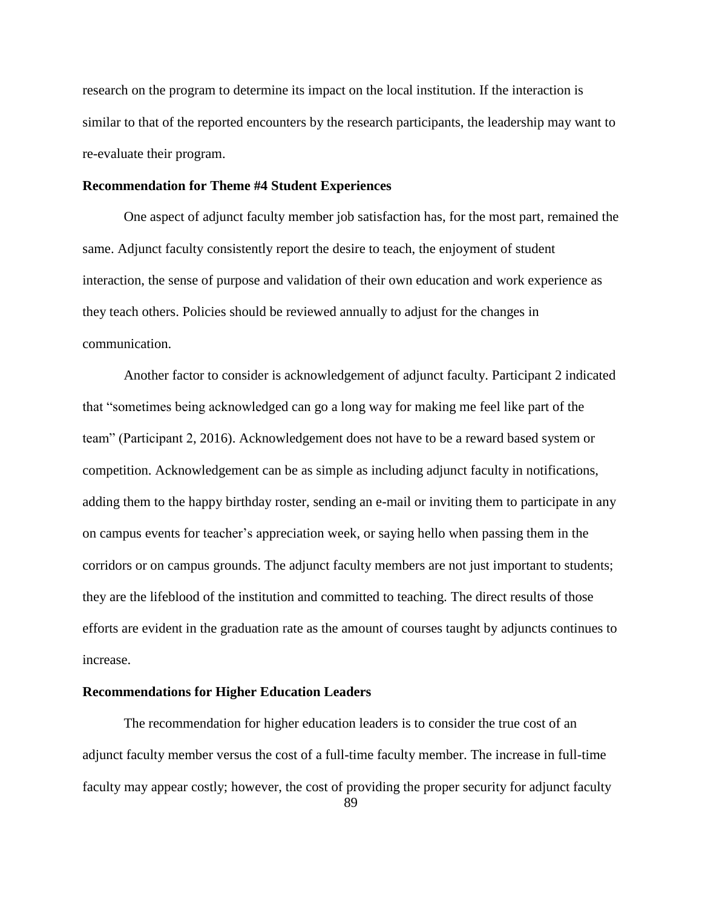research on the program to determine its impact on the local institution. If the interaction is similar to that of the reported encounters by the research participants, the leadership may want to re-evaluate their program.

### Recommendation for Theme #4 Student Experiences

One aspect of adjunct faculty member job satisfaction has, for the most part, remained the same. Adjunct faculty consistently report the desire to teach, the enjoyment of student interaction, the sense of purpose and validation of their own education and work experience as they teach others. Policies should be reviewed annually to adjust for the changes in communication.

Another factor to consider is acknowledgement of adjunct faculty. Participant 2 indicated that "sometimes being acknowledged can go a long way for making me feel like part of the team" (Participant 2, 2016). Acknowledgement does not have to be a reward based system or competition. Acknowledgement can be as simple as including adjunct faculty in notifications, adding them to the happy birthday roster, sending an e-mail or inviting them to participate in any on campus events for teacher's appreciation week, or saying hello when passing them in the corridors or on campus grounds. The adjunct faculty members are not just important to students; they are the lifeblood of the institution and committed to teaching. The direct results of those efforts are evident in the graduation rate as the amount of courses taught by adjuncts continues to increase.

### Recommendations for Higher Education Leaders

The recommendation for higher education leaders is to consider the true cost of an adjunct faculty member versus the cost of a full-time faculty member. The increase in full-time faculty may appear costly; however, the cost of providing the proper security for adjunct faculty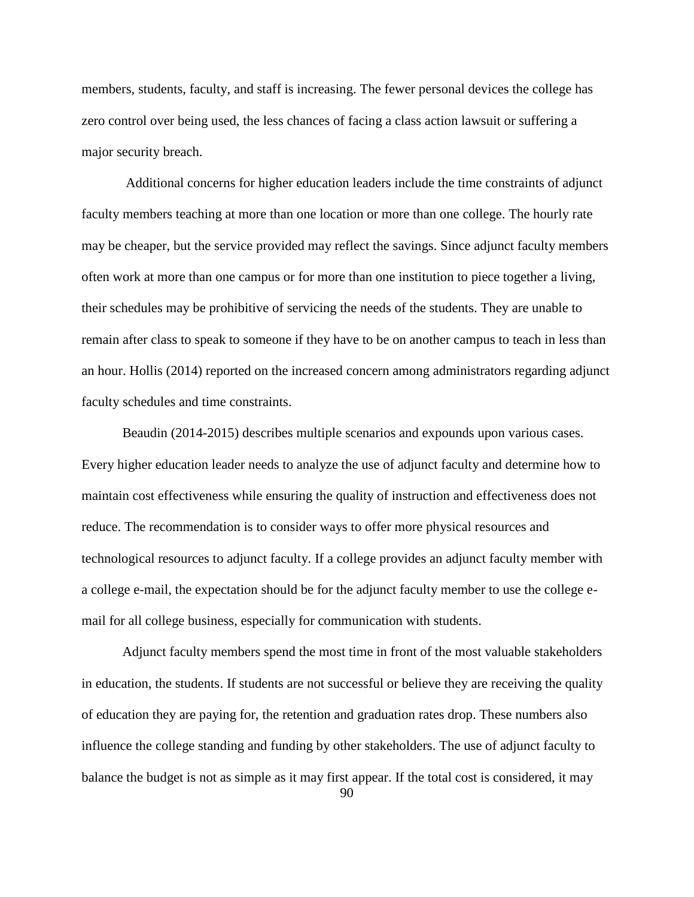members, students, faculty, and staff is increasing. The fewer personal devices the college has zero control over being used, the less chances of facing a class action lawsuit or suffering a major security breach.

Additional concerns for higher education leaders include the time constraints of adjunct faculty members teaching at more than one location or more than one college. The hourly rate may be cheaper, but the service provided may reflect the savings. Since adjunct faculty members often work at more than one campus or for more than one institution to piece together a living, their schedules may be prohibitive of servicing the needs of the students. They are unable to remain after class to speak to someone if they have to be on another campus to teach in less than an hour. Hollis (2014) reported on the increased concern among administrators regarding adjunct faculty schedules and time constraints.

Beaudin (2014-2015) describes multiple scenarios and expounds upon various cases. Every higher education leader needs to analyze the use of adjunct faculty and determine how to maintain cost effectiveness while ensuring the quality of instruction and effectiveness does not reduce. The recommendation is to consider ways to offer more physical resources and technological resources to adjunct faculty. If a college provides an adjunct faculty member with a college e-mail, the expectation should be for the adjunct faculty member to use the college e-mail for all college business, especially for communication with students.

Adjunct faculty members spend the most time in front of the most valuable stakeholders in education, the students. If students are not successful or believe they are receiving the quality of education they are paying for, the retention and graduation rates drop. These numbers also influence the college standing and funding by other stakeholders. The use of adjunct faculty to balance the budget is not as simple as it may first appear. If the total cost is considered, it may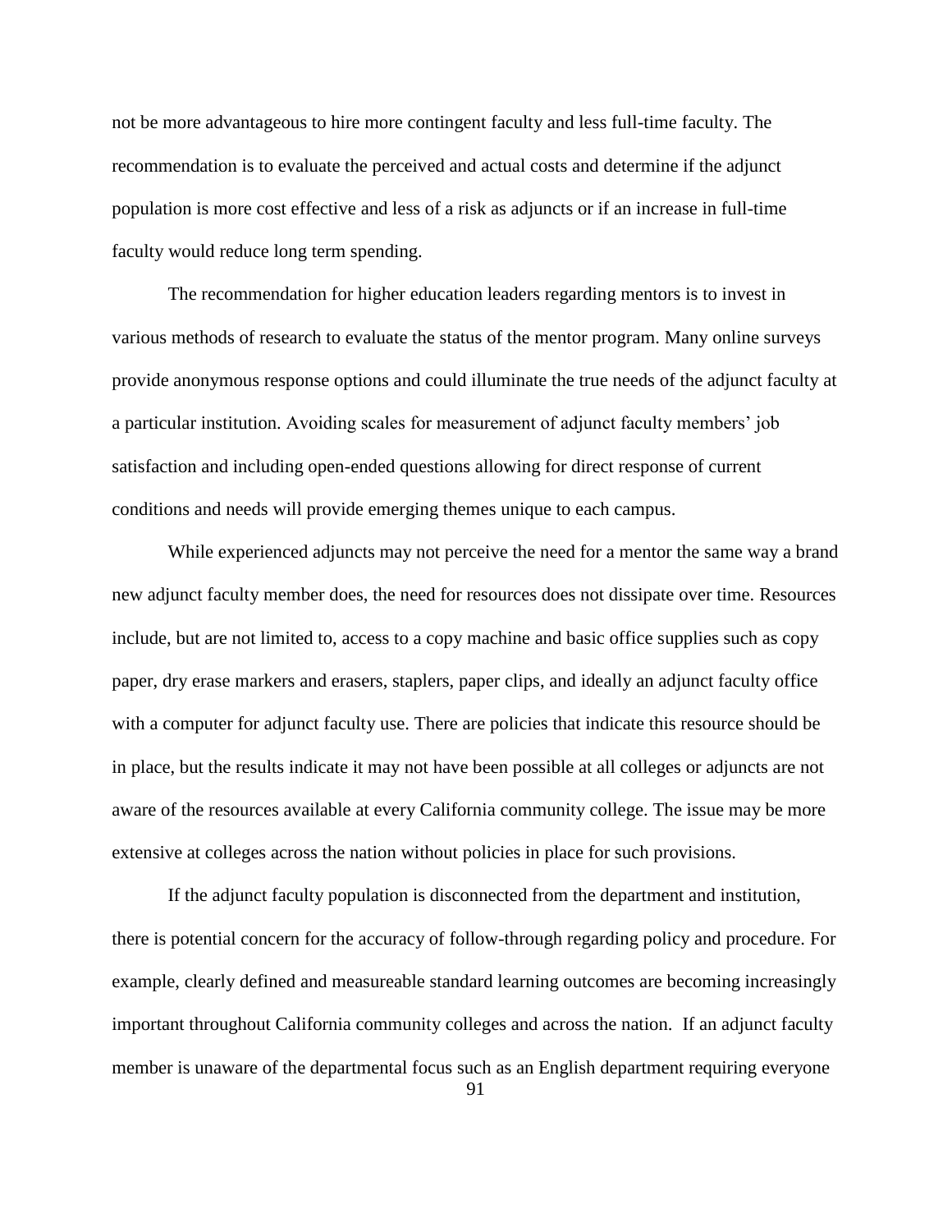not be more advantageous to hire more contingent faculty and less full-time faculty. The recommendation is to evaluate the perceived and actual costs and determine if the adjunct population is more cost effective and less of a risk as adjuncts or if an increase in full-time faculty would reduce long term spending.

The recommendation for higher education leaders regarding mentors is to invest in various methods of research to evaluate the status of the mentor program. Many online surveys provide anonymous response options and could illuminate the true needs of the adjunct faculty at a particular institution. Avoiding scales for measurement of adjunct faculty members' job satisfaction and including open-ended questions allowing for direct response of current conditions and needs will provide emerging themes unique to each campus.

While experienced adjuncts may not perceive the need for a mentor the same way a brand new adjunct faculty member does, the need for resources does not dissipate over time. Resources include, but are not limited to, access to a copy machine and basic office supplies such as copy paper, dry erase markers and erasers, staplers, paper clips, and ideally an adjunct faculty office with a computer for adjunct faculty use. There are policies that indicate this resource should be in place, but the results indicate it may not have been possible at all colleges or adjuncts are not aware of the resources available at every California community college. The issue may be more extensive at colleges across the nation without policies in place for such provisions.

If the adjunct faculty population is disconnected from the department and institution, there is potential concern for the accuracy of follow-through regarding policy and procedure. For example, clearly defined and measureable standard learning outcomes are becoming increasingly important throughout California community colleges and across the nation. If an adjunct faculty member is unaware of the departmental focus such as an English department requiring everyone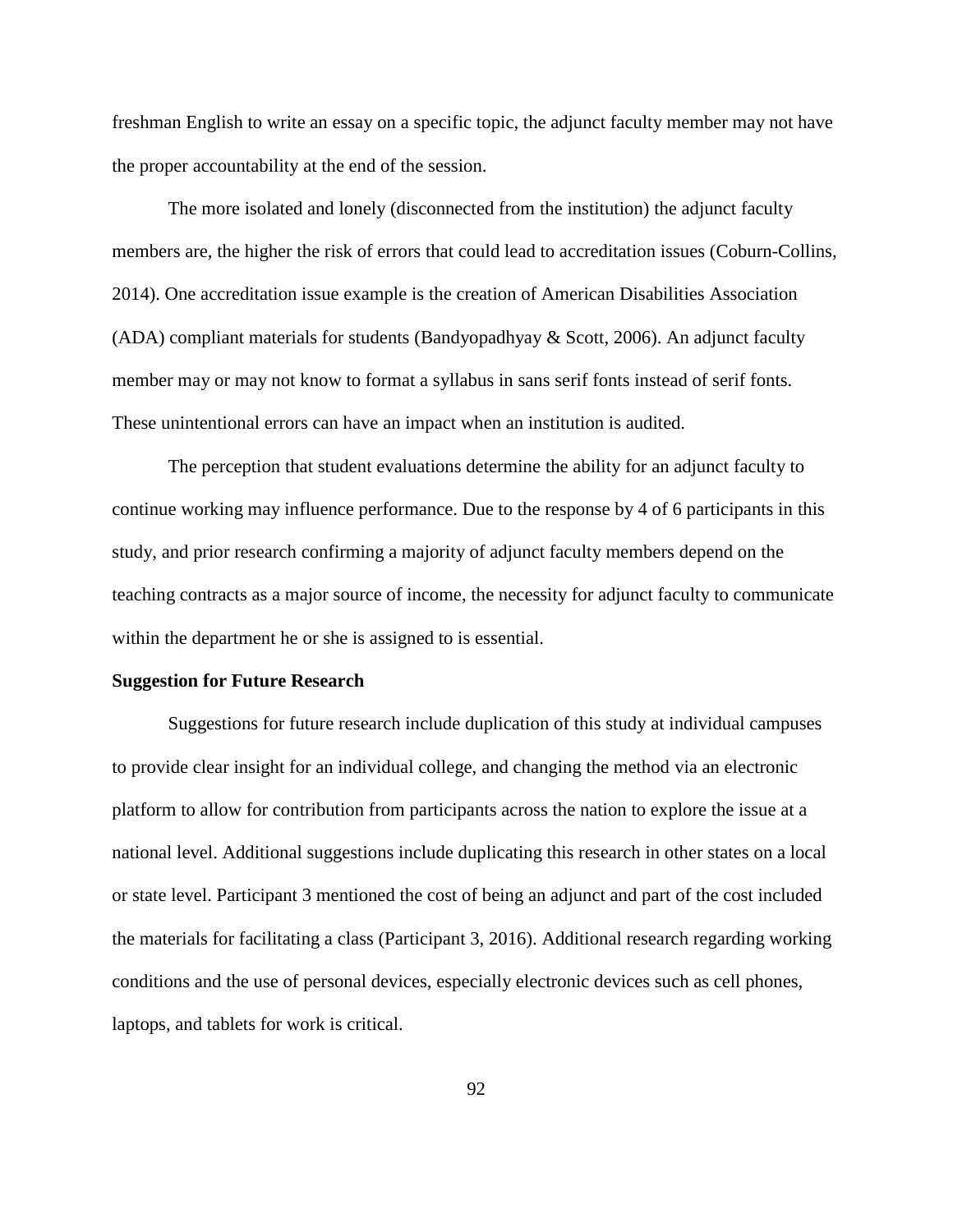freshman English to write an essay on a specific topic, the adjunct faculty member may not have the proper accountability at the end of the session.

The more isolated and lonely (disconnected from the institution) the adjunct faculty members are, the higher the risk of errors that could lead to accreditation issues (Coburn-Collins, 2014). One accreditation issue example is the creation of American Disabilities Association (ADA) compliant materials for students (Bandyopadhyay & Scott, 2006). An adjunct faculty member may or may not know to format a syllabus in sans serif fonts instead of serif fonts. These unintentional errors can have an impact when an institution is audited.

The perception that student evaluations determine the ability for an adjunct faculty to continue working may influence performance. Due to the response by 4 of 6 participants in this study, and prior research confirming a majority of adjunct faculty members depend on the teaching contracts as a major source of income, the necessity for adjunct faculty to communicate within the department he or she is assigned to is essential.

**Suggestion for Future Research**

Suggestions for future research include duplication of this study at individual campuses to provide clear insight for an individual college, and changing the method via an electronic platform to allow for contribution from participants across the nation to explore the issue at a national level. Additional suggestions include duplicating this research in other states on a local or state level. Participant 3 mentioned the cost of being an adjunct and part of the cost included the materials for facilitating a class (Participant 3, 2016). Additional research regarding working conditions and the use of personal devices, especially electronic devices such as cell phones, laptops, and tablets for work is critical.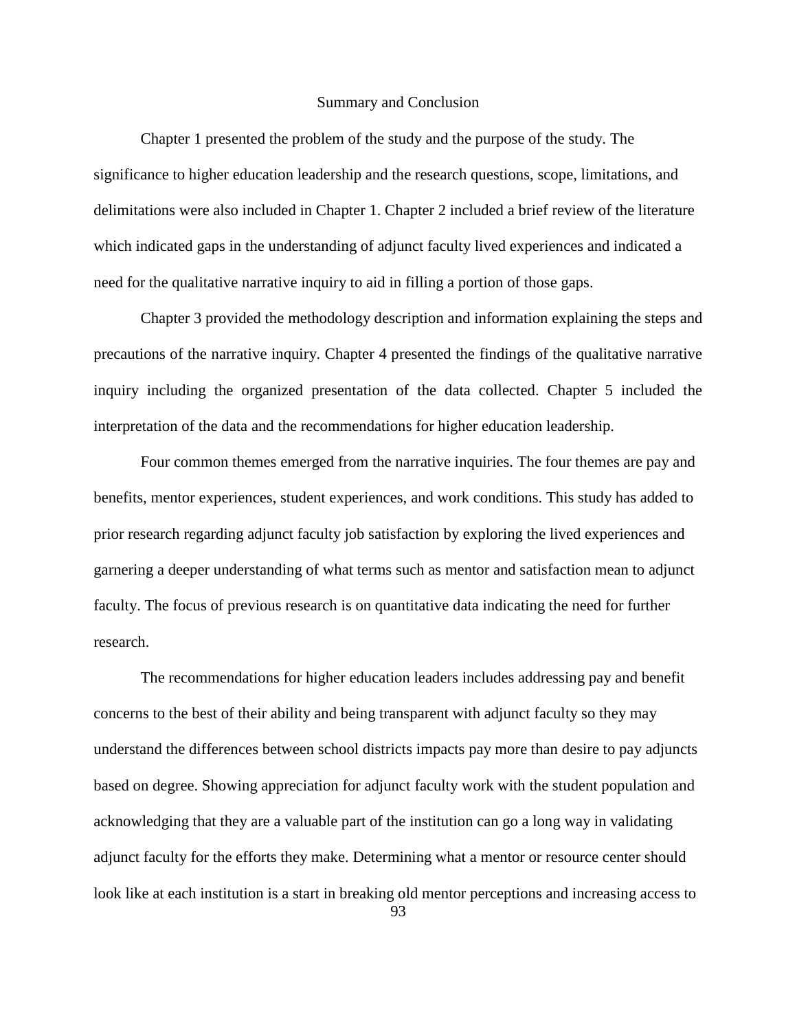## Summary and Conclusion

Chapter 1 presented the problem of the study and the purpose of the study. The significance to higher education leadership and the research questions, scope, limitations, and delimitations were also included in Chapter 1. Chapter 2 included a brief review of the literature which indicated gaps in the understanding of adjunct faculty lived experiences and indicated a need for the qualitative narrative inquiry to aid in filling a portion of those gaps.

Chapter 3 provided the methodology description and information explaining the steps and precautions of the narrative inquiry. Chapter 4 presented the findings of the qualitative narrative inquiry including the organized presentation of the data collected. Chapter 5 included the interpretation of the data and the recommendations for higher education leadership.

Four common themes emerged from the narrative inquiries. The four themes are pay and benefits, mentor experiences, student experiences, and work conditions. This study has added to prior research regarding adjunct faculty job satisfaction by exploring the lived experiences and garnering a deeper understanding of what terms such as mentor and satisfaction mean to adjunct faculty. The focus of previous research is on quantitative data indicating the need for further research.

The recommendations for higher education leaders includes addressing pay and benefit concerns to the best of their ability and being transparent with adjunct faculty so they may understand the differences between school districts impacts pay more than desire to pay adjuncts based on degree. Showing appreciation for adjunct faculty work with the student population and acknowledging that they are a valuable part of the institution can go a long way in validating adjunct faculty for the efforts they make. Determining what a mentor or resource center should look like at each institution is a start in breaking old mentor perceptions and increasing access to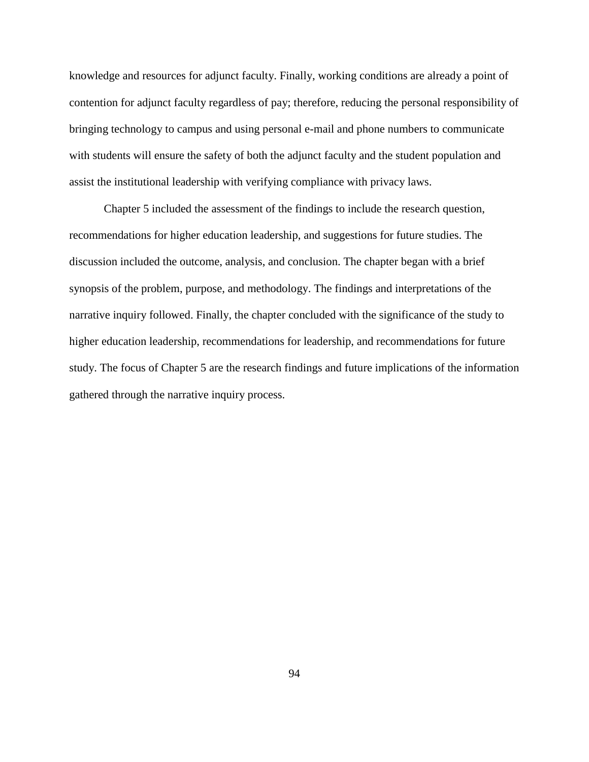knowledge and resources for adjunct faculty. Finally, working conditions are already a point of contention for adjunct faculty regardless of pay; therefore, reducing the personal responsibility of bringing technology to campus and using personal e-mail and phone numbers to communicate with students will ensure the safety of both the adjunct faculty and the student population and assist the institutional leadership with verifying compliance with privacy laws.

Chapter 5 included the assessment of the findings to include the research question, recommendations for higher education leadership, and suggestions for future studies. The discussion included the outcome, analysis, and conclusion. The chapter began with a brief synopsis of the problem, purpose, and methodology. The findings and interpretations of the narrative inquiry followed. Finally, the chapter concluded with the significance of the study to higher education leadership, recommendations for leadership, and recommendations for future study. The focus of Chapter 5 are the research findings and future implications of the information gathered through the narrative inquiry process.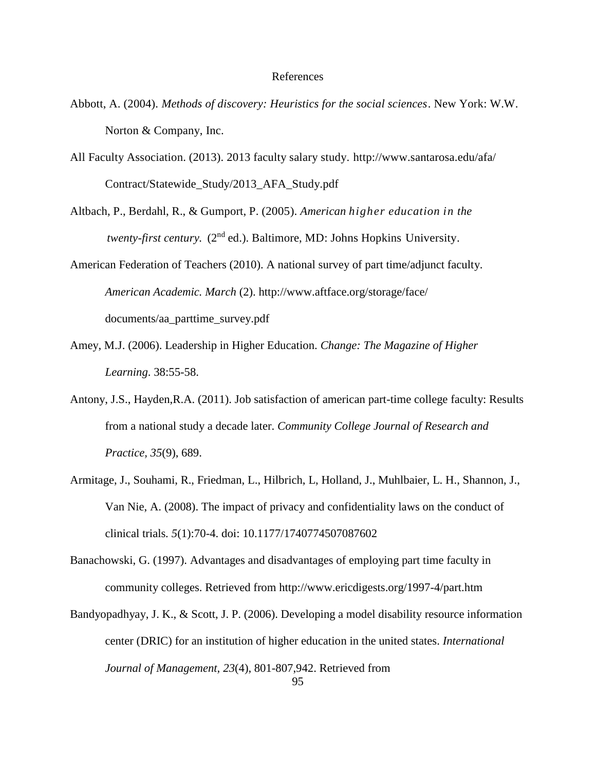# References

Abbott, A. (2004). *Methods of discovery: Heuristics for the social sciences*. New York: W.W. Norton & Company, Inc.

All Faculty Association. (2013). 2013 faculty salary study. http://www.santarosa.edu/afa/Contract/Statewide_Study/2013_AFA_Study.pdf

Altbach, P., Berdahl, R., & Gumport, P. (2005). *American higher education in the twenty-first century.* (2nd ed.). Baltimore, MD: Johns Hopkins University.

American Federation of Teachers (2010). A national survey of part time/adjunct faculty. *American Academic. March* (2). http://www.aftface.org/storage/face/documents/aa_parttime_survey.pdf

Amey, M.J. (2006). Leadership in Higher Education. *Change: The Magazine of Higher Learning*. 38:55-58.

Antony, J.S., Hayden,R.A. (2011). Job satisfaction of american part-time college faculty: Results from a national study a decade later. *Community College Journal of Research and Practice, 35*(9), 689.

Armitage, J., Souhami, R., Friedman, L., Hilbrich, L, Holland, J., Muhlbaier, L. H., Shannon, J., Van Nie, A. (2008). The impact of privacy and confidentiality laws on the conduct of clinical trials. *5*(1):70-4. doi: 10.1177/1740774507087602

Banachowski, G. (1997). Advantages and disadvantages of employing part time faculty in community colleges. Retrieved from http://www.ericdigests.org/1997-4/part.htm

Bandyopadhyay, J. K., & Scott, J. P. (2006). Developing a model disability resource information center (DRIC) for an institution of higher education in the united states. *International Journal of Management, 23*(4), 801-807,942. Retrieved from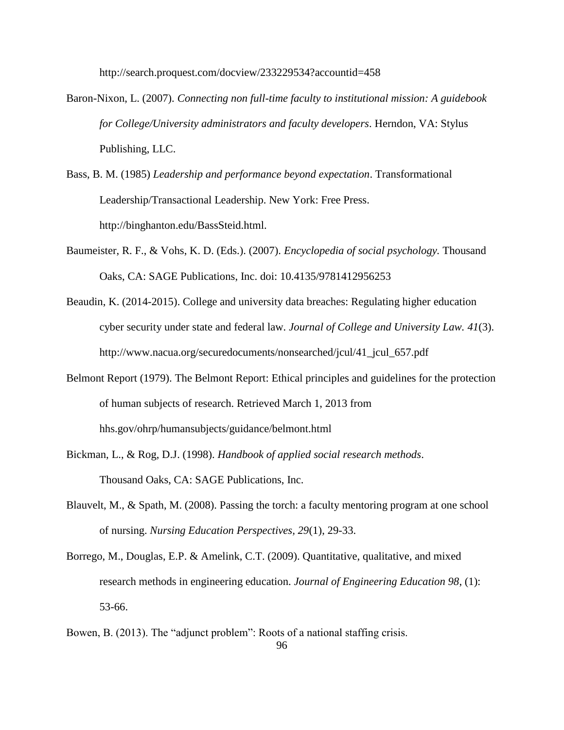http://search.proquest.com/docview/233229534?accountid=458

Baron-Nixon, L. (2007). *Connecting non full-time faculty to institutional mission: A guidebook for College/University administrators and faculty developers*. Herndon, VA: Stylus Publishing, LLC.

Bass, B. M. (1985) *Leadership and performance beyond expectation*. Transformational Leadership/Transactional Leadership. New York: Free Press. http://binghanton.edu/BassSteid.html.

Baumeister, R. F., & Vohs, K. D. (Eds.). (2007). *Encyclopedia of social psychology.* Thousand Oaks, CA: SAGE Publications, Inc. doi: 10.4135/9781412956253

Beaudin, K. (2014-2015). College and university data breaches: Regulating higher education cyber security under state and federal law. *Journal of College and University Law. 41*(3). http://www.nacua.org/securedocuments/nonsearched/jcul/41_jcul_657.pdf

Belmont Report (1979). The Belmont Report: Ethical principles and guidelines for the protection of human subjects of research. Retrieved March 1, 2013 from hhs.gov/ohrp/humansubjects/guidance/belmont.html

Bickman, L., & Rog, D.J. (1998). *Handbook of applied social research methods*. Thousand Oaks, CA: SAGE Publications, Inc.

Blauvelt, M., & Spath, M. (2008). Passing the torch: a faculty mentoring program at one school of nursing. *Nursing Education Perspectives, 29*(1), 29-33.

Borrego, M., Douglas, E.P. & Amelink, C.T. (2009). Quantitative, qualitative, and mixed research methods in engineering education. *Journal of Engineering Education 98*, (1): 53-66.

Bowen, B. (2013). The "adjunct problem": Roots of a national staffing crisis.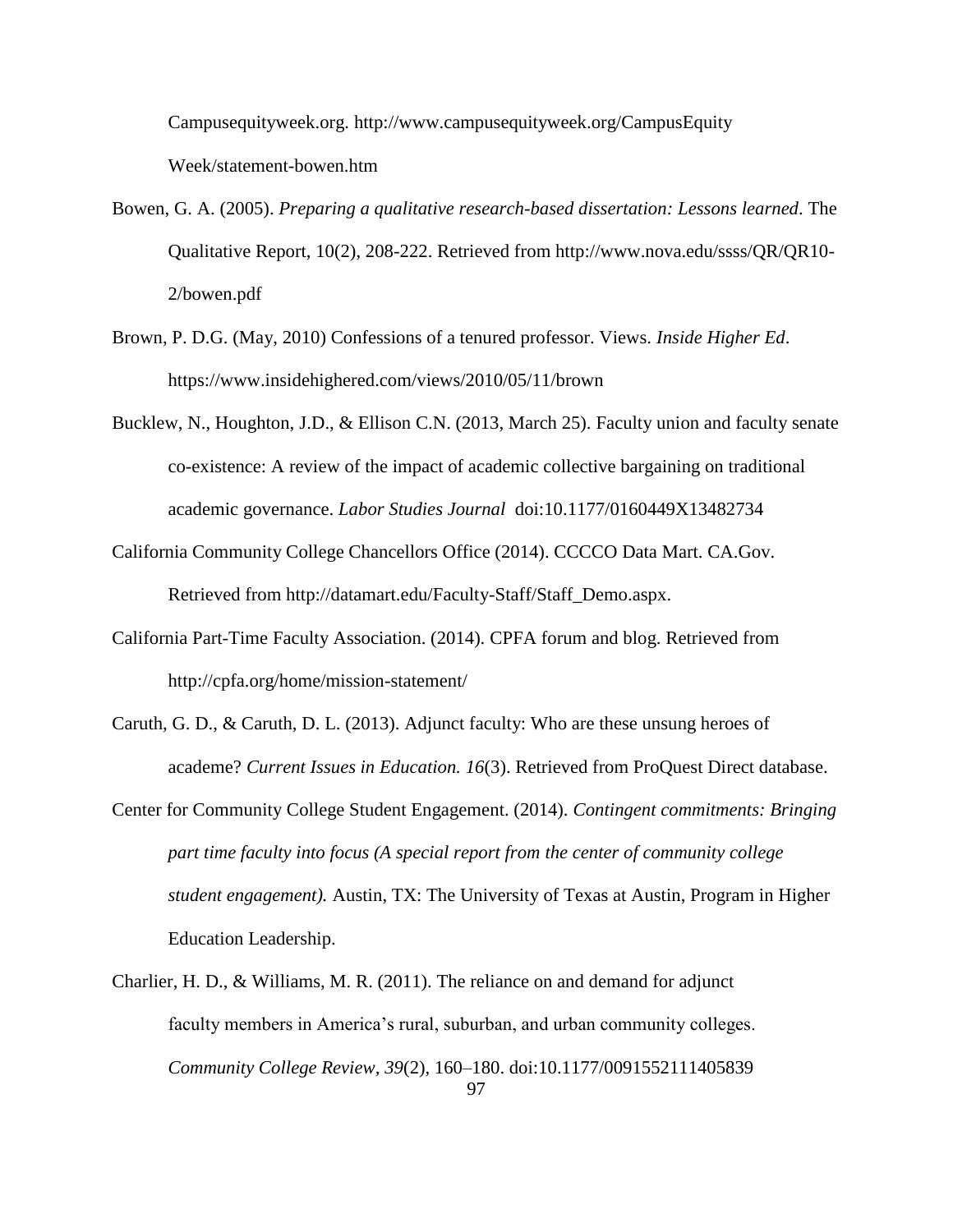Campusequityweek.org. http://www.campusequityweek.org/CampusEquity Week/statement-bowen.htm

Bowen, G. A. (2005). *Preparing a qualitative research-based dissertation: Lessons learned*. The Qualitative Report, 10(2), 208-222. Retrieved from http://www.nova.edu/ssss/QR/QR10-2/bowen.pdf

Brown, P. D.G. (May, 2010) Confessions of a tenured professor. Views. *Inside Higher Ed*. https://www.insidehighered.com/views/2010/05/11/brown

Bucklew, N., Houghton, J.D., & Ellison C.N. (2013, March 25). Faculty union and faculty senate co-existence: A review of the impact of academic collective bargaining on traditional academic governance. *Labor Studies Journal* doi:10.1177/0160449X13482734

California Community College Chancellors Office (2014). CCCCO Data Mart. CA.Gov. Retrieved from http://datamart.edu/Faculty-Staff/Staff_Demo.aspx.

California Part-Time Faculty Association. (2014). CPFA forum and blog. Retrieved from http://cpfa.org/home/mission-statement/

Caruth, G. D., & Caruth, D. L. (2013). Adjunct faculty: Who are these unsung heroes of academe? *Current Issues in Education. 16*(3). Retrieved from ProQuest Direct database.

Center for Community College Student Engagement. (2014). *Contingent commitments: Bringing part time faculty into focus (A special report from the center of community college student engagement).* Austin, TX: The University of Texas at Austin, Program in Higher Education Leadership.

Charlier, H. D., & Williams, M. R. (2011). The reliance on and demand for adjunct faculty members in America's rural, suburban, and urban community colleges. *Community College Review, 39*(2), 160–180. doi:10.1177/0091552111405839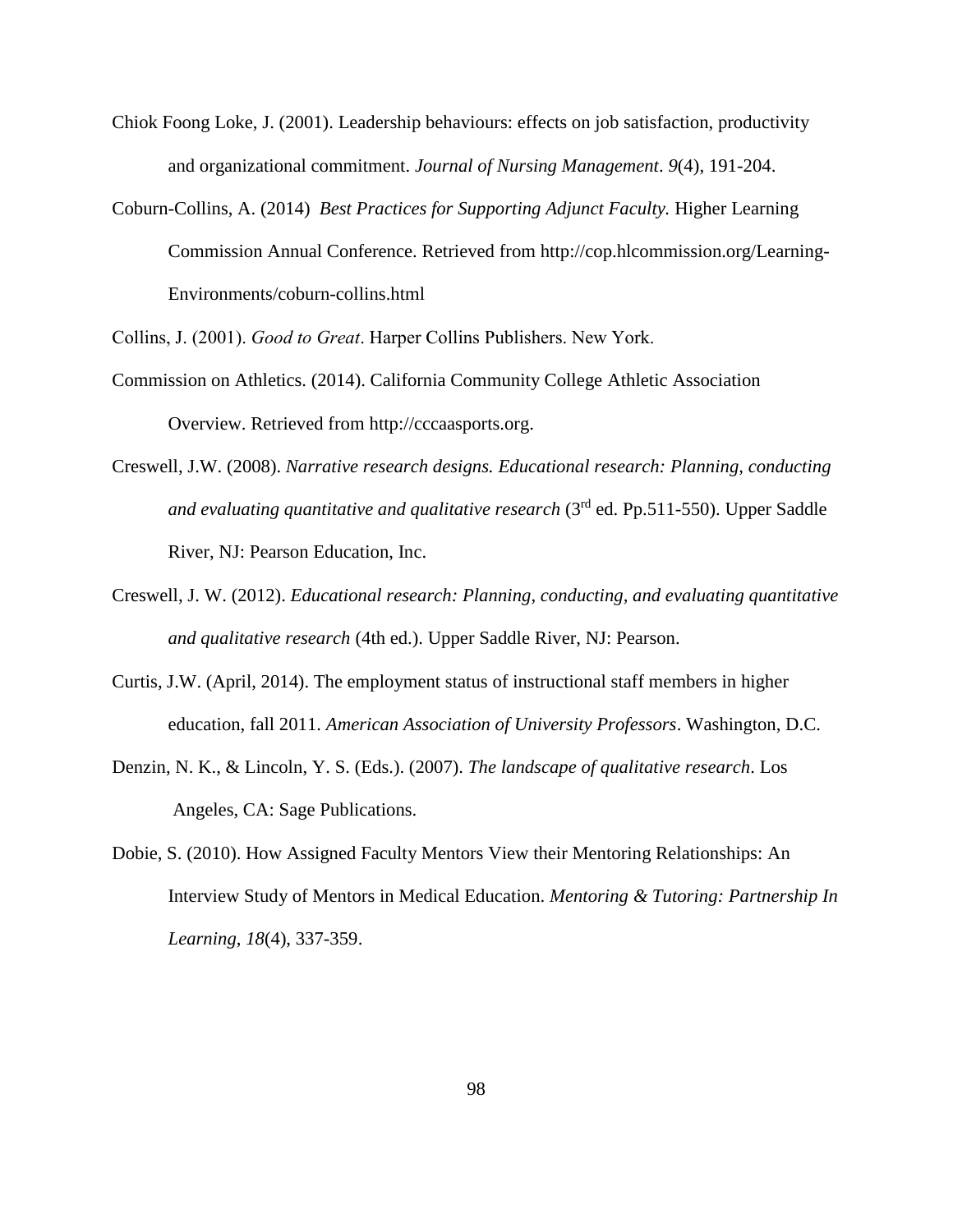Chiok Foong Loke, J. (2001). Leadership behaviours: effects on job satisfaction, productivity and organizational commitment. *Journal of Nursing Management*. *9*(4), 191-204.

Coburn-Collins, A. (2014) *Best Practices for Supporting Adjunct Faculty.* Higher Learning Commission Annual Conference. Retrieved from http://cop.hlcommission.org/Learning-Environments/coburn-collins.html

Collins, J. (2001). *Good to Great*. Harper Collins Publishers. New York.

Commission on Athletics. (2014). California Community College Athletic Association Overview. Retrieved from http://cccaasports.org.

Creswell, J.W. (2008). *Narrative research designs. Educational research: Planning, conducting and evaluating quantitative and qualitative research* (3rd ed. Pp.511-550). Upper Saddle River, NJ: Pearson Education, Inc.

Creswell, J. W. (2012). *Educational research: Planning, conducting, and evaluating quantitative and qualitative research* (4th ed.). Upper Saddle River, NJ: Pearson.

Curtis, J.W. (April, 2014). The employment status of instructional staff members in higher education, fall 2011. *American Association of University Professors*. Washington, D.C.

Denzin, N. K., & Lincoln, Y. S. (Eds.). (2007). *The landscape of qualitative research*. Los Angeles, CA: Sage Publications.

Dobie, S. (2010). How Assigned Faculty Mentors View their Mentoring Relationships: An Interview Study of Mentors in Medical Education. *Mentoring & Tutoring: Partnership In Learning*, *18*(4), 337-359.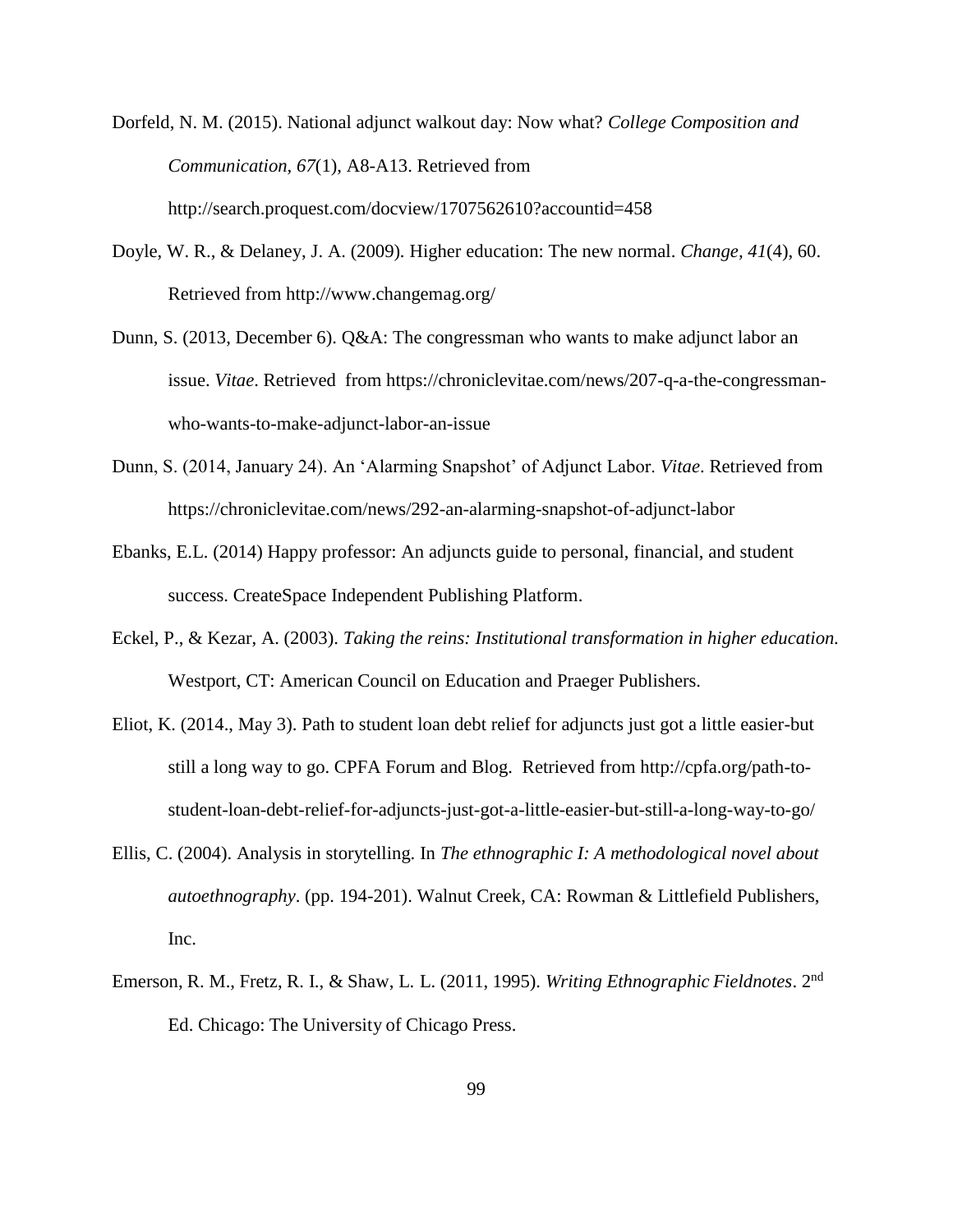Dorfeld, N. M. (2015). National adjunct walkout day: Now what? *College Composition and Communication*, *67*(1), A8-A13. Retrieved from http://search.proquest.com/docview/1707562610?accountid=458

Doyle, W. R., & Delaney, J. A. (2009). Higher education: The new normal. *Change*, *41*(4), 60. Retrieved from http://www.changemag.org/

Dunn, S. (2013, December 6). Q&A: The congressman who wants to make adjunct labor an issue. *Vitae*. Retrieved from https://chroniclevitae.com/news/207-q-a-the-congressman-who-wants-to-make-adjunct-labor-an-issue

Dunn, S. (2014, January 24). An 'Alarming Snapshot' of Adjunct Labor. *Vitae*. Retrieved from https://chroniclevitae.com/news/292-an-alarming-snapshot-of-adjunct-labor

Ebanks, E.L. (2014) Happy professor: An adjuncts guide to personal, financial, and student success. CreateSpace Independent Publishing Platform.

Eckel, P., & Kezar, A. (2003). *Taking the reins: Institutional transformation in higher education*. Westport, CT: American Council on Education and Praeger Publishers.

Eliot, K. (2014., May 3). Path to student loan debt relief for adjuncts just got a little easier-but still a long way to go. CPFA Forum and Blog. Retrieved from http://cpfa.org/path-to-student-loan-debt-relief-for-adjuncts-just-got-a-little-easier-but-still-a-long-way-to-go/

Ellis, C. (2004). Analysis in storytelling. In *The ethnographic I: A methodological novel about autoethnography*. (pp. 194-201). Walnut Creek, CA: Rowman & Littlefield Publishers, Inc.

Emerson, R. M., Fretz, R. I., & Shaw, L. L. (2011, 1995). *Writing Ethnographic Fieldnotes*. 2nd Ed. Chicago: The University of Chicago Press.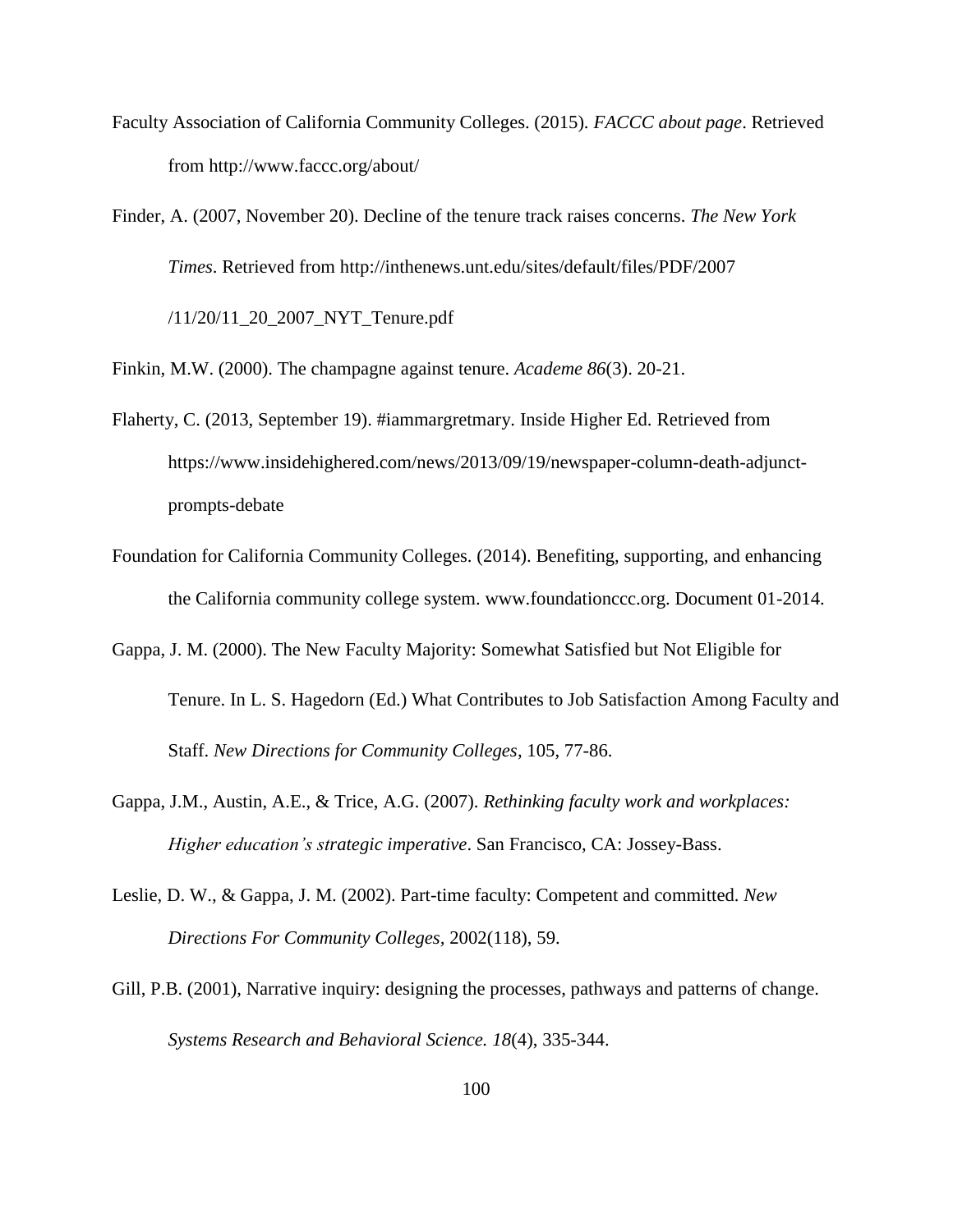Faculty Association of California Community Colleges. (2015). *FACCC about page*. Retrieved from http://www.faccc.org/about/

Finder, A. (2007, November 20). Decline of the tenure track raises concerns. *The New York Times*. Retrieved from http://inthenews.unt.edu/sites/default/files/PDF/2007/11/20/11_20_2007_NYT_Tenure.pdf

Finkin, M.W. (2000). The champagne against tenure. *Academe 86*(3). 20-21.

Flaherty, C. (2013, September 19). #iammargretmary. Inside Higher Ed. Retrieved from https://www.insidehighered.com/news/2013/09/19/newspaper-column-death-adjunct-prompts-debate

Foundation for California Community Colleges. (2014). Benefiting, supporting, and enhancing the California community college system. www.foundationccc.org. Document 01-2014.

Gappa, J. M. (2000). The New Faculty Majority: Somewhat Satisfied but Not Eligible for Tenure. In L. S. Hagedorn (Ed.) What Contributes to Job Satisfaction Among Faculty and Staff. *New Directions for Community Colleges*, 105, 77-86.

Gappa, J.M., Austin, A.E., & Trice, A.G. (2007). *Rethinking faculty work and workplaces: Higher education's strategic imperative*. San Francisco, CA: Jossey-Bass.

Leslie, D. W., & Gappa, J. M. (2002). Part-time faculty: Competent and committed. *New Directions For Community Colleges*, 2002(118), 59.

Gill, P.B. (2001), Narrative inquiry: designing the processes, pathways and patterns of change. *Systems Research and Behavioral Science. 18*(4), 335-344.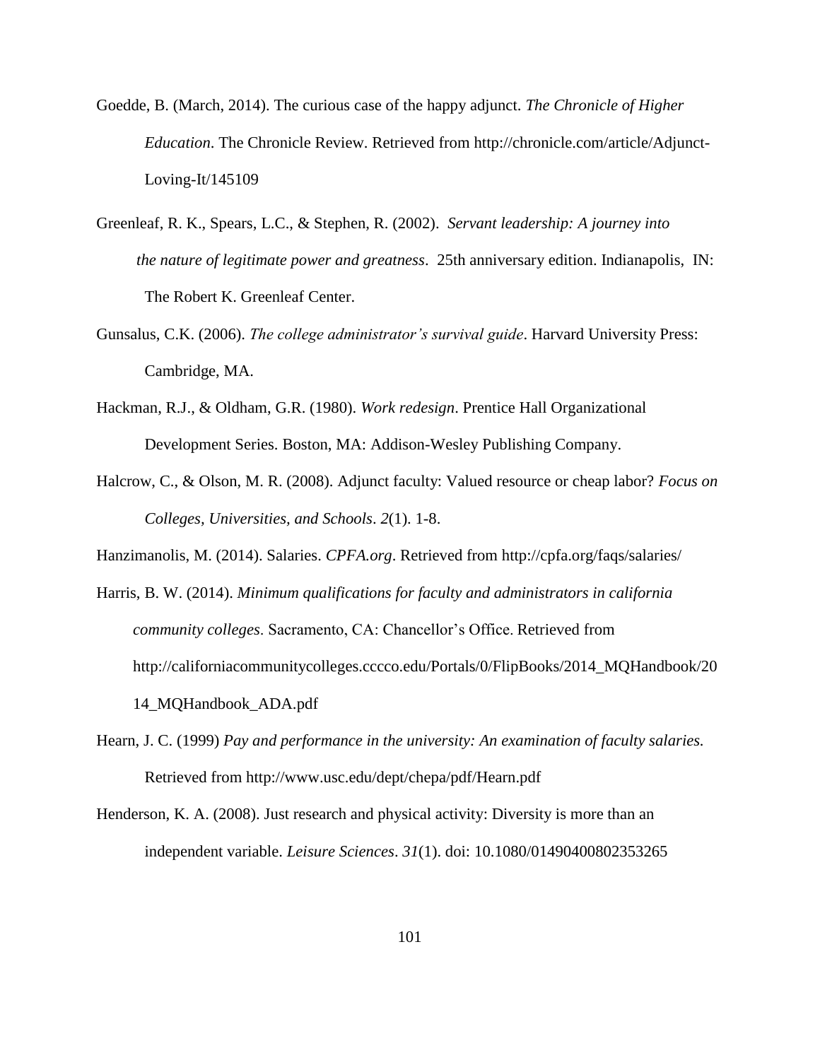Goedde, B. (March, 2014). The curious case of the happy adjunct. *The Chronicle of Higher Education*. The Chronicle Review. Retrieved from http://chronicle.com/article/Adjunct-Loving-It/145109

Greenleaf, R. K., Spears, L.C., & Stephen, R. (2002). *Servant leadership: A journey into the nature of legitimate power and greatness*. 25th anniversary edition. Indianapolis, IN: The Robert K. Greenleaf Center.

Gunsalus, C.K. (2006). *The college administrator's survival guide*. Harvard University Press: Cambridge, MA.

Hackman, R.J., & Oldham, G.R. (1980). *Work redesign*. Prentice Hall Organizational Development Series. Boston, MA: Addison-Wesley Publishing Company.

Halcrow, C., & Olson, M. R. (2008). Adjunct faculty: Valued resource or cheap labor? *Focus on Colleges, Universities, and Schools*. *2*(1). 1-8.

Hanzimanolis, M. (2014). Salaries. *CPFA.org*. Retrieved from http://cpfa.org/faqs/salaries/

Harris, B. W. (2014). *Minimum qualifications for faculty and administrators in california community colleges*. Sacramento, CA: Chancellor's Office. Retrieved from http://californiacommunitycolleges.cccco.edu/Portals/0/FlipBooks/2014_MQHandbook/2014_MQHandbook_ADA.pdf

Hearn, J. C. (1999) *Pay and performance in the university: An examination of faculty salaries.* Retrieved from http://www.usc.edu/dept/chepa/pdf/Hearn.pdf

Henderson, K. A. (2008). Just research and physical activity: Diversity is more than an independent variable. *Leisure Sciences*. *31*(1). doi: 10.1080/01490400802353265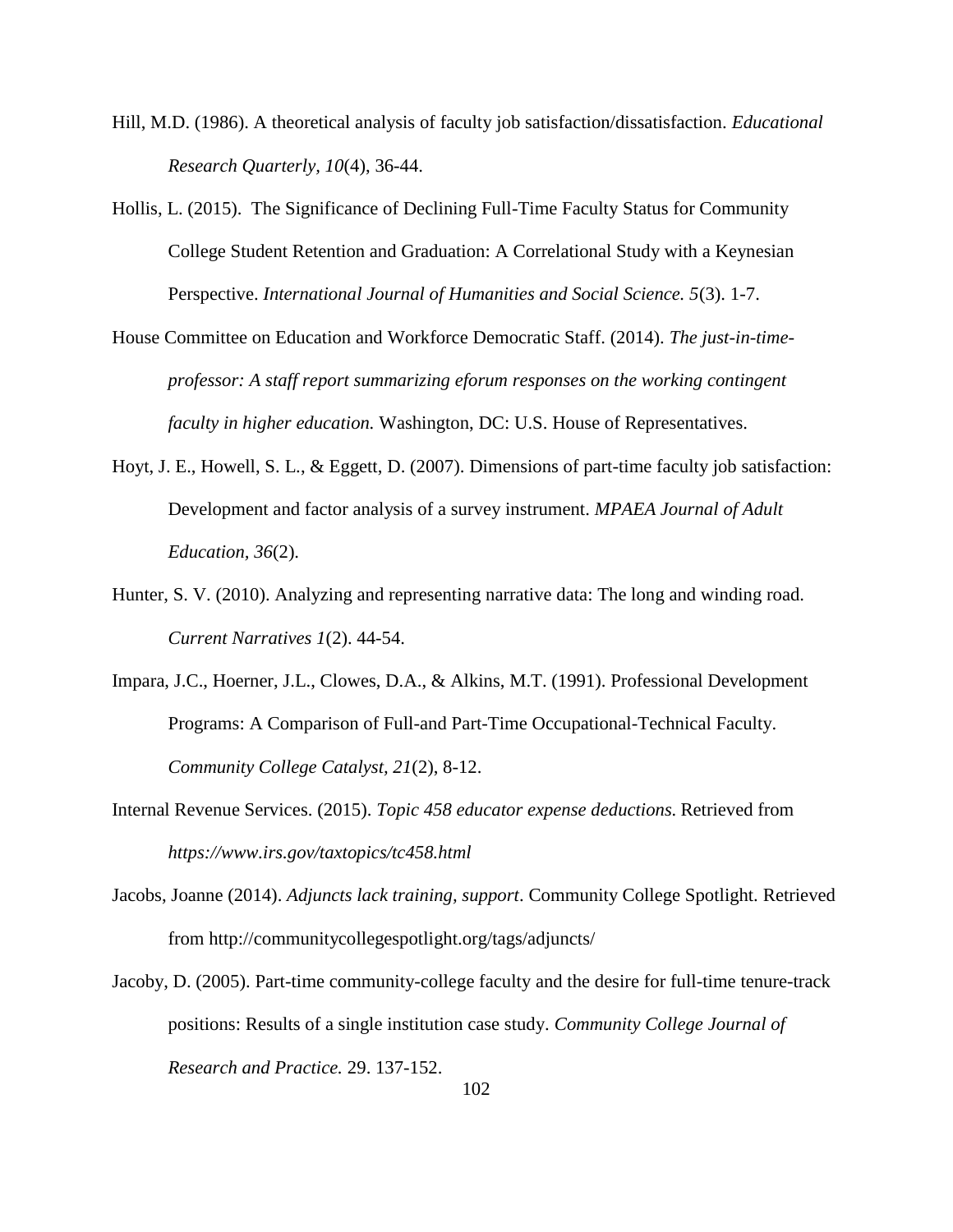Hill, M.D. (1986). A theoretical analysis of faculty job satisfaction/dissatisfaction. *Educational Research Quarterly, 10*(4), 36-44.

Hollis, L. (2015). The Significance of Declining Full-Time Faculty Status for Community College Student Retention and Graduation: A Correlational Study with a Keynesian Perspective. *International Journal of Humanities and Social Science. 5*(3). 1-7.

House Committee on Education and Workforce Democratic Staff. (2014). *The just-in-time-professor: A staff report summarizing eforum responses on the working contingent faculty in higher education.* Washington, DC: U.S. House of Representatives.

Hoyt, J. E., Howell, S. L., & Eggett, D. (2007). Dimensions of part-time faculty job satisfaction: Development and factor analysis of a survey instrument. *MPAEA Journal of Adult Education, 36*(2).

Hunter, S. V. (2010). Analyzing and representing narrative data: The long and winding road. *Current Narratives 1*(2). 44-54.

Impara, J.C., Hoerner, J.L., Clowes, D.A., & Alkins, M.T. (1991). Professional Development Programs: A Comparison of Full-and Part-Time Occupational-Technical Faculty. *Community College Catalyst, 21*(2), 8-12.

Internal Revenue Services. (2015). *Topic 458 educator expense deductions.* Retrieved from *https://www.irs.gov/taxtopics/tc458.html*

Jacobs, Joanne (2014). *Adjuncts lack training, support*. Community College Spotlight. Retrieved from http://communitycollegespotlight.org/tags/adjuncts/

Jacoby, D. (2005). Part-time community-college faculty and the desire for full-time tenure-track positions: Results of a single institution case study. *Community College Journal of Research and Practice.* 29. 137-152.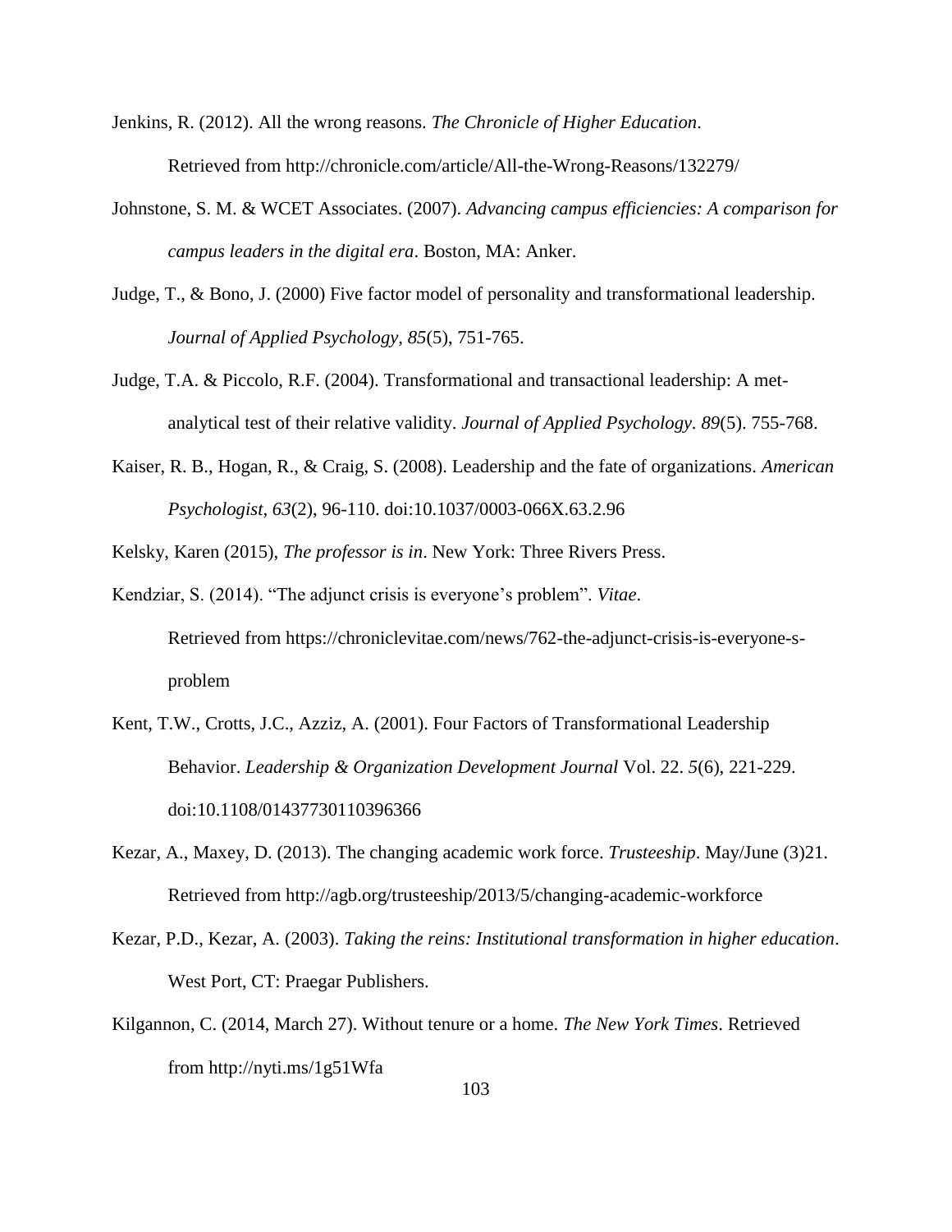Jenkins, R. (2012). All the wrong reasons. *The Chronicle of Higher Education*. Retrieved from http://chronicle.com/article/All-the-Wrong-Reasons/132279/

Johnstone, S. M. & WCET Associates. (2007). *Advancing campus efficiencies: A comparison for campus leaders in the digital era*. Boston, MA: Anker.

Judge, T., & Bono, J. (2000) Five factor model of personality and transformational leadership. *Journal of Applied Psychology, 85*(5), 751-765.

Judge, T.A. & Piccolo, R.F. (2004). Transformational and transactional leadership: A met-analytical test of their relative validity. *Journal of Applied Psychology. 89*(5). 755-768.

Kaiser, R. B., Hogan, R., & Craig, S. (2008). Leadership and the fate of organizations. *American Psychologist, 63*(2), 96-110. doi:10.1037/0003-066X.63.2.96

Kelsky, Karen (2015), *The professor is in*. New York: Three Rivers Press.

Kendziar, S. (2014). "The adjunct crisis is everyone's problem". *Vitae*. Retrieved from https://chroniclevitae.com/news/762-the-adjunct-crisis-is-everyone-s-problem

Kent, T.W., Crotts, J.C., Azziz, A. (2001). Four Factors of Transformational Leadership Behavior. *Leadership & Organization Development Journal* Vol. 22. *5*(6), 221-229. doi:10.1108/01437730110396366

Kezar, A., Maxey, D. (2013). The changing academic work force. *Trusteeship*. May/June (3)21. Retrieved from http://agb.org/trusteeship/2013/5/changing-academic-workforce

Kezar, P.D., Kezar, A. (2003). *Taking the reins: Institutional transformation in higher education*. West Port, CT: Praegar Publishers.

Kilgannon, C. (2014, March 27). Without tenure or a home. *The New York Times*. Retrieved from http://nyti.ms/1g51Wfa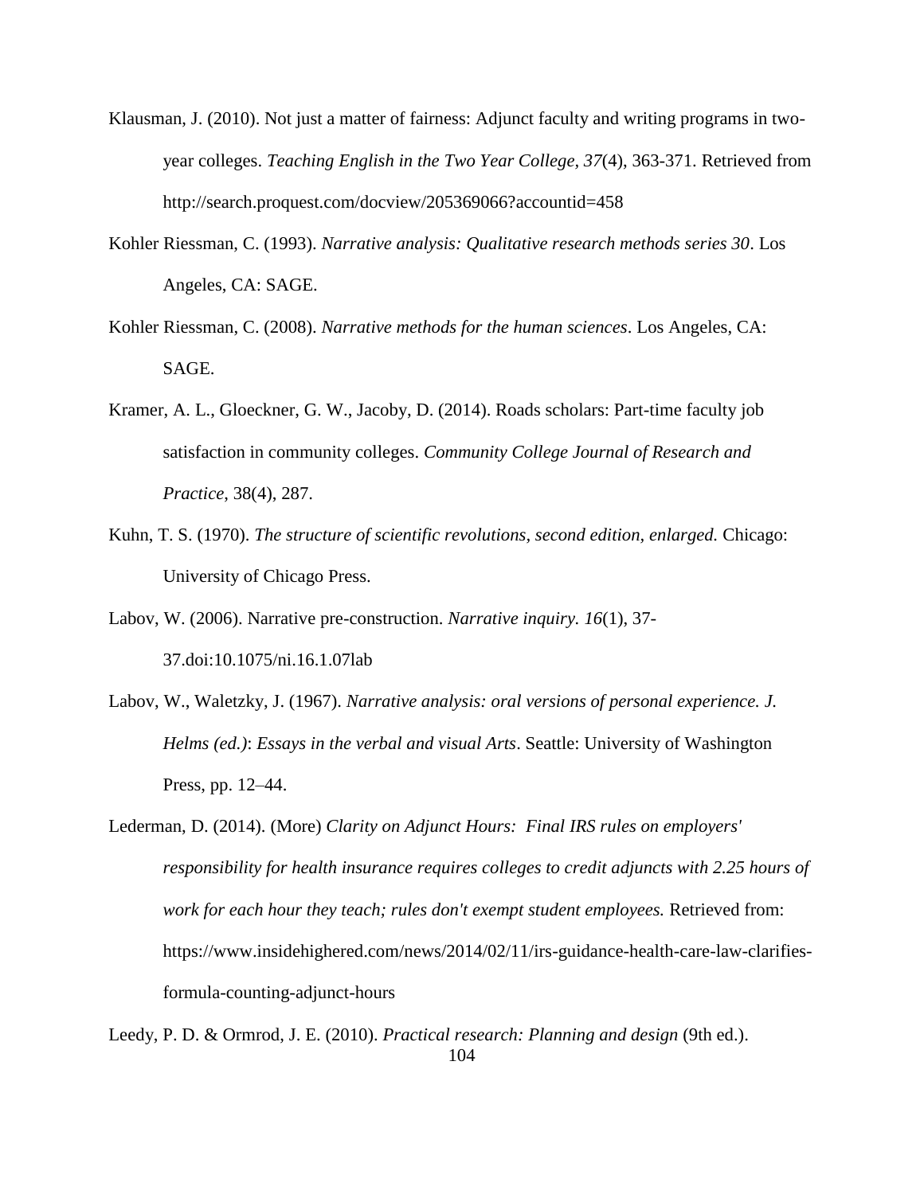Klausman, J. (2010). Not just a matter of fairness: Adjunct faculty and writing programs in two-year colleges. *Teaching English in the Two Year College, 37*(4), 363-371. Retrieved from http://search.proquest.com/docview/205369066?accountid=458

Kohler Riessman, C. (1993). *Narrative analysis: Qualitative research methods series 30*. Los Angeles, CA: SAGE.

Kohler Riessman, C. (2008). *Narrative methods for the human sciences*. Los Angeles, CA: SAGE.

Kramer, A. L., Gloeckner, G. W., Jacoby, D. (2014). Roads scholars: Part-time faculty job satisfaction in community colleges. *Community College Journal of Research and Practice*, 38(4), 287.

Kuhn, T. S. (1970). *The structure of scientific revolutions, second edition, enlarged.* Chicago: University of Chicago Press.

Labov, W. (2006). Narrative pre-construction. *Narrative inquiry. 16*(1), 37-37.doi:10.1075/ni.16.1.07lab

Labov, W., Waletzky, J. (1967). *Narrative analysis: oral versions of personal experience. J. Helms (ed.)*: *Essays in the verbal and visual Arts*. Seattle: University of Washington Press, pp. 12–44.

Lederman, D. (2014). (More) *Clarity on Adjunct Hours: Final IRS rules on employers' responsibility for health insurance requires colleges to credit adjuncts with 2.25 hours of work for each hour they teach; rules don't exempt student employees.* Retrieved from: https://www.insidehighered.com/news/2014/02/11/irs-guidance-health-care-law-clarifies-formula-counting-adjunct-hours

Leedy, P. D. & Ormrod, J. E. (2010). *Practical research: Planning and design* (9th ed.).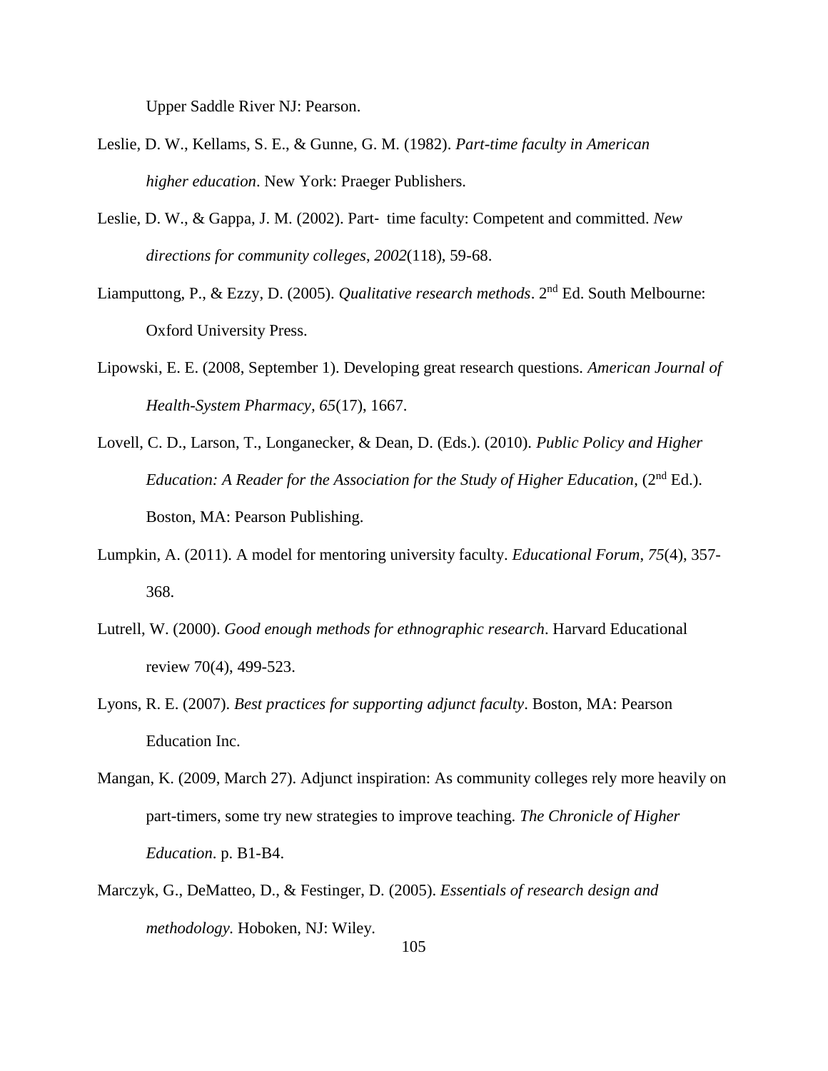Upper Saddle River NJ: Pearson.

Leslie, D. W., Kellams, S. E., & Gunne, G. M. (1982). *Part-time faculty in American higher education*. New York: Praeger Publishers.

Leslie, D. W., & Gappa, J. M. (2002). Part- time faculty: Competent and committed. *New directions for community colleges*, *2002*(118), 59-68.

Liamputtong, P., & Ezzy, D. (2005). *Qualitative research methods*. 2nd Ed. South Melbourne: Oxford University Press.

Lipowski, E. E. (2008, September 1). Developing great research questions. *American Journal of Health-System Pharmacy*, *65*(17), 1667.

Lovell, C. D., Larson, T., Longanecker, & Dean, D. (Eds.). (2010). *Public Policy and Higher Education: A Reader for the Association for the Study of Higher Education*, (2nd Ed.). Boston, MA: Pearson Publishing.

Lumpkin, A. (2011). A model for mentoring university faculty. *Educational Forum*, *75*(4), 357-368.

Lutrell, W. (2000). *Good enough methods for ethnographic research*. Harvard Educational review 70(4), 499-523.

Lyons, R. E. (2007). *Best practices for supporting adjunct faculty*. Boston, MA: Pearson Education Inc.

Mangan, K. (2009, March 27). Adjunct inspiration: As community colleges rely more heavily on part-timers, some try new strategies to improve teaching. *The Chronicle of Higher Education*. p. B1-B4.

Marczyk, G., DeMatteo, D., & Festinger, D. (2005). *Essentials of research design and methodology.* Hoboken, NJ: Wiley.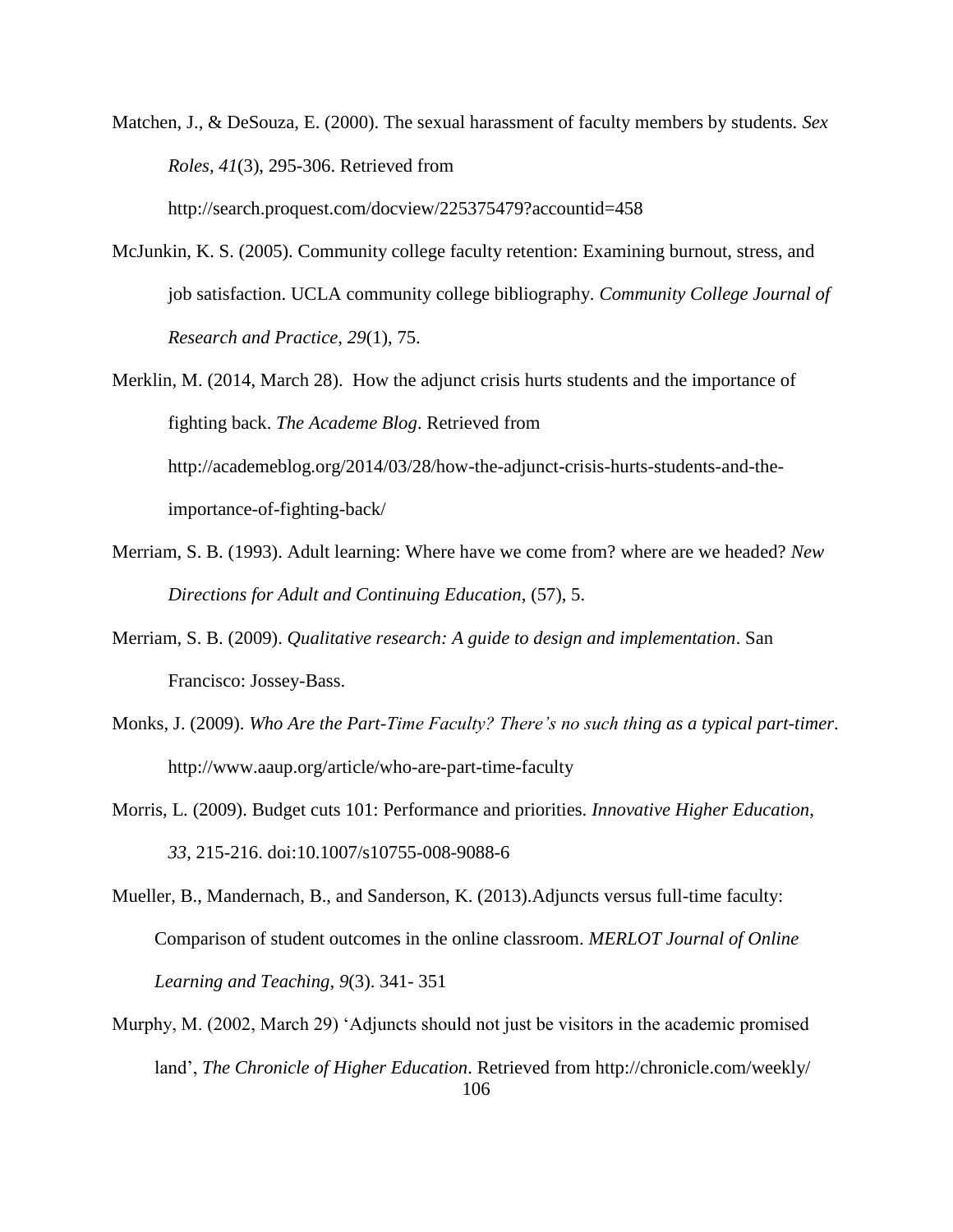Matchen, J., & DeSouza, E. (2000). The sexual harassment of faculty members by students. *Sex Roles, 41*(3), 295-306. Retrieved from http://search.proquest.com/docview/225375479?accountid=458

McJunkin, K. S. (2005). Community college faculty retention: Examining burnout, stress, and job satisfaction. UCLA community college bibliography. *Community College Journal of Research and Practice*, *29*(1), 75.

Merklin, M. (2014, March 28). How the adjunct crisis hurts students and the importance of fighting back. *The Academe Blog*. Retrieved from http://academeblog.org/2014/03/28/how-the-adjunct-crisis-hurts-students-and-the-importance-of-fighting-back/

Merriam, S. B. (1993). Adult learning: Where have we come from? where are we headed? *New Directions for Adult and Continuing Education*, (57), 5.

Merriam, S. B. (2009). *Qualitative research: A guide to design and implementation*. San Francisco: Jossey-Bass.

Monks, J. (2009). *Who Are the Part-Time Faculty? There's no such thing as a typical part-timer*. http://www.aaup.org/article/who-are-part-time-faculty

Morris, L. (2009). Budget cuts 101: Performance and priorities. *Innovative Higher Education*, *33*, 215-216. doi:10.1007/s10755-008-9088-6

Mueller, B., Mandernach, B., and Sanderson, K. (2013).Adjuncts versus full-time faculty: Comparison of student outcomes in the online classroom. *MERLOT Journal of Online Learning and Teaching, 9*(3). 341- 351

Murphy, M. (2002, March 29) 'Adjuncts should not just be visitors in the academic promised land', *The Chronicle of Higher Education*. Retrieved from http://chronicle.com/weekly/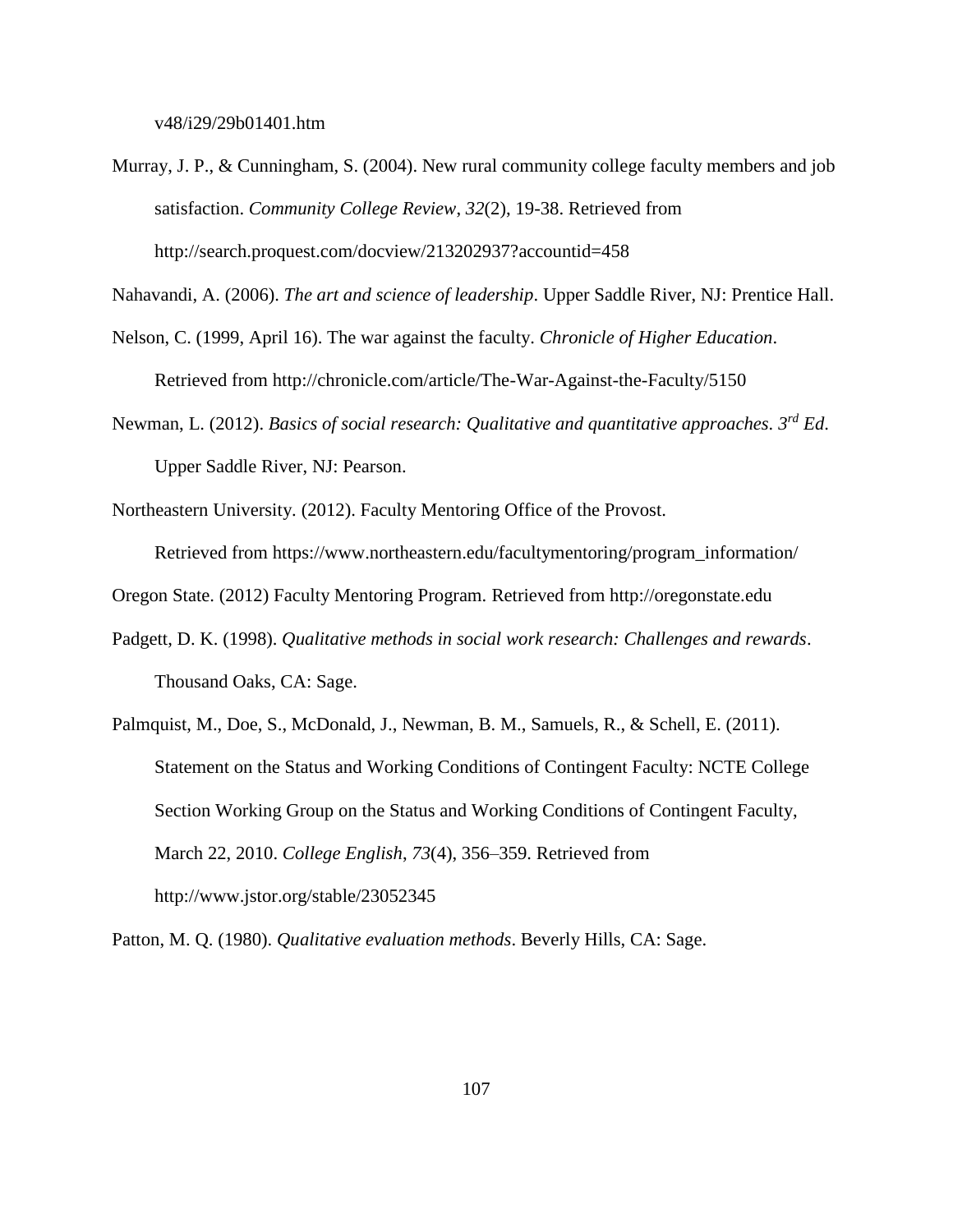v48/i29/29b01401.htm

Murray, J. P., & Cunningham, S. (2004). New rural community college faculty members and job satisfaction. *Community College Review*, *32*(2), 19-38. Retrieved from http://search.proquest.com/docview/213202937?accountid=458

Nahavandi, A. (2006). *The art and science of leadership*. Upper Saddle River, NJ: Prentice Hall.

Nelson, C. (1999, April 16). The war against the faculty. *Chronicle of Higher Education*. Retrieved from http://chronicle.com/article/The-War-Against-the-Faculty/5150

Newman, L. (2012). *Basics of social research: Qualitative and quantitative approaches*. *3rd Ed*. Upper Saddle River, NJ: Pearson.

Northeastern University. (2012). Faculty Mentoring Office of the Provost. Retrieved from https://www.northeastern.edu/facultymentoring/program_information/

Oregon State. (2012) Faculty Mentoring Program. Retrieved from http://oregonstate.edu

Padgett, D. K. (1998). *Qualitative methods in social work research: Challenges and rewards*. Thousand Oaks, CA: Sage.

Palmquist, M., Doe, S., McDonald, J., Newman, B. M., Samuels, R., & Schell, E. (2011). Statement on the Status and Working Conditions of Contingent Faculty: NCTE College Section Working Group on the Status and Working Conditions of Contingent Faculty, March 22, 2010. *College English*, *73*(4), 356–359. Retrieved from http://www.jstor.org/stable/23052345

Patton, M. Q. (1980). *Qualitative evaluation methods*. Beverly Hills, CA: Sage.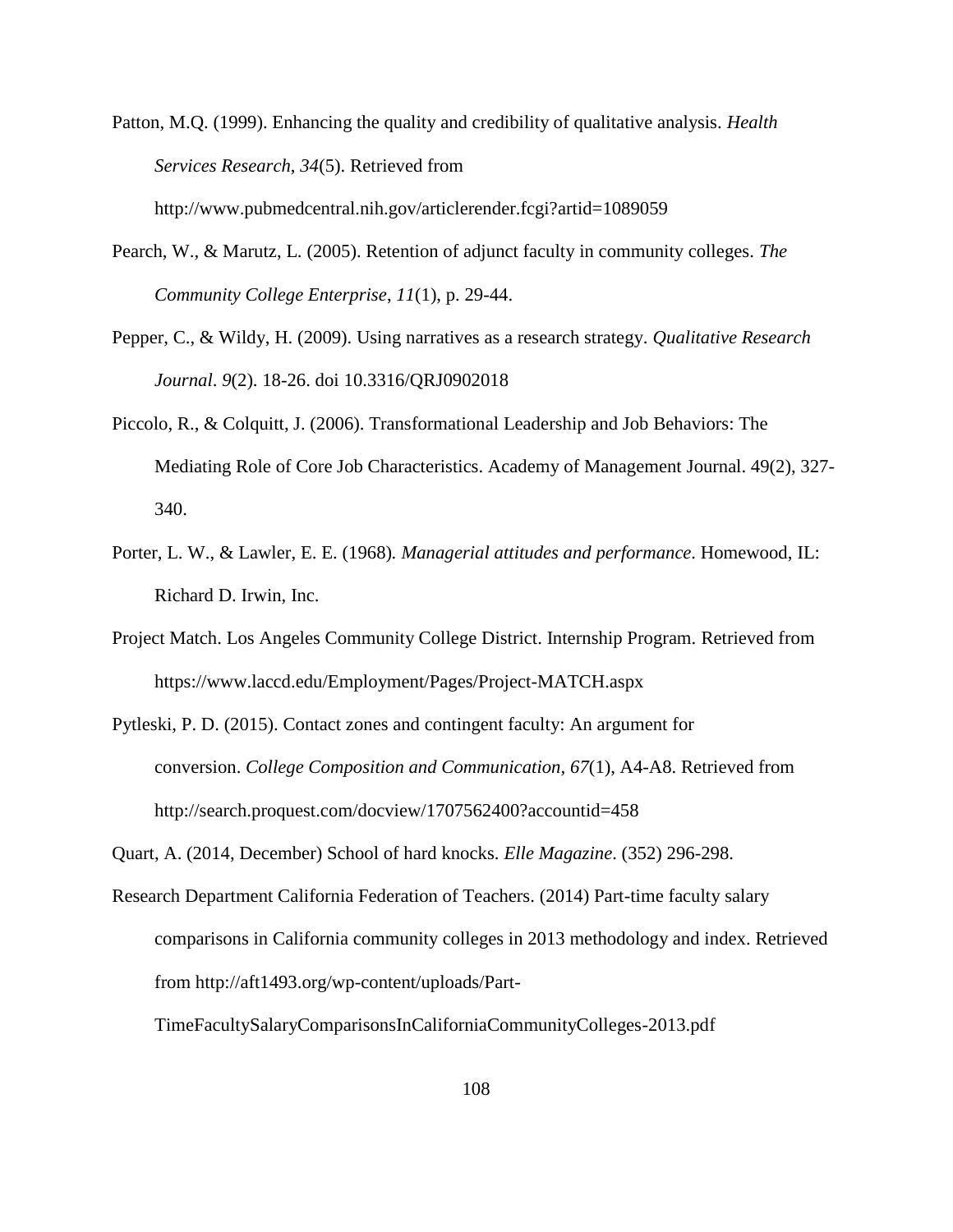Patton, M.Q. (1999). Enhancing the quality and credibility of qualitative analysis. *Health Services Research*, *34*(5). Retrieved from http://www.pubmedcentral.nih.gov/articlerender.fcgi?artid=1089059

Pearch, W., & Marutz, L. (2005). Retention of adjunct faculty in community colleges. *The Community College Enterprise*, *11*(1), p. 29-44.

Pepper, C., & Wildy, H. (2009). Using narratives as a research strategy. *Qualitative Research Journal*. *9*(2). 18-26. doi 10.3316/QRJ0902018

Piccolo, R., & Colquitt, J. (2006). Transformational Leadership and Job Behaviors: The Mediating Role of Core Job Characteristics. Academy of Management Journal. 49(2), 327-340.

Porter, L. W., & Lawler, E. E. (1968). *Managerial attitudes and performance*. Homewood, IL: Richard D. Irwin, Inc.

Project Match. Los Angeles Community College District. Internship Program. Retrieved from https://www.laccd.edu/Employment/Pages/Project-MATCH.aspx

Pytleski, P. D. (2015). Contact zones and contingent faculty: An argument for conversion. *College Composition and Communication*, *67*(1), A4-A8. Retrieved from http://search.proquest.com/docview/1707562400?accountid=458

Quart, A. (2014, December) School of hard knocks. *Elle Magazine*. (352) 296-298.

Research Department California Federation of Teachers. (2014) Part-time faculty salary comparisons in California community colleges in 2013 methodology and index. Retrieved from http://aft1493.org/wp-content/uploads/Part-TimeFacultySalaryComparisonsInCaliforniaCommunityColleges-2013.pdf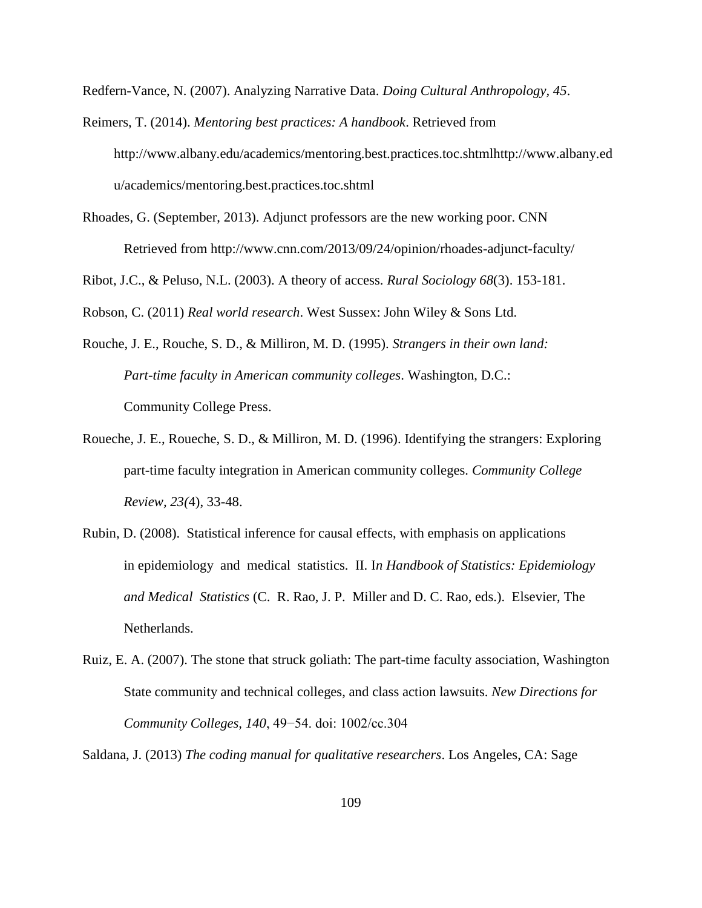Redfern-Vance, N. (2007). Analyzing Narrative Data. *Doing Cultural Anthropology*, *45*.

Reimers, T. (2014). *Mentoring best practices: A handbook*. Retrieved from http://www.albany.edu/academics/mentoring.best.practices.toc.shtmlhttp://www.albany.edu/academics/mentoring.best.practices.toc.shtml

Rhoades, G. (September, 2013). Adjunct professors are the new working poor. CNN Retrieved from http://www.cnn.com/2013/09/24/opinion/rhoades-adjunct-faculty/

Ribot, J.C., & Peluso, N.L. (2003). A theory of access. *Rural Sociology 68*(3). 153-181.

Robson, C. (2011) *Real world research*. West Sussex: John Wiley & Sons Ltd.

Rouche, J. E., Rouche, S. D., & Milliron, M. D. (1995). *Strangers in their own land: Part-time faculty in American community colleges*. Washington, D.C.: Community College Press.

Roueche, J. E., Roueche, S. D., & Milliron, M. D. (1996). Identifying the strangers: Exploring part-time faculty integration in American community colleges. *Community College Review, 23(*4), 33-48.

Rubin, D. (2008). Statistical inference for causal effects, with emphasis on applications in epidemiology and medical statistics. II. I*n Handbook of Statistics: Epidemiology and Medical Statistics* (C. R. Rao, J. P. Miller and D. C. Rao, eds.). Elsevier, The Netherlands.

Ruiz, E. A. (2007). The stone that struck goliath: The part-time faculty association, Washington State community and technical colleges, and class action lawsuits. *New Directions for Community Colleges*, *140*, 49−54. doi: 1002/cc.304

Saldana, J. (2013) *The coding manual for qualitative researchers*. Los Angeles, CA: Sage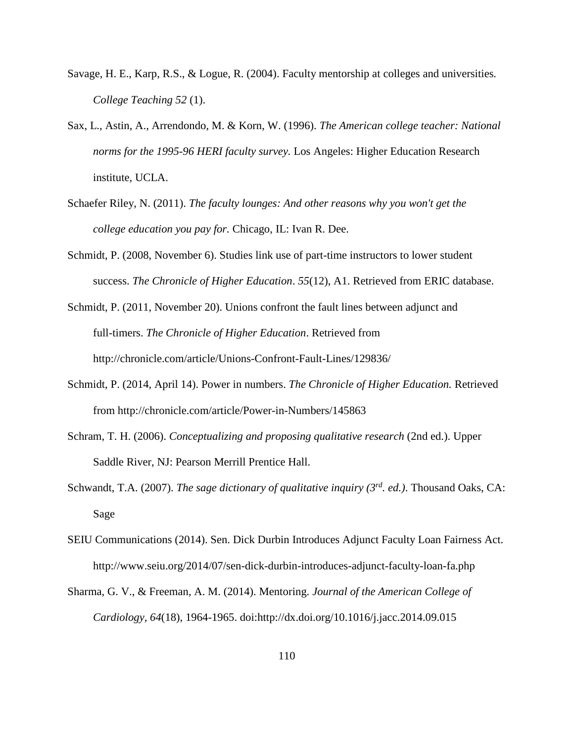Savage, H. E., Karp, R.S., & Logue, R. (2004). Faculty mentorship at colleges and universities. *College Teaching 52* (1).

Sax, L., Astin, A., Arrendondo, M. & Korn, W. (1996). *The American college teacher: National norms for the 1995-96 HERI faculty survey.* Los Angeles: Higher Education Research institute, UCLA.

Schaefer Riley, N. (2011). *The faculty lounges: And other reasons why you won't get the college education you pay for.* Chicago, IL: Ivan R. Dee.

Schmidt, P. (2008, November 6). Studies link use of part-time instructors to lower student success. *The Chronicle of Higher Education*. *55*(12), A1. Retrieved from ERIC database.

Schmidt, P. (2011, November 20). Unions confront the fault lines between adjunct and full-timers. *The Chronicle of Higher Education*. Retrieved from http://chronicle.com/article/Unions-Confront-Fault-Lines/129836/

Schmidt, P. (2014, April 14). Power in numbers. *The Chronicle of Higher Education.* Retrieved from http://chronicle.com/article/Power-in-Numbers/145863

Schram, T. H. (2006). *Conceptualizing and proposing qualitative research* (2nd ed.). Upper Saddle River, NJ: Pearson Merrill Prentice Hall.

Schwandt, T.A. (2007). *The sage dictionary of qualitative inquiry (3rd. ed.)*. Thousand Oaks, CA: Sage

SEIU Communications (2014). Sen. Dick Durbin Introduces Adjunct Faculty Loan Fairness Act. http://www.seiu.org/2014/07/sen-dick-durbin-introduces-adjunct-faculty-loan-fa.php

Sharma, G. V., & Freeman, A. M. (2014). Mentoring. *Journal of the American College of Cardiology, 64*(18), 1964-1965. doi:http://dx.doi.org/10.1016/j.jacc.2014.09.015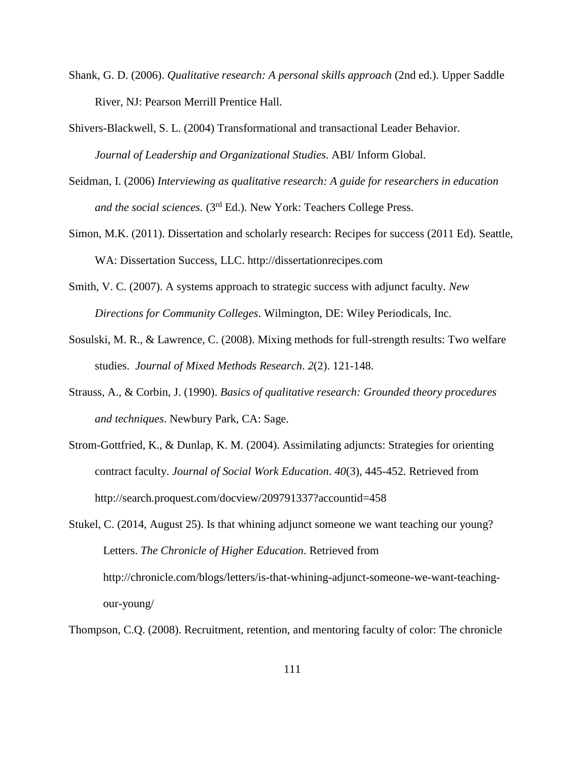Shank, G. D. (2006). *Qualitative research: A personal skills approach* (2nd ed.). Upper Saddle River, NJ: Pearson Merrill Prentice Hall.

Shivers-Blackwell, S. L. (2004) Transformational and transactional Leader Behavior. *Journal of Leadership and Organizational Studies*. ABI/ Inform Global.

Seidman, I. (2006) *Interviewing as qualitative research: A guide for researchers in education and the social sciences.* (3rd Ed.). New York: Teachers College Press.

Simon, M.K. (2011). Dissertation and scholarly research: Recipes for success (2011 Ed). Seattle, WA: Dissertation Success, LLC. http://dissertationrecipes.com

Smith, V. C. (2007). A systems approach to strategic success with adjunct faculty. *New Directions for Community Colleges*. Wilmington, DE: Wiley Periodicals, Inc.

Sosulski, M. R., & Lawrence, C. (2008). Mixing methods for full-strength results: Two welfare studies. *Journal of Mixed Methods Research*. *2*(2). 121-148.

Strauss, A., & Corbin, J. (1990). *Basics of qualitative research: Grounded theory procedures and techniques*. Newbury Park, CA: Sage.

Strom-Gottfried, K., & Dunlap, K. M. (2004). Assimilating adjuncts: Strategies for orienting contract faculty. *Journal of Social Work Education*. *40*(3), 445-452. Retrieved from http://search.proquest.com/docview/209791337?accountid=458

Stukel, C. (2014, August 25). Is that whining adjunct someone we want teaching our young? Letters. *The Chronicle of Higher Education*. Retrieved from http://chronicle.com/blogs/letters/is-that-whining-adjunct-someone-we-want-teaching-our-young/

Thompson, C.Q. (2008). Recruitment, retention, and mentoring faculty of color: The chronicle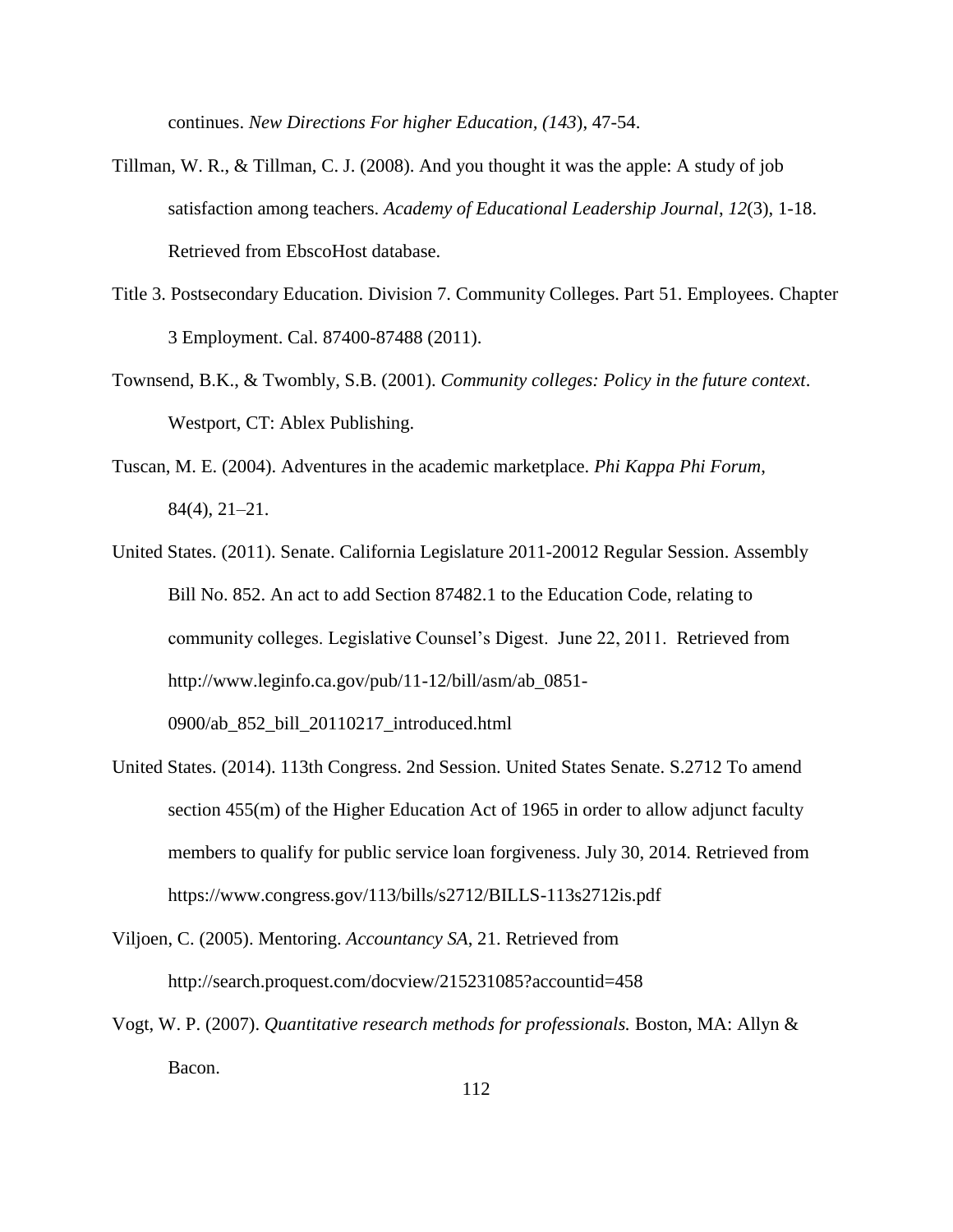continues. *New Directions For higher Education, (143*), 47-54.

Tillman, W. R., & Tillman, C. J. (2008). And you thought it was the apple: A study of job satisfaction among teachers. *Academy of Educational Leadership Journal*, *12*(3), 1-18. Retrieved from EbscoHost database.

Title 3. Postsecondary Education. Division 7. Community Colleges. Part 51. Employees. Chapter 3 Employment. Cal. 87400-87488 (2011).

Townsend, B.K., & Twombly, S.B. (2001). *Community colleges: Policy in the future context*. Westport, CT: Ablex Publishing.

Tuscan, M. E. (2004). Adventures in the academic marketplace. *Phi Kappa Phi Forum*, 84(4), 21–21.

United States. (2011). Senate. California Legislature 2011-20012 Regular Session. Assembly Bill No. 852. An act to add Section 87482.1 to the Education Code, relating to community colleges. Legislative Counsel's Digest. June 22, 2011. Retrieved from http://www.leginfo.ca.gov/pub/11-12/bill/asm/ab_0851-0900/ab_852_bill_20110217_introduced.html

United States. (2014). 113th Congress. 2nd Session. United States Senate. S.2712 To amend section 455(m) of the Higher Education Act of 1965 in order to allow adjunct faculty members to qualify for public service loan forgiveness. July 30, 2014. Retrieved from https://www.congress.gov/113/bills/s2712/BILLS-113s2712is.pdf

Viljoen, C. (2005). Mentoring. *Accountancy SA*, 21. Retrieved from http://search.proquest.com/docview/215231085?accountid=458

Vogt, W. P. (2007). *Quantitative research methods for professionals.* Boston, MA: Allyn & Bacon.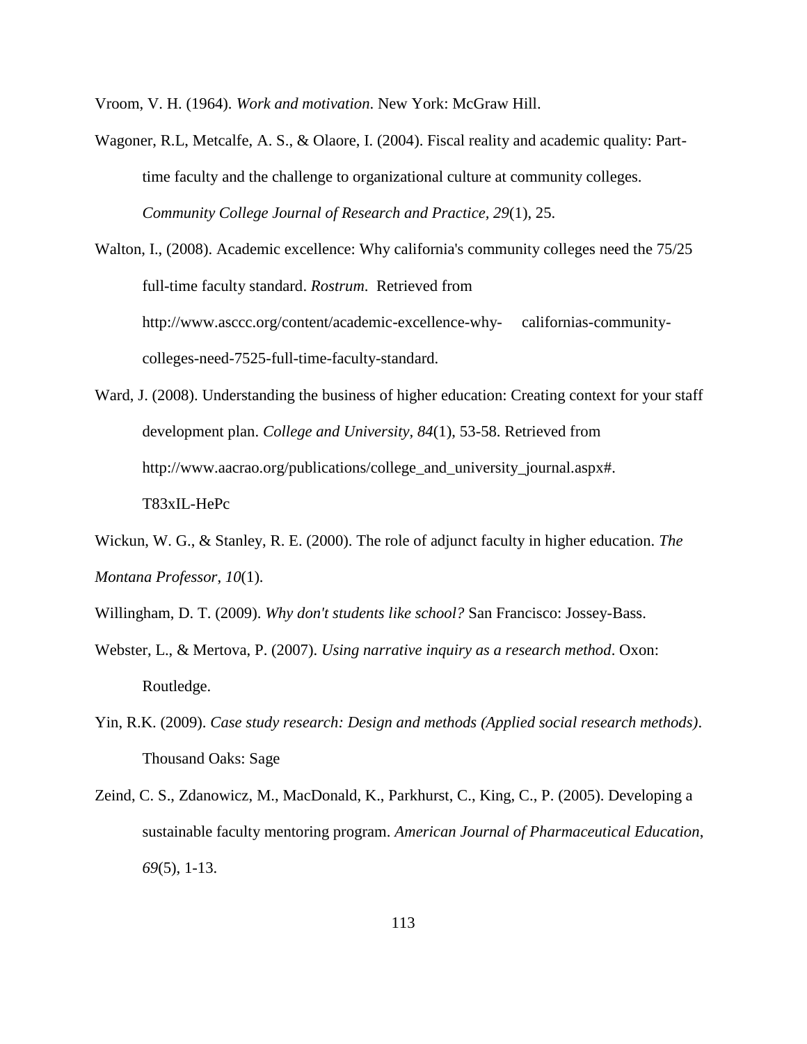Vroom, V. H. (1964). *Work and motivation*. New York: McGraw Hill.

Wagoner, R.L, Metcalfe, A. S., & Olaore, I. (2004). Fiscal reality and academic quality: Part-time faculty and the challenge to organizational culture at community colleges. *Community College Journal of Research and Practice, 29*(1), 25.

Walton, I., (2008). Academic excellence: Why california's community colleges need the 75/25 full-time faculty standard. *Rostrum*. Retrieved from http://www.asccc.org/content/academic-excellence-why- californias-community-colleges-need-7525-full-time-faculty-standard.

Ward, J. (2008). Understanding the business of higher education: Creating context for your staff development plan. *College and University, 84*(1), 53-58. Retrieved from http://www.aacrao.org/publications/college_and_university_journal.aspx#. T83xIL-HePc

Wickun, W. G., & Stanley, R. E. (2000). The role of adjunct faculty in higher education. *The Montana Professor*, *10*(1).

Willingham, D. T. (2009). *Why don't students like school?* San Francisco: Jossey-Bass.

Webster, L., & Mertova, P. (2007). *Using narrative inquiry as a research method*. Oxon: Routledge.

Yin, R.K. (2009). *Case study research: Design and methods (Applied social research methods)*. Thousand Oaks: Sage

Zeind, C. S., Zdanowicz, M., MacDonald, K., Parkhurst, C., King, C., P. (2005). Developing a sustainable faculty mentoring program. *American Journal of Pharmaceutical Education*, *69*(5), 1-13.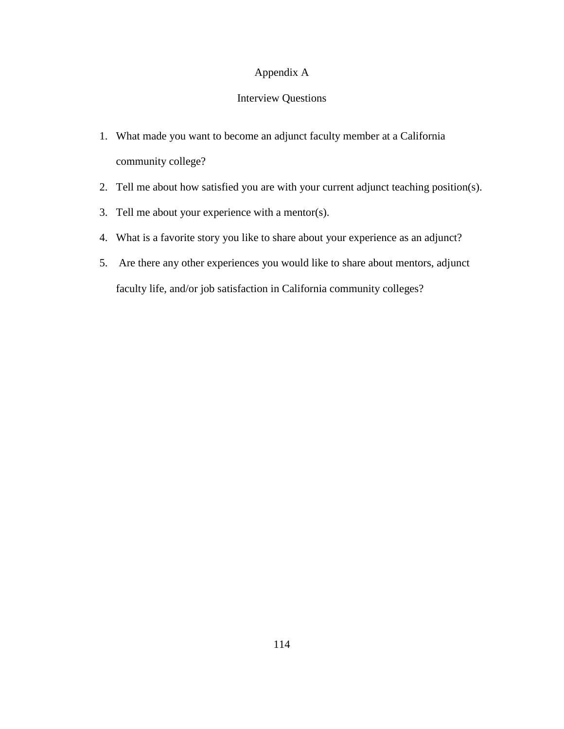# Appendix A

## Interview Questions

1. What made you want to become an adjunct faculty member at a California community college?
2. Tell me about how satisfied you are with your current adjunct teaching position(s).
3. Tell me about your experience with a mentor(s).
4. What is a favorite story you like to share about your experience as an adjunct?
5. Are there any other experiences you would like to share about mentors, adjunct faculty life, and/or job satisfaction in California community colleges?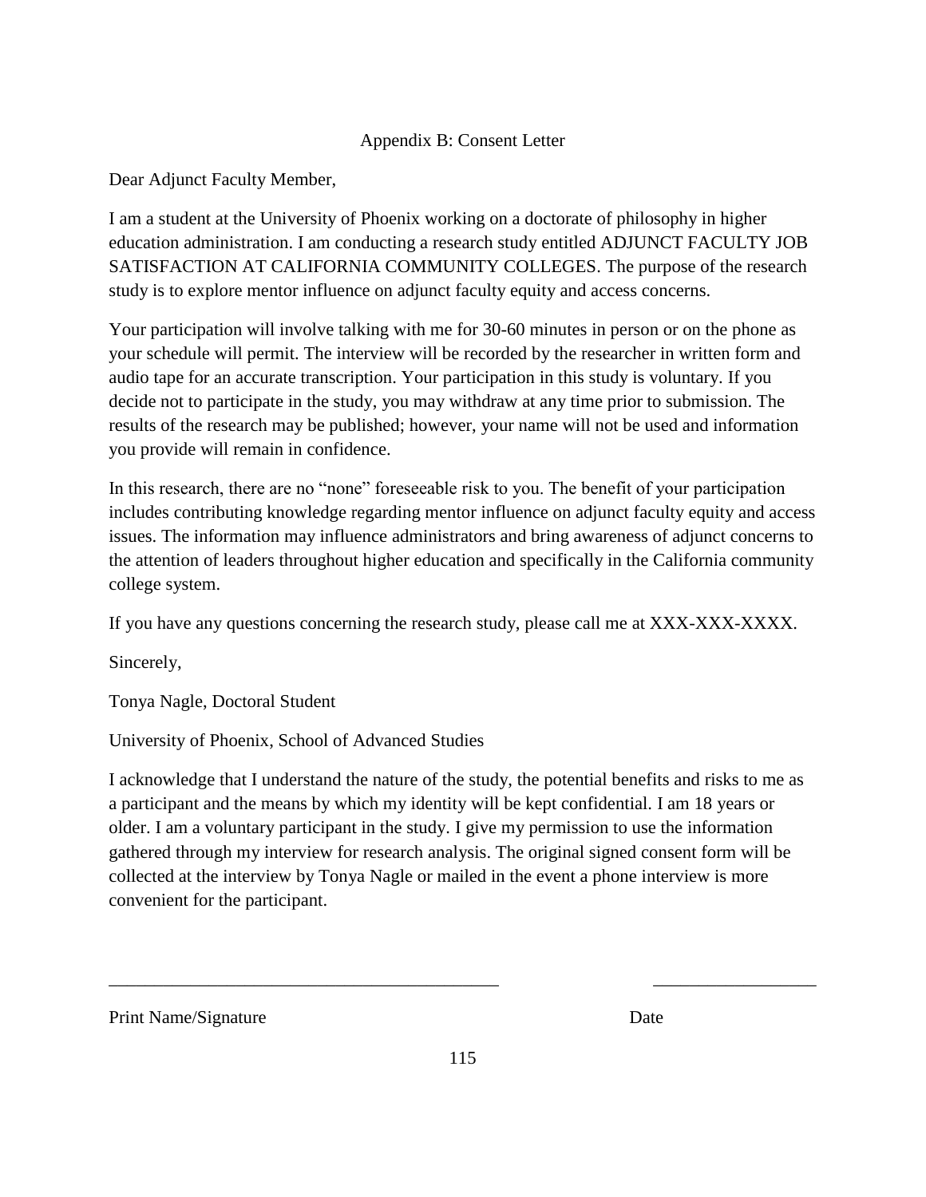## Appendix B: Consent Letter

Dear Adjunct Faculty Member,

I am a student at the University of Phoenix working on a doctorate of philosophy in higher education administration. I am conducting a research study entitled ADJUNCT FACULTY JOB SATISFACTION AT CALIFORNIA COMMUNITY COLLEGES. The purpose of the research study is to explore mentor influence on adjunct faculty equity and access concerns.

Your participation will involve talking with me for 30-60 minutes in person or on the phone as your schedule will permit. The interview will be recorded by the researcher in written form and audio tape for an accurate transcription. Your participation in this study is voluntary. If you decide not to participate in the study, you may withdraw at any time prior to submission. The results of the research may be published; however, your name will not be used and information you provide will remain in confidence.

In this research, there are no "none" foreseeable risk to you. The benefit of your participation includes contributing knowledge regarding mentor influence on adjunct faculty equity and access issues. The information may influence administrators and bring awareness of adjunct concerns to the attention of leaders throughout higher education and specifically in the California community college system.

If you have any questions concerning the research study, please call me at XXX-XXX-XXXX.

Sincerely,

Tonya Nagle, Doctoral Student

University of Phoenix, School of Advanced Studies

I acknowledge that I understand the nature of the study, the potential benefits and risks to me as a participant and the means by which my identity will be kept confidential. I am 18 years or older. I am a voluntary participant in the study. I give my permission to use the information gathered through my interview for research analysis. The original signed consent form will be collected at the interview by Tonya Nagle or mailed in the event a phone interview is more convenient for the participant.

\_\_\_\_\_\_\_\_\_\_\_\_\_\_\_\_\_\_\_\_\_\_\_\_\_\_\_\_\_\_\_\_\_\_\_\_\_\_\_\_\_\_\_\_ \_\_\_\_\_\_\_\_\_\_\_\_\_\_\_\_\_\_

Print Name/Signature Date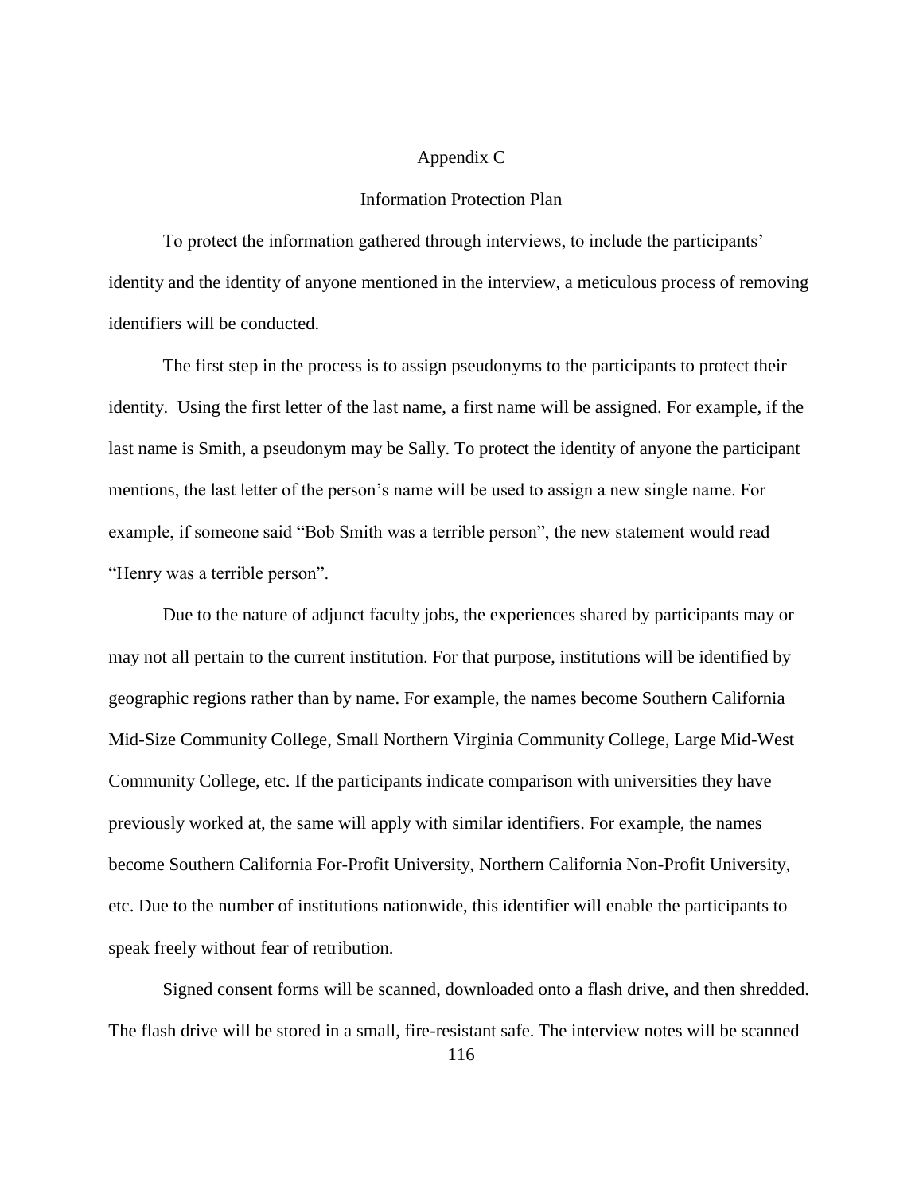# Appendix C

## Information Protection Plan

To protect the information gathered through interviews, to include the participants' identity and the identity of anyone mentioned in the interview, a meticulous process of removing identifiers will be conducted.

The first step in the process is to assign pseudonyms to the participants to protect their identity. Using the first letter of the last name, a first name will be assigned. For example, if the last name is Smith, a pseudonym may be Sally. To protect the identity of anyone the participant mentions, the last letter of the person's name will be used to assign a new single name. For example, if someone said "Bob Smith was a terrible person", the new statement would read "Henry was a terrible person".

Due to the nature of adjunct faculty jobs, the experiences shared by participants may or may not all pertain to the current institution. For that purpose, institutions will be identified by geographic regions rather than by name. For example, the names become Southern California Mid-Size Community College, Small Northern Virginia Community College, Large Mid-West Community College, etc. If the participants indicate comparison with universities they have previously worked at, the same will apply with similar identifiers. For example, the names become Southern California For-Profit University, Northern California Non-Profit University, etc. Due to the number of institutions nationwide, this identifier will enable the participants to speak freely without fear of retribution.

Signed consent forms will be scanned, downloaded onto a flash drive, and then shredded. The flash drive will be stored in a small, fire-resistant safe. The interview notes will be scanned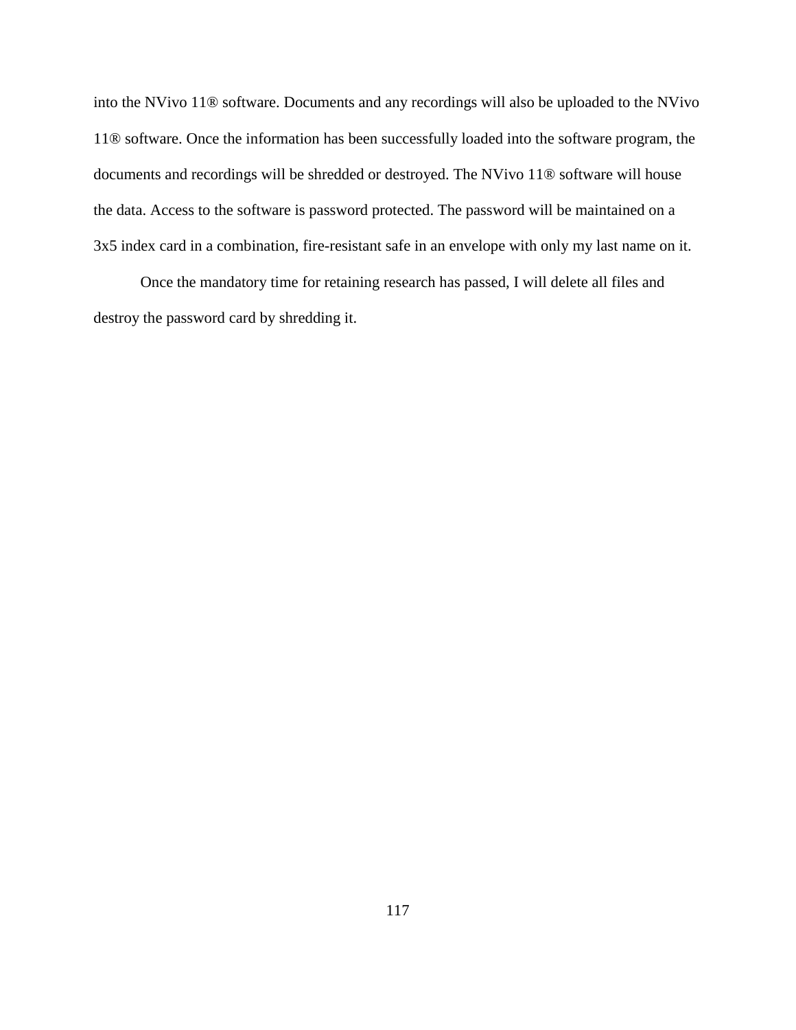into the NVivo 11® software. Documents and any recordings will also be uploaded to the NVivo 11® software. Once the information has been successfully loaded into the software program, the documents and recordings will be shredded or destroyed. The NVivo 11® software will house the data. Access to the software is password protected. The password will be maintained on a 3x5 index card in a combination, fire-resistant safe in an envelope with only my last name on it.

Once the mandatory time for retaining research has passed, I will delete all files and destroy the password card by shredding it.